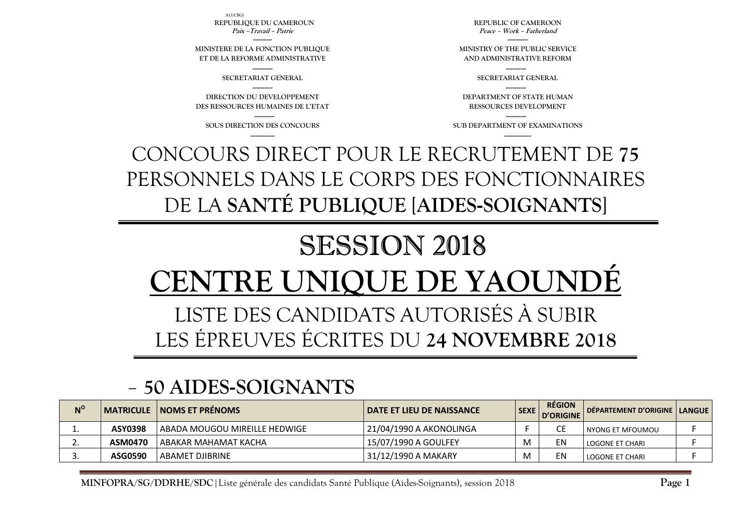AO/CBGI

**REPUBLIQUE DU CAMEROUN**
***Paix –Travail – Patrie***

**MINISTERE DE LA FONCTION PUBLIQUE ET DE LA REFORME ADMINISTRATIVE**

**SECRETARIAT GENERAL**

**DIRECTION DU DEVELOPPEMENT DES RESSOURCES HUMAINES DE L'ETAT**

**SOUS DIRECTION DES CONCOURS**

**REPUBLIC OF CAMEROON**
***Peace – Work – Fatherland***

**MINISTRY OF THE PUBLIC SERVICE AND ADMINISTRATIVE REFORM**

**SECRETARIAT GENERAL**

**DEPARTMENT OF STATE HUMAN RESSOURCES DEVELOPMENT**

**SUB DEPARTMENT OF EXAMINATIONS**

# CONCOURS DIRECT POUR LE RECRUTEMENT DE **75** PERSONNELS DANS LE CORPS DES FONCTIONNAIRES DE LA **SANTÉ PUBLIQUE [AIDES-SOIGNANTS]**

# SESSION 2018

# CENTRE UNIQUE DE YAOUNDÉ

## LISTE DES CANDIDATS AUTORISÉS À SUBIR LES ÉPREUVES ÉCRITES DU **24 NOVEMBRE 2018**

## – 50 AIDES-SOIGNANTS

| N° | MATRICULE | NOMS ET PRÉNOMS | DATE ET LIEU DE NAISSANCE | SEXE | RÉGION D'ORIGINE | DÉPARTEMENT D'ORIGINE | LANGUE |
|---|---|---|---|---|---|---|---|
| 1. | **ASY0398** | ABADA MOUGOU MIREILLE HEDWIGE | 21/04/1990 A AKONOLINGA | F | CE | NYONG ET MFOUMOU | F |
| 2. | **ASM0470** | ABAKAR MAHAMAT KACHA | 15/07/1990 A GOULFEY | M | EN | LOGONE ET CHARI | F |
| 3. | **ASG0590** | ABAMET DJIBRINE | 31/12/1990 A MAKARY | M | EN | LOGONE ET CHARI | F |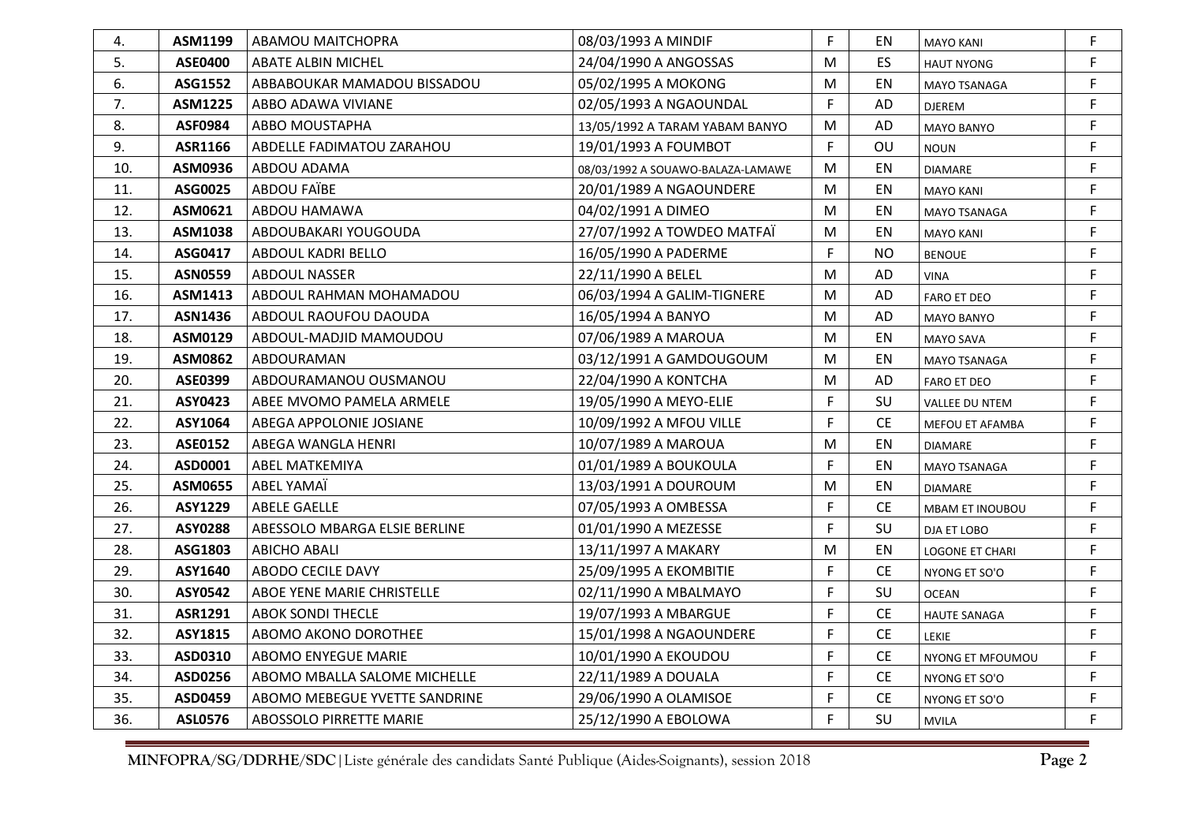| 4. | **ASM1199** | ABAMOU MAITCHOPRA | 08/03/1993 A MINDIF | F | EN | MAYO KANI | F |
|---|---|---|---|---|---|---|---|
| 5. | **ASE0400** | ABATE ALBIN MICHEL | 24/04/1990 A ANGOSSAS | M | ES | HAUT NYONG | F |
| 6. | **ASG1552** | ABBABOUKAR MAMADOU BISSADOU | 05/02/1995 A MOKONG | M | EN | MAYO TSANAGA | F |
| 7. | **ASM1225** | ABBO ADAWA VIVIANE | 02/05/1993 A NGAOUNDAL | F | AD | DJEREM | F |
| 8. | **ASF0984** | ABBO MOUSTAPHA | 13/05/1992 A TARAM YABAM BANYO | M | AD | MAYO BANYO | F |
| 9. | **ASR1166** | ABDELLE FADIMATOU ZARAHOU | 19/01/1993 A FOUMBOT | F | OU | NOUN | F |
| 10. | **ASM0936** | ABDOU ADAMA | 08/03/1992 A SOUAWO-BALAZA-LAMAWE | M | EN | DIAMARE | F |
| 11. | **ASG0025** | ABDOU FAÏBE | 20/01/1989 A NGAOUNDERE | M | EN | MAYO KANI | F |
| 12. | **ASM0621** | ABDOU HAMAWA | 04/02/1991 A DIMEO | M | EN | MAYO TSANAGA | F |
| 13. | **ASM1038** | ABDOUBAKARI YOUGOUDA | 27/07/1992 A TOWDEO MATFAÏ | M | EN | MAYO KANI | F |
| 14. | **ASG0417** | ABDOUL KADRI BELLO | 16/05/1990 A PADERME | F | NO | BENOUE | F |
| 15. | **ASN0559** | ABDOUL NASSER | 22/11/1990 A BELEL | M | AD | VINA | F |
| 16. | **ASM1413** | ABDOUL RAHMAN MOHAMADOU | 06/03/1994 A GALIM-TIGNERE | M | AD | FARO ET DEO | F |
| 17. | **ASN1436** | ABDOUL RAOUFOU DAOUDA | 16/05/1994 A BANYO | M | AD | MAYO BANYO | F |
| 18. | **ASM0129** | ABDOUL-MADJID MAMOUDOU | 07/06/1989 A MAROUA | M | EN | MAYO SAVA | F |
| 19. | **ASM0862** | ABDOURAMAN | 03/12/1991 A GAMDOUGOUM | M | EN | MAYO TSANAGA | F |
| 20. | **ASE0399** | ABDOURAMANOU OUSMANOU | 22/04/1990 A KONTCHA | M | AD | FARO ET DEO | F |
| 21. | **ASY0423** | ABEE MVOMO PAMELA ARMELE | 19/05/1990 A MEYO-ELIE | F | SU | VALLEE DU NTEM | F |
| 22. | **ASY1064** | ABEGA APPOLONIE JOSIANE | 10/09/1992 A MFOU VILLE | F | CE | MEFOU ET AFAMBA | F |
| 23. | **ASE0152** | ABEGA WANGLA HENRI | 10/07/1989 A MAROUA | M | EN | DIAMARE | F |
| 24. | **ASD0001** | ABEL MATKEMIYA | 01/01/1989 A BOUKOULA | F | EN | MAYO TSANAGA | F |
| 25. | **ASM0655** | ABEL YAMAÏ | 13/03/1991 A DOUROUM | M | EN | DIAMARE | F |
| 26. | **ASY1229** | ABELE GAELLE | 07/05/1993 A OMBESSA | F | CE | MBAM ET INOUBOU | F |
| 27. | **ASY0288** | ABESSOLO MBARGA ELSIE BERLINE | 01/01/1990 A MEZESSE | F | SU | DJA ET LOBO | F |
| 28. | **ASG1803** | ABICHO ABALI | 13/11/1997 A MAKARY | M | EN | LOGONE ET CHARI | F |
| 29. | **ASY1640** | ABODO CECILE DAVY | 25/09/1995 A EKOMBITIE | F | CE | NYONG ET SO'O | F |
| 30. | **ASY0542** | ABOE YENE MARIE CHRISTELLE | 02/11/1990 A MBALMAYO | F | SU | OCEAN | F |
| 31. | **ASR1291** | ABOK SONDI THECLE | 19/07/1993 A MBARGUE | F | CE | HAUTE SANAGA | F |
| 32. | **ASY1815** | ABOMO AKONO DOROTHEE | 15/01/1998 A NGAOUNDERE | F | CE | LEKIE | F |
| 33. | **ASD0310** | ABOMO ENYEGUE MARIE | 10/01/1990 A EKOUDOU | F | CE | NYONG ET MFOUMOU | F |
| 34. | **ASD0256** | ABOMO MBALLA SALOME MICHELLE | 22/11/1989 A DOUALA | F | CE | NYONG ET SO'O | F |
| 35. | **ASD0459** | ABOMO MEBEGUE YVETTE SANDRINE | 29/06/1990 A OLAMISOE | F | CE | NYONG ET SO'O | F |
| 36. | **ASL0576** | ABOSSOLO PIRRETTE MARIE | 25/12/1990 A EBOLOWA | F | SU | MVILA | F |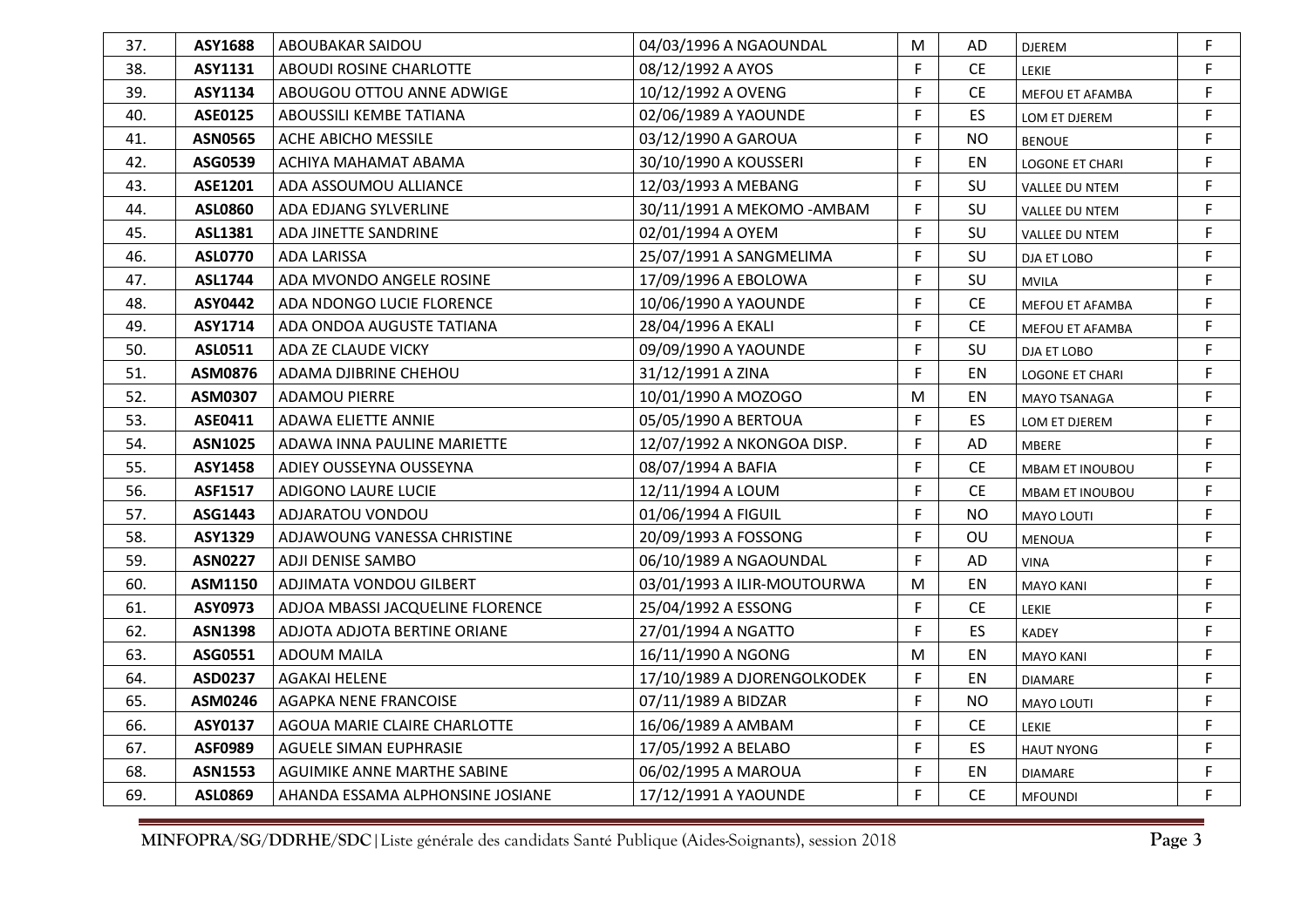| 37. | ASY1688 | ABOUBAKAR SAIDOU | 04/03/1996 A NGAOUNDAL | M | AD | DJEREM | F |
|---|---|---|---|---|---|---|---|
| 38. | ASY1131 | ABOUDI ROSINE CHARLOTTE | 08/12/1992 A AYOS | F | CE | LEKIE | F |
| 39. | ASY1134 | ABOUGOU OTTOU ANNE ADWIGE | 10/12/1992 A OVENG | F | CE | MEFOU ET AFAMBA | F |
| 40. | ASE0125 | ABOUSSILI KEMBE TATIANA | 02/06/1989 A YAOUNDE | F | ES | LOM ET DJEREM | F |
| 41. | ASN0565 | ACHE ABICHO MESSILE | 03/12/1990 A GAROUA | F | NO | BENOUE | F |
| 42. | ASG0539 | ACHIYA MAHAMAT ABAMA | 30/10/1990 A KOUSSERI | F | EN | LOGONE ET CHARI | F |
| 43. | ASE1201 | ADA ASSOUMOU ALLIANCE | 12/03/1993 A MEBANG | F | SU | VALLEE DU NTEM | F |
| 44. | ASL0860 | ADA EDJANG SYLVERLINE | 30/11/1991 A MEKOMO -AMBAM | F | SU | VALLEE DU NTEM | F |
| 45. | ASL1381 | ADA JINETTE SANDRINE | 02/01/1994 A OYEM | F | SU | VALLEE DU NTEM | F |
| 46. | ASL0770 | ADA LARISSA | 25/07/1991 A SANGMELIMA | F | SU | DJA ET LOBO | F |
| 47. | ASL1744 | ADA MVONDO ANGELE ROSINE | 17/09/1996 A EBOLOWA | F | SU | MVILA | F |
| 48. | ASY0442 | ADA NDONGO LUCIE FLORENCE | 10/06/1990 A YAOUNDE | F | CE | MEFOU ET AFAMBA | F |
| 49. | ASY1714 | ADA ONDOA AUGUSTE TATIANA | 28/04/1996 A EKALI | F | CE | MEFOU ET AFAMBA | F |
| 50. | ASL0511 | ADA ZE CLAUDE VICKY | 09/09/1990 A YAOUNDE | F | SU | DJA ET LOBO | F |
| 51. | ASM0876 | ADAMA DJIBRINE CHEHOU | 31/12/1991 A ZINA | F | EN | LOGONE ET CHARI | F |
| 52. | ASM0307 | ADAMOU PIERRE | 10/01/1990 A MOZOGO | M | EN | MAYO TSANAGA | F |
| 53. | ASE0411 | ADAWA ELIETTE ANNIE | 05/05/1990 A BERTOUA | F | ES | LOM ET DJEREM | F |
| 54. | ASN1025 | ADAWA INNA PAULINE MARIETTE | 12/07/1992 A NKONGOA DISP. | F | AD | MBERE | F |
| 55. | ASY1458 | ADIEY OUSSEYNA OUSSEYNA | 08/07/1994 A BAFIA | F | CE | MBAM ET INOUBOU | F |
| 56. | ASF1517 | ADIGONO LAURE LUCIE | 12/11/1994 A LOUM | F | CE | MBAM ET INOUBOU | F |
| 57. | ASG1443 | ADJARATOU VONDOU | 01/06/1994 A FIGUIL | F | NO | MAYO LOUTI | F |
| 58. | ASY1329 | ADJAWOUNG VANESSA CHRISTINE | 20/09/1993 A FOSSONG | F | OU | MENOUA | F |
| 59. | ASN0227 | ADJI DENISE SAMBO | 06/10/1989 A NGAOUNDAL | F | AD | VINA | F |
| 60. | ASM1150 | ADJIMATA VONDOU GILBERT | 03/01/1993 A ILIR-MOUTOURWA | M | EN | MAYO KANI | F |
| 61. | ASY0973 | ADJOA MBASSI JACQUELINE FLORENCE | 25/04/1992 A ESSONG | F | CE | LEKIE | F |
| 62. | ASN1398 | ADJOTA ADJOTA BERTINE ORIANE | 27/01/1994 A NGATTO | F | ES | KADEY | F |
| 63. | ASG0551 | ADOUM MAILA | 16/11/1990 A NGONG | M | EN | MAYO KANI | F |
| 64. | ASD0237 | AGAKAI HELENE | 17/10/1989 A DJORENGOLKODEK | F | EN | DIAMARE | F |
| 65. | ASM0246 | AGAPKA NENE FRANCOISE | 07/11/1989 A BIDZAR | F | NO | MAYO LOUTI | F |
| 66. | ASY0137 | AGOUA MARIE CLAIRE CHARLOTTE | 16/06/1989 A AMBAM | F | CE | LEKIE | F |
| 67. | ASF0989 | AGUELE SIMAN EUPHRASIE | 17/05/1992 A BELABO | F | ES | HAUT NYONG | F |
| 68. | ASN1553 | AGUIMIKE ANNE MARTHE SABINE | 06/02/1995 A MAROUA | F | EN | DIAMARE | F |
| 69. | ASL0869 | AHANDA ESSAMA ALPHONSINE JOSIANE | 17/12/1991 A YAOUNDE | F | CE | MFOUNDI | F |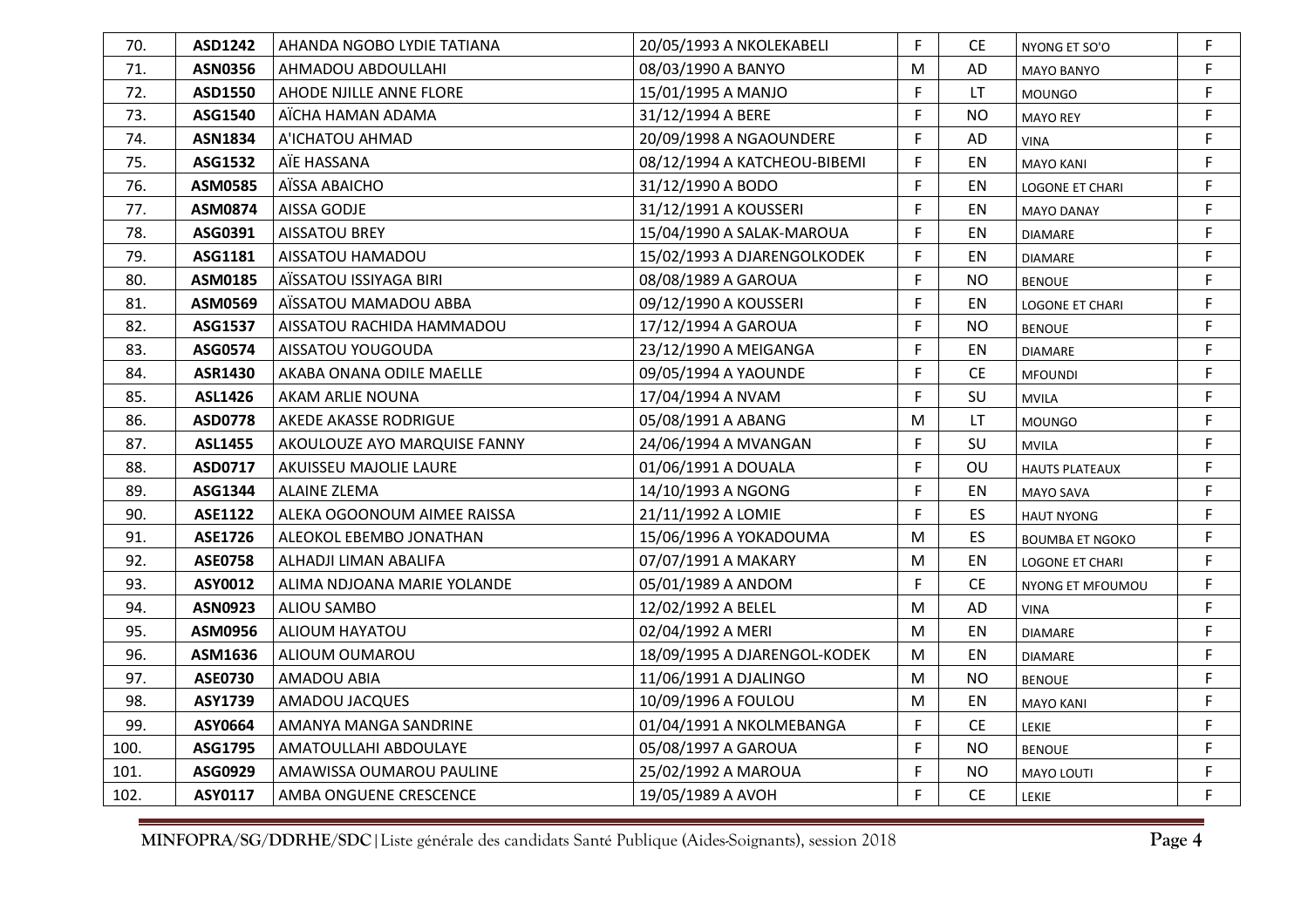| 70. | ASD1242 | AHANDA NGOBO LYDIE TATIANA | 20/05/1993 A NKOLEKABELI | F | CE | NYONG ET SO'O | F |
|---|---|---|---|---|---|---|---|
| 71. | ASN0356 | AHMADOU ABDOULLAHI | 08/03/1990 A BANYO | M | AD | MAYO BANYO | F |
| 72. | ASD1550 | AHODE NJILLE ANNE FLORE | 15/01/1995 A MANJO | F | LT | MOUNGO | F |
| 73. | ASG1540 | AÏCHA HAMAN ADAMA | 31/12/1994 A BERE | F | NO | MAYO REY | F |
| 74. | ASN1834 | A'ICHATOU AHMAD | 20/09/1998 A NGAOUNDERE | F | AD | VINA | F |
| 75. | ASG1532 | AÏE HASSANA | 08/12/1994 A KATCHEOU-BIBEMI | F | EN | MAYO KANI | F |
| 76. | ASM0585 | AÏSSA ABAICHO | 31/12/1990 A BODO | F | EN | LOGONE ET CHARI | F |
| 77. | ASM0874 | AISSA GODJE | 31/12/1991 A KOUSSERI | F | EN | MAYO DANAY | F |
| 78. | ASG0391 | AISSATOU BREY | 15/04/1990 A SALAK-MAROUA | F | EN | DIAMARE | F |
| 79. | ASG1181 | AISSATOU HAMADOU | 15/02/1993 A DJARENGOLKODEK | F | EN | DIAMARE | F |
| 80. | ASM0185 | AÏSSATOU ISSIYAGA BIRI | 08/08/1989 A GAROUA | F | NO | BENOUE | F |
| 81. | ASM0569 | AÏSSATOU MAMADOU ABBA | 09/12/1990 A KOUSSERI | F | EN | LOGONE ET CHARI | F |
| 82. | ASG1537 | AISSATOU RACHIDA HAMMADOU | 17/12/1994 A GAROUA | F | NO | BENOUE | F |
| 83. | ASG0574 | AISSATOU YOUGOUDA | 23/12/1990 A MEIGANGA | F | EN | DIAMARE | F |
| 84. | ASR1430 | AKABA ONANA ODILE MAELLE | 09/05/1994 A YAOUNDE | F | CE | MFOUNDI | F |
| 85. | ASL1426 | AKAM ARLIE NOUNA | 17/04/1994 A NVAM | F | SU | MVILA | F |
| 86. | ASD0778 | AKEDE AKASSE RODRIGUE | 05/08/1991 A ABANG | M | LT | MOUNGO | F |
| 87. | ASL1455 | AKOULOUZE AYO MARQUISE FANNY | 24/06/1994 A MVANGAN | F | SU | MVILA | F |
| 88. | ASD0717 | AKUISSEU MAJOLIE LAURE | 01/06/1991 A DOUALA | F | OU | HAUTS PLATEAUX | F |
| 89. | ASG1344 | ALAINE ZLEMA | 14/10/1993 A NGONG | F | EN | MAYO SAVA | F |
| 90. | ASE1122 | ALEKA OGOONOUM AIMEE RAISSA | 21/11/1992 A LOMIE | F | ES | HAUT NYONG | F |
| 91. | ASE1726 | ALEOKOL EBEMBO JONATHAN | 15/06/1996 A YOKADOUMA | M | ES | BOUMBA ET NGOKO | F |
| 92. | ASE0758 | ALHADJI LIMAN ABALIFA | 07/07/1991 A MAKARY | M | EN | LOGONE ET CHARI | F |
| 93. | ASY0012 | ALIMA NDJOANA MARIE YOLANDE | 05/01/1989 A ANDOM | F | CE | NYONG ET MFOUMOU | F |
| 94. | ASN0923 | ALIOU SAMBO | 12/02/1992 A BELEL | M | AD | VINA | F |
| 95. | ASM0956 | ALIOUM HAYATOU | 02/04/1992 A MERI | M | EN | DIAMARE | F |
| 96. | ASM1636 | ALIOUM OUMAROU | 18/09/1995 A DJARENGOL-KODEK | M | EN | DIAMARE | F |
| 97. | ASE0730 | AMADOU ABIA | 11/06/1991 A DJALINGO | M | NO | BENOUE | F |
| 98. | ASY1739 | AMADOU JACQUES | 10/09/1996 A FOULOU | M | EN | MAYO KANI | F |
| 99. | ASY0664 | AMANYA MANGA SANDRINE | 01/04/1991 A NKOLMEBANGA | F | CE | LEKIE | F |
| 100. | ASG1795 | AMATOULLAHI ABDOULAYE | 05/08/1997 A GAROUA | F | NO | BENOUE | F |
| 101. | ASG0929 | AMAWISSA OUMAROU PAULINE | 25/02/1992 A MAROUA | F | NO | MAYO LOUTI | F |
| 102. | ASY0117 | AMBA ONGUENE CRESCENCE | 19/05/1989 A AVOH | F | CE | LEKIE | F |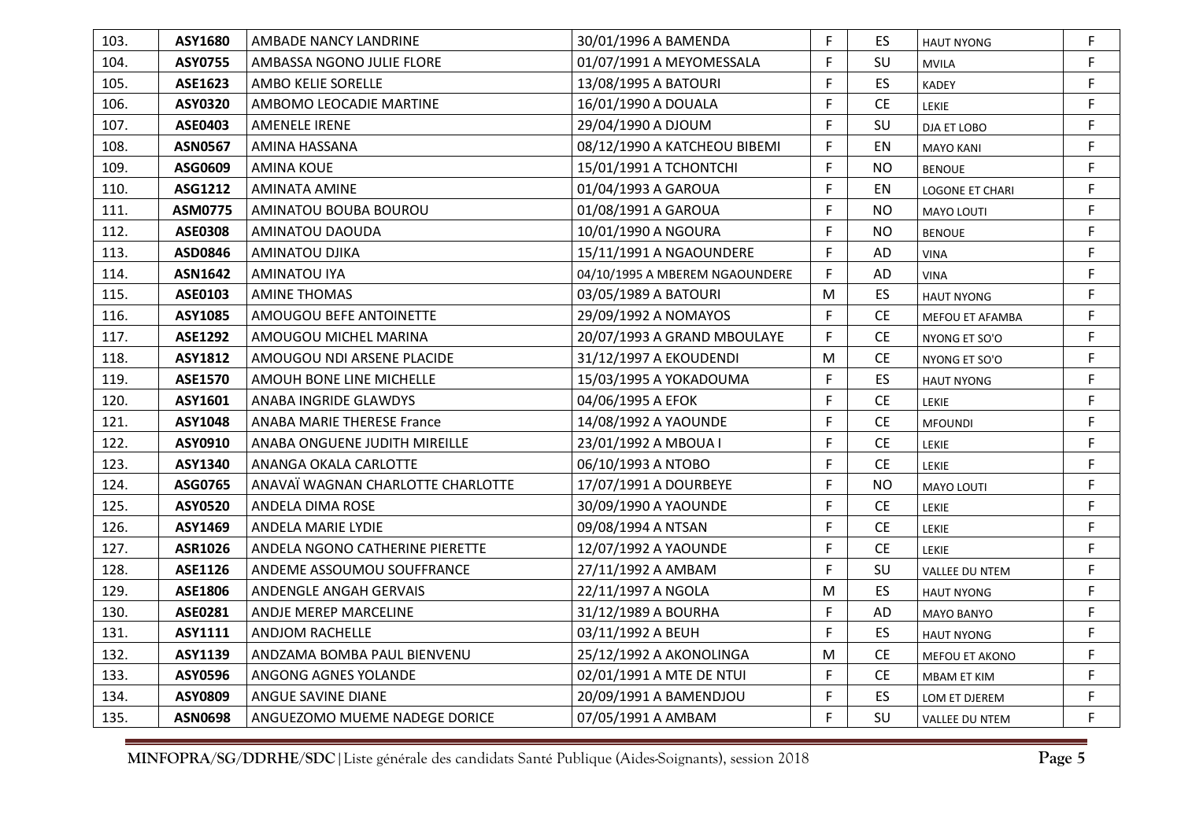| 103. | ASY1680 | AMBADE NANCY LANDRINE | 30/01/1996 A BAMENDA | F | ES | HAUT NYONG | F |
|---|---|---|---|---|---|---|---|
| 104. | ASY0755 | AMBASSA NGONO JULIE FLORE | 01/07/1991 A MEYOMESSALA | F | SU | MVILA | F |
| 105. | ASE1623 | AMBO KELIE SORELLE | 13/08/1995 A BATOURI | F | ES | KADEY | F |
| 106. | ASY0320 | AMBOMO LEOCADIE MARTINE | 16/01/1990 A DOUALA | F | CE | LEKIE | F |
| 107. | ASE0403 | AMENELE IRENE | 29/04/1990 A DJOUM | F | SU | DJA ET LOBO | F |
| 108. | ASN0567 | AMINA HASSANA | 08/12/1990 A KATCHEOU BIBEMI | F | EN | MAYO KANI | F |
| 109. | ASG0609 | AMINA KOUE | 15/01/1991 A TCHONTCHI | F | NO | BENOUE | F |
| 110. | ASG1212 | AMINATA AMINE | 01/04/1993 A GAROUA | F | EN | LOGONE ET CHARI | F |
| 111. | ASM0775 | AMINATOU BOUBA BOUROU | 01/08/1991 A GAROUA | F | NO | MAYO LOUTI | F |
| 112. | ASE0308 | AMINATOU DAOUDA | 10/01/1990 A NGOURA | F | NO | BENOUE | F |
| 113. | ASD0846 | AMINATOU DJIKA | 15/11/1991 A NGAOUNDERE | F | AD | VINA | F |
| 114. | ASN1642 | AMINATOU IYA | 04/10/1995 A MBEREM NGAOUNDERE | F | AD | VINA | F |
| 115. | ASE0103 | AMINE THOMAS | 03/05/1989 A BATOURI | M | ES | HAUT NYONG | F |
| 116. | ASY1085 | AMOUGOU BEFE ANTOINETTE | 29/09/1992 A NOMAYOS | F | CE | MEFOU ET AFAMBA | F |
| 117. | ASE1292 | AMOUGOU MICHEL MARINA | 20/07/1993 A GRAND MBOULAYE | F | CE | NYONG ET SO'O | F |
| 118. | ASY1812 | AMOUGOU NDI ARSENE PLACIDE | 31/12/1997 A EKOUDENDI | M | CE | NYONG ET SO'O | F |
| 119. | ASE1570 | AMOUH BONE LINE MICHELLE | 15/03/1995 A YOKADOUMA | F | ES | HAUT NYONG | F |
| 120. | ASY1601 | ANABA INGRIDE GLAWDYS | 04/06/1995 A EFOK | F | CE | LEKIE | F |
| 121. | ASY1048 | ANABA MARIE THERESE France | 14/08/1992 A YAOUNDE | F | CE | MFOUNDI | F |
| 122. | ASY0910 | ANABA ONGUENE JUDITH MIREILLE | 23/01/1992 A MBOUA I | F | CE | LEKIE | F |
| 123. | ASY1340 | ANANGA OKALA CARLOTTE | 06/10/1993 A NTOBO | F | CE | LEKIE | F |
| 124. | ASG0765 | ANAVAÏ WAGNAN CHARLOTTE CHARLOTTE | 17/07/1991 A DOURBEYE | F | NO | MAYO LOUTI | F |
| 125. | ASY0520 | ANDELA DIMA ROSE | 30/09/1990 A YAOUNDE | F | CE | LEKIE | F |
| 126. | ASY1469 | ANDELA MARIE LYDIE | 09/08/1994 A NTSAN | F | CE | LEKIE | F |
| 127. | ASR1026 | ANDELA NGONO CATHERINE PIERETTE | 12/07/1992 A YAOUNDE | F | CE | LEKIE | F |
| 128. | ASE1126 | ANDEME ASSOUMOU SOUFFRANCE | 27/11/1992 A AMBAM | F | SU | VALLEE DU NTEM | F |
| 129. | ASE1806 | ANDENGLE ANGAH GERVAIS | 22/11/1997 A NGOLA | M | ES | HAUT NYONG | F |
| 130. | ASE0281 | ANDJE MEREP MARCELINE | 31/12/1989 A BOURHA | F | AD | MAYO BANYO | F |
| 131. | ASY1111 | ANDJOM RACHELLE | 03/11/1992 A BEUH | F | ES | HAUT NYONG | F |
| 132. | ASY1139 | ANDZAMA BOMBA PAUL BIENVENU | 25/12/1992 A AKONOLINGA | M | CE | MEFOU ET AKONO | F |
| 133. | ASY0596 | ANGONG AGNES YOLANDE | 02/01/1991 A MTE DE NTUI | F | CE | MBAM ET KIM | F |
| 134. | ASY0809 | ANGUE SAVINE DIANE | 20/09/1991 A BAMENDJOU | F | ES | LOM ET DJEREM | F |
| 135. | ASN0698 | ANGUEZOMO MUEME NADEGE DORICE | 07/05/1991 A AMBAM | F | SU | VALLEE DU NTEM | F |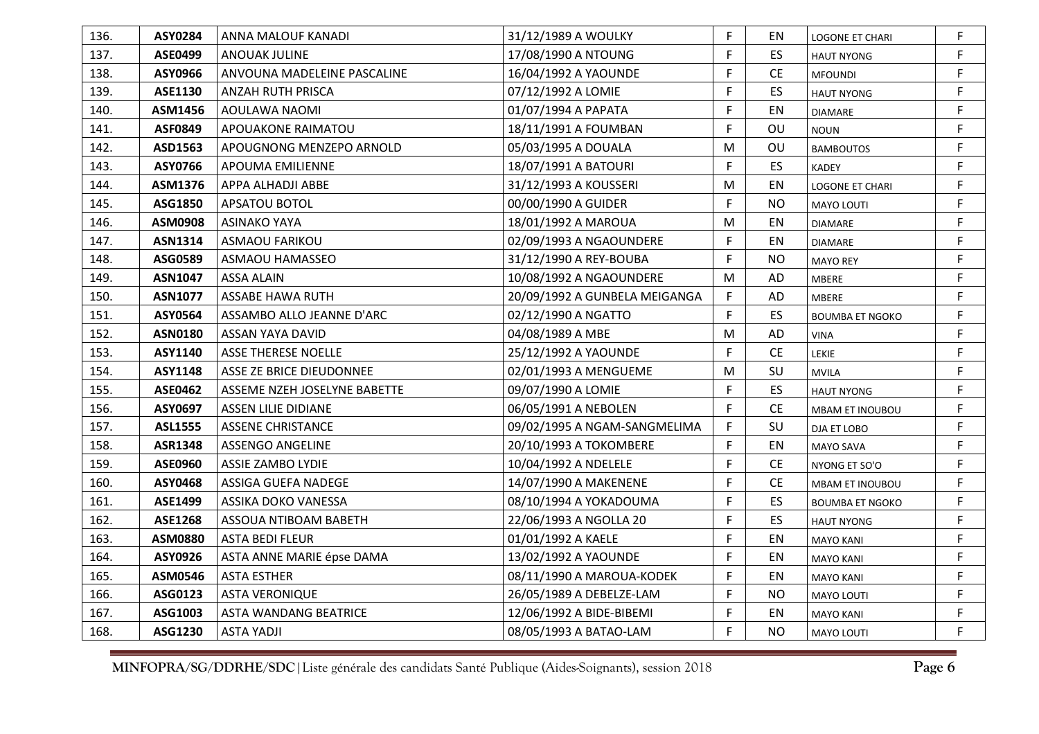| 136. | **ASY0284** | ANNA MALOUF KANADI | 31/12/1989 A WOULKY | F | EN | LOGONE ET CHARI | F |
|---|---|---|---|---|---|---|---|
| 137. | **ASE0499** | ANOUAK JULINE | 17/08/1990 A NTOUNG | F | ES | HAUT NYONG | F |
| 138. | **ASY0966** | ANVOUNA MADELEINE PASCALINE | 16/04/1992 A YAOUNDE | F | CE | MFOUNDI | F |
| 139. | **ASE1130** | ANZAH RUTH PRISCA | 07/12/1992 A LOMIE | F | ES | HAUT NYONG | F |
| 140. | **ASM1456** | AOULAWA NAOMI | 01/07/1994 A PAPATA | F | EN | DIAMARE | F |
| 141. | **ASF0849** | APOUAKONE RAIMATOU | 18/11/1991 A FOUMBAN | F | OU | NOUN | F |
| 142. | **ASD1563** | APOUGNONG MENZEPO ARNOLD | 05/03/1995 A DOUALA | M | OU | BAMBOUTOS | F |
| 143. | **ASY0766** | APOUMA EMILIENNE | 18/07/1991 A BATOURI | F | ES | KADEY | F |
| 144. | **ASM1376** | APPA ALHADJI ABBE | 31/12/1993 A KOUSSERI | M | EN | LOGONE ET CHARI | F |
| 145. | **ASG1850** | APSATOU BOTOL | 00/00/1990 A GUIDER | F | NO | MAYO LOUTI | F |
| 146. | **ASM0908** | ASINAKO YAYA | 18/01/1992 A MAROUA | M | EN | DIAMARE | F |
| 147. | **ASN1314** | ASMAOU FARIKOU | 02/09/1993 A NGAOUNDERE | F | EN | DIAMARE | F |
| 148. | **ASG0589** | ASMAOU HAMASSEO | 31/12/1990 A REY-BOUBA | F | NO | MAYO REY | F |
| 149. | **ASN1047** | ASSA ALAIN | 10/08/1992 A NGAOUNDERE | M | AD | MBERE | F |
| 150. | **ASN1077** | ASSABE HAWA RUTH | 20/09/1992 A GUNBELA MEIGANGA | F | AD | MBERE | F |
| 151. | **ASY0564** | ASSAMBO ALLO JEANNE D'ARC | 02/12/1990 A NGATTO | F | ES | BOUMBA ET NGOKO | F |
| 152. | **ASN0180** | ASSAN YAYA DAVID | 04/08/1989 A MBE | M | AD | VINA | F |
| 153. | **ASY1140** | ASSE THERESE NOELLE | 25/12/1992 A YAOUNDE | F | CE | LEKIE | F |
| 154. | **ASY1148** | ASSE ZE BRICE DIEUDONNEE | 02/01/1993 A MENGUEME | M | SU | MVILA | F |
| 155. | **ASE0462** | ASSEME NZEH JOSELYNE BABETTE | 09/07/1990 A LOMIE | F | ES | HAUT NYONG | F |
| 156. | **ASY0697** | ASSEN LILIE DIDIANE | 06/05/1991 A NEBOLEN | F | CE | MBAM ET INOUBOU | F |
| 157. | **ASL1555** | ASSENE CHRISTANCE | 09/02/1995 A NGAM-SANGMELIMA | F | SU | DJA ET LOBO | F |
| 158. | **ASR1348** | ASSENGO ANGELINE | 20/10/1993 A TOKOMBERE | F | EN | MAYO SAVA | F |
| 159. | **ASE0960** | ASSIE ZAMBO LYDIE | 10/04/1992 A NDELELE | F | CE | NYONG ET SO'O | F |
| 160. | **ASY0468** | ASSIGA GUEFA NADEGE | 14/07/1990 A MAKENENE | F | CE | MBAM ET INOUBOU | F |
| 161. | **ASE1499** | ASSIKA DOKO VANESSA | 08/10/1994 A YOKADOUMA | F | ES | BOUMBA ET NGOKO | F |
| 162. | **ASE1268** | ASSOUA NTIBOAM BABETH | 22/06/1993 A NGOLLA 20 | F | ES | HAUT NYONG | F |
| 163. | **ASM0880** | ASTA BEDI FLEUR | 01/01/1992 A KAELE | F | EN | MAYO KANI | F |
| 164. | **ASY0926** | ASTA ANNE MARIE épse DAMA | 13/02/1992 A YAOUNDE | F | EN | MAYO KANI | F |
| 165. | **ASM0546** | ASTA ESTHER | 08/11/1990 A MAROUA-KODEK | F | EN | MAYO KANI | F |
| 166. | **ASG0123** | ASTA VERONIQUE | 26/05/1989 A DEBELZE-LAM | F | NO | MAYO LOUTI | F |
| 167. | **ASG1003** | ASTA WANDANG BEATRICE | 12/06/1992 A BIDE-BIBEMI | F | EN | MAYO KANI | F |
| 168. | **ASG1230** | ASTA YADJI | 08/05/1993 A BATAO-LAM | F | NO | MAYO LOUTI | F |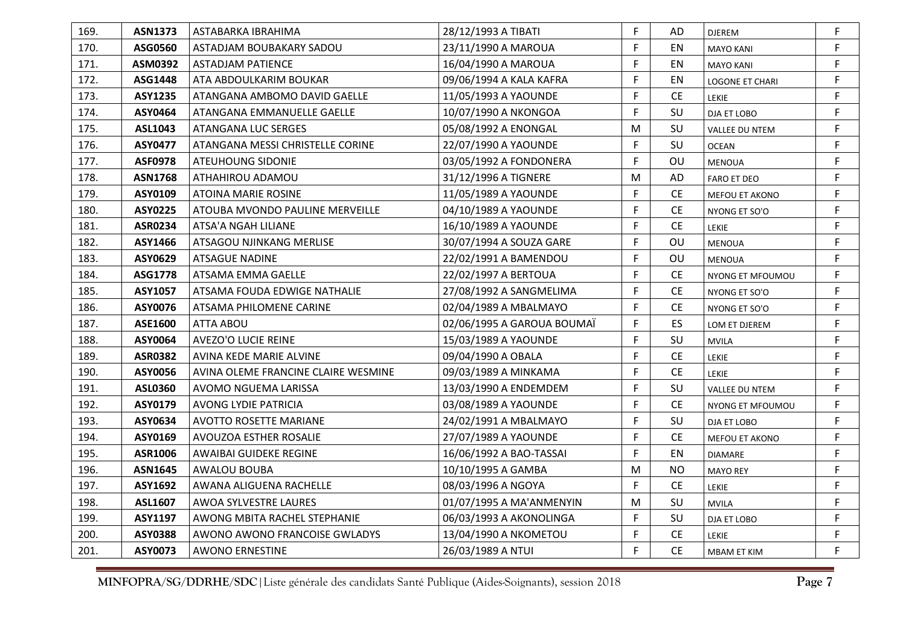| 169. | ASN1373 | ASTABARKA IBRAHIMA | 28/12/1993 A TIBATI | F | AD | DJEREM | F |
|---|---|---|---|---|---|---|---|
| 170. | ASG0560 | ASTADJAM BOUBAKARY SADOU | 23/11/1990 A MAROUA | F | EN | MAYO KANI | F |
| 171. | ASM0392 | ASTADJAM PATIENCE | 16/04/1990 A MAROUA | F | EN | MAYO KANI | F |
| 172. | ASG1448 | ATA ABDOULKARIM BOUKAR | 09/06/1994 A KALA KAFRA | F | EN | LOGONE ET CHARI | F |
| 173. | ASY1235 | ATANGANA AMBOMO DAVID GAELLE | 11/05/1993 A YAOUNDE | F | CE | LEKIE | F |
| 174. | ASY0464 | ATANGANA EMMANUELLE GAELLE | 10/07/1990 A NKONGOA | F | SU | DJA ET LOBO | F |
| 175. | ASL1043 | ATANGANA LUC SERGES | 05/08/1992 A ENONGAL | M | SU | VALLEE DU NTEM | F |
| 176. | ASY0477 | ATANGANA MESSI CHRISTELLE CORINE | 22/07/1990 A YAOUNDE | F | SU | OCEAN | F |
| 177. | ASF0978 | ATEUHOUNG SIDONIE | 03/05/1992 A FONDONERA | F | OU | MENOUA | F |
| 178. | ASN1768 | ATHAHIROU ADAMOU | 31/12/1996 A TIGNERE | M | AD | FARO ET DEO | F |
| 179. | ASY0109 | ATOINA MARIE ROSINE | 11/05/1989 A YAOUNDE | F | CE | MEFOU ET AKONO | F |
| 180. | ASY0225 | ATOUBA MVONDO PAULINE MERVEILLE | 04/10/1989 A YAOUNDE | F | CE | NYONG ET SO'O | F |
| 181. | ASR0234 | ATSA'A NGAH LILIANE | 16/10/1989 A YAOUNDE | F | CE | LEKIE | F |
| 182. | ASY1466 | ATSAGOU NJINKANG MERLISE | 30/07/1994 A SOUZA GARE | F | OU | MENOUA | F |
| 183. | ASY0629 | ATSAGUE NADINE | 22/02/1991 A BAMENDOU | F | OU | MENOUA | F |
| 184. | ASG1778 | ATSAMA EMMA GAELLE | 22/02/1997 A BERTOUA | F | CE | NYONG ET MFOUMOU | F |
| 185. | ASY1057 | ATSAMA FOUDA EDWIGE NATHALIE | 27/08/1992 A SANGMELIMA | F | CE | NYONG ET SO'O | F |
| 186. | ASY0076 | ATSAMA PHILOMENE CARINE | 02/04/1989 A MBALMAYO | F | CE | NYONG ET SO'O | F |
| 187. | ASE1600 | ATTA ABOU | 02/06/1995 A GAROUA BOUMAÏ | F | ES | LOM ET DJEREM | F |
| 188. | ASY0064 | AVEZO'O LUCIE REINE | 15/03/1989 A YAOUNDE | F | SU | MVILA | F |
| 189. | ASR0382 | AVINA KEDE MARIE ALVINE | 09/04/1990 A OBALA | F | CE | LEKIE | F |
| 190. | ASY0056 | AVINA OLEME FRANCINE CLAIRE WESMINE | 09/03/1989 A MINKAMA | F | CE | LEKIE | F |
| 191. | ASL0360 | AVOMO NGUEMA LARISSA | 13/03/1990 A ENDEMDEM | F | SU | VALLEE DU NTEM | F |
| 192. | ASY0179 | AVONG LYDIE PATRICIA | 03/08/1989 A YAOUNDE | F | CE | NYONG ET MFOUMOU | F |
| 193. | ASY0634 | AVOTTO ROSETTE MARIANE | 24/02/1991 A MBALMAYO | F | SU | DJA ET LOBO | F |
| 194. | ASY0169 | AVOUZOA ESTHER ROSALIE | 27/07/1989 A YAOUNDE | F | CE | MEFOU ET AKONO | F |
| 195. | ASR1006 | AWAIBAI GUIDEKE REGINE | 16/06/1992 A BAO-TASSAI | F | EN | DIAMARE | F |
| 196. | ASN1645 | AWALOU BOUBA | 10/10/1995 A GAMBA | M | NO | MAYO REY | F |
| 197. | ASY1692 | AWANA ALIGUENA RACHELLE | 08/03/1996 A NGOYA | F | CE | LEKIE | F |
| 198. | ASL1607 | AWOA SYLVESTRE LAURES | 01/07/1995 A MA'ANMENYIN | M | SU | MVILA | F |
| 199. | ASY1197 | AWONG MBITA RACHEL STEPHANIE | 06/03/1993 A AKONOLINGA | F | SU | DJA ET LOBO | F |
| 200. | ASY0388 | AWONO AWONO FRANCOISE GWLADYS | 13/04/1990 A NKOMETOU | F | CE | LEKIE | F |
| 201. | ASY0073 | AWONO ERNESTINE | 26/03/1989 A NTUI | F | CE | MBAM ET KIM | F |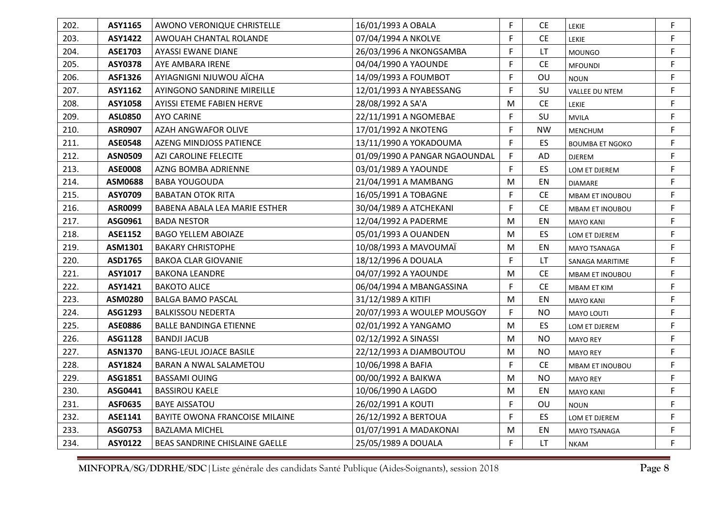| 202. | ASY1165 | AWONO VERONIQUE CHRISTELLE | 16/01/1993 A OBALA | F | CE | LEKIE | F |
|---|---|---|---|---|---|---|---|
| 203. | ASY1422 | AWOUAH CHANTAL ROLANDE | 07/04/1994 A NKOLVE | F | CE | LEKIE | F |
| 204. | ASE1703 | AYASSI EWANE DIANE | 26/03/1996 A NKONGSAMBA | F | LT | MOUNGO | F |
| 205. | ASY0378 | AYE AMBARA IRENE | 04/04/1990 A YAOUNDE | F | CE | MFOUNDI | F |
| 206. | ASF1326 | AYIAGNIGNI NJUWOU AÏCHA | 14/09/1993 A FOUMBOT | F | OU | NOUN | F |
| 207. | ASY1162 | AYINGONO SANDRINE MIREILLE | 12/01/1993 A NYABESSANG | F | SU | VALLEE DU NTEM | F |
| 208. | ASY1058 | AYISSI ETEME FABIEN HERVE | 28/08/1992 A SA'A | M | CE | LEKIE | F |
| 209. | ASL0850 | AYO CARINE | 22/11/1991 A NGOMEBAE | F | SU | MVILA | F |
| 210. | ASR0907 | AZAH ANGWAFOR OLIVE | 17/01/1992 A NKOTENG | F | NW | MENCHUM | F |
| 211. | ASE0548 | AZENG MINDJOSS PATIENCE | 13/11/1990 A YOKADOUMA | F | ES | BOUMBA ET NGOKO | F |
| 212. | ASN0509 | AZI CAROLINE FELECITE | 01/09/1990 A PANGAR NGAOUNDAL | F | AD | DJEREM | F |
| 213. | ASE0008 | AZNG BOMBA ADRIENNE | 03/01/1989 A YAOUNDE | F | ES | LOM ET DJEREM | F |
| 214. | ASM0688 | BABA YOUGOUDA | 21/04/1991 A MAMBANG | M | EN | DIAMARE | F |
| 215. | ASY0709 | BABATAN OTOK RITA | 16/05/1991 A TOBAGNE | F | CE | MBAM ET INOUBOU | F |
| 216. | ASR0099 | BABENA ABALA LEA MARIE ESTHER | 30/04/1989 A ATCHEKANI | F | CE | MBAM ET INOUBOU | F |
| 217. | ASG0961 | BADA NESTOR | 12/04/1992 A PADERME | M | EN | MAYO KANI | F |
| 218. | ASE1152 | BAGO YELLEM ABOIAZE | 05/01/1993 A OUANDEN | M | ES | LOM ET DJEREM | F |
| 219. | ASM1301 | BAKARY CHRISTOPHE | 10/08/1993 A MAVOUMAÏ | M | EN | MAYO TSANAGA | F |
| 220. | ASD1765 | BAKOA CLAR GIOVANIE | 18/12/1996 A DOUALA | F | LT | SANAGA MARITIME | F |
| 221. | ASY1017 | BAKONA LEANDRE | 04/07/1992 A YAOUNDE | M | CE | MBAM ET INOUBOU | F |
| 222. | ASY1421 | BAKOTO ALICE | 06/04/1994 A MBANGASSINA | F | CE | MBAM ET KIM | F |
| 223. | ASM0280 | BALGA BAMO PASCAL | 31/12/1989 A KITIFI | M | EN | MAYO KANI | F |
| 224. | ASG1293 | BALKISSOU NEDERTA | 20/07/1993 A WOULEP MOUSGOY | F | NO | MAYO LOUTI | F |
| 225. | ASE0886 | BALLE BANDINGA ETIENNE | 02/01/1992 A YANGAMO | M | ES | LOM ET DJEREM | F |
| 226. | ASG1128 | BANDJI JACUB | 02/12/1992 A SINASSI | M | NO | MAYO REY | F |
| 227. | ASN1370 | BANG-LEUL JOJACE BASILE | 22/12/1993 A DJAMBOUTOU | M | NO | MAYO REY | F |
| 228. | ASY1824 | BARAN A NWAL SALAMETOU | 10/06/1998 A BAFIA | F | CE | MBAM ET INOUBOU | F |
| 229. | ASG1851 | BASSAMI OUING | 00/00/1992 A BAIKWA | M | NO | MAYO REY | F |
| 230. | ASG0441 | BASSIROU KAELE | 10/06/1990 A LAGDO | M | EN | MAYO KANI | F |
| 231. | ASF0635 | BAYE AISSATOU | 26/02/1991 A KOUTI | F | OU | NOUN | F |
| 232. | ASE1141 | BAYITE OWONA FRANCOISE MILAINE | 26/12/1992 A BERTOUA | F | ES | LOM ET DJEREM | F |
| 233. | ASG0753 | BAZLAMA MICHEL | 01/07/1991 A MADAKONAI | M | EN | MAYO TSANAGA | F |
| 234. | ASY0122 | BEAS SANDRINE CHISLAINE GAELLE | 25/05/1989 A DOUALA | F | LT | NKAM | F |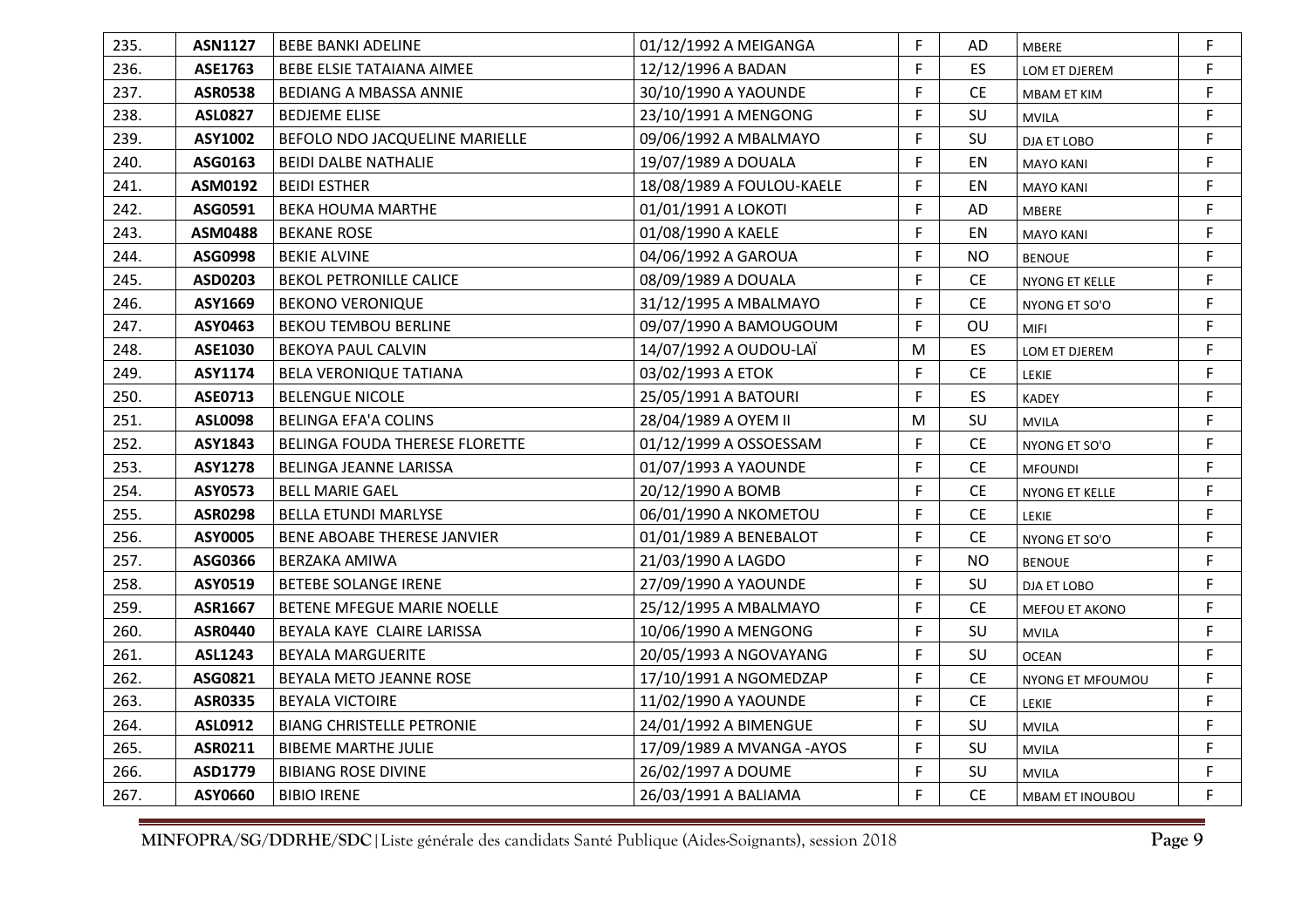| | | | | | | | |
|---|---|---|---|---|---|---|---|
| 235. | **ASN1127** | BEBE BANKI ADELINE | 01/12/1992 A MEIGANGA | F | AD | MBERE | F |
| 236. | **ASE1763** | BEBE ELSIE TATAIANA AIMEE | 12/12/1996 A BADAN | F | ES | LOM ET DJEREM | F |
| 237. | **ASR0538** | BEDIANG A MBASSA ANNIE | 30/10/1990 A YAOUNDE | F | CE | MBAM ET KIM | F |
| 238. | **ASL0827** | BEDJEME ELISE | 23/10/1991 A MENGONG | F | SU | MVILA | F |
| 239. | **ASY1002** | BEFOLO NDO JACQUELINE MARIELLE | 09/06/1992 A MBALMAYO | F | SU | DJA ET LOBO | F |
| 240. | **ASG0163** | BEIDI DALBE NATHALIE | 19/07/1989 A DOUALA | F | EN | MAYO KANI | F |
| 241. | **ASM0192** | BEIDI ESTHER | 18/08/1989 A FOULOU-KAELE | F | EN | MAYO KANI | F |
| 242. | **ASG0591** | BEKA HOUMA MARTHE | 01/01/1991 A LOKOTI | F | AD | MBERE | F |
| 243. | **ASM0488** | BEKANE ROSE | 01/08/1990 A KAELE | F | EN | MAYO KANI | F |
| 244. | **ASG0998** | BEKIE ALVINE | 04/06/1992 A GAROUA | F | NO | BENOUE | F |
| 245. | **ASD0203** | BEKOL PETRONILLE CALICE | 08/09/1989 A DOUALA | F | CE | NYONG ET KELLE | F |
| 246. | **ASY1669** | BEKONO VERONIQUE | 31/12/1995 A MBALMAYO | F | CE | NYONG ET SO'O | F |
| 247. | **ASY0463** | BEKOU TEMBOU BERLINE | 09/07/1990 A BAMOUGOUM | F | OU | MIFI | F |
| 248. | **ASE1030** | BEKOYA PAUL CALVIN | 14/07/1992 A OUDOU-LAÏ | M | ES | LOM ET DJEREM | F |
| 249. | **ASY1174** | BELA VERONIQUE TATIANA | 03/02/1993 A ETOK | F | CE | LEKIE | F |
| 250. | **ASE0713** | BELENGUE NICOLE | 25/05/1991 A BATOURI | F | ES | KADEY | F |
| 251. | **ASL0098** | BELINGA EFA'A COLINS | 28/04/1989 A OYEM II | M | SU | MVILA | F |
| 252. | **ASY1843** | BELINGA FOUDA THERESE FLORETTE | 01/12/1999 A OSSOESSAM | F | CE | NYONG ET SO'O | F |
| 253. | **ASY1278** | BELINGA JEANNE LARISSA | 01/07/1993 A YAOUNDE | F | CE | MFOUNDI | F |
| 254. | **ASY0573** | BELL MARIE GAEL | 20/12/1990 A BOMB | F | CE | NYONG ET KELLE | F |
| 255. | **ASR0298** | BELLA ETUNDI MARLYSE | 06/01/1990 A NKOMETOU | F | CE | LEKIE | F |
| 256. | **ASY0005** | BENE ABOABE THERESE JANVIER | 01/01/1989 A BENEBALOT | F | CE | NYONG ET SO'O | F |
| 257. | **ASG0366** | BERZAKA AMIWA | 21/03/1990 A LAGDO | F | NO | BENOUE | F |
| 258. | **ASY0519** | BETEBE SOLANGE IRENE | 27/09/1990 A YAOUNDE | F | SU | DJA ET LOBO | F |
| 259. | **ASR1667** | BETENE MFEGUE MARIE NOELLE | 25/12/1995 A MBALMAYO | F | CE | MEFOU ET AKONO | F |
| 260. | **ASR0440** | BEYALA KAYE  CLAIRE LARISSA | 10/06/1990 A MENGONG | F | SU | MVILA | F |
| 261. | **ASL1243** | BEYALA MARGUERITE | 20/05/1993 A NGOVAYANG | F | SU | OCEAN | F |
| 262. | **ASG0821** | BEYALA METO JEANNE ROSE | 17/10/1991 A NGOMEDZAP | F | CE | NYONG ET MFOUMOU | F |
| 263. | **ASR0335** | BEYALA VICTOIRE | 11/02/1990 A YAOUNDE | F | CE | LEKIE | F |
| 264. | **ASL0912** | BIANG CHRISTELLE PETRONIE | 24/01/1992 A BIMENGUE | F | SU | MVILA | F |
| 265. | **ASR0211** | BIBEME MARTHE JULIE | 17/09/1989 A MVANGA -AYOS | F | SU | MVILA | F |
| 266. | **ASD1779** | BIBIANG ROSE DIVINE | 26/02/1997 A DOUME | F | SU | MVILA | F |
| 267. | **ASY0660** | BIBIO IRENE | 26/03/1991 A BALIAMA | F | CE | MBAM ET INOUBOU | F |

**MINFOPRA/SG/DDRHE/SDC**|Liste générale des candidats Santé Publique (Aides-Soignants), session 2018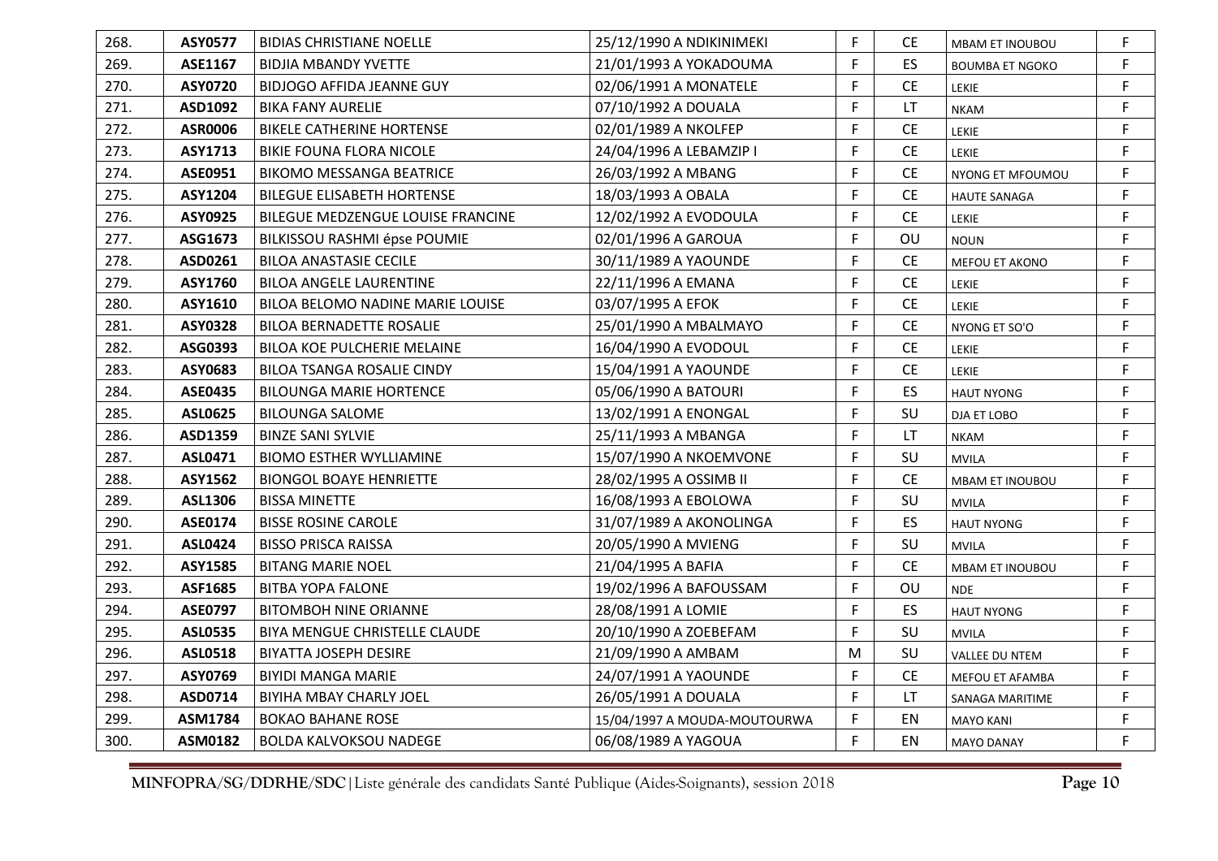| | | | | | | | |
|---|---|---|---|---|---|---|---|
| 268. | **ASY0577** | BIDIAS CHRISTIANE NOELLE | 25/12/1990 A NDIKINIMEKI | F | CE | MBAM ET INOUBOU | F |
| 269. | **ASE1167** | BIDJIA MBANDY YVETTE | 21/01/1993 A YOKADOUMA | F | ES | BOUMBA ET NGOKO | F |
| 270. | **ASY0720** | BIDJOGO AFFIDA JEANNE GUY | 02/06/1991 A MONATELE | F | CE | LEKIE | F |
| 271. | **ASD1092** | BIKA FANY AURELIE | 07/10/1992 A DOUALA | F | LT | NKAM | F |
| 272. | **ASR0006** | BIKELE CATHERINE HORTENSE | 02/01/1989 A NKOLFEP | F | CE | LEKIE | F |
| 273. | **ASY1713** | BIKIE FOUNA FLORA NICOLE | 24/04/1996 A LEBAMZIP I | F | CE | LEKIE | F |
| 274. | **ASE0951** | BIKOMO MESSANGA BEATRICE | 26/03/1992 A MBANG | F | CE | NYONG ET MFOUMOU | F |
| 275. | **ASY1204** | BILEGUE ELISABETH HORTENSE | 18/03/1993 A OBALA | F | CE | HAUTE SANAGA | F |
| 276. | **ASY0925** | BILEGUE MEDZENGUE LOUISE FRANCINE | 12/02/1992 A EVODOULA | F | CE | LEKIE | F |
| 277. | **ASG1673** | BILKISSOU RASHMI épse POUMIE | 02/01/1996 A GAROUA | F | OU | NOUN | F |
| 278. | **ASD0261** | BILOA ANASTASIE CECILE | 30/11/1989 A YAOUNDE | F | CE | MEFOU ET AKONO | F |
| 279. | **ASY1760** | BILOA ANGELE LAURENTINE | 22/11/1996 A EMANA | F | CE | LEKIE | F |
| 280. | **ASY1610** | BILOA BELOMO NADINE MARIE LOUISE | 03/07/1995 A EFOK | F | CE | LEKIE | F |
| 281. | **ASY0328** | BILOA BERNADETTE ROSALIE | 25/01/1990 A MBALMAYO | F | CE | NYONG ET SO'O | F |
| 282. | **ASG0393** | BILOA KOE PULCHERIE MELAINE | 16/04/1990 A EVODOUL | F | CE | LEKIE | F |
| 283. | **ASY0683** | BILOA TSANGA ROSALIE CINDY | 15/04/1991 A YAOUNDE | F | CE | LEKIE | F |
| 284. | **ASE0435** | BILOUNGA MARIE HORTENCE | 05/06/1990 A BATOURI | F | ES | HAUT NYONG | F |
| 285. | **ASL0625** | BILOUNGA SALOME | 13/02/1991 A ENONGAL | F | SU | DJA ET LOBO | F |
| 286. | **ASD1359** | BINZE SANI SYLVIE | 25/11/1993 A MBANGA | F | LT | NKAM | F |
| 287. | **ASL0471** | BIOMO ESTHER WYLLIAMINE | 15/07/1990 A NKOEMVONE | F | SU | MVILA | F |
| 288. | **ASY1562** | BIONGOL BOAYE HENRIETTE | 28/02/1995 A OSSIMB II | F | CE | MBAM ET INOUBOU | F |
| 289. | **ASL1306** | BISSA MINETTE | 16/08/1993 A EBOLOWA | F | SU | MVILA | F |
| 290. | **ASE0174** | BISSE ROSINE CAROLE | 31/07/1989 A AKONOLINGA | F | ES | HAUT NYONG | F |
| 291. | **ASL0424** | BISSO PRISCA RAISSA | 20/05/1990 A MVIENG | F | SU | MVILA | F |
| 292. | **ASY1585** | BITANG MARIE NOEL | 21/04/1995 A BAFIA | F | CE | MBAM ET INOUBOU | F |
| 293. | **ASF1685** | BITBA YOPA FALONE | 19/02/1996 A BAFOUSSAM | F | OU | NDE | F |
| 294. | **ASE0797** | BITOMBOH NINE ORIANNE | 28/08/1991 A LOMIE | F | ES | HAUT NYONG | F |
| 295. | **ASL0535** | BIYA MENGUE CHRISTELLE CLAUDE | 20/10/1990 A ZOEBEFAM | F | SU | MVILA | F |
| 296. | **ASL0518** | BIYATTA JOSEPH DESIRE | 21/09/1990 A AMBAM | M | SU | VALLEE DU NTEM | F |
| 297. | **ASY0769** | BIYIDI MANGA MARIE | 24/07/1991 A YAOUNDE | F | CE | MEFOU ET AFAMBA | F |
| 298. | **ASD0714** | BIYIHA MBAY CHARLY JOEL | 26/05/1991 A DOUALA | F | LT | SANAGA MARITIME | F |
| 299. | **ASM1784** | BOKAO BAHANE ROSE | 15/04/1997 A MOUDA-MOUTOURWA | F | EN | MAYO KANI | F |
| 300. | **ASM0182** | BOLDA KALVOKSOU NADEGE | 06/08/1989 A YAGOUA | F | EN | MAYO DANAY | F |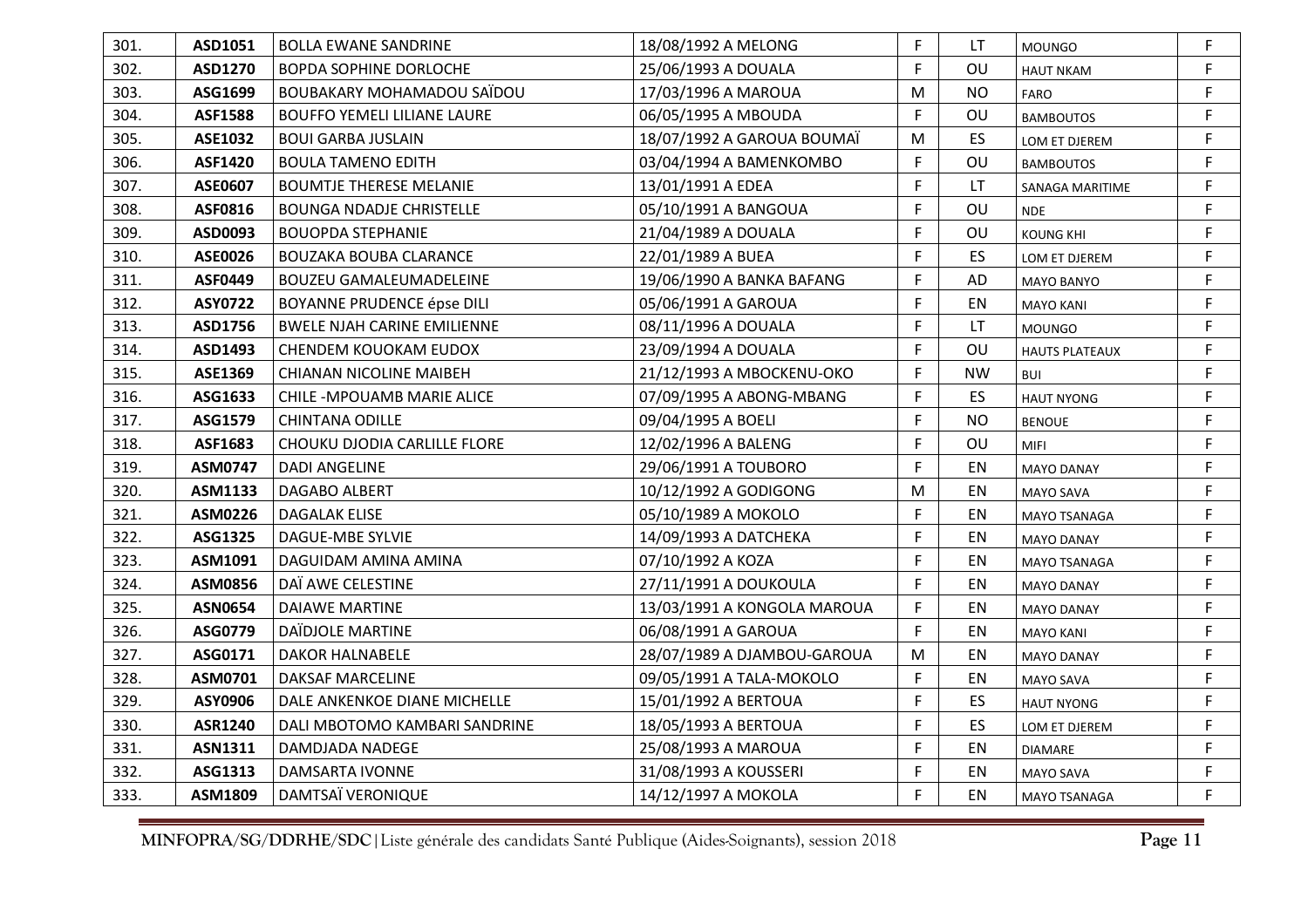| 301. | ASD1051 | BOLLA EWANE SANDRINE | 18/08/1992 A MELONG | F | LT | MOUNGO | F |
|---|---|---|---|---|---|---|---|
| 302. | ASD1270 | BOPDA SOPHINE DORLOCHE | 25/06/1993 A DOUALA | F | OU | HAUT NKAM | F |
| 303. | ASG1699 | BOUBAKARY MOHAMADOU SAÏDOU | 17/03/1996 A MAROUA | M | NO | FARO | F |
| 304. | ASF1588 | BOUFFO YEMELI LILIANE LAURE | 06/05/1995 A MBOUDA | F | OU | BAMBOUTOS | F |
| 305. | ASE1032 | BOUI GARBA JUSLAIN | 18/07/1992 A GAROUA BOUMAÏ | M | ES | LOM ET DJEREM | F |
| 306. | ASF1420 | BOULA TAMENO EDITH | 03/04/1994 A BAMENKOMBO | F | OU | BAMBOUTOS | F |
| 307. | ASE0607 | BOUMTJE THERESE MELANIE | 13/01/1991 A EDEA | F | LT | SANAGA MARITIME | F |
| 308. | ASF0816 | BOUNGA NDADJE CHRISTELLE | 05/10/1991 A BANGOUA | F | OU | NDE | F |
| 309. | ASD0093 | BOUOPDA STEPHANIE | 21/04/1989 A DOUALA | F | OU | KOUNG KHI | F |
| 310. | ASE0026 | BOUZAKA BOUBA CLARANCE | 22/01/1989 A BUEA | F | ES | LOM ET DJEREM | F |
| 311. | ASF0449 | BOUZEU GAMALEUMADELEINE | 19/06/1990 A BANKA BAFANG | F | AD | MAYO BANYO | F |
| 312. | ASY0722 | BOYANNE PRUDENCE épse DILI | 05/06/1991 A GAROUA | F | EN | MAYO KANI | F |
| 313. | ASD1756 | BWELE NJAH CARINE EMILIENNE | 08/11/1996 A DOUALA | F | LT | MOUNGO | F |
| 314. | ASD1493 | CHENDEM KOUOKAM EUDOX | 23/09/1994 A DOUALA | F | OU | HAUTS PLATEAUX | F |
| 315. | ASE1369 | CHIANAN NICOLINE MAIBEH | 21/12/1993 A MBOCKENU-OKO | F | NW | BUI | F |
| 316. | ASG1633 | CHILE -MPOUAMB MARIE ALICE | 07/09/1995 A ABONG-MBANG | F | ES | HAUT NYONG | F |
| 317. | ASG1579 | CHINTANA ODILLE | 09/04/1995 A BOELI | F | NO | BENOUE | F |
| 318. | ASF1683 | CHOUKU DJODIA CARLILLE FLORE | 12/02/1996 A BALENG | F | OU | MIFI | F |
| 319. | ASM0747 | DADI ANGELINE | 29/06/1991 A TOUBORO | F | EN | MAYO DANAY | F |
| 320. | ASM1133 | DAGABO ALBERT | 10/12/1992 A GODIGONG | M | EN | MAYO SAVA | F |
| 321. | ASM0226 | DAGALAK ELISE | 05/10/1989 A MOKOLO | F | EN | MAYO TSANAGA | F |
| 322. | ASG1325 | DAGUE-MBE SYLVIE | 14/09/1993 A DATCHEKA | F | EN | MAYO DANAY | F |
| 323. | ASM1091 | DAGUIDAM AMINA AMINA | 07/10/1992 A KOZA | F | EN | MAYO TSANAGA | F |
| 324. | ASM0856 | DAÏ AWE CELESTINE | 27/11/1991 A DOUKOULA | F | EN | MAYO DANAY | F |
| 325. | ASN0654 | DAIAWE MARTINE | 13/03/1991 A KONGOLA MAROUA | F | EN | MAYO DANAY | F |
| 326. | ASG0779 | DAÏDJOLE MARTINE | 06/08/1991 A GAROUA | F | EN | MAYO KANI | F |
| 327. | ASG0171 | DAKOR HALNABELE | 28/07/1989 A DJAMBOU-GAROUA | M | EN | MAYO DANAY | F |
| 328. | ASM0701 | DAKSAF MARCELINE | 09/05/1991 A TALA-MOKOLO | F | EN | MAYO SAVA | F |
| 329. | ASY0906 | DALE ANKENKOE DIANE MICHELLE | 15/01/1992 A BERTOUA | F | ES | HAUT NYONG | F |
| 330. | ASR1240 | DALI MBOTOMO KAMBARI SANDRINE | 18/05/1993 A BERTOUA | F | ES | LOM ET DJEREM | F |
| 331. | ASN1311 | DAMDJADA NADEGE | 25/08/1993 A MAROUA | F | EN | DIAMARE | F |
| 332. | ASG1313 | DAMSARTA IVONNE | 31/08/1993 A KOUSSERI | F | EN | MAYO SAVA | F |
| 333. | ASM1809 | DAMTSAÏ VERONIQUE | 14/12/1997 A MOKOLA | F | EN | MAYO TSANAGA | F |

MINFOPRA/SG/DDRHE/SDC|Liste générale des candidats Santé Publique (Aides-Soignants), session 2018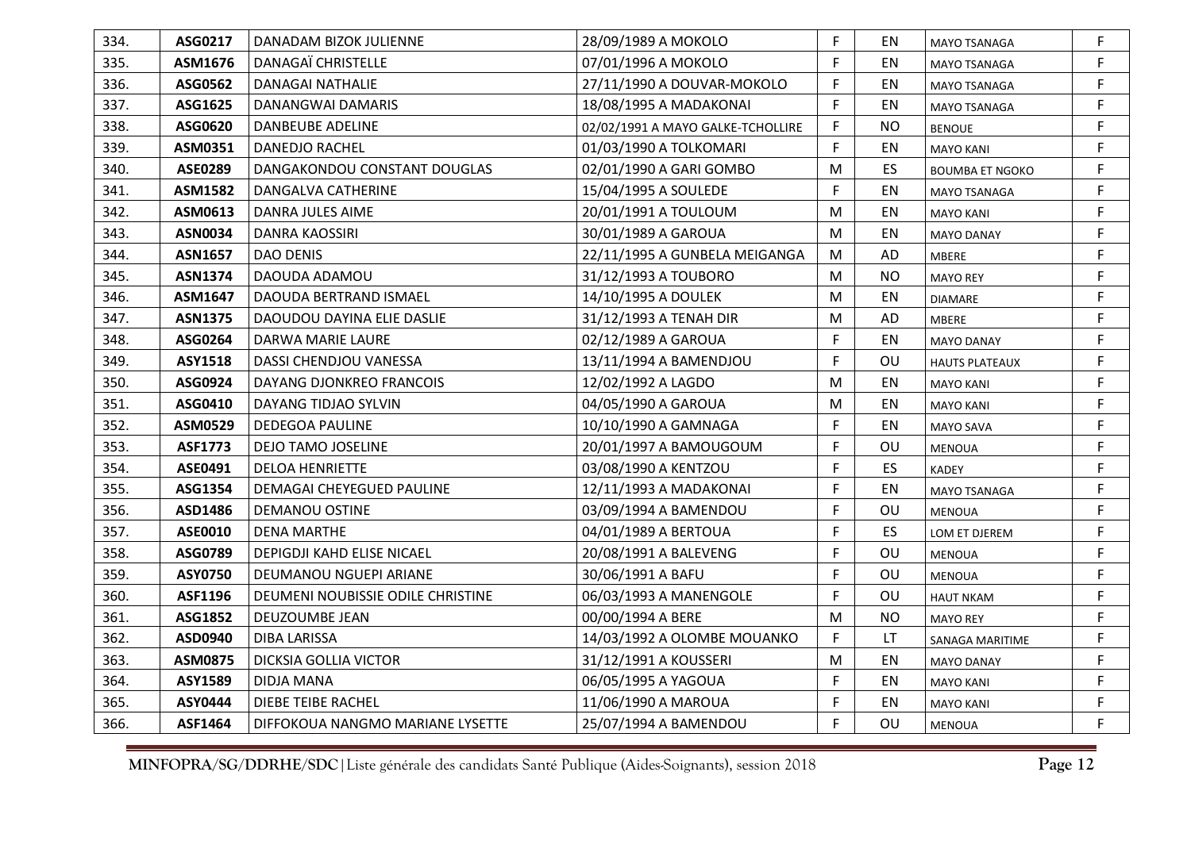| 334. | ASG0217 | DANADAM BIZOK JULIENNE | 28/09/1989 A MOKOLO | F | EN | MAYO TSANAGA | F |
|---|---|---|---|---|---|---|---|
| 335. | ASM1676 | DANAGAÏ CHRISTELLE | 07/01/1996 A MOKOLO | F | EN | MAYO TSANAGA | F |
| 336. | ASG0562 | DANAGAI NATHALIE | 27/11/1990 A DOUVAR-MOKOLO | F | EN | MAYO TSANAGA | F |
| 337. | ASG1625 | DANANGWAI DAMARIS | 18/08/1995 A MADAKONAI | F | EN | MAYO TSANAGA | F |
| 338. | ASG0620 | DANBEUBE ADELINE | 02/02/1991 A MAYO GALKE-TCHOLLIRE | F | NO | BENOUE | F |
| 339. | ASM0351 | DANEDJO RACHEL | 01/03/1990 A TOLKOMARI | F | EN | MAYO KANI | F |
| 340. | ASE0289 | DANGAKONDOU CONSTANT DOUGLAS | 02/01/1990 A GARI GOMBO | M | ES | BOUMBA ET NGOKO | F |
| 341. | ASM1582 | DANGALVA CATHERINE | 15/04/1995 A SOULEDE | F | EN | MAYO TSANAGA | F |
| 342. | ASM0613 | DANRA JULES AIME | 20/01/1991 A TOULOUM | M | EN | MAYO KANI | F |
| 343. | ASN0034 | DANRA KAOSSIRI | 30/01/1989 A GAROUA | M | EN | MAYO DANAY | F |
| 344. | ASN1657 | DAO DENIS | 22/11/1995 A GUNBELA MEIGANGA | M | AD | MBERE | F |
| 345. | ASN1374 | DAOUDA ADAMOU | 31/12/1993 A TOUBORO | M | NO | MAYO REY | F |
| 346. | ASM1647 | DAOUDA BERTRAND ISMAEL | 14/10/1995 A DOULEK | M | EN | DIAMARE | F |
| 347. | ASN1375 | DAOUDOU DAYINA ELIE DASLIE | 31/12/1993 A TENAH DIR | M | AD | MBERE | F |
| 348. | ASG0264 | DARWA MARIE LAURE | 02/12/1989 A GAROUA | F | EN | MAYO DANAY | F |
| 349. | ASY1518 | DASSI CHENDJOU VANESSA | 13/11/1994 A BAMENDJOU | F | OU | HAUTS PLATEAUX | F |
| 350. | ASG0924 | DAYANG DJONKREO FRANCOIS | 12/02/1992 A LAGDO | M | EN | MAYO KANI | F |
| 351. | ASG0410 | DAYANG TIDJAO SYLVIN | 04/05/1990 A GAROUA | M | EN | MAYO KANI | F |
| 352. | ASM0529 | DEDEGOA PAULINE | 10/10/1990 A GAMNAGA | F | EN | MAYO SAVA | F |
| 353. | ASF1773 | DEJO TAMO JOSELINE | 20/01/1997 A BAMOUGOUM | F | OU | MENOUA | F |
| 354. | ASE0491 | DELOA HENRIETTE | 03/08/1990 A KENTZOU | F | ES | KADEY | F |
| 355. | ASG1354 | DEMAGAI CHEYEGUED PAULINE | 12/11/1993 A MADAKONAI | F | EN | MAYO TSANAGA | F |
| 356. | ASD1486 | DEMANOU OSTINE | 03/09/1994 A BAMENDOU | F | OU | MENOUA | F |
| 357. | ASE0010 | DENA MARTHE | 04/01/1989 A BERTOUA | F | ES | LOM ET DJEREM | F |
| 358. | ASG0789 | DEPIGDJI KAHD ELISE NICAEL | 20/08/1991 A BALEVENG | F | OU | MENOUA | F |
| 359. | ASY0750 | DEUMANOU NGUEPI ARIANE | 30/06/1991 A BAFU | F | OU | MENOUA | F |
| 360. | ASF1196 | DEUMENI NOUBISSIE ODILE CHRISTINE | 06/03/1993 A MANENGOLE | F | OU | HAUT NKAM | F |
| 361. | ASG1852 | DEUZOUMBE JEAN | 00/00/1994 A BERE | M | NO | MAYO REY | F |
| 362. | ASD0940 | DIBA LARISSA | 14/03/1992 A OLOMBE MOUANKO | F | LT | SANAGA MARITIME | F |
| 363. | ASM0875 | DICKSIA GOLLIA VICTOR | 31/12/1991 A KOUSSERI | M | EN | MAYO DANAY | F |
| 364. | ASY1589 | DIDJA MANA | 06/05/1995 A YAGOUA | F | EN | MAYO KANI | F |
| 365. | ASY0444 | DIEBE TEIBE RACHEL | 11/06/1990 A MAROUA | F | EN | MAYO KANI | F |
| 366. | ASF1464 | DIFFOKOUA NANGMO MARIANE LYSETTE | 25/07/1994 A BAMENDOU | F | OU | MENOUA | F |

**MINFOPRA/SG/DDRHE/SDC**|Liste générale des candidats Santé Publique (Aides-Soignants), session 2018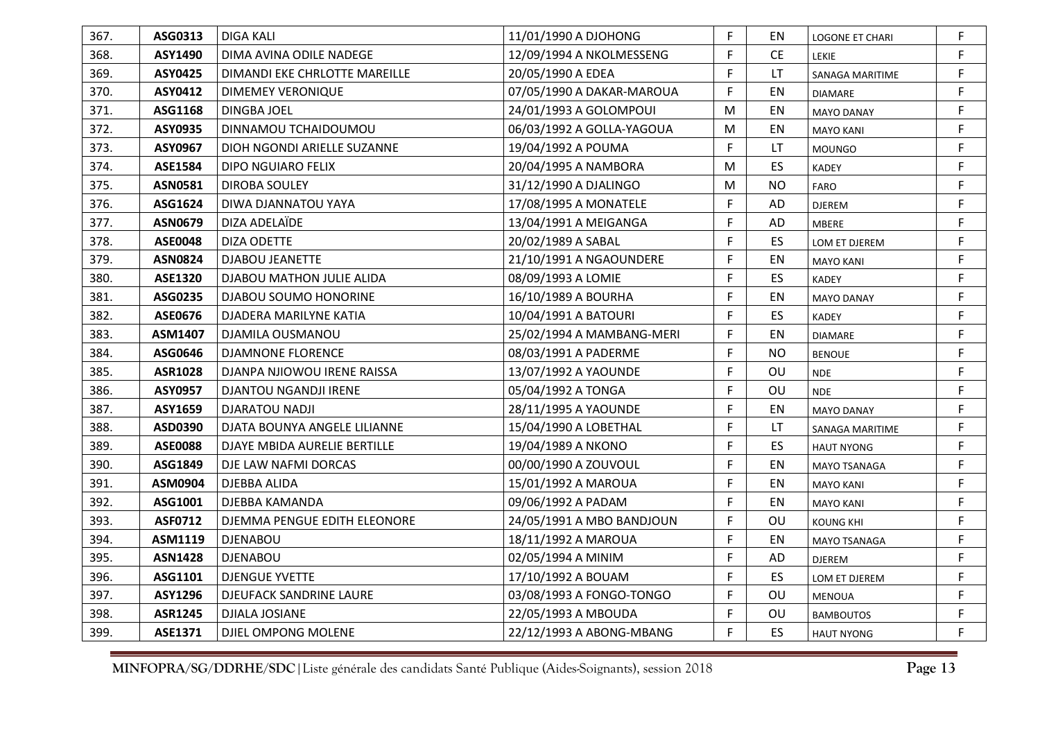| 367. | ASG0313 | DIGA KALI | 11/01/1990 A DJOHONG | F | EN | LOGONE ET CHARI | F |
|---|---|---|---|---|---|---|---|
| 368. | ASY1490 | DIMA AVINA ODILE NADEGE | 12/09/1994 A NKOLMESSENG | F | CE | LEKIE | F |
| 369. | ASY0425 | DIMANDI EKE CHRLOTTE MAREILLE | 20/05/1990 A EDEA | F | LT | SANAGA MARITIME | F |
| 370. | ASY0412 | DIMEMEY VERONIQUE | 07/05/1990 A DAKAR-MAROUA | F | EN | DIAMARE | F |
| 371. | ASG1168 | DINGBA JOEL | 24/01/1993 A GOLOMPOUI | M | EN | MAYO DANAY | F |
| 372. | ASY0935 | DINNAMOU TCHAIDOUMOU | 06/03/1992 A GOLLA-YAGOUA | M | EN | MAYO KANI | F |
| 373. | ASY0967 | DIOH NGONDI ARIELLE SUZANNE | 19/04/1992 A POUMA | F | LT | MOUNGO | F |
| 374. | ASE1584 | DIPO NGUIARO FELIX | 20/04/1995 A NAMBORA | M | ES | KADEY | F |
| 375. | ASN0581 | DIROBA SOULEY | 31/12/1990 A DJALINGO | M | NO | FARO | F |
| 376. | ASG1624 | DIWA DJANNATOU YAYA | 17/08/1995 A MONATELE | F | AD | DJEREM | F |
| 377. | ASN0679 | DIZA ADELAÏDE | 13/04/1991 A MEIGANGA | F | AD | MBERE | F |
| 378. | ASE0048 | DIZA ODETTE | 20/02/1989 A SABAL | F | ES | LOM ET DJEREM | F |
| 379. | ASN0824 | DJABOU JEANETTE | 21/10/1991 A NGAOUNDERE | F | EN | MAYO KANI | F |
| 380. | ASE1320 | DJABOU MATHON JULIE ALIDA | 08/09/1993 A LOMIE | F | ES | KADEY | F |
| 381. | ASG0235 | DJABOU SOUMO HONORINE | 16/10/1989 A BOURHA | F | EN | MAYO DANAY | F |
| 382. | ASE0676 | DJADERA MARILYNE KATIA | 10/04/1991 A BATOURI | F | ES | KADEY | F |
| 383. | ASM1407 | DJAMILA OUSMANOU | 25/02/1994 A MAMBANG-MERI | F | EN | DIAMARE | F |
| 384. | ASG0646 | DJAMNONE FLORENCE | 08/03/1991 A PADERME | F | NO | BENOUE | F |
| 385. | ASR1028 | DJANPA NJIOWOU IRENE RAISSA | 13/07/1992 A YAOUNDE | F | OU | NDE | F |
| 386. | ASY0957 | DJANTOU NGANDJI IRENE | 05/04/1992 A TONGA | F | OU | NDE | F |
| 387. | ASY1659 | DJARATOU NADJI | 28/11/1995 A YAOUNDE | F | EN | MAYO DANAY | F |
| 388. | ASD0390 | DJATA BOUNYA ANGELE LILIANNE | 15/04/1990 A LOBETHAL | F | LT | SANAGA MARITIME | F |
| 389. | ASE0088 | DJAYE MBIDA AURELIE BERTILLE | 19/04/1989 A NKONO | F | ES | HAUT NYONG | F |
| 390. | ASG1849 | DJE LAW NAFMI DORCAS | 00/00/1990 A ZOUVOUL | F | EN | MAYO TSANAGA | F |
| 391. | ASM0904 | DJEBBA ALIDA | 15/01/1992 A MAROUA | F | EN | MAYO KANI | F |
| 392. | ASG1001 | DJEBBA KAMANDA | 09/06/1992 A PADAM | F | EN | MAYO KANI | F |
| 393. | ASF0712 | DJEMMA PENGUE EDITH ELEONORE | 24/05/1991 A MBO BANDJOUN | F | OU | KOUNG KHI | F |
| 394. | ASM1119 | DJENABOU | 18/11/1992 A MAROUA | F | EN | MAYO TSANAGA | F |
| 395. | ASN1428 | DJENABOU | 02/05/1994 A MINIM | F | AD | DJEREM | F |
| 396. | ASG1101 | DJENGUE YVETTE | 17/10/1992 A BOUAM | F | ES | LOM ET DJEREM | F |
| 397. | ASY1296 | DJEUFACK SANDRINE LAURE | 03/08/1993 A FONGO-TONGO | F | OU | MENOUA | F |
| 398. | ASR1245 | DJIALA JOSIANE | 22/05/1993 A MBOUDA | F | OU | BAMBOUTOS | F |
| 399. | ASE1371 | DJIEL OMPONG MOLENE | 22/12/1993 A ABONG-MBANG | F | ES | HAUT NYONG | F |

**MINFOPRA/SG/DDRHE/SDC**|Liste générale des candidats Santé Publique (Aides-Soignants), session 2018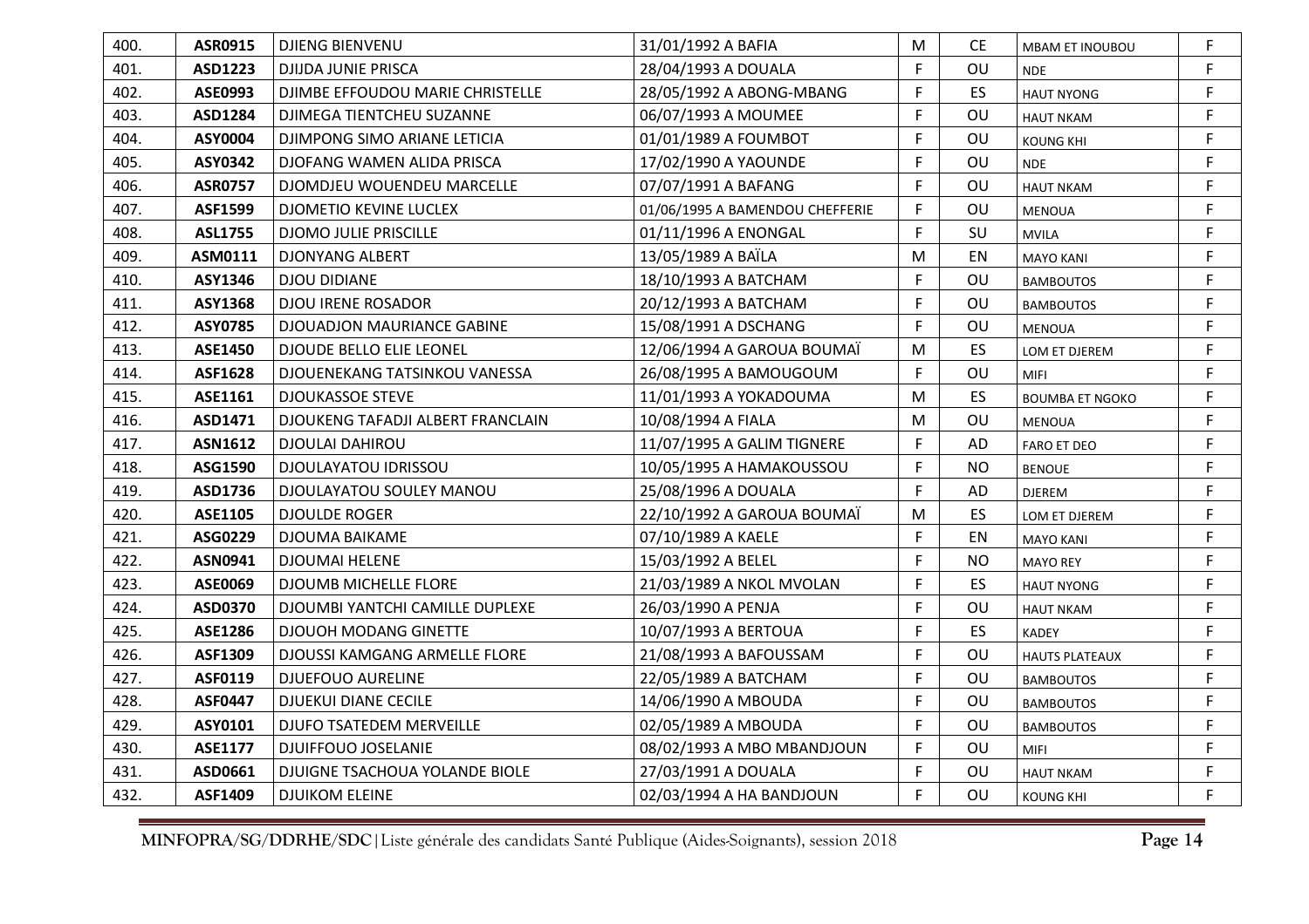| 400. | ASR0915 | DJIENG BIENVENU | 31/01/1992 A BAFIA | M | CE | MBAM ET INOUBOU | F |
|---|---|---|---|---|---|---|---|
| 401. | ASD1223 | DJIJDA JUNIE PRISCA | 28/04/1993 A DOUALA | F | OU | NDE | F |
| 402. | ASE0993 | DJIMBE EFFOUDOU MARIE CHRISTELLE | 28/05/1992 A ABONG-MBANG | F | ES | HAUT NYONG | F |
| 403. | ASD1284 | DJIMEGA TIENTCHEU SUZANNE | 06/07/1993 A MOUMEE | F | OU | HAUT NKAM | F |
| 404. | ASY0004 | DJIMPONG SIMO ARIANE LETICIA | 01/01/1989 A FOUMBOT | F | OU | KOUNG KHI | F |
| 405. | ASY0342 | DJOFANG WAMEN ALIDA PRISCA | 17/02/1990 A YAOUNDE | F | OU | NDE | F |
| 406. | ASR0757 | DJOMDJEU WOUENDEU MARCELLE | 07/07/1991 A BAFANG | F | OU | HAUT NKAM | F |
| 407. | ASF1599 | DJOMETIO KEVINE LUCLEX | 01/06/1995 A BAMENDOU CHEFFERIE | F | OU | MENOUA | F |
| 408. | ASL1755 | DJOMO JULIE PRISCILLE | 01/11/1996 A ENONGAL | F | SU | MVILA | F |
| 409. | ASM0111 | DJONYANG ALBERT | 13/05/1989 A BAÏLA | M | EN | MAYO KANI | F |
| 410. | ASY1346 | DJOU DIDIANE | 18/10/1993 A BATCHAM | F | OU | BAMBOUTOS | F |
| 411. | ASY1368 | DJOU IRENE ROSADOR | 20/12/1993 A BATCHAM | F | OU | BAMBOUTOS | F |
| 412. | ASY0785 | DJOUADJON MAURIANCE GABINE | 15/08/1991 A DSCHANG | F | OU | MENOUA | F |
| 413. | ASE1450 | DJOUDE BELLO ELIE LEONEL | 12/06/1994 A GAROUA BOUMAÏ | M | ES | LOM ET DJEREM | F |
| 414. | ASF1628 | DJOUENEKANG TATSINKOU VANESSA | 26/08/1995 A BAMOUGOUM | F | OU | MIFI | F |
| 415. | ASE1161 | DJOUKASSOE STEVE | 11/01/1993 A YOKADOUMA | M | ES | BOUMBA ET NGOKO | F |
| 416. | ASD1471 | DJOUKENG TAFADJI ALBERT FRANCLAIN | 10/08/1994 A FIALA | M | OU | MENOUA | F |
| 417. | ASN1612 | DJOULAI DAHIROU | 11/07/1995 A GALIM TIGNERE | F | AD | FARO ET DEO | F |
| 418. | ASG1590 | DJOULAYATOU IDRISSOU | 10/05/1995 A HAMAKOUSSOU | F | NO | BENOUE | F |
| 419. | ASD1736 | DJOULAYATOU SOULEY MANOU | 25/08/1996 A DOUALA | F | AD | DJEREM | F |
| 420. | ASE1105 | DJOULDE ROGER | 22/10/1992 A GAROUA BOUMAÏ | M | ES | LOM ET DJEREM | F |
| 421. | ASG0229 | DJOUMA BAIKAME | 07/10/1989 A KAELE | F | EN | MAYO KANI | F |
| 422. | ASN0941 | DJOUMAI HELENE | 15/03/1992 A BELEL | F | NO | MAYO REY | F |
| 423. | ASE0069 | DJOUMB MICHELLE FLORE | 21/03/1989 A NKOL MVOLAN | F | ES | HAUT NYONG | F |
| 424. | ASD0370 | DJOUMBI YANTCHI CAMILLE DUPLEXE | 26/03/1990 A PENJA | F | OU | HAUT NKAM | F |
| 425. | ASE1286 | DJOUOH MODANG GINETTE | 10/07/1993 A BERTOUA | F | ES | KADEY | F |
| 426. | ASF1309 | DJOUSSI KAMGANG ARMELLE FLORE | 21/08/1993 A BAFOUSSAM | F | OU | HAUTS PLATEAUX | F |
| 427. | ASF0119 | DJUEFOUO AURELINE | 22/05/1989 A BATCHAM | F | OU | BAMBOUTOS | F |
| 428. | ASF0447 | DJUEKUI DIANE CECILE | 14/06/1990 A MBOUDA | F | OU | BAMBOUTOS | F |
| 429. | ASY0101 | DJUFO TSATEDEM MERVEILLE | 02/05/1989 A MBOUDA | F | OU | BAMBOUTOS | F |
| 430. | ASE1177 | DJUIFFOUO JOSELANIE | 08/02/1993 A MBO MBANDJOUN | F | OU | MIFI | F |
| 431. | ASD0661 | DJUIGNE TSACHOUA YOLANDE BIOLE | 27/03/1991 A DOUALA | F | OU | HAUT NKAM | F |
| 432. | ASF1409 | DJUIKOM ELEINE | 02/03/1994 A HA BANDJOUN | F | OU | KOUNG KHI | F |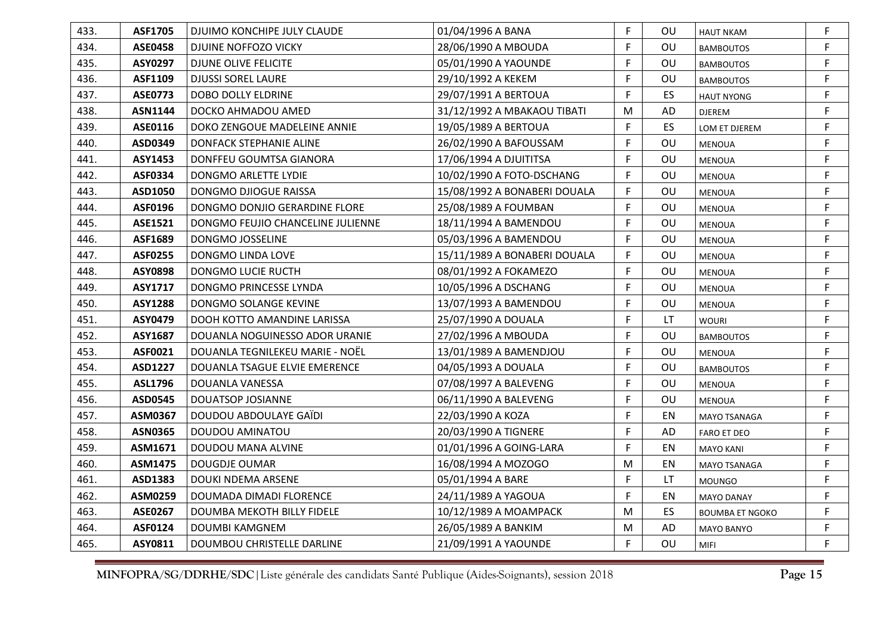| 433. | ASF1705 | DJUIMO KONCHIPE JULY CLAUDE | 01/04/1996 A BANA | F | OU | HAUT NKAM | F |
|---|---|---|---|---|---|---|---|
| 434. | ASE0458 | DJUINE NOFFOZO VICKY | 28/06/1990 A MBOUDA | F | OU | BAMBOUTOS | F |
| 435. | ASY0297 | DJUNE OLIVE FELICITE | 05/01/1990 A YAOUNDE | F | OU | BAMBOUTOS | F |
| 436. | ASF1109 | DJUSSI SOREL LAURE | 29/10/1992 A KEKEM | F | OU | BAMBOUTOS | F |
| 437. | ASE0773 | DOBO DOLLY ELDRINE | 29/07/1991 A BERTOUA | F | ES | HAUT NYONG | F |
| 438. | ASN1144 | DOCKO AHMADOU AMED | 31/12/1992 A MBAKAOU TIBATI | M | AD | DJEREM | F |
| 439. | ASE0116 | DOKO ZENGOUE MADELEINE ANNIE | 19/05/1989 A BERTOUA | F | ES | LOM ET DJEREM | F |
| 440. | ASD0349 | DONFACK STEPHANIE ALINE | 26/02/1990 A BAFOUSSAM | F | OU | MENOUA | F |
| 441. | ASY1453 | DONFFEU GOUMTSA GIANORA | 17/06/1994 A DJUITITSA | F | OU | MENOUA | F |
| 442. | ASF0334 | DONGMO ARLETTE LYDIE | 10/02/1990 A FOTO-DSCHANG | F | OU | MENOUA | F |
| 443. | ASD1050 | DONGMO DJIOGUE RAISSA | 15/08/1992 A BONABERI DOUALA | F | OU | MENOUA | F |
| 444. | ASF0196 | DONGMO DONJIO GERARDINE FLORE | 25/08/1989 A FOUMBAN | F | OU | MENOUA | F |
| 445. | ASE1521 | DONGMO FEUJIO CHANCELINE JULIENNE | 18/11/1994 A BAMENDOU | F | OU | MENOUA | F |
| 446. | ASF1689 | DONGMO JOSSELINE | 05/03/1996 A BAMENDOU | F | OU | MENOUA | F |
| 447. | ASF0255 | DONGMO LINDA LOVE | 15/11/1989 A BONABERI DOUALA | F | OU | MENOUA | F |
| 448. | ASY0898 | DONGMO LUCIE RUCTH | 08/01/1992 A FOKAMEZO | F | OU | MENOUA | F |
| 449. | ASY1717 | DONGMO PRINCESSE LYNDA | 10/05/1996 A DSCHANG | F | OU | MENOUA | F |
| 450. | ASY1288 | DONGMO SOLANGE KEVINE | 13/07/1993 A BAMENDOU | F | OU | MENOUA | F |
| 451. | ASY0479 | DOOH KOTTO AMANDINE LARISSA | 25/07/1990 A DOUALA | F | LT | WOURI | F |
| 452. | ASY1687 | DOUANLA NOGUINESSO ADOR URANIE | 27/02/1996 A MBOUDA | F | OU | BAMBOUTOS | F |
| 453. | ASF0021 | DOUANLA TEGNILEKEU MARIE - NOËL | 13/01/1989 A BAMENDJOU | F | OU | MENOUA | F |
| 454. | ASD1227 | DOUANLA TSAGUE ELVIE EMERENCE | 04/05/1993 A DOUALA | F | OU | BAMBOUTOS | F |
| 455. | ASL1796 | DOUANLA VANESSA | 07/08/1997 A BALEVENG | F | OU | MENOUA | F |
| 456. | ASD0545 | DOUATSOP JOSIANNE | 06/11/1990 A BALEVENG | F | OU | MENOUA | F |
| 457. | ASM0367 | DOUDOU ABDOULAYE GAÏDI | 22/03/1990 A KOZA | F | EN | MAYO TSANAGA | F |
| 458. | ASN0365 | DOUDOU AMINATOU | 20/03/1990 A TIGNERE | F | AD | FARO ET DEO | F |
| 459. | ASM1671 | DOUDOU MANA ALVINE | 01/01/1996 A GOING-LARA | F | EN | MAYO KANI | F |
| 460. | ASM1475 | DOUGDJE OUMAR | 16/08/1994 A MOZOGO | M | EN | MAYO TSANAGA | F |
| 461. | ASD1383 | DOUKI NDEMA ARSENE | 05/01/1994 A BARE | F | LT | MOUNGO | F |
| 462. | ASM0259 | DOUMADA DIMADI FLORENCE | 24/11/1989 A YAGOUA | F | EN | MAYO DANAY | F |
| 463. | ASE0267 | DOUMBA MEKOTH BILLY FIDELE | 10/12/1989 A MOAMPACK | M | ES | BOUMBA ET NGOKO | F |
| 464. | ASF0124 | DOUMBI KAMGNEM | 26/05/1989 A BANKIM | M | AD | MAYO BANYO | F |
| 465. | ASY0811 | DOUMBOU CHRISTELLE DARLINE | 21/09/1991 A YAOUNDE | F | OU | MIFI | F |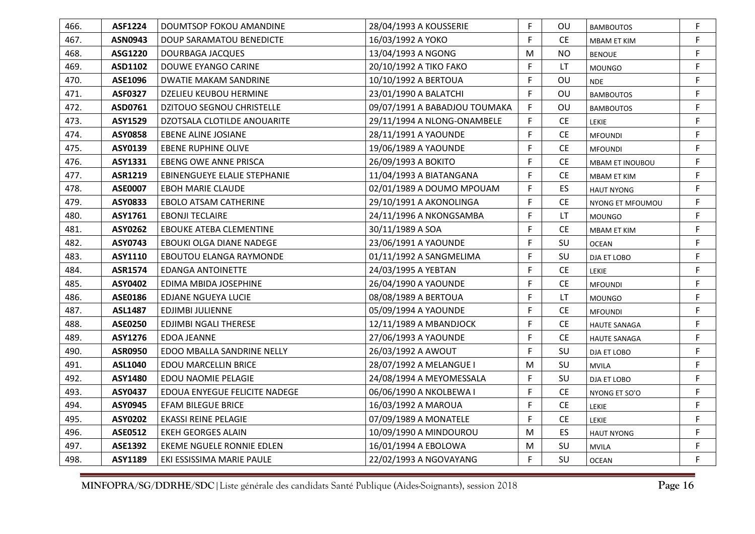| | | | | | | | |
|---|---|---|---|---|---|---|---|
| 466. | **ASF1224** | DOUMTSOP FOKOU AMANDINE | 28/04/1993 A KOUSSERIE | F | OU | BAMBOUTOS | F |
| 467. | **ASN0943** | DOUP SARAMATOU BENEDICTE | 16/03/1992 A YOKO | F | CE | MBAM ET KIM | F |
| 468. | **ASG1220** | DOURBAGA JACQUES | 13/04/1993 A NGONG | M | NO | BENOUE | F |
| 469. | **ASD1102** | DOUWE EYANGO CARINE | 20/10/1992 A TIKO FAKO | F | LT | MOUNGO | F |
| 470. | **ASE1096** | DWATIE MAKAM SANDRINE | 10/10/1992 A BERTOUA | F | OU | NDE | F |
| 471. | **ASF0327** | DZELIEU KEUBOU HERMINE | 23/01/1990 A BALATCHI | F | OU | BAMBOUTOS | F |
| 472. | **ASD0761** | DZITOUO SEGNOU CHRISTELLE | 09/07/1991 A BABADJOU TOUMAKA | F | OU | BAMBOUTOS | F |
| 473. | **ASY1529** | DZOTSALA CLOTILDE ANOUARITE | 29/11/1994 A NLONG-ONAMBELE | F | CE | LEKIE | F |
| 474. | **ASY0858** | EBENE ALINE JOSIANE | 28/11/1991 A YAOUNDE | F | CE | MFOUNDI | F |
| 475. | **ASY0139** | EBENE RUPHINE OLIVE | 19/06/1989 A YAOUNDE | F | CE | MFOUNDI | F |
| 476. | **ASY1331** | EBENG OWE ANNE PRISCA | 26/09/1993 A BOKITO | F | CE | MBAM ET INOUBOU | F |
| 477. | **ASR1219** | EBINENGUEYE ELALIE STEPHANIE | 11/04/1993 A BIATANGANA | F | CE | MBAM ET KIM | F |
| 478. | **ASE0007** | EBOH MARIE CLAUDE | 02/01/1989 A DOUMO MPOUAM | F | ES | HAUT NYONG | F |
| 479. | **ASY0833** | EBOLO ATSAM CATHERINE | 29/10/1991 A AKONOLINGA | F | CE | NYONG ET MFOUMOU | F |
| 480. | **ASY1761** | EBONJI TECLAIRE | 24/11/1996 A NKONGSAMBA | F | LT | MOUNGO | F |
| 481. | **ASY0262** | EBOUKE ATEBA CLEMENTINE | 30/11/1989 A SOA | F | CE | MBAM ET KIM | F |
| 482. | **ASY0743** | EBOUKI OLGA DIANE NADEGE | 23/06/1991 A YAOUNDE | F | SU | OCEAN | F |
| 483. | **ASY1110** | EBOUTOU ELANGA RAYMONDE | 01/11/1992 A SANGMELIMA | F | SU | DJA ET LOBO | F |
| 484. | **ASR1574** | EDANGA ANTOINETTE | 24/03/1995 A YEBTAN | F | CE | LEKIE | F |
| 485. | **ASY0402** | EDIMA MBIDA JOSEPHINE | 26/04/1990 A YAOUNDE | F | CE | MFOUNDI | F |
| 486. | **ASE0186** | EDJANE NGUEYA LUCIE | 08/08/1989 A BERTOUA | F | LT | MOUNGO | F |
| 487. | **ASL1487** | EDJIMBI JULIENNE | 05/09/1994 A YAOUNDE | F | CE | MFOUNDI | F |
| 488. | **ASE0250** | EDJIMBI NGALI THERESE | 12/11/1989 A MBANDJOCK | F | CE | HAUTE SANAGA | F |
| 489. | **ASY1276** | EDOA JEANNE | 27/06/1993 A YAOUNDE | F | CE | HAUTE SANAGA | F |
| 490. | **ASR0950** | EDOO MBALLA SANDRINE NELLY | 26/03/1992 A AWOUT | F | SU | DJA ET LOBO | F |
| 491. | **ASL1040** | EDOU MARCELLIN BRICE | 28/07/1992 A MELANGUE I | M | SU | MVILA | F |
| 492. | **ASY1480** | EDOU NAOMIE PELAGIE | 24/08/1994 A MEYOMESSALA | F | SU | DJA ET LOBO | F |
| 493. | **ASY0437** | EDOUA ENYEGUE FELICITE NADEGE | 06/06/1990 A NKOLBEWA I | F | CE | NYONG ET SO'O | F |
| 494. | **ASY0945** | EFAM BILEGUE BRICE | 16/03/1992 A MAROUA | F | CE | LEKIE | F |
| 495. | **ASY0202** | EKASSI REINE PELAGIE | 07/09/1989 A MONATELE | F | CE | LEKIE | F |
| 496. | **ASE0512** | EKEH GEORGES ALAIN | 10/09/1990 A MINDOUROU | M | ES | HAUT NYONG | F |
| 497. | **ASE1392** | EKEME NGUELE RONNIE EDLEN | 16/01/1994 A EBOLOWA | M | SU | MVILA | F |
| 498. | **ASY1189** | EKI ESSISSIMA MARIE PAULE | 22/02/1993 A NGOVAYANG | F | SU | OCEAN | F |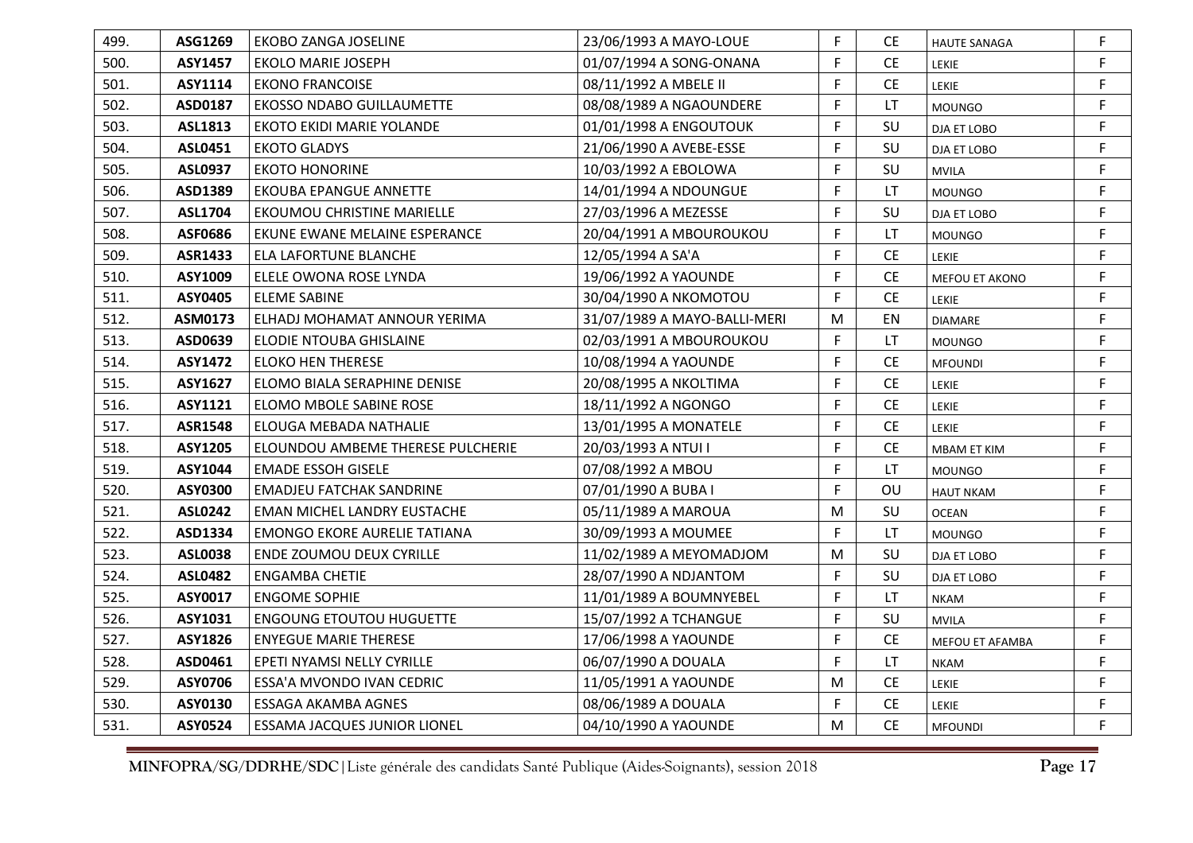| 499. | ASG1269 | EKOBO ZANGA JOSELINE | 23/06/1993 A MAYO-LOUE | F | CE | HAUTE SANAGA | F |
|---|---|---|---|---|---|---|---|
| 500. | ASY1457 | EKOLO MARIE JOSEPH | 01/07/1994 A SONG-ONANA | F | CE | LEKIE | F |
| 501. | ASY1114 | EKONO FRANCOISE | 08/11/1992 A MBELE II | F | CE | LEKIE | F |
| 502. | ASD0187 | EKOSSO NDABO GUILLAUMETTE | 08/08/1989 A NGAOUNDERE | F | LT | MOUNGO | F |
| 503. | ASL1813 | EKOTO EKIDI MARIE YOLANDE | 01/01/1998 A ENGOUTOUK | F | SU | DJA ET LOBO | F |
| 504. | ASL0451 | EKOTO GLADYS | 21/06/1990 A AVEBE-ESSE | F | SU | DJA ET LOBO | F |
| 505. | ASL0937 | EKOTO HONORINE | 10/03/1992 A EBOLOWA | F | SU | MVILA | F |
| 506. | ASD1389 | EKOUBA EPANGUE ANNETTE | 14/01/1994 A NDOUNGUE | F | LT | MOUNGO | F |
| 507. | ASL1704 | EKOUMOU CHRISTINE MARIELLE | 27/03/1996 A MEZESSE | F | SU | DJA ET LOBO | F |
| 508. | ASF0686 | EKUNE EWANE MELAINE ESPERANCE | 20/04/1991 A MBOUROUKOU | F | LT | MOUNGO | F |
| 509. | ASR1433 | ELA LAFORTUNE BLANCHE | 12/05/1994 A SA'A | F | CE | LEKIE | F |
| 510. | ASY1009 | ELELE OWONA ROSE LYNDA | 19/06/1992 A YAOUNDE | F | CE | MEFOU ET AKONO | F |
| 511. | ASY0405 | ELEME SABINE | 30/04/1990 A NKOMOTOU | F | CE | LEKIE | F |
| 512. | ASM0173 | ELHADJ MOHAMAT ANNOUR YERIMA | 31/07/1989 A MAYO-BALLI-MERI | M | EN | DIAMARE | F |
| 513. | ASD0639 | ELODIE NTOUBA GHISLAINE | 02/03/1991 A MBOUROUKOU | F | LT | MOUNGO | F |
| 514. | ASY1472 | ELOKO HEN THERESE | 10/08/1994 A YAOUNDE | F | CE | MFOUNDI | F |
| 515. | ASY1627 | ELOMO BIALA SERAPHINE DENISE | 20/08/1995 A NKOLTIMA | F | CE | LEKIE | F |
| 516. | ASY1121 | ELOMO MBOLE SABINE ROSE | 18/11/1992 A NGONGO | F | CE | LEKIE | F |
| 517. | ASR1548 | ELOUGA MEBADA NATHALIE | 13/01/1995 A MONATELE | F | CE | LEKIE | F |
| 518. | ASY1205 | ELOUNDOU AMBEME THERESE PULCHERIE | 20/03/1993 A NTUI I | F | CE | MBAM ET KIM | F |
| 519. | ASY1044 | EMADE ESSOH GISELE | 07/08/1992 A MBOU | F | LT | MOUNGO | F |
| 520. | ASY0300 | EMADJEU FATCHAK SANDRINE | 07/01/1990 A BUBA I | F | OU | HAUT NKAM | F |
| 521. | ASL0242 | EMAN MICHEL LANDRY EUSTACHE | 05/11/1989 A MAROUA | M | SU | OCEAN | F |
| 522. | ASD1334 | EMONGO EKORE AURELIE TATIANA | 30/09/1993 A MOUMEE | F | LT | MOUNGO | F |
| 523. | ASL0038 | ENDE ZOUMOU DEUX CYRILLE | 11/02/1989 A MEYOMADJOM | M | SU | DJA ET LOBO | F |
| 524. | ASL0482 | ENGAMBA CHETIE | 28/07/1990 A NDJANTOM | F | SU | DJA ET LOBO | F |
| 525. | ASY0017 | ENGOME SOPHIE | 11/01/1989 A BOUMNYEBEL | F | LT | NKAM | F |
| 526. | ASY1031 | ENGOUNG ETOUTOU HUGUETTE | 15/07/1992 A TCHANGUE | F | SU | MVILA | F |
| 527. | ASY1826 | ENYEGUE MARIE THERESE | 17/06/1998 A YAOUNDE | F | CE | MEFOU ET AFAMBA | F |
| 528. | ASD0461 | EPETI NYAMSI NELLY CYRILLE | 06/07/1990 A DOUALA | F | LT | NKAM | F |
| 529. | ASY0706 | ESSA'A MVONDO IVAN CEDRIC | 11/05/1991 A YAOUNDE | M | CE | LEKIE | F |
| 530. | ASY0130 | ESSAGA AKAMBA AGNES | 08/06/1989 A DOUALA | F | CE | LEKIE | F |
| 531. | ASY0524 | ESSAMA JACQUES JUNIOR LIONEL | 04/10/1990 A YAOUNDE | M | CE | MFOUNDI | F |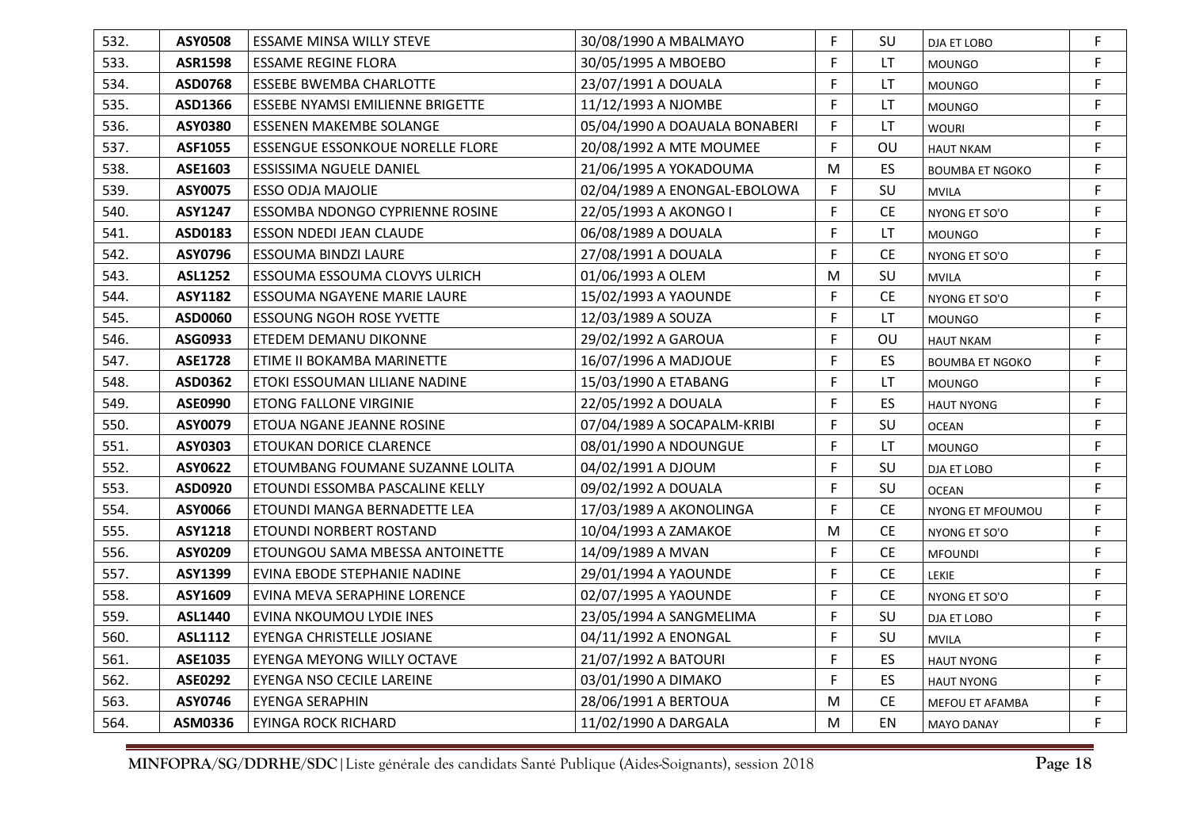| 532. | ASY0508 | ESSAME MINSA WILLY STEVE | 30/08/1990 A MBALMAYO | F | SU | DJA ET LOBO | F |
|---|---|---|---|---|---|---|---|
| 533. | ASR1598 | ESSAME REGINE FLORA | 30/05/1995 A MBOEBO | F | LT | MOUNGO | F |
| 534. | ASD0768 | ESSEBE BWEMBA CHARLOTTE | 23/07/1991 A DOUALA | F | LT | MOUNGO | F |
| 535. | ASD1366 | ESSEBE NYAMSI EMILIENNE BRIGETTE | 11/12/1993 A NJOMBE | F | LT | MOUNGO | F |
| 536. | ASY0380 | ESSENEN MAKEMBE SOLANGE | 05/04/1990 A DOAUALA BONABERI | F | LT | WOURI | F |
| 537. | ASF1055 | ESSENGUE ESSONKOUE NORELLE FLORE | 20/08/1992 A MTE MOUMEE | F | OU | HAUT NKAM | F |
| 538. | ASE1603 | ESSISSIMA NGUELE DANIEL | 21/06/1995 A YOKADOUMA | M | ES | BOUMBA ET NGOKO | F |
| 539. | ASY0075 | ESSO ODJA MAJOLIE | 02/04/1989 A ENONGAL-EBOLOWA | F | SU | MVILA | F |
| 540. | ASY1247 | ESSOMBA NDONGO CYPRIENNE ROSINE | 22/05/1993 A AKONGO I | F | CE | NYONG ET SO'O | F |
| 541. | ASD0183 | ESSON NDEDI JEAN CLAUDE | 06/08/1989 A DOUALA | F | LT | MOUNGO | F |
| 542. | ASY0796 | ESSOUMA BINDZI LAURE | 27/08/1991 A DOUALA | F | CE | NYONG ET SO'O | F |
| 543. | ASL1252 | ESSOUMA ESSOUMA CLOVYS ULRICH | 01/06/1993 A OLEM | M | SU | MVILA | F |
| 544. | ASY1182 | ESSOUMA NGAYENE MARIE LAURE | 15/02/1993 A YAOUNDE | F | CE | NYONG ET SO'O | F |
| 545. | ASD0060 | ESSOUNG NGOH ROSE YVETTE | 12/03/1989 A SOUZA | F | LT | MOUNGO | F |
| 546. | ASG0933 | ETEDEM DEMANU DIKONNE | 29/02/1992 A GAROUA | F | OU | HAUT NKAM | F |
| 547. | ASE1728 | ETIME II BOKAMBA MARINETTE | 16/07/1996 A MADJOUE | F | ES | BOUMBA ET NGOKO | F |
| 548. | ASD0362 | ETOKI ESSOUMAN LILIANE NADINE | 15/03/1990 A ETABANG | F | LT | MOUNGO | F |
| 549. | ASE0990 | ETONG FALLONE VIRGINIE | 22/05/1992 A DOUALA | F | ES | HAUT NYONG | F |
| 550. | ASY0079 | ETOUA NGANE JEANNE ROSINE | 07/04/1989 A SOCAPALM-KRIBI | F | SU | OCEAN | F |
| 551. | ASY0303 | ETOUKAN DORICE CLARENCE | 08/01/1990 A NDOUNGUE | F | LT | MOUNGO | F |
| 552. | ASY0622 | ETOUMBANG FOUMANE SUZANNE LOLITA | 04/02/1991 A DJOUM | F | SU | DJA ET LOBO | F |
| 553. | ASD0920 | ETOUNDI ESSOMBA PASCALINE KELLY | 09/02/1992 A DOUALA | F | SU | OCEAN | F |
| 554. | ASY0066 | ETOUNDI MANGA BERNADETTE LEA | 17/03/1989 A AKONOLINGA | F | CE | NYONG ET MFOUMOU | F |
| 555. | ASY1218 | ETOUNDI NORBERT ROSTAND | 10/04/1993 A ZAMAKOE | M | CE | NYONG ET SO'O | F |
| 556. | ASY0209 | ETOUNGOU SAMA MBESSA ANTOINETTE | 14/09/1989 A MVAN | F | CE | MFOUNDI | F |
| 557. | ASY1399 | EVINA EBODE STEPHANIE NADINE | 29/01/1994 A YAOUNDE | F | CE | LEKIE | F |
| 558. | ASY1609 | EVINA MEVA SERAPHINE LORENCE | 02/07/1995 A YAOUNDE | F | CE | NYONG ET SO'O | F |
| 559. | ASL1440 | EVINA NKOUMOU LYDIE INES | 23/05/1994 A SANGMELIMA | F | SU | DJA ET LOBO | F |
| 560. | ASL1112 | EYENGA CHRISTELLE JOSIANE | 04/11/1992 A ENONGAL | F | SU | MVILA | F |
| 561. | ASE1035 | EYENGA MEYONG WILLY OCTAVE | 21/07/1992 A BATOURI | F | ES | HAUT NYONG | F |
| 562. | ASE0292 | EYENGA NSO CECILE LAREINE | 03/01/1990 A DIMAKO | F | ES | HAUT NYONG | F |
| 563. | ASY0746 | EYENGA SERAPHIN | 28/06/1991 A BERTOUA | M | CE | MEFOU ET AFAMBA | F |
| 564. | ASM0336 | EYINGA ROCK RICHARD | 11/02/1990 A DARGALA | M | EN | MAYO DANAY | F |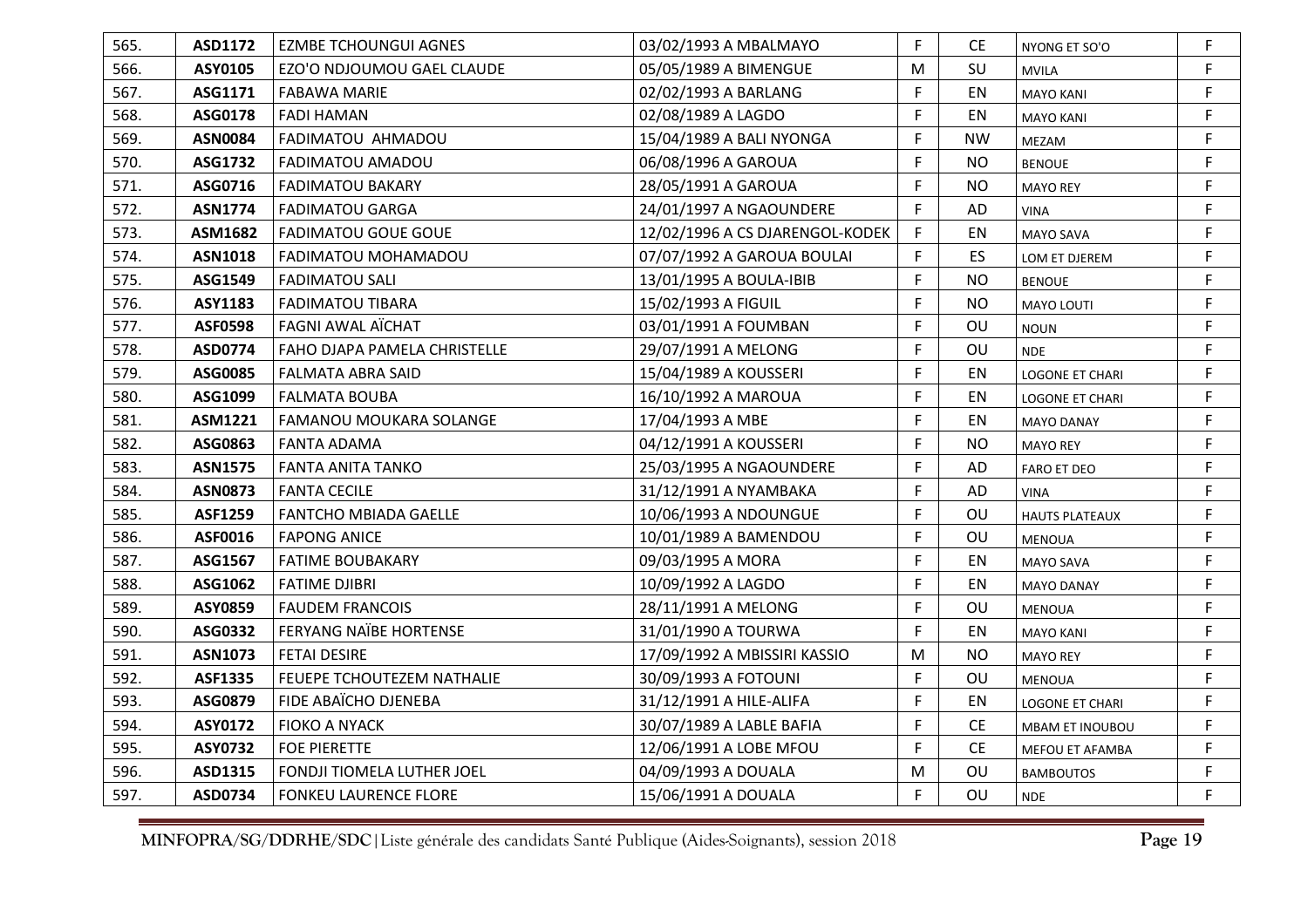| 565. | ASD1172 | EZMBE TCHOUNGUI AGNES | 03/02/1993 A MBALMAYO | F | CE | NYONG ET SO'O | F |
|---|---|---|---|---|---|---|---|
| 566. | ASY0105 | EZO'O NDJOUMOU GAEL CLAUDE | 05/05/1989 A BIMENGUE | M | SU | MVILA | F |
| 567. | ASG1171 | FABAWA MARIE | 02/02/1993 A BARLANG | F | EN | MAYO KANI | F |
| 568. | ASG0178 | FADI HAMAN | 02/08/1989 A LAGDO | F | EN | MAYO KANI | F |
| 569. | ASN0084 | FADIMATOU AHMADOU | 15/04/1989 A BALI NYONGA | F | NW | MEZAM | F |
| 570. | ASG1732 | FADIMATOU AMADOU | 06/08/1996 A GAROUA | F | NO | BENOUE | F |
| 571. | ASG0716 | FADIMATOU BAKARY | 28/05/1991 A GAROUA | F | NO | MAYO REY | F |
| 572. | ASN1774 | FADIMATOU GARGA | 24/01/1997 A NGAOUNDERE | F | AD | VINA | F |
| 573. | ASM1682 | FADIMATOU GOUE GOUE | 12/02/1996 A CS DJARENGOL-KODEK | F | EN | MAYO SAVA | F |
| 574. | ASN1018 | FADIMATOU MOHAMADOU | 07/07/1992 A GAROUA BOULAI | F | ES | LOM ET DJEREM | F |
| 575. | ASG1549 | FADIMATOU SALI | 13/01/1995 A BOULA-IBIB | F | NO | BENOUE | F |
| 576. | ASY1183 | FADIMATOU TIBARA | 15/02/1993 A FIGUIL | F | NO | MAYO LOUTI | F |
| 577. | ASF0598 | FAGNI AWAL AÏCHAT | 03/01/1991 A FOUMBAN | F | OU | NOUN | F |
| 578. | ASD0774 | FAHO DJAPA PAMELA CHRISTELLE | 29/07/1991 A MELONG | F | OU | NDE | F |
| 579. | ASG0085 | FALMATA ABRA SAID | 15/04/1989 A KOUSSERI | F | EN | LOGONE ET CHARI | F |
| 580. | ASG1099 | FALMATA BOUBA | 16/10/1992 A MAROUA | F | EN | LOGONE ET CHARI | F |
| 581. | ASM1221 | FAMANOU MOUKARA SOLANGE | 17/04/1993 A MBE | F | EN | MAYO DANAY | F |
| 582. | ASG0863 | FANTA ADAMA | 04/12/1991 A KOUSSERI | F | NO | MAYO REY | F |
| 583. | ASN1575 | FANTA ANITA TANKO | 25/03/1995 A NGAOUNDERE | F | AD | FARO ET DEO | F |
| 584. | ASN0873 | FANTA CECILE | 31/12/1991 A NYAMBAKA | F | AD | VINA | F |
| 585. | ASF1259 | FANTCHO MBIADA GAELLE | 10/06/1993 A NDOUNGUE | F | OU | HAUTS PLATEAUX | F |
| 586. | ASF0016 | FAPONG ANICE | 10/01/1989 A BAMENDOU | F | OU | MENOUA | F |
| 587. | ASG1567 | FATIME BOUBAKARY | 09/03/1995 A MORA | F | EN | MAYO SAVA | F |
| 588. | ASG1062 | FATIME DJIBRI | 10/09/1992 A LAGDO | F | EN | MAYO DANAY | F |
| 589. | ASY0859 | FAUDEM FRANCOIS | 28/11/1991 A MELONG | F | OU | MENOUA | F |
| 590. | ASG0332 | FERYANG NAÏBE HORTENSE | 31/01/1990 A TOURWA | F | EN | MAYO KANI | F |
| 591. | ASN1073 | FETAI DESIRE | 17/09/1992 A MBISSIRI KASSIO | M | NO | MAYO REY | F |
| 592. | ASF1335 | FEUEPE TCHOUTEZEM NATHALIE | 30/09/1993 A FOTOUNI | F | OU | MENOUA | F |
| 593. | ASG0879 | FIDE ABAÏCHO DJENEBA | 31/12/1991 A HILE-ALIFA | F | EN | LOGONE ET CHARI | F |
| 594. | ASY0172 | FIOKO A NYACK | 30/07/1989 A LABLE BAFIA | F | CE | MBAM ET INOUBOU | F |
| 595. | ASY0732 | FOE PIERETTE | 12/06/1991 A LOBE MFOU | F | CE | MEFOU ET AFAMBA | F |
| 596. | ASD1315 | FONDJI TIOMELA LUTHER JOEL | 04/09/1993 A DOUALA | M | OU | BAMBOUTOS | F |
| 597. | ASD0734 | FONKEU LAURENCE FLORE | 15/06/1991 A DOUALA | F | OU | NDE | F |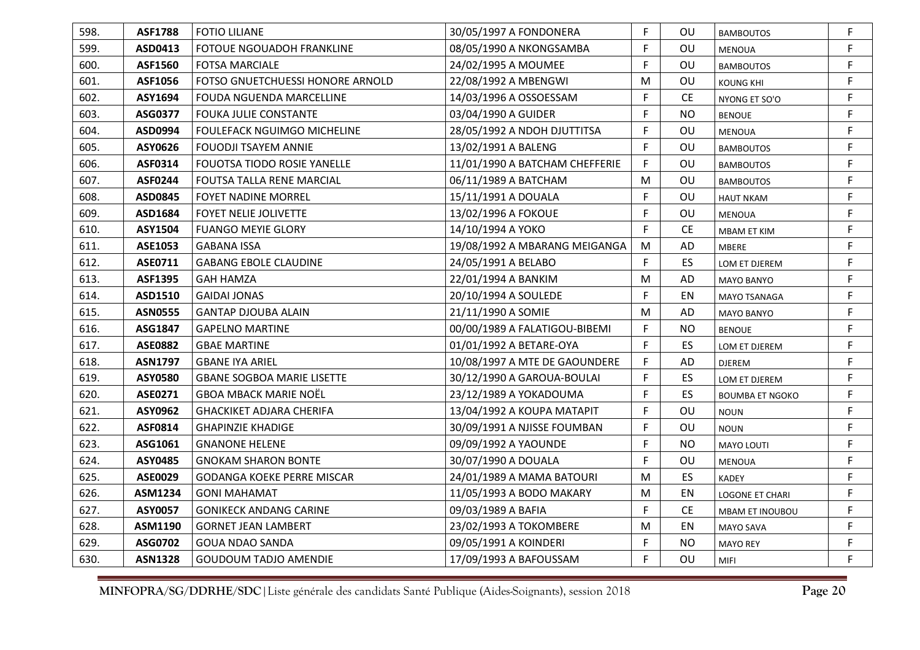| 598. | **ASF1788** | FOTIO LILIANE | 30/05/1997 A FONDONERA | F | OU | BAMBOUTOS | F |
|---|---|---|---|---|---|---|---|
| 599. | **ASD0413** | FOTOUE NGOUADOH FRANKLINE | 08/05/1990 A NKONGSAMBA | F | OU | MENOUA | F |
| 600. | **ASF1560** | FOTSA MARCIALE | 24/02/1995 A MOUMEE | F | OU | BAMBOUTOS | F |
| 601. | **ASF1056** | FOTSO GNUETCHUESSI HONORE ARNOLD | 22/08/1992 A MBENGWI | M | OU | KOUNG KHI | F |
| 602. | **ASY1694** | FOUDA NGUENDA MARCELLINE | 14/03/1996 A OSSOESSAM | F | CE | NYONG ET SO'O | F |
| 603. | **ASG0377** | FOUKA JULIE CONSTANTE | 03/04/1990 A GUIDER | F | NO | BENOUE | F |
| 604. | **ASD0994** | FOULEFACK NGUIMGO MICHELINE | 28/05/1992 A NDOH DJUTTITSA | F | OU | MENOUA | F |
| 605. | **ASY0626** | FOUODJI TSAYEM ANNIE | 13/02/1991 A BALENG | F | OU | BAMBOUTOS | F |
| 606. | **ASF0314** | FOUOTSA TIODO ROSIE YANELLE | 11/01/1990 A BATCHAM CHEFFERIE | F | OU | BAMBOUTOS | F |
| 607. | **ASF0244** | FOUTSA TALLA RENE MARCIAL | 06/11/1989 A BATCHAM | M | OU | BAMBOUTOS | F |
| 608. | **ASD0845** | FOYET NADINE MORREL | 15/11/1991 A DOUALA | F | OU | HAUT NKAM | F |
| 609. | **ASD1684** | FOYET NELIE JOLIVETTE | 13/02/1996 A FOKOUE | F | OU | MENOUA | F |
| 610. | **ASY1504** | FUANGO MEYIE GLORY | 14/10/1994 A YOKO | F | CE | MBAM ET KIM | F |
| 611. | **ASE1053** | GABANA ISSA | 19/08/1992 A MBARANG MEIGANGA | M | AD | MBERE | F |
| 612. | **ASE0711** | GABANG EBOLE CLAUDINE | 24/05/1991 A BELABO | F | ES | LOM ET DJEREM | F |
| 613. | **ASF1395** | GAH HAMZA | 22/01/1994 A BANKIM | M | AD | MAYO BANYO | F |
| 614. | **ASD1510** | GAIDAI JONAS | 20/10/1994 A SOULEDE | F | EN | MAYO TSANAGA | F |
| 615. | **ASN0555** | GANTAP DJOUBA ALAIN | 21/11/1990 A SOMIE | M | AD | MAYO BANYO | F |
| 616. | **ASG1847** | GAPELNO MARTINE | 00/00/1989 A FALATIGOU-BIBEMI | F | NO | BENOUE | F |
| 617. | **ASE0882** | GBAE MARTINE | 01/01/1992 A BETARE-OYA | F | ES | LOM ET DJEREM | F |
| 618. | **ASN1797** | GBANE IYA ARIEL | 10/08/1997 A MTE DE GAOUNDERE | F | AD | DJEREM | F |
| 619. | **ASY0580** | GBANE SOGBOA MARIE LISETTE | 30/12/1990 A GAROUA-BOULAI | F | ES | LOM ET DJEREM | F |
| 620. | **ASE0271** | GBOA MBACK MARIE NOËL | 23/12/1989 A YOKADOUMA | F | ES | BOUMBA ET NGOKO | F |
| 621. | **ASY0962** | GHACKIKET ADJARA CHERIFA | 13/04/1992 A KOUPA MATAPIT | F | OU | NOUN | F |
| 622. | **ASF0814** | GHAPINZIE KHADIGE | 30/09/1991 A NJISSE FOUMBAN | F | OU | NOUN | F |
| 623. | **ASG1061** | GNANONE HELENE | 09/09/1992 A YAOUNDE | F | NO | MAYO LOUTI | F |
| 624. | **ASY0485** | GNOKAM SHARON BONTE | 30/07/1990 A DOUALA | F | OU | MENOUA | F |
| 625. | **ASE0029** | GODANGA KOEKE PERRE MISCAR | 24/01/1989 A MAMA BATOURI | M | ES | KADEY | F |
| 626. | **ASM1234** | GONI MAHAMAT | 11/05/1993 A BODO MAKARY | M | EN | LOGONE ET CHARI | F |
| 627. | **ASY0057** | GONIKECK ANDANG CARINE | 09/03/1989 A BAFIA | F | CE | MBAM ET INOUBOU | F |
| 628. | **ASM1190** | GORNET JEAN LAMBERT | 23/02/1993 A TOKOMBERE | M | EN | MAYO SAVA | F |
| 629. | **ASG0702** | GOUA NDAO SANDA | 09/05/1991 A KOINDERI | F | NO | MAYO REY | F |
| 630. | **ASN1328** | GOUDOUM TADJO AMENDIE | 17/09/1993 A BAFOUSSAM | F | OU | MIFI | F |

**MINFOPRA/SG/DDRHE/SDC**|Liste générale des candidats Santé Publique (Aides-Soignants), session 2018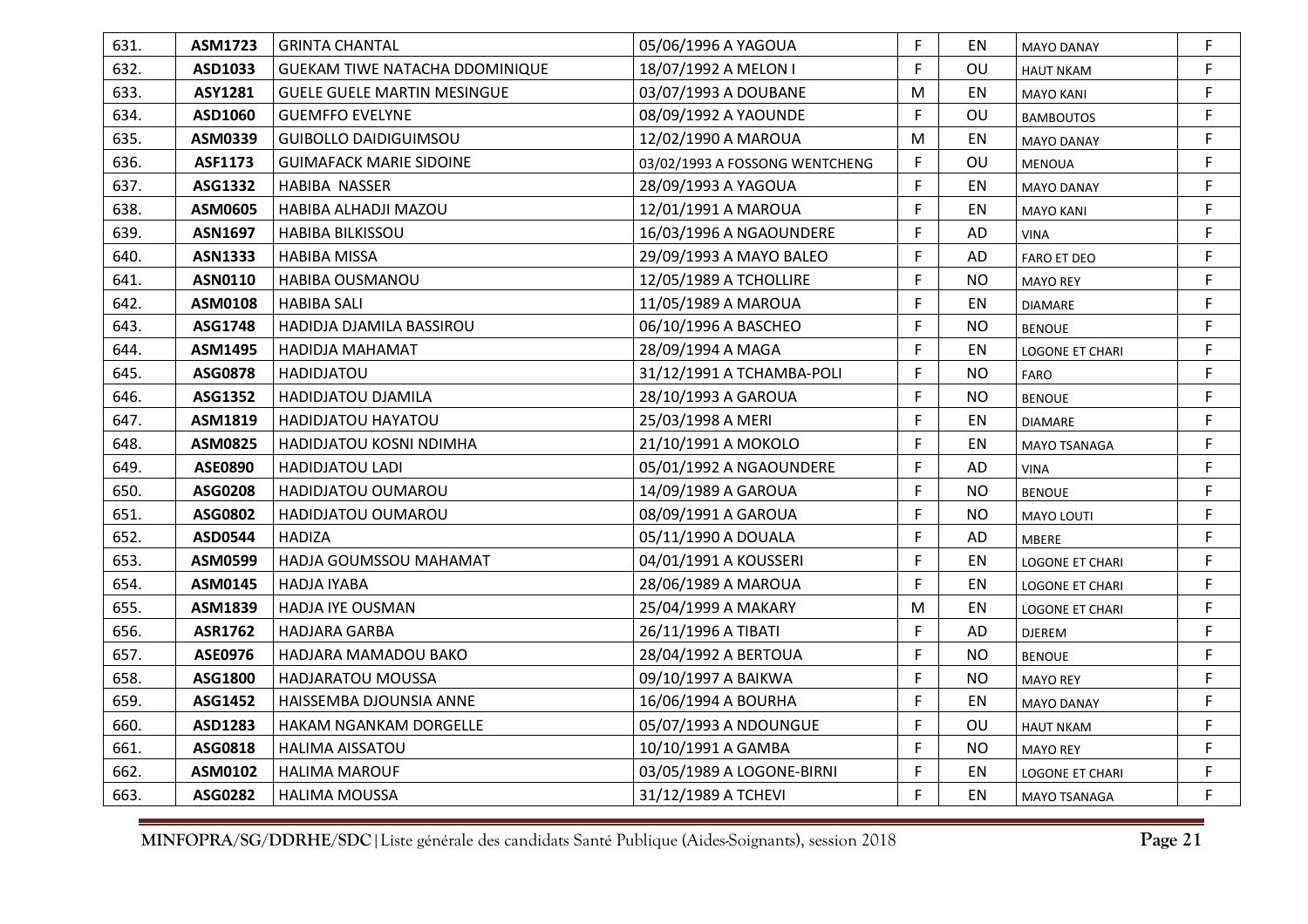| 631. | ASM1723 | GRINTA CHANTAL | 05/06/1996 A YAGOUA | F | EN | MAYO DANAY | F |
|---|---|---|---|---|---|---|---|
| 632. | ASD1033 | GUEKAM TIWE NATACHA DDOMINIQUE | 18/07/1992 A MELON I | F | OU | HAUT NKAM | F |
| 633. | ASY1281 | GUELE GUELE MARTIN MESINGUE | 03/07/1993 A DOUBANE | M | EN | MAYO KANI | F |
| 634. | ASD1060 | GUEMFFO EVELYNE | 08/09/1992 A YAOUNDE | F | OU | BAMBOUTOS | F |
| 635. | ASM0339 | GUIBOLLO DAIDIGUIMSOU | 12/02/1990 A MAROUA | M | EN | MAYO DANAY | F |
| 636. | ASF1173 | GUIMAFACK MARIE SIDOINE | 03/02/1993 A FOSSONG WENTCHENG | F | OU | MENOUA | F |
| 637. | ASG1332 | HABIBA NASSER | 28/09/1993 A YAGOUA | F | EN | MAYO DANAY | F |
| 638. | ASM0605 | HABIBA ALHADJI MAZOU | 12/01/1991 A MAROUA | F | EN | MAYO KANI | F |
| 639. | ASN1697 | HABIBA BILKISSOU | 16/03/1996 A NGAOUNDERE | F | AD | VINA | F |
| 640. | ASN1333 | HABIBA MISSA | 29/09/1993 A MAYO BALEO | F | AD | FARO ET DEO | F |
| 641. | ASN0110 | HABIBA OUSMANOU | 12/05/1989 A TCHOLLIRE | F | NO | MAYO REY | F |
| 642. | ASM0108 | HABIBA SALI | 11/05/1989 A MAROUA | F | EN | DIAMARE | F |
| 643. | ASG1748 | HADIDJA DJAMILA BASSIROU | 06/10/1996 A BASCHEO | F | NO | BENOUE | F |
| 644. | ASM1495 | HADIDJA MAHAMAT | 28/09/1994 A MAGA | F | EN | LOGONE ET CHARI | F |
| 645. | ASG0878 | HADIDJATOU | 31/12/1991 A TCHAMBA-POLI | F | NO | FARO | F |
| 646. | ASG1352 | HADIDJATOU DJAMILA | 28/10/1993 A GAROUA | F | NO | BENOUE | F |
| 647. | ASM1819 | HADIDJATOU HAYATOU | 25/03/1998 A MERI | F | EN | DIAMARE | F |
| 648. | ASM0825 | HADIDJATOU KOSNI NDIMHA | 21/10/1991 A MOKOLO | F | EN | MAYO TSANAGA | F |
| 649. | ASE0890 | HADIDJATOU LADI | 05/01/1992 A NGAOUNDERE | F | AD | VINA | F |
| 650. | ASG0208 | HADIDJATOU OUMAROU | 14/09/1989 A GAROUA | F | NO | BENOUE | F |
| 651. | ASG0802 | HADIDJATOU OUMAROU | 08/09/1991 A GAROUA | F | NO | MAYO LOUTI | F |
| 652. | ASD0544 | HADIZA | 05/11/1990 A DOUALA | F | AD | MBERE | F |
| 653. | ASM0599 | HADJA GOUMSSOU MAHAMAT | 04/01/1991 A KOUSSERI | F | EN | LOGONE ET CHARI | F |
| 654. | ASM0145 | HADJA IYABA | 28/06/1989 A MAROUA | F | EN | LOGONE ET CHARI | F |
| 655. | ASM1839 | HADJA IYE OUSMAN | 25/04/1999 A MAKARY | M | EN | LOGONE ET CHARI | F |
| 656. | ASR1762 | HADJARA GARBA | 26/11/1996 A TIBATI | F | AD | DJEREM | F |
| 657. | ASE0976 | HADJARA MAMADOU BAKO | 28/04/1992 A BERTOUA | F | NO | BENOUE | F |
| 658. | ASG1800 | HADJARATOU MOUSSA | 09/10/1997 A BAIKWA | F | NO | MAYO REY | F |
| 659. | ASG1452 | HAISSEMBA DJOUNSIA ANNE | 16/06/1994 A BOURHA | F | EN | MAYO DANAY | F |
| 660. | ASD1283 | HAKAM NGANKAM DORGELLE | 05/07/1993 A NDOUNGUE | F | OU | HAUT NKAM | F |
| 661. | ASG0818 | HALIMA AISSATOU | 10/10/1991 A GAMBA | F | NO | MAYO REY | F |
| 662. | ASM0102 | HALIMA MAROUF | 03/05/1989 A LOGONE-BIRNI | F | EN | LOGONE ET CHARI | F |
| 663. | ASG0282 | HALIMA MOUSSA | 31/12/1989 A TCHEVI | F | EN | MAYO TSANAGA | F |

**MINFOPRA/SG/DDRHE/SDC**|Liste générale des candidats Santé Publique (Aides-Soignants), session 2018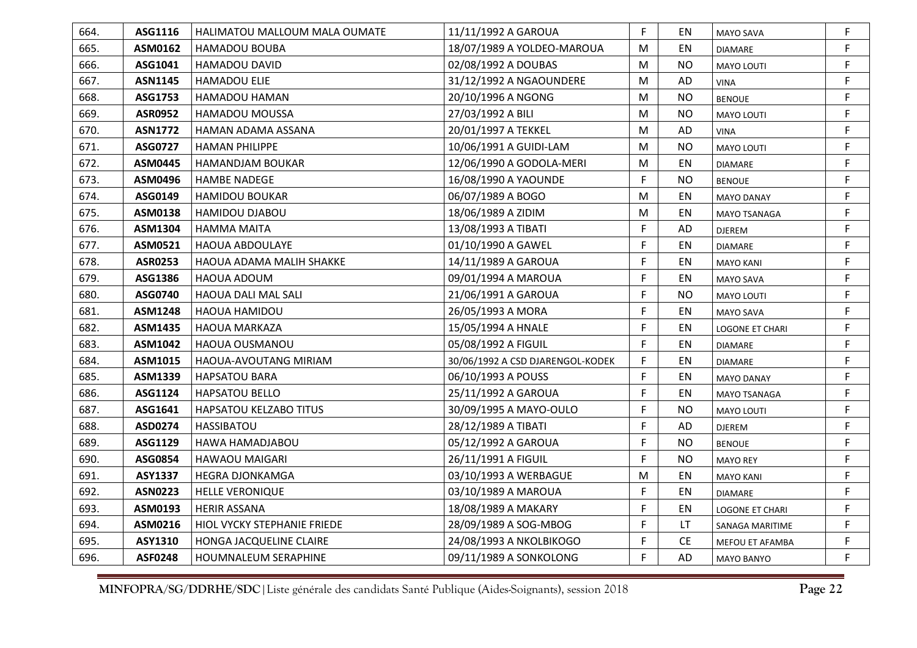| | | | | | | | |
|---|---|---|---|---|---|---|---|
| 664. | **ASG1116** | HALIMATOU MALLOUM MALA OUMATE | 11/11/1992 A GAROUA | F | EN | MAYO SAVA | F |
| 665. | **ASM0162** | HAMADOU BOUBA | 18/07/1989 A YOLDEO-MAROUA | M | EN | DIAMARE | F |
| 666. | **ASG1041** | HAMADOU DAVID | 02/08/1992 A DOUBAS | M | NO | MAYO LOUTI | F |
| 667. | **ASN1145** | HAMADOU ELIE | 31/12/1992 A NGAOUNDERE | M | AD | VINA | F |
| 668. | **ASG1753** | HAMADOU HAMAN | 20/10/1996 A NGONG | M | NO | BENOUE | F |
| 669. | **ASR0952** | HAMADOU MOUSSA | 27/03/1992 A BILI | M | NO | MAYO LOUTI | F |
| 670. | **ASN1772** | HAMAN ADAMA ASSANA | 20/01/1997 A TEKKEL | M | AD | VINA | F |
| 671. | **ASG0727** | HAMAN PHILIPPE | 10/06/1991 A GUIDI-LAM | M | NO | MAYO LOUTI | F |
| 672. | **ASM0445** | HAMANDJAM BOUKAR | 12/06/1990 A GODOLA-MERI | M | EN | DIAMARE | F |
| 673. | **ASM0496** | HAMBE NADEGE | 16/08/1990 A YAOUNDE | F | NO | BENOUE | F |
| 674. | **ASG0149** | HAMIDOU BOUKAR | 06/07/1989 A BOGO | M | EN | MAYO DANAY | F |
| 675. | **ASM0138** | HAMIDOU DJABOU | 18/06/1989 A ZIDIM | M | EN | MAYO TSANAGA | F |
| 676. | **ASM1304** | HAMMA MAITA | 13/08/1993 A TIBATI | F | AD | DJEREM | F |
| 677. | **ASM0521** | HAOUA ABDOULAYE | 01/10/1990 A GAWEL | F | EN | DIAMARE | F |
| 678. | **ASR0253** | HAOUA ADAMA MALIH SHAKKE | 14/11/1989 A GAROUA | F | EN | MAYO KANI | F |
| 679. | **ASG1386** | HAOUA ADOUM | 09/01/1994 A MAROUA | F | EN | MAYO SAVA | F |
| 680. | **ASG0740** | HAOUA DALI MAL SALI | 21/06/1991 A GAROUA | F | NO | MAYO LOUTI | F |
| 681. | **ASM1248** | HAOUA HAMIDOU | 26/05/1993 A MORA | F | EN | MAYO SAVA | F |
| 682. | **ASM1435** | HAOUA MARKAZA | 15/05/1994 A HNALE | F | EN | LOGONE ET CHARI | F |
| 683. | **ASM1042** | HAOUA OUSMANOU | 05/08/1992 A FIGUIL | F | EN | DIAMARE | F |
| 684. | **ASM1015** | HAOUA-AVOUTANG MIRIAM | 30/06/1992 A CSD DJARENGOL-KODEK | F | EN | DIAMARE | F |
| 685. | **ASM1339** | HAPSATOU BARA | 06/10/1993 A POUSS | F | EN | MAYO DANAY | F |
| 686. | **ASG1124** | HAPSATOU BELLO | 25/11/1992 A GAROUA | F | EN | MAYO TSANAGA | F |
| 687. | **ASG1641** | HAPSATOU KELZABO TITUS | 30/09/1995 A MAYO-OULO | F | NO | MAYO LOUTI | F |
| 688. | **ASD0274** | HASSIBATOU | 28/12/1989 A TIBATI | F | AD | DJEREM | F |
| 689. | **ASG1129** | HAWA HAMADJABOU | 05/12/1992 A GAROUA | F | NO | BENOUE | F |
| 690. | **ASG0854** | HAWAOU MAIGARI | 26/11/1991 A FIGUIL | F | NO | MAYO REY | F |
| 691. | **ASY1337** | HEGRA DJONKAMGA | 03/10/1993 A WERBAGUE | M | EN | MAYO KANI | F |
| 692. | **ASN0223** | HELLE VERONIQUE | 03/10/1989 A MAROUA | F | EN | DIAMARE | F |
| 693. | **ASM0193** | HERIR ASSANA | 18/08/1989 A MAKARY | F | EN | LOGONE ET CHARI | F |
| 694. | **ASM0216** | HIOL VYCKY STEPHANIE FRIEDE | 28/09/1989 A SOG-MBOG | F | LT | SANAGA MARITIME | F |
| 695. | **ASY1310** | HONGA JACQUELINE CLAIRE | 24/08/1993 A NKOLBIKOGO | F | CE | MEFOU ET AFAMBA | F |
| 696. | **ASF0248** | HOUMNALEUM SERAPHINE | 09/11/1989 A SONKOLONG | F | AD | MAYO BANYO | F |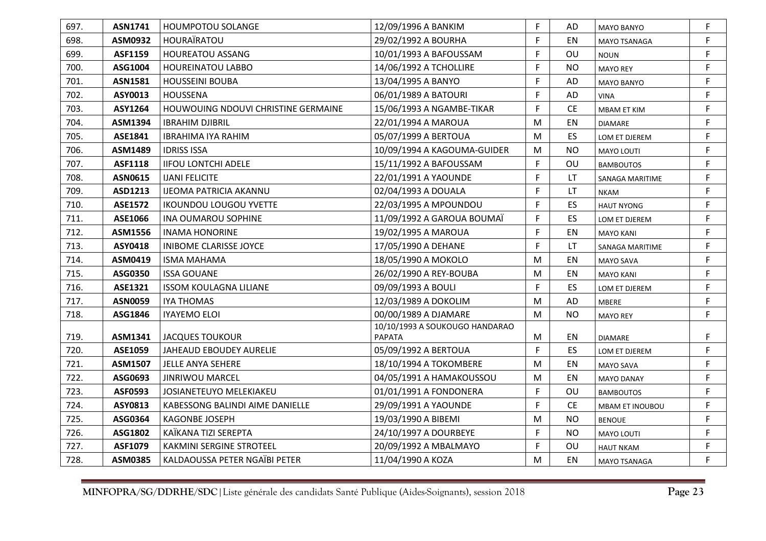| 697. | ASN1741 | HOUMPOTOU SOLANGE | 12/09/1996 A BANKIM | F | AD | MAYO BANYO | F |
|---|---|---|---|---|---|---|---|
| 698. | ASM0932 | HOURAÏRATOU | 29/02/1992 A BOURHA | F | EN | MAYO TSANAGA | F |
| 699. | ASF1159 | HOUREATOU ASSANG | 10/01/1993 A BAFOUSSAM | F | OU | NOUN | F |
| 700. | ASG1004 | HOUREINATOU LABBO | 14/06/1992 A TCHOLLIRE | F | NO | MAYO REY | F |
| 701. | ASN1581 | HOUSSEINI BOUBA | 13/04/1995 A BANYO | F | AD | MAYO BANYO | F |
| 702. | ASY0013 | HOUSSENA | 06/01/1989 A BATOURI | F | AD | VINA | F |
| 703. | ASY1264 | HOUWOUING NDOUVI CHRISTINE GERMAINE | 15/06/1993 A NGAMBE-TIKAR | F | CE | MBAM ET KIM | F |
| 704. | ASM1394 | IBRAHIM DJIBRIL | 22/01/1994 A MAROUA | M | EN | DIAMARE | F |
| 705. | ASE1841 | IBRAHIMA IYA RAHIM | 05/07/1999 A BERTOUA | M | ES | LOM ET DJEREM | F |
| 706. | ASM1489 | IDRISS ISSA | 10/09/1994 A KAGOUMA-GUIDER | M | NO | MAYO LOUTI | F |
| 707. | ASF1118 | IIFOU LONTCHI ADELE | 15/11/1992 A BAFOUSSAM | F | OU | BAMBOUTOS | F |
| 708. | ASN0615 | IJANI FELICITE | 22/01/1991 A YAOUNDE | F | LT | SANAGA MARITIME | F |
| 709. | ASD1213 | IJEOMA PATRICIA AKANNU | 02/04/1993 A DOUALA | F | LT | NKAM | F |
| 710. | ASE1572 | IKOUNDOU LOUGOU YVETTE | 22/03/1995 A MPOUNDOU | F | ES | HAUT NYONG | F |
| 711. | ASE1066 | INA OUMAROU SOPHINE | 11/09/1992 A GAROUA BOUMAÏ | F | ES | LOM ET DJEREM | F |
| 712. | ASM1556 | INAMA HONORINE | 19/02/1995 A MAROUA | F | EN | MAYO KANI | F |
| 713. | ASY0418 | INIBOME CLARISSE JOYCE | 17/05/1990 A DEHANE | F | LT | SANAGA MARITIME | F |
| 714. | ASM0419 | ISMA MAHAMA | 18/05/1990 A MOKOLO | M | EN | MAYO SAVA | F |
| 715. | ASG0350 | ISSA GOUANE | 26/02/1990 A REY-BOUBA | M | EN | MAYO KANI | F |
| 716. | ASE1321 | ISSOM KOULAGNA LILIANE | 09/09/1993 A BOULI | F | ES | LOM ET DJEREM | F |
| 717. | ASN0059 | IYA THOMAS | 12/03/1989 A DOKOLIM | M | AD | MBERE | F |
| 718. | ASG1846 | IYAYEMO ELOI | 00/00/1989 A DJAMARE | M | NO | MAYO REY | F |
| 719. | ASM1341 | JACQUES TOUKOUR | 10/10/1993 A SOUKOUGO HANDARAO PAPATA | M | EN | DIAMARE | F |
| 720. | ASE1059 | JAHEAUD EBOUDEY AURELIE | 05/09/1992 A BERTOUA | F | ES | LOM ET DJEREM | F |
| 721. | ASM1507 | JELLE ANYA SEHERE | 18/10/1994 A TOKOMBERE | M | EN | MAYO SAVA | F |
| 722. | ASG0693 | JINRIWOU MARCEL | 04/05/1991 A HAMAKOUSSOU | M | EN | MAYO DANAY | F |
| 723. | ASF0593 | JOSIANETEUYO MELEKIAKEU | 01/01/1991 A FONDONERA | F | OU | BAMBOUTOS | F |
| 724. | ASY0813 | KABESSONG BALINDI AIME DANIELLE | 29/09/1991 A YAOUNDE | F | CE | MBAM ET INOUBOU | F |
| 725. | ASG0364 | KAGONBE JOSEPH | 19/03/1990 A BIBEMI | M | NO | BENOUE | F |
| 726. | ASG1802 | KAÏKANA TIZI SEREPTA | 24/10/1997 A DOURBEYE | F | NO | MAYO LOUTI | F |
| 727. | ASF1079 | KAKMINI SERGINE STROTEEL | 20/09/1992 A MBALMAYO | F | OU | HAUT NKAM | F |
| 728. | ASM0385 | KALDAOUSSA PETER NGAÏBI PETER | 11/04/1990 A KOZA | M | EN | MAYO TSANAGA | F |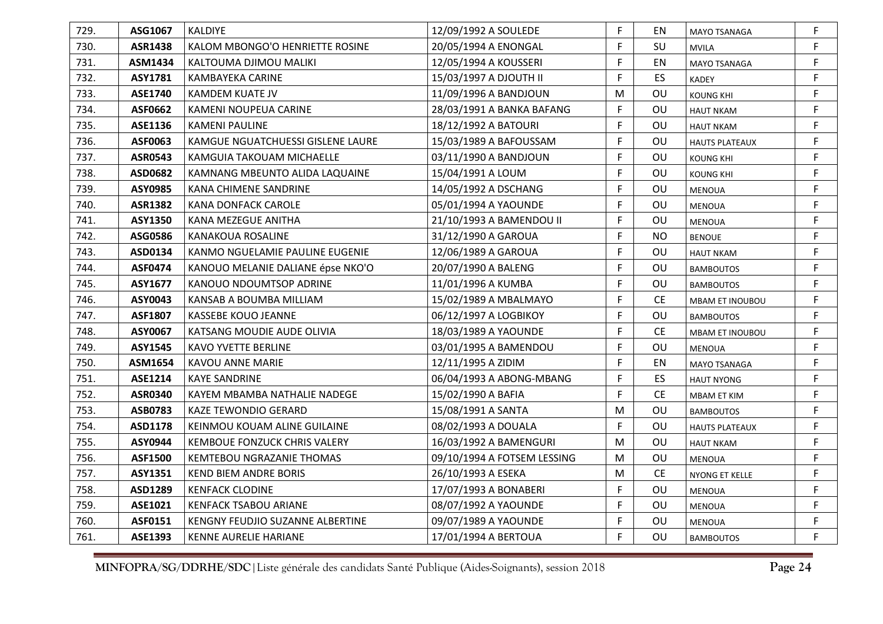| 729. | ASG1067 | KALDIYE | 12/09/1992 A SOULEDE | F | EN | MAYO TSANAGA | F |
|---|---|---|---|---|---|---|---|
| 730. | ASR1438 | KALOM MBONGO'O HENRIETTE ROSINE | 20/05/1994 A ENONGAL | F | SU | MVILA | F |
| 731. | ASM1434 | KALTOUMA DJIMOU MALIKI | 12/05/1994 A KOUSSERI | F | EN | MAYO TSANAGA | F |
| 732. | ASY1781 | KAMBAYEKA CARINE | 15/03/1997 A DJOUTH II | F | ES | KADEY | F |
| 733. | ASE1740 | KAMDEM KUATE JV | 11/09/1996 A BANDJOUN | M | OU | KOUNG KHI | F |
| 734. | ASF0662 | KAMENI NOUPEUA CARINE | 28/03/1991 A BANKA BAFANG | F | OU | HAUT NKAM | F |
| 735. | ASE1136 | KAMENI PAULINE | 18/12/1992 A BATOURI | F | OU | HAUT NKAM | F |
| 736. | ASF0063 | KAMGUE NGUATCHUESSI GISLENE LAURE | 15/03/1989 A BAFOUSSAM | F | OU | HAUTS PLATEAUX | F |
| 737. | ASR0543 | KAMGUIA TAKOUAM MICHAELLE | 03/11/1990 A BANDJOUN | F | OU | KOUNG KHI | F |
| 738. | ASD0682 | KAMNANG MBEUNTO ALIDA LAQUAINE | 15/04/1991 A LOUM | F | OU | KOUNG KHI | F |
| 739. | ASY0985 | KANA CHIMENE SANDRINE | 14/05/1992 A DSCHANG | F | OU | MENOUA | F |
| 740. | ASR1382 | KANA DONFACK CAROLE | 05/01/1994 A YAOUNDE | F | OU | MENOUA | F |
| 741. | ASY1350 | KANA MEZEGUE ANITHA | 21/10/1993 A BAMENDOU II | F | OU | MENOUA | F |
| 742. | ASG0586 | KANAKOUA ROSALINE | 31/12/1990 A GAROUA | F | NO | BENOUE | F |
| 743. | ASD0134 | KANMO NGUELAMIE PAULINE EUGENIE | 12/06/1989 A GAROUA | F | OU | HAUT NKAM | F |
| 744. | ASF0474 | KANOUO MELANIE DALIANE épse NKO'O | 20/07/1990 A BALENG | F | OU | BAMBOUTOS | F |
| 745. | ASY1677 | KANOUO NDOUMTSOP ADRINE | 11/01/1996 A KUMBA | F | OU | BAMBOUTOS | F |
| 746. | ASY0043 | KANSAB A BOUMBA MILLIAM | 15/02/1989 A MBALMAYO | F | CE | MBAM ET INOUBOU | F |
| 747. | ASF1807 | KASSEBE KOUO JEANNE | 06/12/1997 A LOGBIKOY | F | OU | BAMBOUTOS | F |
| 748. | ASY0067 | KATSANG MOUDIE AUDE OLIVIA | 18/03/1989 A YAOUNDE | F | CE | MBAM ET INOUBOU | F |
| 749. | ASY1545 | KAVO YVETTE BERLINE | 03/01/1995 A BAMENDOU | F | OU | MENOUA | F |
| 750. | ASM1654 | KAVOU ANNE MARIE | 12/11/1995 A ZIDIM | F | EN | MAYO TSANAGA | F |
| 751. | ASE1214 | KAYE SANDRINE | 06/04/1993 A ABONG-MBANG | F | ES | HAUT NYONG | F |
| 752. | ASR0340 | KAYEM MBAMBA NATHALIE NADEGE | 15/02/1990 A BAFIA | F | CE | MBAM ET KIM | F |
| 753. | ASB0783 | KAZE TEWONDIO GERARD | 15/08/1991 A SANTA | M | OU | BAMBOUTOS | F |
| 754. | ASD1178 | KEINMOU KOUAM ALINE GUILAINE | 08/02/1993 A DOUALA | F | OU | HAUTS PLATEAUX | F |
| 755. | ASY0944 | KEMBOUE FONZUCK CHRIS VALERY | 16/03/1992 A BAMENGURI | M | OU | HAUT NKAM | F |
| 756. | ASF1500 | KEMTEBOU NGRAZANIE THOMAS | 09/10/1994 A FOTSEM LESSING | M | OU | MENOUA | F |
| 757. | ASY1351 | KEND BIEM ANDRE BORIS | 26/10/1993 A ESEKA | M | CE | NYONG ET KELLE | F |
| 758. | ASD1289 | KENFACK CLODINE | 17/07/1993 A BONABERI | F | OU | MENOUA | F |
| 759. | ASE1021 | KENFACK TSABOU ARIANE | 08/07/1992 A YAOUNDE | F | OU | MENOUA | F |
| 760. | ASF0151 | KENGNY FEUDJIO SUZANNE ALBERTINE | 09/07/1989 A YAOUNDE | F | OU | MENOUA | F |
| 761. | ASE1393 | KENNE AURELIE HARIANE | 17/01/1994 A BERTOUA | F | OU | BAMBOUTOS | F |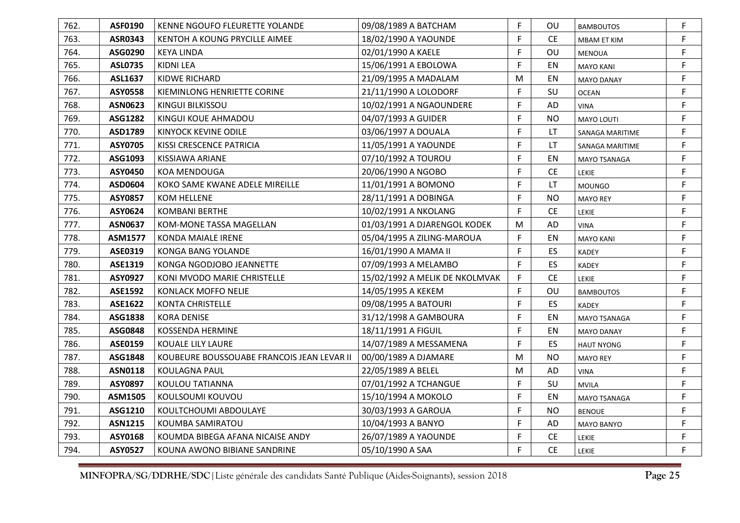| 762. | ASF0190 | KENNE NGOUFO FLEURETTE YOLANDE | 09/08/1989 A BATCHAM | F | OU | BAMBOUTOS | F |
|---|---|---|---|---|---|---|---|
| 763. | ASR0343 | KENTOH A KOUNG PRYCILLE AIMEE | 18/02/1990 A YAOUNDE | F | CE | MBAM ET KIM | F |
| 764. | ASG0290 | KEYA LINDA | 02/01/1990 A KAELE | F | OU | MENOUA | F |
| 765. | ASL0735 | KIDNI LEA | 15/06/1991 A EBOLOWA | F | EN | MAYO KANI | F |
| 766. | ASL1637 | KIDWE RICHARD | 21/09/1995 A MADALAM | M | EN | MAYO DANAY | F |
| 767. | ASY0558 | KIEMINLONG HENRIETTE CORINE | 21/11/1990 A LOLODORF | F | SU | OCEAN | F |
| 768. | ASN0623 | KINGUI BILKISSOU | 10/02/1991 A NGAOUNDERE | F | AD | VINA | F |
| 769. | ASG1282 | KINGUI KOUE AHMADOU | 04/07/1993 A GUIDER | F | NO | MAYO LOUTI | F |
| 770. | ASD1789 | KINYOCK KEVINE ODILE | 03/06/1997 A DOUALA | F | LT | SANAGA MARITIME | F |
| 771. | ASY0705 | KISSI CRESCENCE PATRICIA | 11/05/1991 A YAOUNDE | F | LT | SANAGA MARITIME | F |
| 772. | ASG1093 | KISSIAWA ARIANE | 07/10/1992 A TOUROU | F | EN | MAYO TSANAGA | F |
| 773. | ASY0450 | KOA MENDOUGA | 20/06/1990 A NGOBO | F | CE | LEKIE | F |
| 774. | ASD0604 | KOKO SAME KWANE ADELE MIREILLE | 11/01/1991 A BOMONO | F | LT | MOUNGO | F |
| 775. | ASY0857 | KOM HELLENE | 28/11/1991 A DOBINGA | F | NO | MAYO REY | F |
| 776. | ASY0624 | KOMBANI BERTHE | 10/02/1991 A NKOLANG | F | CE | LEKIE | F |
| 777. | ASN0637 | KOM-MONE TASSA MAGELLAN | 01/03/1991 A DJARENGOL KODEK | M | AD | VINA | F |
| 778. | ASM1577 | KONDA MAIALE IRENE | 05/04/1995 A ZILING-MAROUA | F | EN | MAYO KANI | F |
| 779. | ASE0319 | KONGA BANG YOLANDE | 16/01/1990 A MAMA II | F | ES | KADEY | F |
| 780. | ASE1319 | KONGA NGODJOBO JEANNETTE | 07/09/1993 A MELAMBO | F | ES | KADEY | F |
| 781. | ASY0927 | KONI MVODO MARIE CHRISTELLE | 15/02/1992 A MELIK DE NKOLMVAK | F | CE | LEKIE | F |
| 782. | ASE1592 | KONLACK MOFFO NELIE | 14/05/1995 A KEKEM | F | OU | BAMBOUTOS | F |
| 783. | ASE1622 | KONTA CHRISTELLE | 09/08/1995 A BATOURI | F | ES | KADEY | F |
| 784. | ASG1838 | KORA DENISE | 31/12/1998 A GAMBOURA | F | EN | MAYO TSANAGA | F |
| 785. | ASG0848 | KOSSENDA HERMINE | 18/11/1991 A FIGUIL | F | EN | MAYO DANAY | F |
| 786. | ASE0159 | KOUALE LILY LAURE | 14/07/1989 A MESSAMENA | F | ES | HAUT NYONG | F |
| 787. | ASG1848 | KOUBEURE BOUSSOUABE FRANCOIS JEAN LEVAR II | 00/00/1989 A DJAMARE | M | NO | MAYO REY | F |
| 788. | ASN0118 | KOULAGNA PAUL | 22/05/1989 A BELEL | M | AD | VINA | F |
| 789. | ASY0897 | KOULOU TATIANNA | 07/01/1992 A TCHANGUE | F | SU | MVILA | F |
| 790. | ASM1505 | KOULSOUMI KOUVOU | 15/10/1994 A MOKOLO | F | EN | MAYO TSANAGA | F |
| 791. | ASG1210 | KOULTCHOUMI ABDOULAYE | 30/03/1993 A GAROUA | F | NO | BENOUE | F |
| 792. | ASN1215 | KOUMBA SAMIRATOU | 10/04/1993 A BANYO | F | AD | MAYO BANYO | F |
| 793. | ASY0168 | KOUMDA BIBEGA AFANA NICAISE ANDY | 26/07/1989 A YAOUNDE | F | CE | LEKIE | F |
| 794. | ASY0527 | KOUNA AWONO BIBIANE SANDRINE | 05/10/1990 A SAA | F | CE | LEKIE | F |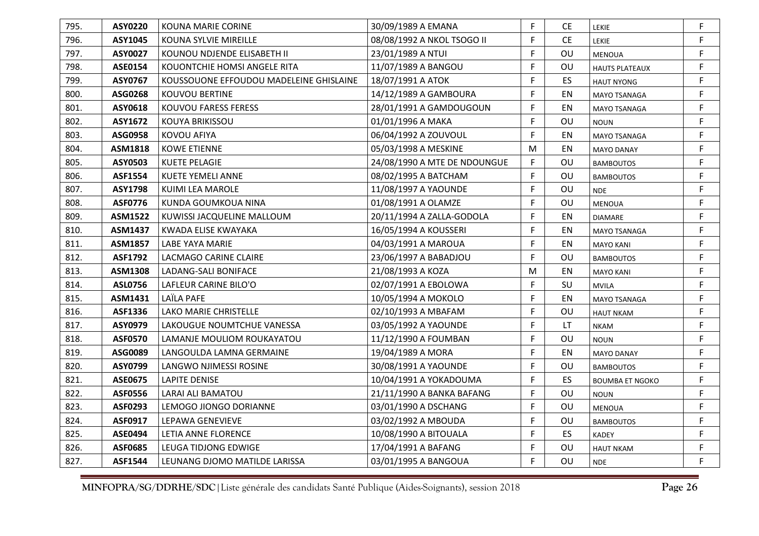| 795. | ASY0220 | KOUNA MARIE CORINE | 30/09/1989 A EMANA | F | CE | LEKIE | F |
|---|---|---|---|---|---|---|---|
| 796. | ASY1045 | KOUNA SYLVIE MIREILLE | 08/08/1992 A NKOL TSOGO II | F | CE | LEKIE | F |
| 797. | ASY0027 | KOUNOU NDJENDE ELISABETH II | 23/01/1989 A NTUI | F | OU | MENOUA | F |
| 798. | ASE0154 | KOUONTCHIE HOMSI ANGELE RITA | 11/07/1989 A BANGOU | F | OU | HAUTS PLATEAUX | F |
| 799. | ASY0767 | KOUSSOUONE EFFOUDOU MADELEINE GHISLAINE | 18/07/1991 A ATOK | F | ES | HAUT NYONG | F |
| 800. | ASG0268 | KOUVOU BERTINE | 14/12/1989 A GAMBOURA | F | EN | MAYO TSANAGA | F |
| 801. | ASY0618 | KOUVOU FARESS FERESS | 28/01/1991 A GAMDOUGOUN | F | EN | MAYO TSANAGA | F |
| 802. | ASY1672 | KOUYA BRIKISSOU | 01/01/1996 A MAKA | F | OU | NOUN | F |
| 803. | ASG0958 | KOVOU AFIYA | 06/04/1992 A ZOUVOUL | F | EN | MAYO TSANAGA | F |
| 804. | ASM1818 | KOWE ETIENNE | 05/03/1998 A MESKINE | M | EN | MAYO DANAY | F |
| 805. | ASY0503 | KUETE PELAGIE | 24/08/1990 A MTE DE NDOUNGUE | F | OU | BAMBOUTOS | F |
| 806. | ASF1554 | KUETE YEMELI ANNE | 08/02/1995 A BATCHAM | F | OU | BAMBOUTOS | F |
| 807. | ASY1798 | KUIMI LEA MAROLE | 11/08/1997 A YAOUNDE | F | OU | NDE | F |
| 808. | ASF0776 | KUNDA GOUMKOUA NINA | 01/08/1991 A OLAMZE | F | OU | MENOUA | F |
| 809. | ASM1522 | KUWISSI JACQUELINE MALLOUM | 20/11/1994 A ZALLA-GODOLA | F | EN | DIAMARE | F |
| 810. | ASM1437 | KWADA ELISE KWAYAKA | 16/05/1994 A KOUSSERI | F | EN | MAYO TSANAGA | F |
| 811. | ASM1857 | LABE YAYA MARIE | 04/03/1991 A MAROUA | F | EN | MAYO KANI | F |
| 812. | ASF1792 | LACMAGO CARINE CLAIRE | 23/06/1997 A BABADJOU | F | OU | BAMBOUTOS | F |
| 813. | ASM1308 | LADANG-SALI BONIFACE | 21/08/1993 A KOZA | M | EN | MAYO KANI | F |
| 814. | ASL0756 | LAFLEUR CARINE BILO'O | 02/07/1991 A EBOLOWA | F | SU | MVILA | F |
| 815. | ASM1431 | LAÏLA PAFE | 10/05/1994 A MOKOLO | F | EN | MAYO TSANAGA | F |
| 816. | ASF1336 | LAKO MARIE CHRISTELLE | 02/10/1993 A MBAFAM | F | OU | HAUT NKAM | F |
| 817. | ASY0979 | LAKOUGUE NOUMTCHUE VANESSA | 03/05/1992 A YAOUNDE | F | LT | NKAM | F |
| 818. | ASF0570 | LAMANJE MOULIOM ROUKAYATOU | 11/12/1990 A FOUMBAN | F | OU | NOUN | F |
| 819. | ASG0089 | LANGOULDA LAMNA GERMAINE | 19/04/1989 A MORA | F | EN | MAYO DANAY | F |
| 820. | ASY0799 | LANGWO NJIMESSI ROSINE | 30/08/1991 A YAOUNDE | F | OU | BAMBOUTOS | F |
| 821. | ASE0675 | LAPITE DENISE | 10/04/1991 A YOKADOUMA | F | ES | BOUMBA ET NGOKO | F |
| 822. | ASF0556 | LARAI ALI BAMATOU | 21/11/1990 A BANKA BAFANG | F | OU | NOUN | F |
| 823. | ASF0293 | LEMOGO JIONGO DORIANNE | 03/01/1990 A DSCHANG | F | OU | MENOUA | F |
| 824. | ASF0917 | LEPAWA GENEVIEVE | 03/02/1992 A MBOUDA | F | OU | BAMBOUTOS | F |
| 825. | ASE0494 | LETIA ANNE FLORENCE | 10/08/1990 A BITOUALA | F | ES | KADEY | F |
| 826. | ASF0685 | LEUGA TIDJONG EDWIGE | 17/04/1991 A BAFANG | F | OU | HAUT NKAM | F |
| 827. | ASF1544 | LEUNANG DJOMO MATILDE LARISSA | 03/01/1995 A BANGOUA | F | OU | NDE | F |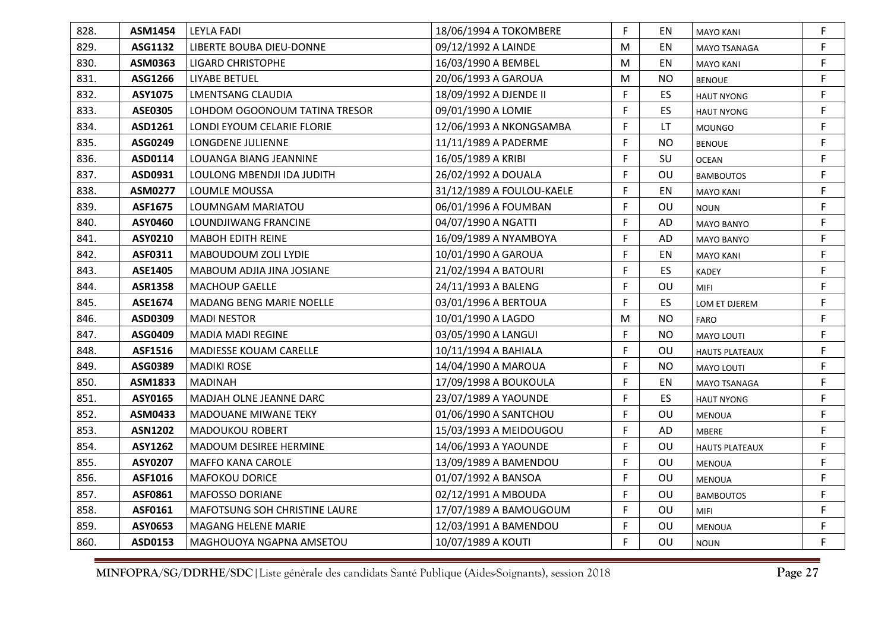| | | | | | | | |
|---|---|---|---|---|---|---|---|
| 828. | **ASM1454** | LEYLA FADI | 18/06/1994 A TOKOMBERE | F | EN | MAYO KANI | F |
| 829. | **ASG1132** | LIBERTE BOUBA DIEU-DONNE | 09/12/1992 A LAINDE | M | EN | MAYO TSANAGA | F |
| 830. | **ASM0363** | LIGARD CHRISTOPHE | 16/03/1990 A BEMBEL | M | EN | MAYO KANI | F |
| 831. | **ASG1266** | LIYABE BETUEL | 20/06/1993 A GAROUA | M | NO | BENOUE | F |
| 832. | **ASY1075** | LMENTSANG CLAUDIA | 18/09/1992 A DJENDE II | F | ES | HAUT NYONG | F |
| 833. | **ASE0305** | LOHDOM OGOONOUM TATINA TRESOR | 09/01/1990 A LOMIE | F | ES | HAUT NYONG | F |
| 834. | **ASD1261** | LONDI EYOUM CELARIE FLORIE | 12/06/1993 A NKONGSAMBA | F | LT | MOUNGO | F |
| 835. | **ASG0249** | LONGDENE JULIENNE | 11/11/1989 A PADERME | F | NO | BENOUE | F |
| 836. | **ASD0114** | LOUANGA BIANG JEANNINE | 16/05/1989 A KRIBI | F | SU | OCEAN | F |
| 837. | **ASD0931** | LOULONG MBENDJI IDA JUDITH | 26/02/1992 A DOUALA | F | OU | BAMBOUTOS | F |
| 838. | **ASM0277** | LOUMLE MOUSSA | 31/12/1989 A FOULOU-KAELE | F | EN | MAYO KANI | F |
| 839. | **ASF1675** | LOUMNGAM MARIATOU | 06/01/1996 A FOUMBAN | F | OU | NOUN | F |
| 840. | **ASY0460** | LOUNDJIWANG FRANCINE | 04/07/1990 A NGATTI | F | AD | MAYO BANYO | F |
| 841. | **ASY0210** | MABOH EDITH REINE | 16/09/1989 A NYAMBOYA | F | AD | MAYO BANYO | F |
| 842. | **ASF0311** | MABOUDOUM ZOLI LYDIE | 10/01/1990 A GAROUA | F | EN | MAYO KANI | F |
| 843. | **ASE1405** | MABOUM ADJIA JINA JOSIANE | 21/02/1994 A BATOURI | F | ES | KADEY | F |
| 844. | **ASR1358** | MACHOUP GAELLE | 24/11/1993 A BALENG | F | OU | MIFI | F |
| 845. | **ASE1674** | MADANG BENG MARIE NOELLE | 03/01/1996 A BERTOUA | F | ES | LOM ET DJEREM | F |
| 846. | **ASD0309** | MADI NESTOR | 10/01/1990 A LAGDO | M | NO | FARO | F |
| 847. | **ASG0409** | MADIA MADI REGINE | 03/05/1990 A LANGUI | F | NO | MAYO LOUTI | F |
| 848. | **ASF1516** | MADIESSE KOUAM CARELLE | 10/11/1994 A BAHIALA | F | OU | HAUTS PLATEAUX | F |
| 849. | **ASG0389** | MADIKI ROSE | 14/04/1990 A MAROUA | F | NO | MAYO LOUTI | F |
| 850. | **ASM1833** | MADINAH | 17/09/1998 A BOUKOULA | F | EN | MAYO TSANAGA | F |
| 851. | **ASY0165** | MADJAH OLNE JEANNE DARC | 23/07/1989 A YAOUNDE | F | ES | HAUT NYONG | F |
| 852. | **ASM0433** | MADOUANE MIWANE TEKY | 01/06/1990 A SANTCHOU | F | OU | MENOUA | F |
| 853. | **ASN1202** | MADOUKOU ROBERT | 15/03/1993 A MEIDOUGOU | F | AD | MBERE | F |
| 854. | **ASY1262** | MADOUM DESIREE HERMINE | 14/06/1993 A YAOUNDE | F | OU | HAUTS PLATEAUX | F |
| 855. | **ASY0207** | MAFFO KANA CAROLE | 13/09/1989 A BAMENDOU | F | OU | MENOUA | F |
| 856. | **ASF1016** | MAFOKOU DORICE | 01/07/1992 A BANSOA | F | OU | MENOUA | F |
| 857. | **ASF0861** | MAFOSSO DORIANE | 02/12/1991 A MBOUDA | F | OU | BAMBOUTOS | F |
| 858. | **ASF0161** | MAFOTSUNG SOH CHRISTINE LAURE | 17/07/1989 A BAMOUGOUM | F | OU | MIFI | F |
| 859. | **ASY0653** | MAGANG HELENE MARIE | 12/03/1991 A BAMENDOU | F | OU | MENOUA | F |
| 860. | **ASD0153** | MAGHOUOYA NGAPNA AMSETOU | 10/07/1989 A KOUTI | F | OU | NOUN | F |

**MINFOPRA/SG/DDRHE/SDC**|Liste générale des candidats Santé Publique (Aides-Soignants), session 2018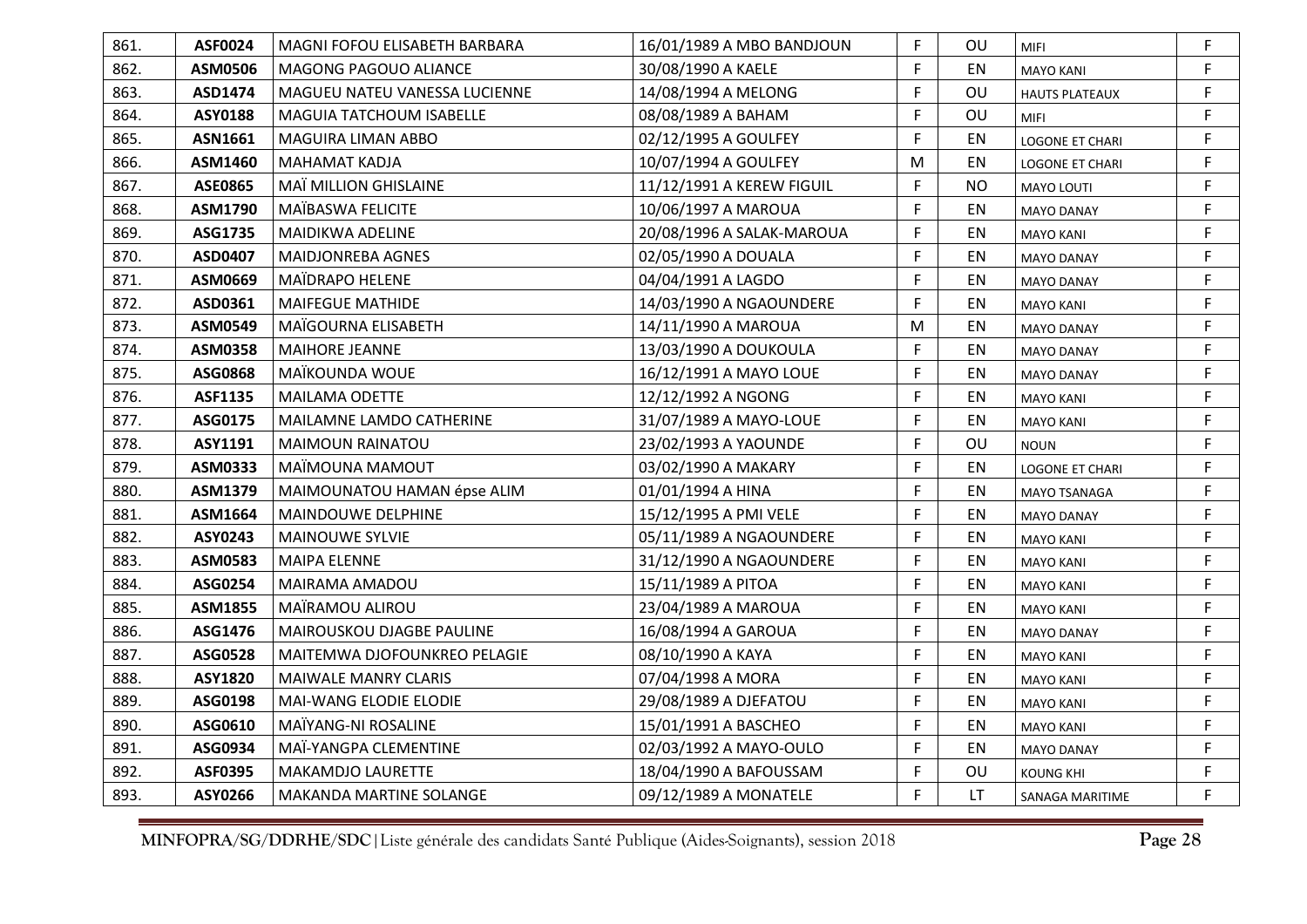| | | | | | | | |
|---|---|---|---|---|---|---|---|
| 861. | **ASF0024** | MAGNI FOFOU ELISABETH BARBARA | 16/01/1989 A MBO BANDJOUN | F | OU | MIFI | F |
| 862. | **ASM0506** | MAGONG PAGOUO ALIANCE | 30/08/1990 A KAELE | F | EN | MAYO KANI | F |
| 863. | **ASD1474** | MAGUEU NATEU VANESSA LUCIENNE | 14/08/1994 A MELONG | F | OU | HAUTS PLATEAUX | F |
| 864. | **ASY0188** | MAGUIA TATCHOUM ISABELLE | 08/08/1989 A BAHAM | F | OU | MIFI | F |
| 865. | **ASN1661** | MAGUIRA LIMAN ABBO | 02/12/1995 A GOULFEY | F | EN | LOGONE ET CHARI | F |
| 866. | **ASM1460** | MAHAMAT KADJA | 10/07/1994 A GOULFEY | M | EN | LOGONE ET CHARI | F |
| 867. | **ASE0865** | MAÏ MILLION GHISLAINE | 11/12/1991 A KEREW FIGUIL | F | NO | MAYO LOUTI | F |
| 868. | **ASM1790** | MAÏBASWA FELICITE | 10/06/1997 A MAROUA | F | EN | MAYO DANAY | F |
| 869. | **ASG1735** | MAIDIKWA ADELINE | 20/08/1996 A SALAK-MAROUA | F | EN | MAYO KANI | F |
| 870. | **ASD0407** | MAIDJONREBA AGNES | 02/05/1990 A DOUALA | F | EN | MAYO DANAY | F |
| 871. | **ASM0669** | MAÏDRAPO HELENE | 04/04/1991 A LAGDO | F | EN | MAYO DANAY | F |
| 872. | **ASD0361** | MAIFEGUE MATHIDE | 14/03/1990 A NGAOUNDERE | F | EN | MAYO KANI | F |
| 873. | **ASM0549** | MAÏGOURNA ELISABETH | 14/11/1990 A MAROUA | M | EN | MAYO DANAY | F |
| 874. | **ASM0358** | MAIHORE JEANNE | 13/03/1990 A DOUKOULA | F | EN | MAYO DANAY | F |
| 875. | **ASG0868** | MAÏKOUNDA WOUE | 16/12/1991 A MAYO LOUE | F | EN | MAYO DANAY | F |
| 876. | **ASF1135** | MAILAMA ODETTE | 12/12/1992 A NGONG | F | EN | MAYO KANI | F |
| 877. | **ASG0175** | MAILAMNE LAMDO CATHERINE | 31/07/1989 A MAYO-LOUE | F | EN | MAYO KANI | F |
| 878. | **ASY1191** | MAIMOUN RAINATOU | 23/02/1993 A YAOUNDE | F | OU | NOUN | F |
| 879. | **ASM0333** | MAÏMOUNA MAMOUT | 03/02/1990 A MAKARY | F | EN | LOGONE ET CHARI | F |
| 880. | **ASM1379** | MAIMOUNATOU HAMAN épse ALIM | 01/01/1994 A HINA | F | EN | MAYO TSANAGA | F |
| 881. | **ASM1664** | MAINDOUWE DELPHINE | 15/12/1995 A PMI VELE | F | EN | MAYO DANAY | F |
| 882. | **ASY0243** | MAINOUWE SYLVIE | 05/11/1989 A NGAOUNDERE | F | EN | MAYO KANI | F |
| 883. | **ASM0583** | MAIPA ELENNE | 31/12/1990 A NGAOUNDERE | F | EN | MAYO KANI | F |
| 884. | **ASG0254** | MAIRAMA AMADOU | 15/11/1989 A PITOA | F | EN | MAYO KANI | F |
| 885. | **ASM1855** | MAÏRAMOU ALIROU | 23/04/1989 A MAROUA | F | EN | MAYO KANI | F |
| 886. | **ASG1476** | MAIROUSKOU DJAGBE PAULINE | 16/08/1994 A GAROUA | F | EN | MAYO DANAY | F |
| 887. | **ASG0528** | MAITEMWA DJOFOUNKREO PELAGIE | 08/10/1990 A KAYA | F | EN | MAYO KANI | F |
| 888. | **ASY1820** | MAIWALE MANRY CLARIS | 07/04/1998 A MORA | F | EN | MAYO KANI | F |
| 889. | **ASG0198** | MAI-WANG ELODIE ELODIE | 29/08/1989 A DJEFATOU | F | EN | MAYO KANI | F |
| 890. | **ASG0610** | MAÏYANG-NI ROSALINE | 15/01/1991 A BASCHEO | F | EN | MAYO KANI | F |
| 891. | **ASG0934** | MAÏ-YANGPA CLEMENTINE | 02/03/1992 A MAYO-OULO | F | EN | MAYO DANAY | F |
| 892. | **ASF0395** | MAKAMDJO LAURETTE | 18/04/1990 A BAFOUSSAM | F | OU | KOUNG KHI | F |
| 893. | **ASY0266** | MAKANDA MARTINE SOLANGE | 09/12/1989 A MONATELE | F | LT | SANAGA MARITIME | F |

**MINFOPRA/SG/DDRHE/SDC**|Liste générale des candidats Santé Publique (Aides-Soignants), session 2018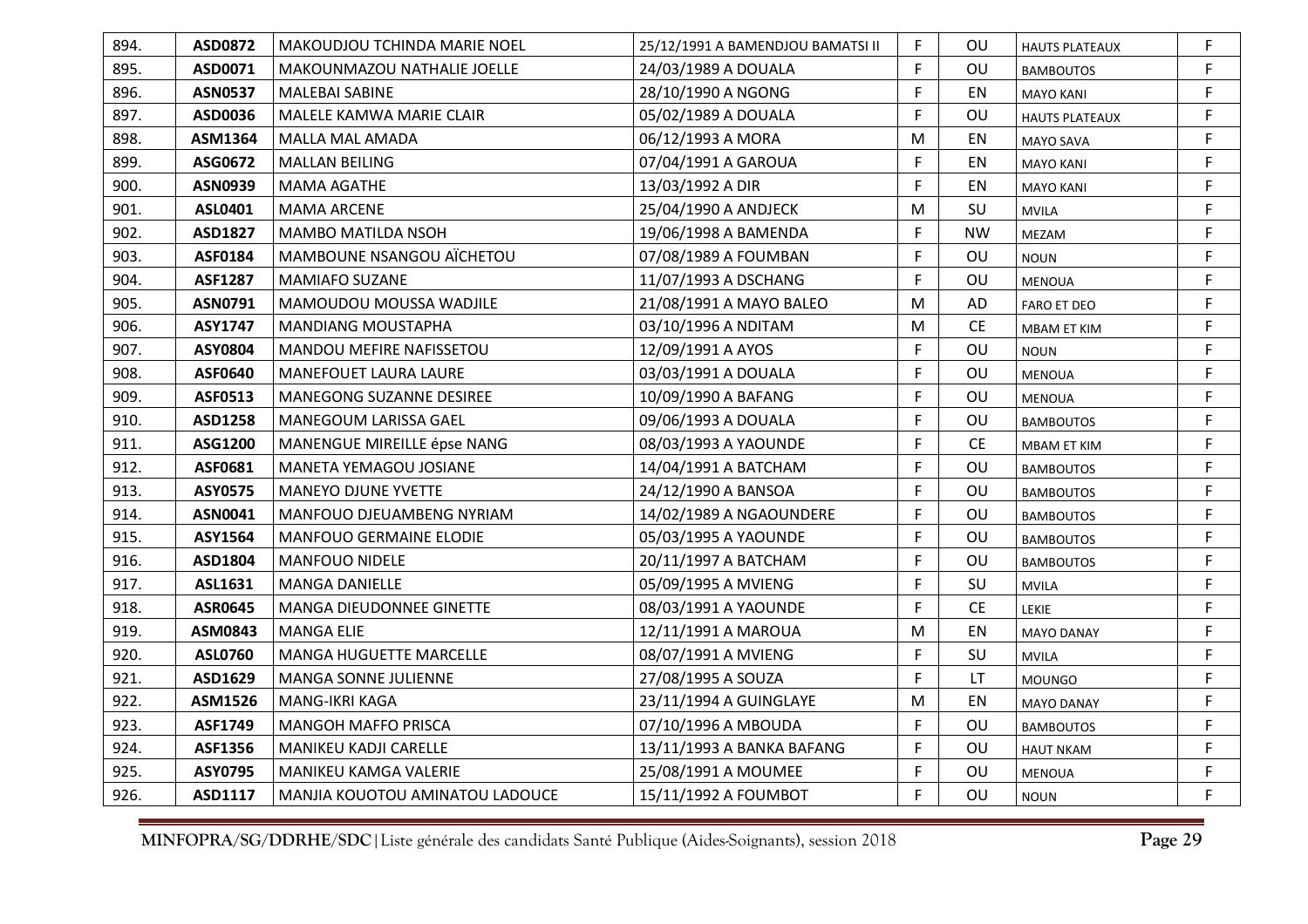| | | | | | | | |
|---|---|---|---|---|---|---|---|
| 894. | **ASD0872** | MAKOUDJOU TCHINDA MARIE NOEL | 25/12/1991 A BAMENDJOU BAMATSI II | F | OU | HAUTS PLATEAUX | F |
| 895. | **ASD0071** | MAKOUNMAZOU NATHALIE JOELLE | 24/03/1989 A DOUALA | F | OU | BAMBOUTOS | F |
| 896. | **ASN0537** | MALEBAI SABINE | 28/10/1990 A NGONG | F | EN | MAYO KANI | F |
| 897. | **ASD0036** | MALELE KAMWA MARIE CLAIR | 05/02/1989 A DOUALA | F | OU | HAUTS PLATEAUX | F |
| 898. | **ASM1364** | MALLA MAL AMADA | 06/12/1993 A MORA | M | EN | MAYO SAVA | F |
| 899. | **ASG0672** | MALLAN BEILING | 07/04/1991 A GAROUA | F | EN | MAYO KANI | F |
| 900. | **ASN0939** | MAMA AGATHE | 13/03/1992 A DIR | F | EN | MAYO KANI | F |
| 901. | **ASL0401** | MAMA ARCENE | 25/04/1990 A ANDJECK | M | SU | MVILA | F |
| 902. | **ASD1827** | MAMBO MATILDA NSOH | 19/06/1998 A BAMENDA | F | NW | MEZAM | F |
| 903. | **ASF0184** | MAMBOUNE NSANGOU AÏCHETOU | 07/08/1989 A FOUMBAN | F | OU | NOUN | F |
| 904. | **ASF1287** | MAMIAFO SUZANE | 11/07/1993 A DSCHANG | F | OU | MENOUA | F |
| 905. | **ASN0791** | MAMOUDOU MOUSSA WADJILE | 21/08/1991 A MAYO BALEO | M | AD | FARO ET DEO | F |
| 906. | **ASY1747** | MANDIANG MOUSTAPHA | 03/10/1996 A NDITAM | M | CE | MBAM ET KIM | F |
| 907. | **ASY0804** | MANDOU MEFIRE NAFISSETOU | 12/09/1991 A AYOS | F | OU | NOUN | F |
| 908. | **ASF0640** | MANEFOUET LAURA LAURE | 03/03/1991 A DOUALA | F | OU | MENOUA | F |
| 909. | **ASF0513** | MANEGONG SUZANNE DESIREE | 10/09/1990 A BAFANG | F | OU | MENOUA | F |
| 910. | **ASD1258** | MANEGOUM LARISSA GAEL | 09/06/1993 A DOUALA | F | OU | BAMBOUTOS | F |
| 911. | **ASG1200** | MANENGUE MIREILLE épse NANG | 08/03/1993 A YAOUNDE | F | CE | MBAM ET KIM | F |
| 912. | **ASF0681** | MANETA YEMAGOU JOSIANE | 14/04/1991 A BATCHAM | F | OU | BAMBOUTOS | F |
| 913. | **ASY0575** | MANEYO DJUNE YVETTE | 24/12/1990 A BANSOA | F | OU | BAMBOUTOS | F |
| 914. | **ASN0041** | MANFOUO DJEUAMBENG NYRIAM | 14/02/1989 A NGAOUNDERE | F | OU | BAMBOUTOS | F |
| 915. | **ASY1564** | MANFOUO GERMAINE ELODIE | 05/03/1995 A YAOUNDE | F | OU | BAMBOUTOS | F |
| 916. | **ASD1804** | MANFOUO NIDELE | 20/11/1997 A BATCHAM | F | OU | BAMBOUTOS | F |
| 917. | **ASL1631** | MANGA DANIELLE | 05/09/1995 A MVIENG | F | SU | MVILA | F |
| 918. | **ASR0645** | MANGA DIEUDONNEE GINETTE | 08/03/1991 A YAOUNDE | F | CE | LEKIE | F |
| 919. | **ASM0843** | MANGA ELIE | 12/11/1991 A MAROUA | M | EN | MAYO DANAY | F |
| 920. | **ASL0760** | MANGA HUGUETTE MARCELLE | 08/07/1991 A MVIENG | F | SU | MVILA | F |
| 921. | **ASD1629** | MANGA SONNE JULIENNE | 27/08/1995 A SOUZA | F | LT | MOUNGO | F |
| 922. | **ASM1526** | MANG-IKRI KAGA | 23/11/1994 A GUINGLAYE | M | EN | MAYO DANAY | F |
| 923. | **ASF1749** | MANGOH MAFFO PRISCA | 07/10/1996 A MBOUDA | F | OU | BAMBOUTOS | F |
| 924. | **ASF1356** | MANIKEU KADJI CARELLE | 13/11/1993 A BANKA BAFANG | F | OU | HAUT NKAM | F |
| 925. | **ASY0795** | MANIKEU KAMGA VALERIE | 25/08/1991 A MOUMEE | F | OU | MENOUA | F |
| 926. | **ASD1117** | MANJIA KOUOTOU AMINATOU LADOUCE | 15/11/1992 A FOUMBOT | F | OU | NOUN | F |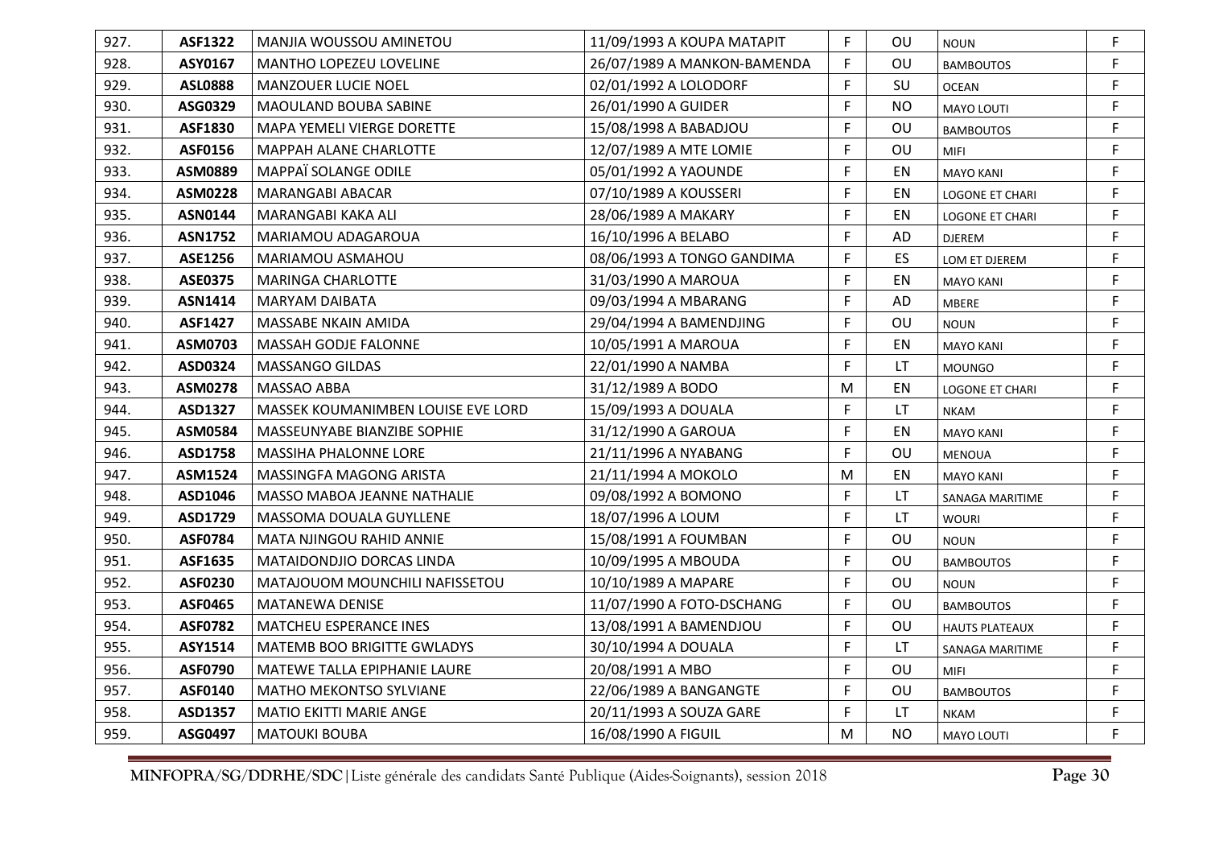| 927. | ASF1322 | MANJIA WOUSSOU AMINETOU | 11/09/1993 A KOUPA MATAPIT | F | OU | NOUN | F |
|---|---|---|---|---|---|---|---|
| 928. | ASY0167 | MANTHO LOPEZEU LOVELINE | 26/07/1989 A MANKON-BAMENDA | F | OU | BAMBOUTOS | F |
| 929. | ASL0888 | MANZOUER LUCIE NOEL | 02/01/1992 A LOLODORF | F | SU | OCEAN | F |
| 930. | ASG0329 | MAOULAND BOUBA SABINE | 26/01/1990 A GUIDER | F | NO | MAYO LOUTI | F |
| 931. | ASF1830 | MAPA YEMELI VIERGE DORETTE | 15/08/1998 A BABADJOU | F | OU | BAMBOUTOS | F |
| 932. | ASF0156 | MAPPAH ALANE CHARLOTTE | 12/07/1989 A MTE LOMIE | F | OU | MIFI | F |
| 933. | ASM0889 | MAPPAÏ SOLANGE ODILE | 05/01/1992 A YAOUNDE | F | EN | MAYO KANI | F |
| 934. | ASM0228 | MARANGABI ABACAR | 07/10/1989 A KOUSSERI | F | EN | LOGONE ET CHARI | F |
| 935. | ASN0144 | MARANGABI KAKA ALI | 28/06/1989 A MAKARY | F | EN | LOGONE ET CHARI | F |
| 936. | ASN1752 | MARIAMOU ADAGAROUA | 16/10/1996 A BELABO | F | AD | DJEREM | F |
| 937. | ASE1256 | MARIAMOU ASMAHOU | 08/06/1993 A TONGO GANDIMA | F | ES | LOM ET DJEREM | F |
| 938. | ASE0375 | MARINGA CHARLOTTE | 31/03/1990 A MAROUA | F | EN | MAYO KANI | F |
| 939. | ASN1414 | MARYAM DAIBATA | 09/03/1994 A MBARANG | F | AD | MBERE | F |
| 940. | ASF1427 | MASSABE NKAIN AMIDA | 29/04/1994 A BAMENDJING | F | OU | NOUN | F |
| 941. | ASM0703 | MASSAH GODJE FALONNE | 10/05/1991 A MAROUA | F | EN | MAYO KANI | F |
| 942. | ASD0324 | MASSANGO GILDAS | 22/01/1990 A NAMBA | F | LT | MOUNGO | F |
| 943. | ASM0278 | MASSAO ABBA | 31/12/1989 A BODO | M | EN | LOGONE ET CHARI | F |
| 944. | ASD1327 | MASSEK KOUMANIMBEN LOUISE EVE LORD | 15/09/1993 A DOUALA | F | LT | NKAM | F |
| 945. | ASM0584 | MASSEUNYABE BIANZIBE SOPHIE | 31/12/1990 A GAROUA | F | EN | MAYO KANI | F |
| 946. | ASD1758 | MASSIHA PHALONNE LORE | 21/11/1996 A NYABANG | F | OU | MENOUA | F |
| 947. | ASM1524 | MASSINGFA MAGONG ARISTA | 21/11/1994 A MOKOLO | M | EN | MAYO KANI | F |
| 948. | ASD1046 | MASSO MABOA JEANNE NATHALIE | 09/08/1992 A BOMONO | F | LT | SANAGA MARITIME | F |
| 949. | ASD1729 | MASSOMA DOUALA GUYLLENE | 18/07/1996 A LOUM | F | LT | WOURI | F |
| 950. | ASF0784 | MATA NJINGOU RAHID ANNIE | 15/08/1991 A FOUMBAN | F | OU | NOUN | F |
| 951. | ASF1635 | MATAIDONDJIO DORCAS LINDA | 10/09/1995 A MBOUDA | F | OU | BAMBOUTOS | F |
| 952. | ASF0230 | MATAJOUOM MOUNCHILI NAFISSETOU | 10/10/1989 A MAPARE | F | OU | NOUN | F |
| 953. | ASF0465 | MATANEWA DENISE | 11/07/1990 A FOTO-DSCHANG | F | OU | BAMBOUTOS | F |
| 954. | ASF0782 | MATCHEU ESPERANCE INES | 13/08/1991 A BAMENDJOU | F | OU | HAUTS PLATEAUX | F |
| 955. | ASY1514 | MATEMB BOO BRIGITTE GWLADYS | 30/10/1994 A DOUALA | F | LT | SANAGA MARITIME | F |
| 956. | ASF0790 | MATEWE TALLA EPIPHANIE LAURE | 20/08/1991 A MBO | F | OU | MIFI | F |
| 957. | ASF0140 | MATHO MEKONTSO SYLVIANE | 22/06/1989 A BANGANGTE | F | OU | BAMBOUTOS | F |
| 958. | ASD1357 | MATIO EKITTI MARIE ANGE | 20/11/1993 A SOUZA GARE | F | LT | NKAM | F |
| 959. | ASG0497 | MATOUKI BOUBA | 16/08/1990 A FIGUIL | M | NO | MAYO LOUTI | F |

MINFOPRA/SG/DDRHE/SDC|Liste générale des candidats Santé Publique (Aides-Soignants), session 2018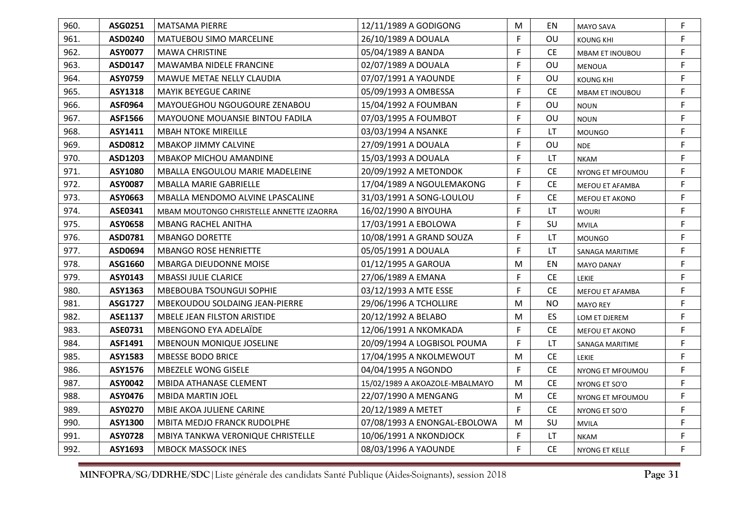| 960. | ASG0251 | MATSAMA PIERRE | 12/11/1989 A GODIGONG | M | EN | MAYO SAVA | F |
|---|---|---|---|---|---|---|---|
| 961. | ASD0240 | MATUEBOU SIMO MARCELINE | 26/10/1989 A DOUALA | F | OU | KOUNG KHI | F |
| 962. | ASY0077 | MAWA CHRISTINE | 05/04/1989 A BANDA | F | CE | MBAM ET INOUBOU | F |
| 963. | ASD0147 | MAWAMBA NIDELE FRANCINE | 02/07/1989 A DOUALA | F | OU | MENOUA | F |
| 964. | ASY0759 | MAWUE METAE NELLY CLAUDIA | 07/07/1991 A YAOUNDE | F | OU | KOUNG KHI | F |
| 965. | ASY1318 | MAYIK BEYEGUE CARINE | 05/09/1993 A OMBESSA | F | CE | MBAM ET INOUBOU | F |
| 966. | ASF0964 | MAYOUEGHOU NGOUGOURE ZENABOU | 15/04/1992 A FOUMBAN | F | OU | NOUN | F |
| 967. | ASF1566 | MAYOUONE MOUANSIE BINTOU FADILA | 07/03/1995 A FOUMBOT | F | OU | NOUN | F |
| 968. | ASY1411 | MBAH NTOKE MIREILLE | 03/03/1994 A NSANKE | F | LT | MOUNGO | F |
| 969. | ASD0812 | MBAKOP JIMMY CALVINE | 27/09/1991 A DOUALA | F | OU | NDE | F |
| 970. | ASD1203 | MBAKOP MICHOU AMANDINE | 15/03/1993 A DOUALA | F | LT | NKAM | F |
| 971. | ASY1080 | MBALLA ENGOULOU MARIE MADELEINE | 20/09/1992 A METONDOK | F | CE | NYONG ET MFOUMOU | F |
| 972. | ASY0087 | MBALLA MARIE GABRIELLE | 17/04/1989 A NGOULEMAKONG | F | CE | MEFOU ET AFAMBA | F |
| 973. | ASY0663 | MBALLA MENDOMO ALVINE LPASCALINE | 31/03/1991 A SONG-LOULOU | F | CE | MEFOU ET AKONO | F |
| 974. | ASE0341 | MBAM MOUTONGO CHRISTELLE ANNETTE IZAORRA | 16/02/1990 A BIYOUHA | F | LT | WOURI | F |
| 975. | ASY0658 | MBANG RACHEL ANITHA | 17/03/1991 A EBOLOWA | F | SU | MVILA | F |
| 976. | ASD0781 | MBANGO DORETTE | 10/08/1991 A GRAND SOUZA | F | LT | MOUNGO | F |
| 977. | ASD0694 | MBANGO ROSE HENRIETTE | 05/05/1991 A DOUALA | F | LT | SANAGA MARITIME | F |
| 978. | ASG1660 | MBARGA DIEUDONNE MOISE | 01/12/1995 A GAROUA | M | EN | MAYO DANAY | F |
| 979. | ASY0143 | MBASSI JULIE CLARICE | 27/06/1989 A EMANA | F | CE | LEKIE | F |
| 980. | ASY1363 | MBEBOUBA TSOUNGUI SOPHIE | 03/12/1993 A MTE ESSE | F | CE | MEFOU ET AFAMBA | F |
| 981. | ASG1727 | MBEKOUDOU SOLDAING JEAN-PIERRE | 29/06/1996 A TCHOLLIRE | M | NO | MAYO REY | F |
| 982. | ASE1137 | MBELE JEAN FILSTON ARISTIDE | 20/12/1992 A BELABO | M | ES | LOM ET DJEREM | F |
| 983. | ASE0731 | MBENGONO EYA ADELAÏDE | 12/06/1991 A NKOMKADA | F | CE | MEFOU ET AKONO | F |
| 984. | ASF1491 | MBENOUN MONIQUE JOSELINE | 20/09/1994 A LOGBISOL POUMA | F | LT | SANAGA MARITIME | F |
| 985. | ASY1583 | MBESSE BODO BRICE | 17/04/1995 A NKOLMEWOUT | M | CE | LEKIE | F |
| 986. | ASY1576 | MBEZELE WONG GISELE | 04/04/1995 A NGONDO | F | CE | NYONG ET MFOUMOU | F |
| 987. | ASY0042 | MBIDA ATHANASE CLEMENT | 15/02/1989 A AKOAZOLE-MBALMAYO | M | CE | NYONG ET SO'O | F |
| 988. | ASY0476 | MBIDA MARTIN JOEL | 22/07/1990 A MENGANG | M | CE | NYONG ET MFOUMOU | F |
| 989. | ASY0270 | MBIE AKOA JULIENE CARINE | 20/12/1989 A METET | F | CE | NYONG ET SO'O | F |
| 990. | ASY1300 | MBITA MEDJO FRANCK RUDOLPHE | 07/08/1993 A ENONGAL-EBOLOWA | M | SU | MVILA | F |
| 991. | ASY0728 | MBIYA TANKWA VERONIQUE CHRISTELLE | 10/06/1991 A NKONDJOCK | F | LT | NKAM | F |
| 992. | ASY1693 | MBOCK MASSOCK INES | 08/03/1996 A YAOUNDE | F | CE | NYONG ET KELLE | F |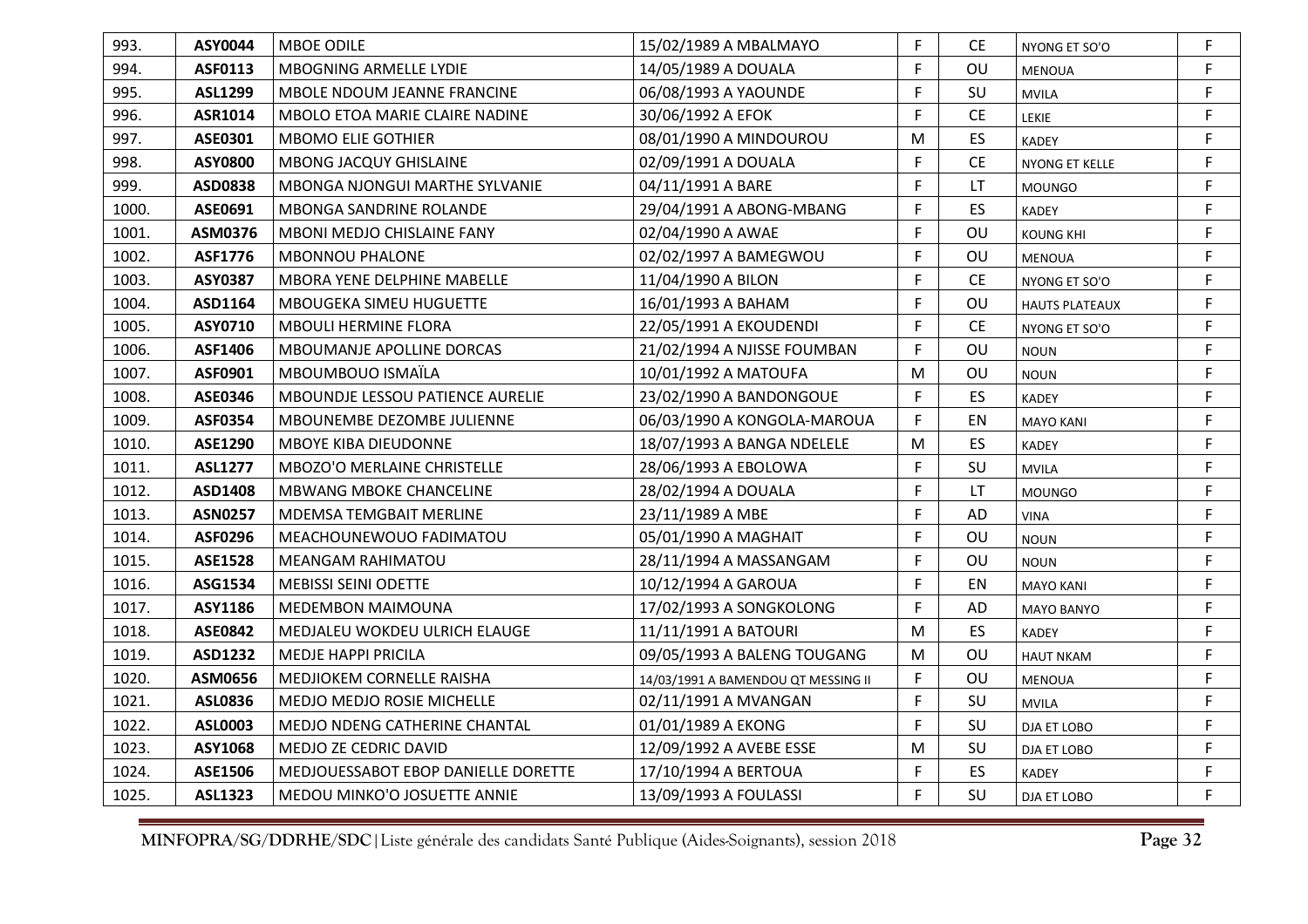| 993. | ASY0044 | MBOE ODILE | 15/02/1989 A MBALMAYO | F | CE | NYONG ET SO'O | F |
|---|---|---|---|---|---|---|---|
| 994. | ASF0113 | MBOGNING ARMELLE LYDIE | 14/05/1989 A DOUALA | F | OU | MENOUA | F |
| 995. | ASL1299 | MBOLE NDOUM JEANNE FRANCINE | 06/08/1993 A YAOUNDE | F | SU | MVILA | F |
| 996. | ASR1014 | MBOLO ETOA MARIE CLAIRE NADINE | 30/06/1992 A EFOK | F | CE | LEKIE | F |
| 997. | ASE0301 | MBOMO ELIE GOTHIER | 08/01/1990 A MINDOUROU | M | ES | KADEY | F |
| 998. | ASY0800 | MBONG JACQUY GHISLAINE | 02/09/1991 A DOUALA | F | CE | NYONG ET KELLE | F |
| 999. | ASD0838 | MBONGA NJONGUI MARTHE SYLVANIE | 04/11/1991 A BARE | F | LT | MOUNGO | F |
| 1000. | ASE0691 | MBONGA SANDRINE ROLANDE | 29/04/1991 A ABONG-MBANG | F | ES | KADEY | F |
| 1001. | ASM0376 | MBONI MEDJO CHISLAINE FANY | 02/04/1990 A AWAE | F | OU | KOUNG KHI | F |
| 1002. | ASF1776 | MBONNOU PHALONE | 02/02/1997 A BAMEGWOU | F | OU | MENOUA | F |
| 1003. | ASY0387 | MBORA YENE DELPHINE MABELLE | 11/04/1990 A BILON | F | CE | NYONG ET SO'O | F |
| 1004. | ASD1164 | MBOUGEKA SIMEU HUGUETTE | 16/01/1993 A BAHAM | F | OU | HAUTS PLATEAUX | F |
| 1005. | ASY0710 | MBOULI HERMINE FLORA | 22/05/1991 A EKOUDENDI | F | CE | NYONG ET SO'O | F |
| 1006. | ASF1406 | MBOUMANJE APOLLINE DORCAS | 21/02/1994 A NJISSE FOUMBAN | F | OU | NOUN | F |
| 1007. | ASF0901 | MBOUMBOUO ISMAÏLA | 10/01/1992 A MATOUFA | M | OU | NOUN | F |
| 1008. | ASE0346 | MBOUNDJE LESSOU PATIENCE AURELIE | 23/02/1990 A BANDONGOUE | F | ES | KADEY | F |
| 1009. | ASF0354 | MBOUNEMBE DEZOMBE JULIENNE | 06/03/1990 A KONGOLA-MAROUA | F | EN | MAYO KANI | F |
| 1010. | ASE1290 | MBOYE KIBA DIEUDONNE | 18/07/1993 A BANGA NDELELE | M | ES | KADEY | F |
| 1011. | ASL1277 | MBOZO'O MERLAINE CHRISTELLE | 28/06/1993 A EBOLOWA | F | SU | MVILA | F |
| 1012. | ASD1408 | MBWANG MBOKE CHANCELINE | 28/02/1994 A DOUALA | F | LT | MOUNGO | F |
| 1013. | ASN0257 | MDEMSA TEMGBAIT MERLINE | 23/11/1989 A MBE | F | AD | VINA | F |
| 1014. | ASF0296 | MEACHOUNEWOUO FADIMATOU | 05/01/1990 A MAGHAIT | F | OU | NOUN | F |
| 1015. | ASE1528 | MEANGAM RAHIMATOU | 28/11/1994 A MASSANGAM | F | OU | NOUN | F |
| 1016. | ASG1534 | MEBISSI SEINI ODETTE | 10/12/1994 A GAROUA | F | EN | MAYO KANI | F |
| 1017. | ASY1186 | MEDEMBON MAIMOUNA | 17/02/1993 A SONGKOLONG | F | AD | MAYO BANYO | F |
| 1018. | ASE0842 | MEDJALEU WOKDEU ULRICH ELAUGE | 11/11/1991 A BATOURI | M | ES | KADEY | F |
| 1019. | ASD1232 | MEDJE HAPPI PRICILA | 09/05/1993 A BALENG TOUGANG | M | OU | HAUT NKAM | F |
| 1020. | ASM0656 | MEDJIOKEM CORNELLE RAISHA | 14/03/1991 A BAMENDOU QT MESSING II | F | OU | MENOUA | F |
| 1021. | ASL0836 | MEDJO MEDJO ROSIE MICHELLE | 02/11/1991 A MVANGAN | F | SU | MVILA | F |
| 1022. | ASL0003 | MEDJO NDENG CATHERINE CHANTAL | 01/01/1989 A EKONG | F | SU | DJA ET LOBO | F |
| 1023. | ASY1068 | MEDJO ZE CEDRIC DAVID | 12/09/1992 A AVEBE ESSE | M | SU | DJA ET LOBO | F |
| 1024. | ASE1506 | MEDJOUESSABOT EBOP DANIELLE DORETTE | 17/10/1994 A BERTOUA | F | ES | KADEY | F |
| 1025. | ASL1323 | MEDOU MINKO'O JOSUETTE ANNIE | 13/09/1993 A FOULASSI | F | SU | DJA ET LOBO | F |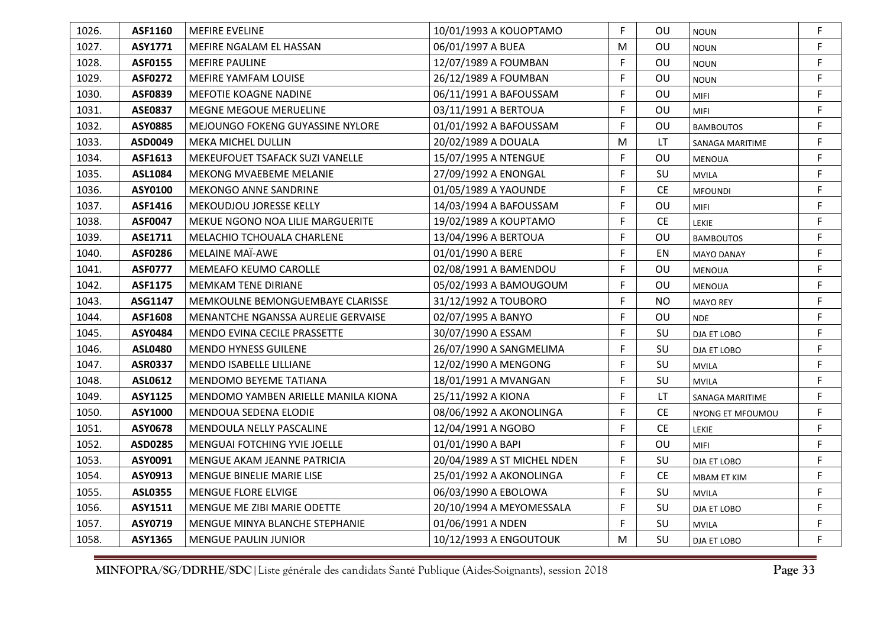| 1026. | ASF1160 | MEFIRE EVELINE | 10/01/1993 A KOUOPTAMO | F | OU | NOUN | F |
|---|---|---|---|---|---|---|---|
| 1027. | ASY1771 | MEFIRE NGALAM EL HASSAN | 06/01/1997 A BUEA | M | OU | NOUN | F |
| 1028. | ASF0155 | MEFIRE PAULINE | 12/07/1989 A FOUMBAN | F | OU | NOUN | F |
| 1029. | ASF0272 | MEFIRE YAMFAM LOUISE | 26/12/1989 A FOUMBAN | F | OU | NOUN | F |
| 1030. | ASF0839 | MEFOTIE KOAGNE NADINE | 06/11/1991 A BAFOUSSAM | F | OU | MIFI | F |
| 1031. | ASE0837 | MEGNE MEGOUE MERUELINE | 03/11/1991 A BERTOUA | F | OU | MIFI | F |
| 1032. | ASY0885 | MEJOUNGO FOKENG GUYASSINE NYLORE | 01/01/1992 A BAFOUSSAM | F | OU | BAMBOUTOS | F |
| 1033. | ASD0049 | MEKA MICHEL DULLIN | 20/02/1989 A DOUALA | M | LT | SANAGA MARITIME | F |
| 1034. | ASF1613 | MEKEUFOUET TSAFACK SUZI VANELLE | 15/07/1995 A NTENGUE | F | OU | MENOUA | F |
| 1035. | ASL1084 | MEKONG MVAEBEME MELANIE | 27/09/1992 A ENONGAL | F | SU | MVILA | F |
| 1036. | ASY0100 | MEKONGO ANNE SANDRINE | 01/05/1989 A YAOUNDE | F | CE | MFOUNDI | F |
| 1037. | ASF1416 | MEKOUDJOU JORESSE KELLY | 14/03/1994 A BAFOUSSAM | F | OU | MIFI | F |
| 1038. | ASF0047 | MEKUE NGONO NOA LILIE MARGUERITE | 19/02/1989 A KOUPTAMO | F | CE | LEKIE | F |
| 1039. | ASE1711 | MELACHIO TCHOUALA CHARLENE | 13/04/1996 A BERTOUA | F | OU | BAMBOUTOS | F |
| 1040. | ASF0286 | MELAINE MAÏ-AWE | 01/01/1990 A BERE | F | EN | MAYO DANAY | F |
| 1041. | ASF0777 | MEMEAFO KEUMO CAROLLE | 02/08/1991 A BAMENDOU | F | OU | MENOUA | F |
| 1042. | ASF1175 | MEMKAM TENE DIRIANE | 05/02/1993 A BAMOUGOUM | F | OU | MENOUA | F |
| 1043. | ASG1147 | MEMKOULNE BEMONGUEMBAYE CLARISSE | 31/12/1992 A TOUBORO | F | NO | MAYO REY | F |
| 1044. | ASF1608 | MENANTCHE NGANSSA AURELIE GERVAISE | 02/07/1995 A BANYO | F | OU | NDE | F |
| 1045. | ASY0484 | MENDO EVINA CECILE PRASSETTE | 30/07/1990 A ESSAM | F | SU | DJA ET LOBO | F |
| 1046. | ASL0480 | MENDO HYNESS GUILENE | 26/07/1990 A SANGMELIMA | F | SU | DJA ET LOBO | F |
| 1047. | ASR0337 | MENDO ISABELLE LILLIANE | 12/02/1990 A MENGONG | F | SU | MVILA | F |
| 1048. | ASL0612 | MENDOMO BEYEME TATIANA | 18/01/1991 A MVANGAN | F | SU | MVILA | F |
| 1049. | ASY1125 | MENDOMO YAMBEN ARIELLE MANILA KIONA | 25/11/1992 A KIONA | F | LT | SANAGA MARITIME | F |
| 1050. | ASY1000 | MENDOUA SEDENA ELODIE | 08/06/1992 A AKONOLINGA | F | CE | NYONG ET MFOUMOU | F |
| 1051. | ASY0678 | MENDOULA NELLY PASCALINE | 12/04/1991 A NGOBO | F | CE | LEKIE | F |
| 1052. | ASD0285 | MENGUAI FOTCHING YVIE JOELLE | 01/01/1990 A BAPI | F | OU | MIFI | F |
| 1053. | ASY0091 | MENGUE AKAM JEANNE PATRICIA | 20/04/1989 A ST MICHEL NDEN | F | SU | DJA ET LOBO | F |
| 1054. | ASY0913 | MENGUE BINELIE MARIE LISE | 25/01/1992 A AKONOLINGA | F | CE | MBAM ET KIM | F |
| 1055. | ASL0355 | MENGUE FLORE ELVIGE | 06/03/1990 A EBOLOWA | F | SU | MVILA | F |
| 1056. | ASY1511 | MENGUE ME ZIBI MARIE ODETTE | 20/10/1994 A MEYOMESSALA | F | SU | DJA ET LOBO | F |
| 1057. | ASY0719 | MENGUE MINYA BLANCHE STEPHANIE | 01/06/1991 A NDEN | F | SU | MVILA | F |
| 1058. | ASY1365 | MENGUE PAULIN JUNIOR | 10/12/1993 A ENGOUTOUK | M | SU | DJA ET LOBO | F |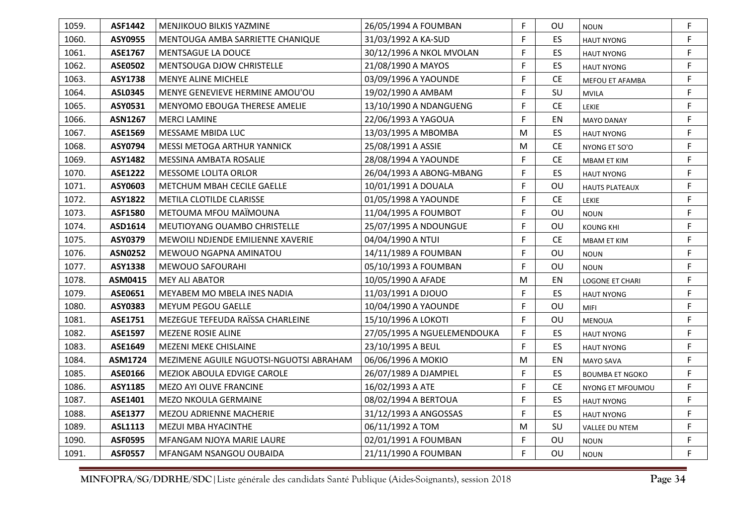| 1059. | ASF1442 | MENJIKOUO BILKIS YAZMINE | 26/05/1994 A FOUMBAN | F | OU | NOUN | F |
|---|---|---|---|---|---|---|---|
| 1060. | ASY0955 | MENTOUGA AMBA SARRIETTE CHANIQUE | 31/03/1992 A KA-SUD | F | ES | HAUT NYONG | F |
| 1061. | ASE1767 | MENTSAGUE LA DOUCE | 30/12/1996 A NKOL MVOLAN | F | ES | HAUT NYONG | F |
| 1062. | ASE0502 | MENTSOUGA DJOW CHRISTELLE | 21/08/1990 A MAYOS | F | ES | HAUT NYONG | F |
| 1063. | ASY1738 | MENYE ALINE MICHELE | 03/09/1996 A YAOUNDE | F | CE | MEFOU ET AFAMBA | F |
| 1064. | ASL0345 | MENYE GENEVIEVE HERMINE AMOU'OU | 19/02/1990 A AMBAM | F | SU | MVILA | F |
| 1065. | ASY0531 | MENYOMO EBOUGA THERESE AMELIE | 13/10/1990 A NDANGUENG | F | CE | LEKIE | F |
| 1066. | ASN1267 | MERCI LAMINE | 22/06/1993 A YAGOUA | F | EN | MAYO DANAY | F |
| 1067. | ASE1569 | MESSAME MBIDA LUC | 13/03/1995 A MBOMBA | M | ES | HAUT NYONG | F |
| 1068. | ASY0794 | MESSI METOGA ARTHUR YANNICK | 25/08/1991 A ASSIE | M | CE | NYONG ET SO'O | F |
| 1069. | ASY1482 | MESSINA AMBATA ROSALIE | 28/08/1994 A YAOUNDE | F | CE | MBAM ET KIM | F |
| 1070. | ASE1222 | MESSOME LOLITA ORLOR | 26/04/1993 A ABONG-MBANG | F | ES | HAUT NYONG | F |
| 1071. | ASY0603 | METCHUM MBAH CECILE GAELLE | 10/01/1991 A DOUALA | F | OU | HAUTS PLATEAUX | F |
| 1072. | ASY1822 | METILA CLOTILDE CLARISSE | 01/05/1998 A YAOUNDE | F | CE | LEKIE | F |
| 1073. | ASF1580 | METOUMA MFOU MAÏMOUNA | 11/04/1995 A FOUMBOT | F | OU | NOUN | F |
| 1074. | ASD1614 | MEUTIOYANG OUAMBO CHRISTELLE | 25/07/1995 A NDOUNGUE | F | OU | KOUNG KHI | F |
| 1075. | ASY0379 | MEWOILI NDJENDE EMILIENNE XAVERIE | 04/04/1990 A NTUI | F | CE | MBAM ET KIM | F |
| 1076. | ASN0252 | MEWOUO NGAPNA AMINATOU | 14/11/1989 A FOUMBAN | F | OU | NOUN | F |
| 1077. | ASY1338 | MEWOUO SAFOURAHI | 05/10/1993 A FOUMBAN | F | OU | NOUN | F |
| 1078. | ASM0415 | MEY ALI ABATOR | 10/05/1990 A AFADE | M | EN | LOGONE ET CHARI | F |
| 1079. | ASE0651 | MEYABEM MO MBELA INES NADIA | 11/03/1991 A DJOUO | F | ES | HAUT NYONG | F |
| 1080. | ASY0383 | MEYUM PEGOU GAELLE | 10/04/1990 A YAOUNDE | F | OU | MIFI | F |
| 1081. | ASE1751 | MEZEGUE TEFEUDA RAÏSSA CHARLEINE | 15/10/1996 A LOKOTI | F | OU | MENOUA | F |
| 1082. | ASE1597 | MEZENE ROSIE ALINE | 27/05/1995 A NGUELEMENDOUKA | F | ES | HAUT NYONG | F |
| 1083. | ASE1649 | MEZENI MEKE CHISLAINE | 23/10/1995 A BEUL | F | ES | HAUT NYONG | F |
| 1084. | ASM1724 | MEZIMENE AGUILE NGUOTSI-NGUOTSI ABRAHAM | 06/06/1996 A MOKIO | M | EN | MAYO SAVA | F |
| 1085. | ASE0166 | MEZIOK ABOULA EDVIGE CAROLE | 26/07/1989 A DJAMPIEL | F | ES | BOUMBA ET NGOKO | F |
| 1086. | ASY1185 | MEZO AYI OLIVE FRANCINE | 16/02/1993 A ATE | F | CE | NYONG ET MFOUMOU | F |
| 1087. | ASE1401 | MEZO NKOULA GERMAINE | 08/02/1994 A BERTOUA | F | ES | HAUT NYONG | F |
| 1088. | ASE1377 | MEZOU ADRIENNE MACHERIE | 31/12/1993 A ANGOSSAS | F | ES | HAUT NYONG | F |
| 1089. | ASL1113 | MEZUI MBA HYACINTHE | 06/11/1992 A TOM | M | SU | VALLEE DU NTEM | F |
| 1090. | ASF0595 | MFANGAM NJOYA MARIE LAURE | 02/01/1991 A FOUMBAN | F | OU | NOUN | F |
| 1091. | ASF0557 | MFANGAM NSANGOU OUBAIDA | 21/11/1990 A FOUMBAN | F | OU | NOUN | F |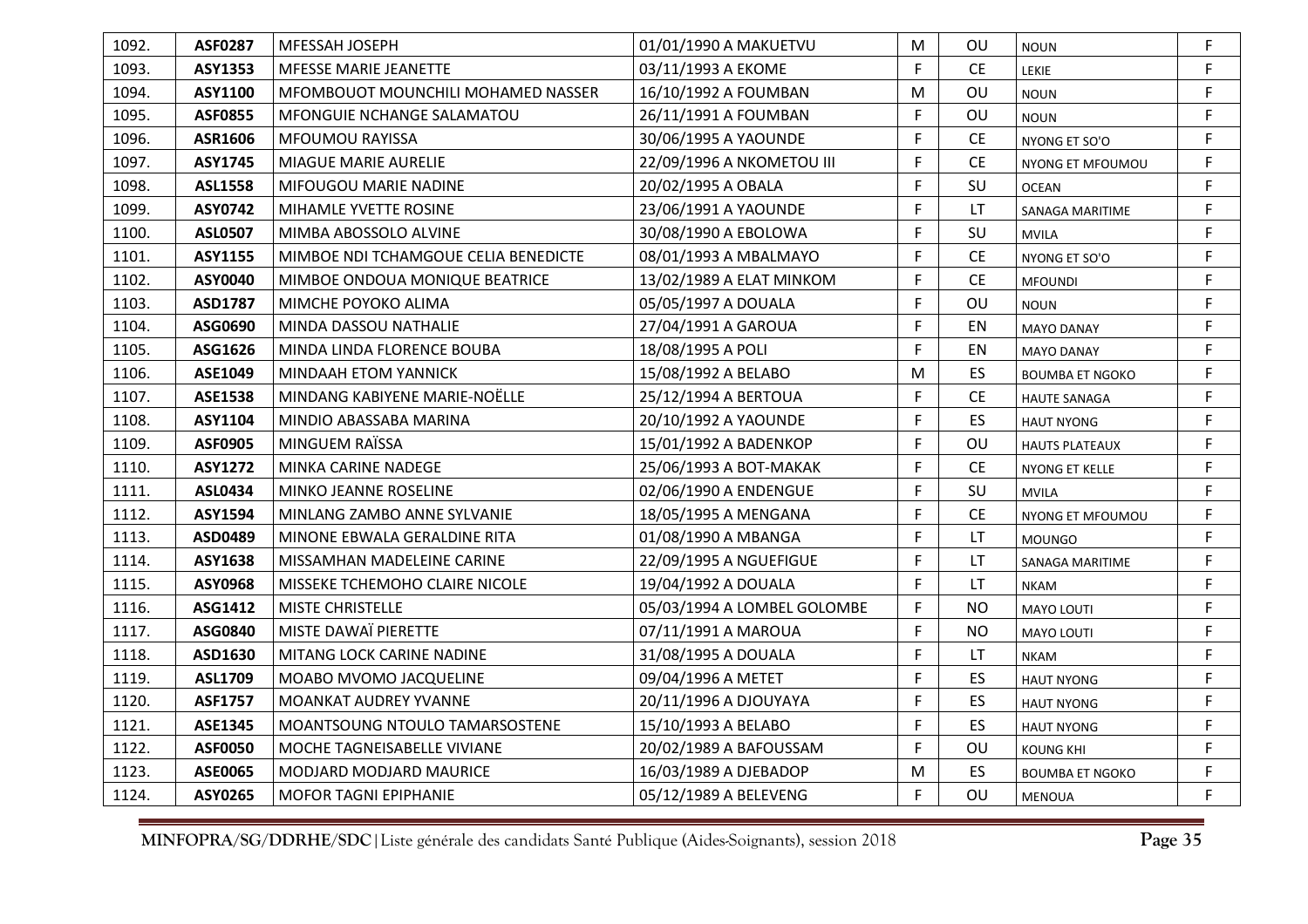| 1092. | ASF0287 | MFESSAH JOSEPH | 01/01/1990 A MAKUETVU | M | OU | NOUN | F |
|---|---|---|---|---|---|---|---|
| 1093. | ASY1353 | MFESSE MARIE JEANETTE | 03/11/1993 A EKOME | F | CE | LEKIE | F |
| 1094. | ASY1100 | MFOMBOUOT MOUNCHILI MOHAMED NASSER | 16/10/1992 A FOUMBAN | M | OU | NOUN | F |
| 1095. | ASF0855 | MFONGUIE NCHANGE SALAMATOU | 26/11/1991 A FOUMBAN | F | OU | NOUN | F |
| 1096. | ASR1606 | MFOUMOU RAYISSA | 30/06/1995 A YAOUNDE | F | CE | NYONG ET SO'O | F |
| 1097. | ASY1745 | MIAGUE MARIE AURELIE | 22/09/1996 A NKOMETOU III | F | CE | NYONG ET MFOUMOU | F |
| 1098. | ASL1558 | MIFOUGOU MARIE NADINE | 20/02/1995 A OBALA | F | SU | OCEAN | F |
| 1099. | ASY0742 | MIHAMLE YVETTE ROSINE | 23/06/1991 A YAOUNDE | F | LT | SANAGA MARITIME | F |
| 1100. | ASL0507 | MIMBA ABOSSOLO ALVINE | 30/08/1990 A EBOLOWA | F | SU | MVILA | F |
| 1101. | ASY1155 | MIMBOE NDI TCHAMGOUE CELIA BENEDICTE | 08/01/1993 A MBALMAYO | F | CE | NYONG ET SO'O | F |
| 1102. | ASY0040 | MIMBOE ONDOUA MONIQUE BEATRICE | 13/02/1989 A ELAT MINKOM | F | CE | MFOUNDI | F |
| 1103. | ASD1787 | MIMCHE POYOKO ALIMA | 05/05/1997 A DOUALA | F | OU | NOUN | F |
| 1104. | ASG0690 | MINDA DASSOU NATHALIE | 27/04/1991 A GAROUA | F | EN | MAYO DANAY | F |
| 1105. | ASG1626 | MINDA LINDA FLORENCE BOUBA | 18/08/1995 A POLI | F | EN | MAYO DANAY | F |
| 1106. | ASE1049 | MINDAAH ETOM YANNICK | 15/08/1992 A BELABO | M | ES | BOUMBA ET NGOKO | F |
| 1107. | ASE1538 | MINDANG KABIYENE MARIE-NOËLLE | 25/12/1994 A BERTOUA | F | CE | HAUTE SANAGA | F |
| 1108. | ASY1104 | MINDIO ABASSABA MARINA | 20/10/1992 A YAOUNDE | F | ES | HAUT NYONG | F |
| 1109. | ASF0905 | MINGUEM RAÏSSA | 15/01/1992 A BADENKOP | F | OU | HAUTS PLATEAUX | F |
| 1110. | ASY1272 | MINKA CARINE NADEGE | 25/06/1993 A BOT-MAKAK | F | CE | NYONG ET KELLE | F |
| 1111. | ASL0434 | MINKO JEANNE ROSELINE | 02/06/1990 A ENDENGUE | F | SU | MVILA | F |
| 1112. | ASY1594 | MINLANG ZAMBO ANNE SYLVANIE | 18/05/1995 A MENGANA | F | CE | NYONG ET MFOUMOU | F |
| 1113. | ASD0489 | MINONE EBWALA GERALDINE RITA | 01/08/1990 A MBANGA | F | LT | MOUNGO | F |
| 1114. | ASY1638 | MISSAMHAN MADELEINE CARINE | 22/09/1995 A NGUEFIGUE | F | LT | SANAGA MARITIME | F |
| 1115. | ASY0968 | MISSEKE TCHEMOHO CLAIRE NICOLE | 19/04/1992 A DOUALA | F | LT | NKAM | F |
| 1116. | ASG1412 | MISTE CHRISTELLE | 05/03/1994 A LOMBEL GOLOMBE | F | NO | MAYO LOUTI | F |
| 1117. | ASG0840 | MISTE DAWAÏ PIERETTE | 07/11/1991 A MAROUA | F | NO | MAYO LOUTI | F |
| 1118. | ASD1630 | MITANG LOCK CARINE NADINE | 31/08/1995 A DOUALA | F | LT | NKAM | F |
| 1119. | ASL1709 | MOABO MVOMO JACQUELINE | 09/04/1996 A METET | F | ES | HAUT NYONG | F |
| 1120. | ASF1757 | MOANKAT AUDREY YVANNE | 20/11/1996 A DJOUYAYA | F | ES | HAUT NYONG | F |
| 1121. | ASE1345 | MOANTSOUNG NTOULO TAMARSOSTENE | 15/10/1993 A BELABO | F | ES | HAUT NYONG | F |
| 1122. | ASF0050 | MOCHE TAGNEISABELLE VIVIANE | 20/02/1989 A BAFOUSSAM | F | OU | KOUNG KHI | F |
| 1123. | ASE0065 | MODJARD MODJARD MAURICE | 16/03/1989 A DJEBADOP | M | ES | BOUMBA ET NGOKO | F |
| 1124. | ASY0265 | MOFOR TAGNI EPIPHANIE | 05/12/1989 A BELEVENG | F | OU | MENOUA | F |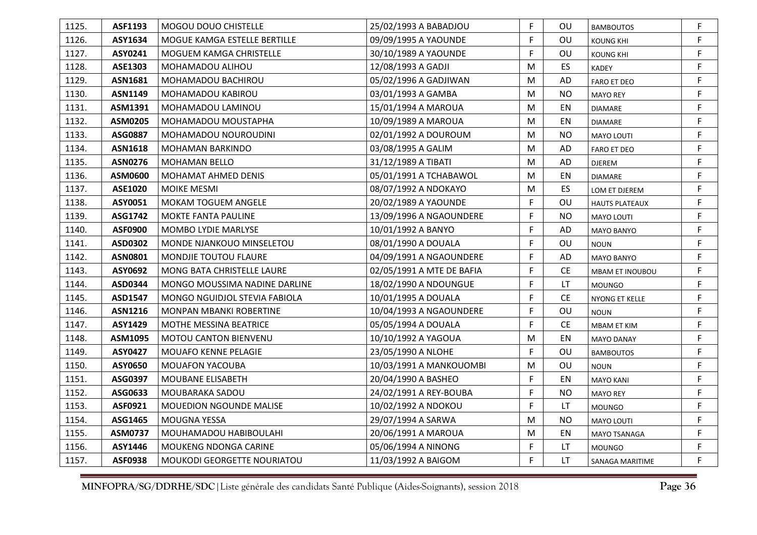| 1125. | ASF1193 | MOGOU DOUO CHISTELLE | 25/02/1993 A BABADJOU | F | OU | BAMBOUTOS | F |
|---|---|---|---|---|---|---|---|
| 1126. | ASY1634 | MOGUE KAMGA ESTELLE BERTILLE | 09/09/1995 A YAOUNDE | F | OU | KOUNG KHI | F |
| 1127. | ASY0241 | MOGUEM KAMGA CHRISTELLE | 30/10/1989 A YAOUNDE | F | OU | KOUNG KHI | F |
| 1128. | ASE1303 | MOHAMADOU ALIHOU | 12/08/1993 A GADJI | M | ES | KADEY | F |
| 1129. | ASN1681 | MOHAMADOU BACHIROU | 05/02/1996 A GADJIWAN | M | AD | FARO ET DEO | F |
| 1130. | ASN1149 | MOHAMADOU KABIROU | 03/01/1993 A GAMBA | M | NO | MAYO REY | F |
| 1131. | ASM1391 | MOHAMADOU LAMINOU | 15/01/1994 A MAROUA | M | EN | DIAMARE | F |
| 1132. | ASM0205 | MOHAMADOU MOUSTAPHA | 10/09/1989 A MAROUA | M | EN | DIAMARE | F |
| 1133. | ASG0887 | MOHAMADOU NOUROUDINI | 02/01/1992 A DOUROUM | M | NO | MAYO LOUTI | F |
| 1134. | ASN1618 | MOHAMAN BARKINDO | 03/08/1995 A GALIM | M | AD | FARO ET DEO | F |
| 1135. | ASN0276 | MOHAMAN BELLO | 31/12/1989 A TIBATI | M | AD | DJEREM | F |
| 1136. | ASM0600 | MOHAMAT AHMED DENIS | 05/01/1991 A TCHABAWOL | M | EN | DIAMARE | F |
| 1137. | ASE1020 | MOIKE MESMI | 08/07/1992 A NDOKAYO | M | ES | LOM ET DJEREM | F |
| 1138. | ASY0051 | MOKAM TOGUEM ANGELE | 20/02/1989 A YAOUNDE | F | OU | HAUTS PLATEAUX | F |
| 1139. | ASG1742 | MOKTE FANTA PAULINE | 13/09/1996 A NGAOUNDERE | F | NO | MAYO LOUTI | F |
| 1140. | ASF0900 | MOMBO LYDIE MARLYSE | 10/01/1992 A BANYO | F | AD | MAYO BANYO | F |
| 1141. | ASD0302 | MONDE NJANKOUO MINSELETOU | 08/01/1990 A DOUALA | F | OU | NOUN | F |
| 1142. | ASN0801 | MONDJIE TOUTOU FLAURE | 04/09/1991 A NGAOUNDERE | F | AD | MAYO BANYO | F |
| 1143. | ASY0692 | MONG BATA CHRISTELLE LAURE | 02/05/1991 A MTE DE BAFIA | F | CE | MBAM ET INOUBOU | F |
| 1144. | ASD0344 | MONGO MOUSSIMA NADINE DARLINE | 18/02/1990 A NDOUNGUE | F | LT | MOUNGO | F |
| 1145. | ASD1547 | MONGO NGUIDJOL STEVIA FABIOLA | 10/01/1995 A DOUALA | F | CE | NYONG ET KELLE | F |
| 1146. | ASN1216 | MONPAN MBANKI ROBERTINE | 10/04/1993 A NGAOUNDERE | F | OU | NOUN | F |
| 1147. | ASY1429 | MOTHE MESSINA BEATRICE | 05/05/1994 A DOUALA | F | CE | MBAM ET KIM | F |
| 1148. | ASM1095 | MOTOU CANTON BIENVENU | 10/10/1992 A YAGOUA | M | EN | MAYO DANAY | F |
| 1149. | ASY0427 | MOUAFO KENNE PELAGIE | 23/05/1990 A NLOHE | F | OU | BAMBOUTOS | F |
| 1150. | ASY0650 | MOUAFON YACOUBA | 10/03/1991 A MANKOUOMBI | M | OU | NOUN | F |
| 1151. | ASG0397 | MOUBANE ELISABETH | 20/04/1990 A BASHEO | F | EN | MAYO KANI | F |
| 1152. | ASG0633 | MOUBARAKA SADOU | 24/02/1991 A REY-BOUBA | F | NO | MAYO REY | F |
| 1153. | ASF0921 | MOUEDION NGOUNDE MALISE | 10/02/1992 A NDOKOU | F | LT | MOUNGO | F |
| 1154. | ASG1465 | MOUGNA YESSA | 29/07/1994 A SARWA | M | NO | MAYO LOUTI | F |
| 1155. | ASM0737 | MOUHAMADOU HABIBOULAHI | 20/06/1991 A MAROUA | M | EN | MAYO TSANAGA | F |
| 1156. | ASY1446 | MOUKENG NDONGA CARINE | 05/06/1994 A NINONG | F | LT | MOUNGO | F |
| 1157. | ASF0938 | MOUKODI GEORGETTE NOURIATOU | 11/03/1992 A BAIGOM | F | LT | SANAGA MARITIME | F |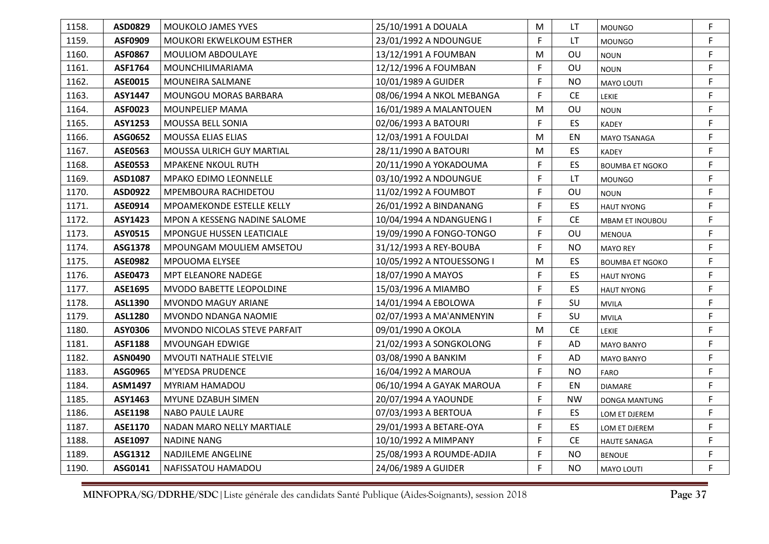| | | | | | | | |
|---|---|---|---|---|---|---|---|
| 1158. | **ASD0829** | MOUKOLO JAMES YVES | 25/10/1991 A DOUALA | M | LT | MOUNGO | F |
| 1159. | **ASF0909** | MOUKORI EKWELKOUM ESTHER | 23/01/1992 A NDOUNGUE | F | LT | MOUNGO | F |
| 1160. | **ASF0867** | MOULIOM ABDOULAYE | 13/12/1991 A FOUMBAN | M | OU | NOUN | F |
| 1161. | **ASF1764** | MOUNCHILIMARIAMA | 12/12/1996 A FOUMBAN | F | OU | NOUN | F |
| 1162. | **ASE0015** | MOUNEIRA SALMANE | 10/01/1989 A GUIDER | F | NO | MAYO LOUTI | F |
| 1163. | **ASY1447** | MOUNGOU MORAS BARBARA | 08/06/1994 A NKOL MEBANGA | F | CE | LEKIE | F |
| 1164. | **ASF0023** | MOUNPELIEP MAMA | 16/01/1989 A MALANTOUEN | M | OU | NOUN | F |
| 1165. | **ASY1253** | MOUSSA BELL SONIA | 02/06/1993 A BATOURI | F | ES | KADEY | F |
| 1166. | **ASG0652** | MOUSSA ELIAS ELIAS | 12/03/1991 A FOULDAI | M | EN | MAYO TSANAGA | F |
| 1167. | **ASE0563** | MOUSSA ULRICH GUY MARTIAL | 28/11/1990 A BATOURI | M | ES | KADEY | F |
| 1168. | **ASE0553** | MPAKENE NKOUL RUTH | 20/11/1990 A YOKADOUMA | F | ES | BOUMBA ET NGOKO | F |
| 1169. | **ASD1087** | MPAKO EDIMO LEONNELLE | 03/10/1992 A NDOUNGUE | F | LT | MOUNGO | F |
| 1170. | **ASD0922** | MPEMBOURA RACHIDETOU | 11/02/1992 A FOUMBOT | F | OU | NOUN | F |
| 1171. | **ASE0914** | MPOAMEKONDE ESTELLE KELLY | 26/01/1992 A BINDANANG | F | ES | HAUT NYONG | F |
| 1172. | **ASY1423** | MPON A KESSENG NADINE SALOME | 10/04/1994 A NDANGUENG I | F | CE | MBAM ET INOUBOU | F |
| 1173. | **ASY0515** | MPONGUE HUSSEN LEATICIALE | 19/09/1990 A FONGO-TONGO | F | OU | MENOUA | F |
| 1174. | **ASG1378** | MPOUNGAM MOULIEM AMSETOU | 31/12/1993 A REY-BOUBA | F | NO | MAYO REY | F |
| 1175. | **ASE0982** | MPOUOMA ELYSEE | 10/05/1992 A NTOUESSONG I | M | ES | BOUMBA ET NGOKO | F |
| 1176. | **ASE0473** | MPT ELEANORE NADEGE | 18/07/1990 A MAYOS | F | ES | HAUT NYONG | F |
| 1177. | **ASE1695** | MVODO BABETTE LEOPOLDINE | 15/03/1996 A MIAMBO | F | ES | HAUT NYONG | F |
| 1178. | **ASL1390** | MVONDO MAGUY ARIANE | 14/01/1994 A EBOLOWA | F | SU | MVILA | F |
| 1179. | **ASL1280** | MVONDO NDANGA NAOMIE | 02/07/1993 A MA'ANMENYIN | F | SU | MVILA | F |
| 1180. | **ASY0306** | MVONDO NICOLAS STEVE PARFAIT | 09/01/1990 A OKOLA | M | CE | LEKIE | F |
| 1181. | **ASF1188** | MVOUNGAH EDWIGE | 21/02/1993 A SONGKOLONG | F | AD | MAYO BANYO | F |
| 1182. | **ASN0490** | MVOUTI NATHALIE STELVIE | 03/08/1990 A BANKIM | F | AD | MAYO BANYO | F |
| 1183. | **ASG0965** | M'YEDSA PRUDENCE | 16/04/1992 A MAROUA | F | NO | FARO | F |
| 1184. | **ASM1497** | MYRIAM HAMADOU | 06/10/1994 A GAYAK MAROUA | F | EN | DIAMARE | F |
| 1185. | **ASY1463** | MYUNE DZABUH SIMEN | 20/07/1994 A YAOUNDE | F | NW | DONGA MANTUNG | F |
| 1186. | **ASE1198** | NABO PAULE LAURE | 07/03/1993 A BERTOUA | F | ES | LOM ET DJEREM | F |
| 1187. | **ASE1170** | NADAN MARO NELLY MARTIALE | 29/01/1993 A BETARE-OYA | F | ES | LOM ET DJEREM | F |
| 1188. | **ASE1097** | NADINE NANG | 10/10/1992 A MIMPANY | F | CE | HAUTE SANAGA | F |
| 1189. | **ASG1312** | NADJILEME ANGELINE | 25/08/1993 A ROUMDE-ADJIA | F | NO | BENOUE | F |
| 1190. | **ASG0141** | NAFISSATOU HAMADOU | 24/06/1989 A GUIDER | F | NO | MAYO LOUTI | F |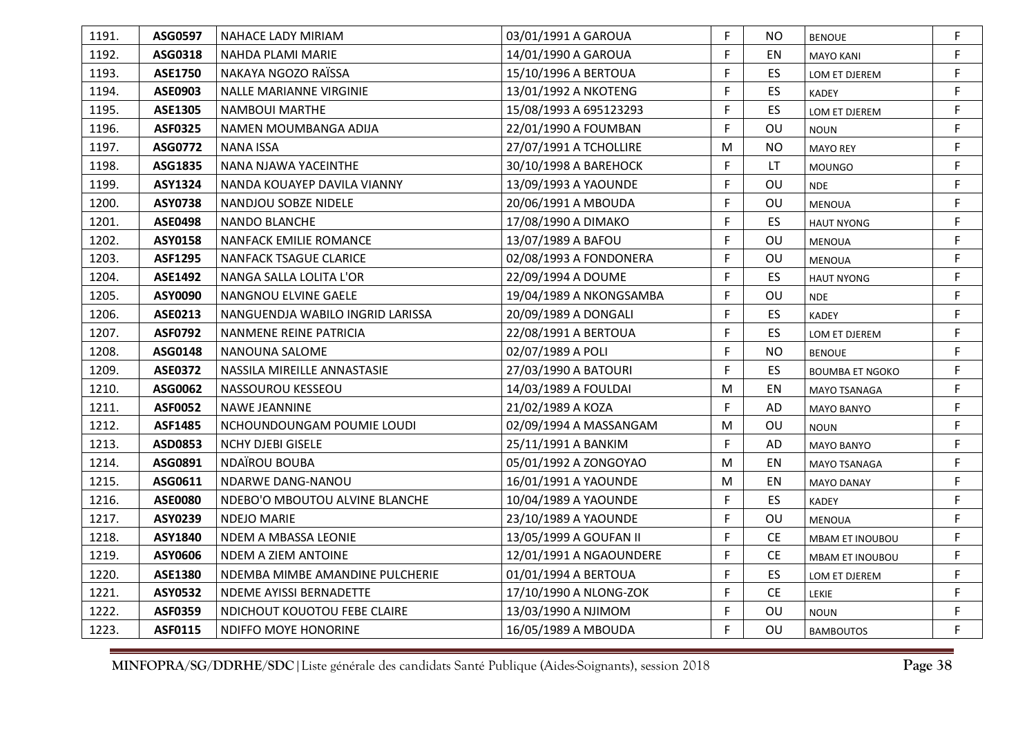| | | | | | | | |
|---|---|---|---|---|---|---|---|
| 1191. | **ASG0597** | NAHACE LADY MIRIAM | 03/01/1991 A GAROUA | F | NO | BENOUE | F |
| 1192. | **ASG0318** | NAHDA PLAMI MARIE | 14/01/1990 A GAROUA | F | EN | MAYO KANI | F |
| 1193. | **ASE1750** | NAKAYA NGOZO RAÏSSA | 15/10/1996 A BERTOUA | F | ES | LOM ET DJEREM | F |
| 1194. | **ASE0903** | NALLE MARIANNE VIRGINIE | 13/01/1992 A NKOTENG | F | ES | KADEY | F |
| 1195. | **ASE1305** | NAMBOUI MARTHE | 15/08/1993 A 695123293 | F | ES | LOM ET DJEREM | F |
| 1196. | **ASF0325** | NAMEN MOUMBANGA ADIJA | 22/01/1990 A FOUMBAN | F | OU | NOUN | F |
| 1197. | **ASG0772** | NANA ISSA | 27/07/1991 A TCHOLLIRE | M | NO | MAYO REY | F |
| 1198. | **ASG1835** | NANA NJAWA YACEINTHE | 30/10/1998 A BAREHOCK | F | LT | MOUNGO | F |
| 1199. | **ASY1324** | NANDA KOUAYEP DAVILA VIANNY | 13/09/1993 A YAOUNDE | F | OU | NDE | F |
| 1200. | **ASY0738** | NANDJOU SOBZE NIDELE | 20/06/1991 A MBOUDA | F | OU | MENOUA | F |
| 1201. | **ASE0498** | NANDO BLANCHE | 17/08/1990 A DIMAKO | F | ES | HAUT NYONG | F |
| 1202. | **ASY0158** | NANFACK EMILIE ROMANCE | 13/07/1989 A BAFOU | F | OU | MENOUA | F |
| 1203. | **ASF1295** | NANFACK TSAGUE CLARICE | 02/08/1993 A FONDONERA | F | OU | MENOUA | F |
| 1204. | **ASE1492** | NANGA SALLA LOLITA L'OR | 22/09/1994 A DOUME | F | ES | HAUT NYONG | F |
| 1205. | **ASY0090** | NANGNOU ELVINE GAELE | 19/04/1989 A NKONGSAMBA | F | OU | NDE | F |
| 1206. | **ASE0213** | NANGUENDJA WABILO INGRID LARISSA | 20/09/1989 A DONGALI | F | ES | KADEY | F |
| 1207. | **ASF0792** | NANMENE REINE PATRICIA | 22/08/1991 A BERTOUA | F | ES | LOM ET DJEREM | F |
| 1208. | **ASG0148** | NANOUNA SALOME | 02/07/1989 A POLI | F | NO | BENOUE | F |
| 1209. | **ASE0372** | NASSILA MIREILLE ANNASTASIE | 27/03/1990 A BATOURI | F | ES | BOUMBA ET NGOKO | F |
| 1210. | **ASG0062** | NASSOUROU KESSEOU | 14/03/1989 A FOULDAI | M | EN | MAYO TSANAGA | F |
| 1211. | **ASF0052** | NAWE JEANNINE | 21/02/1989 A KOZA | F | AD | MAYO BANYO | F |
| 1212. | **ASF1485** | NCHOUNDOUNGAM POUMIE LOUDI | 02/09/1994 A MASSANGAM | M | OU | NOUN | F |
| 1213. | **ASD0853** | NCHY DJEBI GISELE | 25/11/1991 A BANKIM | F | AD | MAYO BANYO | F |
| 1214. | **ASG0891** | NDAÏROU BOUBA | 05/01/1992 A ZONGOYAO | M | EN | MAYO TSANAGA | F |
| 1215. | **ASG0611** | NDARWE DANG-NANOU | 16/01/1991 A YAOUNDE | M | EN | MAYO DANAY | F |
| 1216. | **ASE0080** | NDEBO'O MBOUTOU ALVINE BLANCHE | 10/04/1989 A YAOUNDE | F | ES | KADEY | F |
| 1217. | **ASY0239** | NDEJO MARIE | 23/10/1989 A YAOUNDE | F | OU | MENOUA | F |
| 1218. | **ASY1840** | NDEM A MBASSA LEONIE | 13/05/1999 A GOUFAN II | F | CE | MBAM ET INOUBOU | F |
| 1219. | **ASY0606** | NDEM A ZIEM ANTOINE | 12/01/1991 A NGAOUNDERE | F | CE | MBAM ET INOUBOU | F |
| 1220. | **ASE1380** | NDEMBA MIMBE AMANDINE PULCHERIE | 01/01/1994 A BERTOUA | F | ES | LOM ET DJEREM | F |
| 1221. | **ASY0532** | NDEME AYISSI BERNADETTE | 17/10/1990 A NLONG-ZOK | F | CE | LEKIE | F |
| 1222. | **ASF0359** | NDICHOUT KOUOTOU FEBE CLAIRE | 13/03/1990 A NJIMOM | F | OU | NOUN | F |
| 1223. | **ASF0115** | NDIFFO MOYE HONORINE | 16/05/1989 A MBOUDA | F | OU | BAMBOUTOS | F |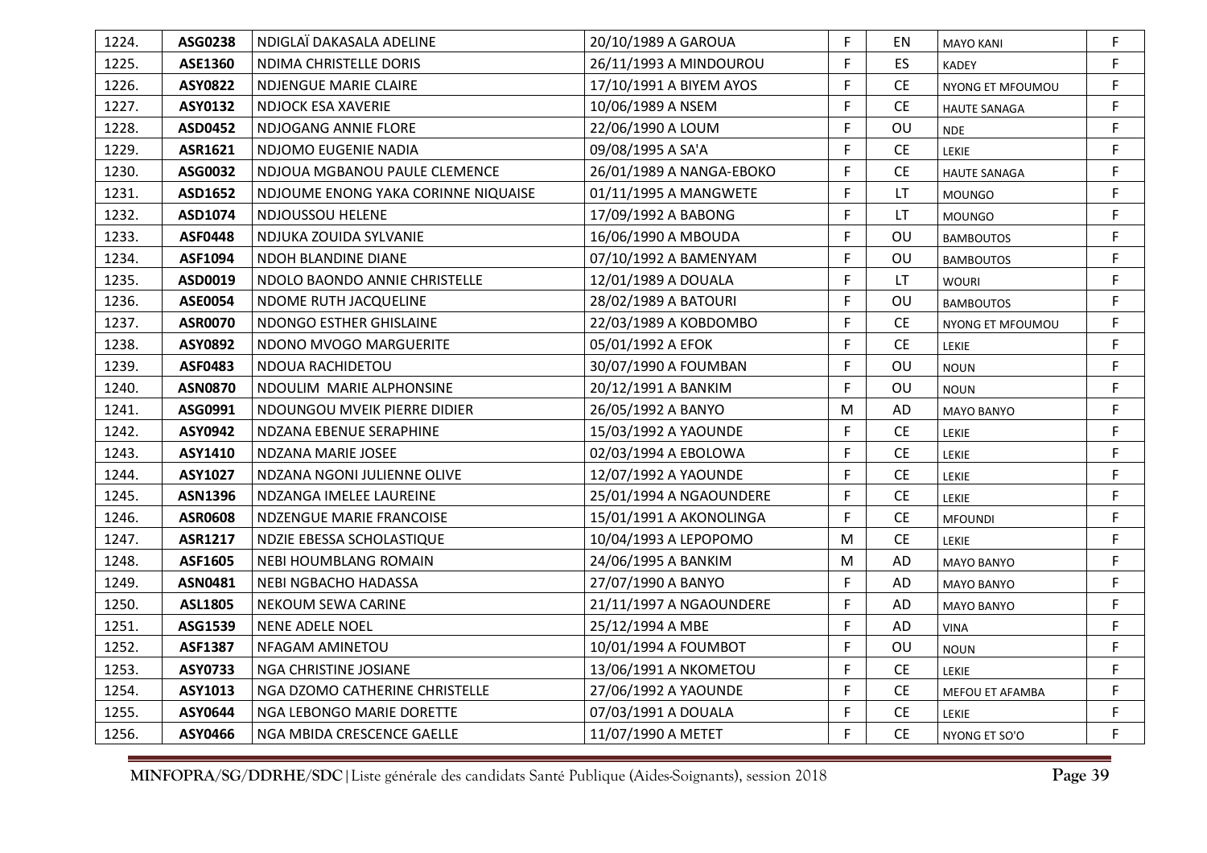| 1224. | ASG0238 | NDIGLAÏ DAKASALA ADELINE | 20/10/1989 A GAROUA | F | EN | MAYO KANI | F |
|---|---|---|---|---|---|---|---|
| 1225. | ASE1360 | NDIMA CHRISTELLE DORIS | 26/11/1993 A MINDOUROU | F | ES | KADEY | F |
| 1226. | ASY0822 | NDJENGUE MARIE CLAIRE | 17/10/1991 A BIYEM AYOS | F | CE | NYONG ET MFOUMOU | F |
| 1227. | ASY0132 | NDJOCK ESA XAVERIE | 10/06/1989 A NSEM | F | CE | HAUTE SANAGA | F |
| 1228. | ASD0452 | NDJOGANG ANNIE FLORE | 22/06/1990 A LOUM | F | OU | NDE | F |
| 1229. | ASR1621 | NDJOMO EUGENIE NADIA | 09/08/1995 A SA'A | F | CE | LEKIE | F |
| 1230. | ASG0032 | NDJOUA MGBANOU PAULE CLEMENCE | 26/01/1989 A NANGA-EBOKO | F | CE | HAUTE SANAGA | F |
| 1231. | ASD1652 | NDJOUME ENONG YAKA CORINNE NIQUAISE | 01/11/1995 A MANGWETE | F | LT | MOUNGO | F |
| 1232. | ASD1074 | NDJOUSSOU HELENE | 17/09/1992 A BABONG | F | LT | MOUNGO | F |
| 1233. | ASF0448 | NDJUKA ZOUIDA SYLVANIE | 16/06/1990 A MBOUDA | F | OU | BAMBOUTOS | F |
| 1234. | ASF1094 | NDOH BLANDINE DIANE | 07/10/1992 A BAMENYAM | F | OU | BAMBOUTOS | F |
| 1235. | ASD0019 | NDOLO BAONDO ANNIE CHRISTELLE | 12/01/1989 A DOUALA | F | LT | WOURI | F |
| 1236. | ASE0054 | NDOME RUTH JACQUELINE | 28/02/1989 A BATOURI | F | OU | BAMBOUTOS | F |
| 1237. | ASR0070 | NDONGO ESTHER GHISLAINE | 22/03/1989 A KOBDOMBO | F | CE | NYONG ET MFOUMOU | F |
| 1238. | ASY0892 | NDONO MVOGO MARGUERITE | 05/01/1992 A EFOK | F | CE | LEKIE | F |
| 1239. | ASF0483 | NDOUA RACHIDETOU | 30/07/1990 A FOUMBAN | F | OU | NOUN | F |
| 1240. | ASN0870 | NDOULIM MARIE ALPHONSINE | 20/12/1991 A BANKIM | F | OU | NOUN | F |
| 1241. | ASG0991 | NDOUNGOU MVEIK PIERRE DIDIER | 26/05/1992 A BANYO | M | AD | MAYO BANYO | F |
| 1242. | ASY0942 | NDZANA EBENUE SERAPHINE | 15/03/1992 A YAOUNDE | F | CE | LEKIE | F |
| 1243. | ASY1410 | NDZANA MARIE JOSEE | 02/03/1994 A EBOLOWA | F | CE | LEKIE | F |
| 1244. | ASY1027 | NDZANA NGONI JULIENNE OLIVE | 12/07/1992 A YAOUNDE | F | CE | LEKIE | F |
| 1245. | ASN1396 | NDZANGA IMELEE LAUREINE | 25/01/1994 A NGAOUNDERE | F | CE | LEKIE | F |
| 1246. | ASR0608 | NDZENGUE MARIE FRANCOISE | 15/01/1991 A AKONOLINGA | F | CE | MFOUNDI | F |
| 1247. | ASR1217 | NDZIE EBESSA SCHOLASTIQUE | 10/04/1993 A LEPOPOMO | M | CE | LEKIE | F |
| 1248. | ASF1605 | NEBI HOUMBLANG ROMAIN | 24/06/1995 A BANKIM | M | AD | MAYO BANYO | F |
| 1249. | ASN0481 | NEBI NGBACHO HADASSA | 27/07/1990 A BANYO | F | AD | MAYO BANYO | F |
| 1250. | ASL1805 | NEKOUM SEWA CARINE | 21/11/1997 A NGAOUNDERE | F | AD | MAYO BANYO | F |
| 1251. | ASG1539 | NENE ADELE NOEL | 25/12/1994 A MBE | F | AD | VINA | F |
| 1252. | ASF1387 | NFAGAM AMINETOU | 10/01/1994 A FOUMBOT | F | OU | NOUN | F |
| 1253. | ASY0733 | NGA CHRISTINE JOSIANE | 13/06/1991 A NKOMETOU | F | CE | LEKIE | F |
| 1254. | ASY1013 | NGA DZOMO CATHERINE CHRISTELLE | 27/06/1992 A YAOUNDE | F | CE | MEFOU ET AFAMBA | F |
| 1255. | ASY0644 | NGA LEBONGO MARIE DORETTE | 07/03/1991 A DOUALA | F | CE | LEKIE | F |
| 1256. | ASY0466 | NGA MBIDA CRESCENCE GAELLE | 11/07/1990 A METET | F | CE | NYONG ET SO'O | F |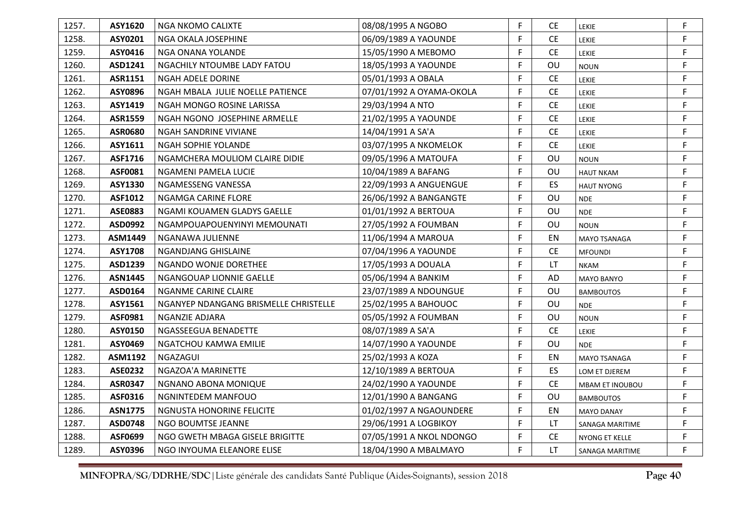| | | | | | | | |
|---|---|---|---|---|---|---|---|
| 1257. | **ASY1620** | NGA NKOMO CALIXTE | 08/08/1995 A NGOBO | F | CE | LEKIE | F |
| 1258. | **ASY0201** | NGA OKALA JOSEPHINE | 06/09/1989 A YAOUNDE | F | CE | LEKIE | F |
| 1259. | **ASY0416** | NGA ONANA YOLANDE | 15/05/1990 A MEBOMO | F | CE | LEKIE | F |
| 1260. | **ASD1241** | NGACHILY NTOUMBE LADY FATOU | 18/05/1993 A YAOUNDE | F | OU | NOUN | F |
| 1261. | **ASR1151** | NGAH ADELE DORINE | 05/01/1993 A OBALA | F | CE | LEKIE | F |
| 1262. | **ASY0896** | NGAH MBALA JULIE NOELLE PATIENCE | 07/01/1992 A OYAMA-OKOLA | F | CE | LEKIE | F |
| 1263. | **ASY1419** | NGAH MONGO ROSINE LARISSA | 29/03/1994 A NTO | F | CE | LEKIE | F |
| 1264. | **ASR1559** | NGAH NGONO JOSEPHINE ARMELLE | 21/02/1995 A YAOUNDE | F | CE | LEKIE | F |
| 1265. | **ASR0680** | NGAH SANDRINE VIVIANE | 14/04/1991 A SA'A | F | CE | LEKIE | F |
| 1266. | **ASY1611** | NGAH SOPHIE YOLANDE | 03/07/1995 A NKOMELOK | F | CE | LEKIE | F |
| 1267. | **ASF1716** | NGAMCHERA MOULIOM CLAIRE DIDIE | 09/05/1996 A MATOUFA | F | OU | NOUN | F |
| 1268. | **ASF0081** | NGAMENI PAMELA LUCIE | 10/04/1989 A BAFANG | F | OU | HAUT NKAM | F |
| 1269. | **ASY1330** | NGAMESSENG VANESSA | 22/09/1993 A ANGUENGUE | F | ES | HAUT NYONG | F |
| 1270. | **ASF1012** | NGAMGA CARINE FLORE | 26/06/1992 A BANGANGTE | F | OU | NDE | F |
| 1271. | **ASE0883** | NGAMI KOUAMEN GLADYS GAELLE | 01/01/1992 A BERTOUA | F | OU | NDE | F |
| 1272. | **ASD0992** | NGAMPOUAPOUENYINYI MEMOUNATI | 27/05/1992 A FOUMBAN | F | OU | NOUN | F |
| 1273. | **ASM1449** | NGANAWA JULIENNE | 11/06/1994 A MAROUA | F | EN | MAYO TSANAGA | F |
| 1274. | **ASY1708** | NGANDJANG GHISLAINE | 07/04/1996 A YAOUNDE | F | CE | MFOUNDI | F |
| 1275. | **ASD1239** | NGANDO WONJE DORETHEE | 17/05/1993 A DOUALA | F | LT | NKAM | F |
| 1276. | **ASN1445** | NGANGOUAP LIONNIE GAELLE | 05/06/1994 A BANKIM | F | AD | MAYO BANYO | F |
| 1277. | **ASD0164** | NGANME CARINE CLAIRE | 23/07/1989 A NDOUNGUE | F | OU | BAMBOUTOS | F |
| 1278. | **ASY1561** | NGANYEP NDANGANG BRISMELLE CHRISTELLE | 25/02/1995 A BAHOUOC | F | OU | NDE | F |
| 1279. | **ASF0981** | NGANZIE ADJARA | 05/05/1992 A FOUMBAN | F | OU | NOUN | F |
| 1280. | **ASY0150** | NGASSEEGUA BENADETTE | 08/07/1989 A SA'A | F | CE | LEKIE | F |
| 1281. | **ASY0469** | NGATCHOU KAMWA EMILIE | 14/07/1990 A YAOUNDE | F | OU | NDE | F |
| 1282. | **ASM1192** | NGAZAGUI | 25/02/1993 A KOZA | F | EN | MAYO TSANAGA | F |
| 1283. | **ASE0232** | NGAZOA'A MARINETTE | 12/10/1989 A BERTOUA | F | ES | LOM ET DJEREM | F |
| 1284. | **ASR0347** | NGNANO ABONA MONIQUE | 24/02/1990 A YAOUNDE | F | CE | MBAM ET INOUBOU | F |
| 1285. | **ASF0316** | NGNINTEDEM MANFOUO | 12/01/1990 A BANGANG | F | OU | BAMBOUTOS | F |
| 1286. | **ASN1775** | NGNUSTA HONORINE FELICITE | 01/02/1997 A NGAOUNDERE | F | EN | MAYO DANAY | F |
| 1287. | **ASD0748** | NGO BOUMTSE JEANNE | 29/06/1991 A LOGBIKOY | F | LT | SANAGA MARITIME | F |
| 1288. | **ASF0699** | NGO GWETH MBAGA GISELE BRIGITTE | 07/05/1991 A NKOL NDONGO | F | CE | NYONG ET KELLE | F |
| 1289. | **ASY0396** | NGO INYOUMA ELEANORE ELISE | 18/04/1990 A MBALMAYO | F | LT | SANAGA MARITIME | F |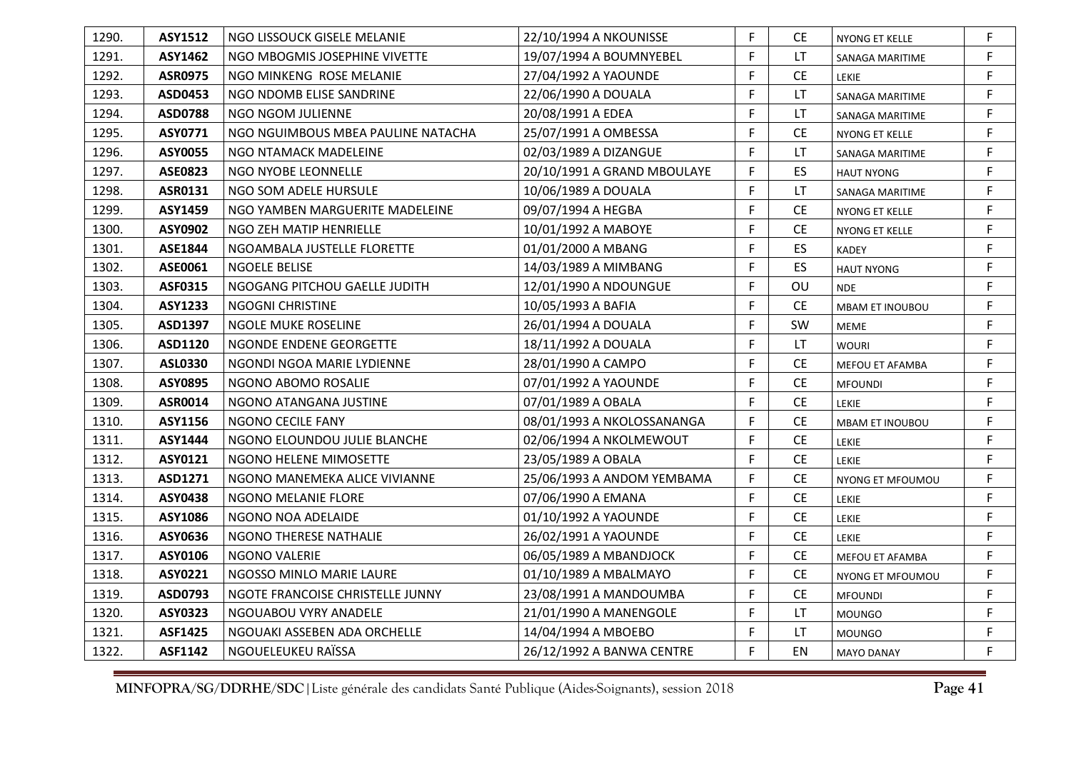| 1290. | ASY1512 | NGO LISSOUCK GISELE MELANIE | 22/10/1994 A NKOUNISSE | F | CE | NYONG ET KELLE | F |
|---|---|---|---|---|---|---|---|
| 1291. | ASY1462 | NGO MBOGMIS JOSEPHINE VIVETTE | 19/07/1994 A BOUMNYEBEL | F | LT | SANAGA MARITIME | F |
| 1292. | ASR0975 | NGO MINKENG ROSE MELANIE | 27/04/1992 A YAOUNDE | F | CE | LEKIE | F |
| 1293. | ASD0453 | NGO NDOMB ELISE SANDRINE | 22/06/1990 A DOUALA | F | LT | SANAGA MARITIME | F |
| 1294. | ASD0788 | NGO NGOM JULIENNE | 20/08/1991 A EDEA | F | LT | SANAGA MARITIME | F |
| 1295. | ASY0771 | NGO NGUIMBOUS MBEA PAULINE NATACHA | 25/07/1991 A OMBESSA | F | CE | NYONG ET KELLE | F |
| 1296. | ASY0055 | NGO NTAMACK MADELEINE | 02/03/1989 A DIZANGUE | F | LT | SANAGA MARITIME | F |
| 1297. | ASE0823 | NGO NYOBE LEONNELLE | 20/10/1991 A GRAND MBOULAYE | F | ES | HAUT NYONG | F |
| 1298. | ASR0131 | NGO SOM ADELE HURSULE | 10/06/1989 A DOUALA | F | LT | SANAGA MARITIME | F |
| 1299. | ASY1459 | NGO YAMBEN MARGUERITE MADELEINE | 09/07/1994 A HEGBA | F | CE | NYONG ET KELLE | F |
| 1300. | ASY0902 | NGO ZEH MATIP HENRIELLE | 10/01/1992 A MABOYE | F | CE | NYONG ET KELLE | F |
| 1301. | ASE1844 | NGOAMBALA JUSTELLE FLORETTE | 01/01/2000 A MBANG | F | ES | KADEY | F |
| 1302. | ASE0061 | NGOELE BELISE | 14/03/1989 A MIMBANG | F | ES | HAUT NYONG | F |
| 1303. | ASF0315 | NGOGANG PITCHOU GAELLE JUDITH | 12/01/1990 A NDOUNGUE | F | OU | NDE | F |
| 1304. | ASY1233 | NGOGNI CHRISTINE | 10/05/1993 A BAFIA | F | CE | MBAM ET INOUBOU | F |
| 1305. | ASD1397 | NGOLE MUKE ROSELINE | 26/01/1994 A DOUALA | F | SW | MEME | F |
| 1306. | ASD1120 | NGONDE ENDENE GEORGETTE | 18/11/1992 A DOUALA | F | LT | WOURI | F |
| 1307. | ASL0330 | NGONDI NGOA MARIE LYDIENNE | 28/01/1990 A CAMPO | F | CE | MEFOU ET AFAMBA | F |
| 1308. | ASY0895 | NGONO ABOMO ROSALIE | 07/01/1992 A YAOUNDE | F | CE | MFOUNDI | F |
| 1309. | ASR0014 | NGONO ATANGANA JUSTINE | 07/01/1989 A OBALA | F | CE | LEKIE | F |
| 1310. | ASY1156 | NGONO CECILE FANY | 08/01/1993 A NKOLOSSANANGA | F | CE | MBAM ET INOUBOU | F |
| 1311. | ASY1444 | NGONO ELOUNDOU JULIE BLANCHE | 02/06/1994 A NKOLMEWOUT | F | CE | LEKIE | F |
| 1312. | ASY0121 | NGONO HELENE MIMOSETTE | 23/05/1989 A OBALA | F | CE | LEKIE | F |
| 1313. | ASD1271 | NGONO MANEMEKA ALICE VIVIANNE | 25/06/1993 A ANDOM YEMBAMA | F | CE | NYONG ET MFOUMOU | F |
| 1314. | ASY0438 | NGONO MELANIE FLORE | 07/06/1990 A EMANA | F | CE | LEKIE | F |
| 1315. | ASY1086 | NGONO NOA ADELAIDE | 01/10/1992 A YAOUNDE | F | CE | LEKIE | F |
| 1316. | ASY0636 | NGONO THERESE NATHALIE | 26/02/1991 A YAOUNDE | F | CE | LEKIE | F |
| 1317. | ASY0106 | NGONO VALERIE | 06/05/1989 A MBANDJOCK | F | CE | MEFOU ET AFAMBA | F |
| 1318. | ASY0221 | NGOSSO MINLO MARIE LAURE | 01/10/1989 A MBALMAYO | F | CE | NYONG ET MFOUMOU | F |
| 1319. | ASD0793 | NGOTE FRANCOISE CHRISTELLE JUNNY | 23/08/1991 A MANDOUMBA | F | CE | MFOUNDI | F |
| 1320. | ASY0323 | NGOUABOU VYRY ANADELE | 21/01/1990 A MANENGOLE | F | LT | MOUNGO | F |
| 1321. | ASF1425 | NGOUAKI ASSEBEN ADA ORCHELLE | 14/04/1994 A MBOEBO | F | LT | MOUNGO | F |
| 1322. | ASF1142 | NGOUELEUKEU RAÏSSA | 26/12/1992 A BANWA CENTRE | F | EN | MAYO DANAY | F |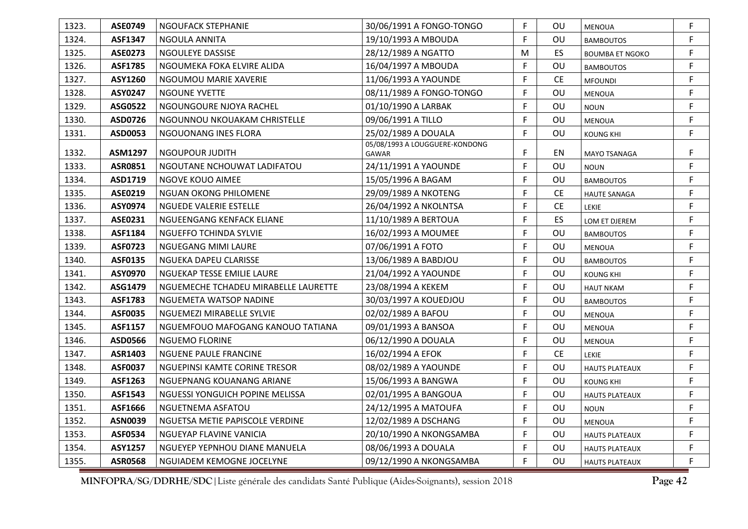| 1323. | ASE0749 | NGOUFACK STEPHANIE | 30/06/1991 A FONGO-TONGO | F | OU | MENOUA | F |
|---|---|---|---|---|---|---|---|
| 1324. | ASF1347 | NGOULA ANNITA | 19/10/1993 A MBOUDA | F | OU | BAMBOUTOS | F |
| 1325. | ASE0273 | NGOULEYE DASSISE | 28/12/1989 A NGATTO | M | ES | BOUMBA ET NGOKO | F |
| 1326. | ASF1785 | NGOUMEKA FOKA ELVIRE ALIDA | 16/04/1997 A MBOUDA | F | OU | BAMBOUTOS | F |
| 1327. | ASY1260 | NGOUMOU MARIE XAVERIE | 11/06/1993 A YAOUNDE | F | CE | MFOUNDI | F |
| 1328. | ASY0247 | NGOUNE YVETTE | 08/11/1989 A FONGO-TONGO | F | OU | MENOUA | F |
| 1329. | ASG0522 | NGOUNGOURE NJOYA RACHEL | 01/10/1990 A LARBAK | F | OU | NOUN | F |
| 1330. | ASD0726 | NGOUNNOU NKOUAKAM CHRISTELLE | 09/06/1991 A TILLO | F | OU | MENOUA | F |
| 1331. | ASD0053 | NGOUONANG INES FLORA | 25/02/1989 A DOUALA | F | OU | KOUNG KHI | F |
| 1332. | ASM1297 | NGOUPOUR JUDITH | 05/08/1993 A LOUGGUERE-KONDONG GAWAR | F | EN | MAYO TSANAGA | F |
| 1333. | ASR0851 | NGOUTANE NCHOUWAT LADIFATOU | 24/11/1991 A YAOUNDE | F | OU | NOUN | F |
| 1334. | ASD1719 | NGOVE KOUO AIMEE | 15/05/1996 A BAGAM | F | OU | BAMBOUTOS | F |
| 1335. | ASE0219 | NGUAN OKONG PHILOMENE | 29/09/1989 A NKOTENG | F | CE | HAUTE SANAGA | F |
| 1336. | ASY0974 | NGUEDE VALERIE ESTELLE | 26/04/1992 A NKOLNTSA | F | CE | LEKIE | F |
| 1337. | ASE0231 | NGUEENGANG KENFACK ELIANE | 11/10/1989 A BERTOUA | F | ES | LOM ET DJEREM | F |
| 1338. | ASF1184 | NGUEFFO TCHINDA SYLVIE | 16/02/1993 A MOUMEE | F | OU | BAMBOUTOS | F |
| 1339. | ASF0723 | NGUEGANG MIMI LAURE | 07/06/1991 A FOTO | F | OU | MENOUA | F |
| 1340. | ASF0135 | NGUEKA DAPEU CLARISSE | 13/06/1989 A BABDJOU | F | OU | BAMBOUTOS | F |
| 1341. | ASY0970 | NGUEKAP TESSE EMILIE LAURE | 21/04/1992 A YAOUNDE | F | OU | KOUNG KHI | F |
| 1342. | ASG1479 | NGUEMECHE TCHADEU MIRABELLE LAURETTE | 23/08/1994 A KEKEM | F | OU | HAUT NKAM | F |
| 1343. | ASF1783 | NGUEMETA WATSOP NADINE | 30/03/1997 A KOUEDJOU | F | OU | BAMBOUTOS | F |
| 1344. | ASF0035 | NGUEMEZI MIRABELLE SYLVIE | 02/02/1989 A BAFOU | F | OU | MENOUA | F |
| 1345. | ASF1157 | NGUEMFOUO MAFOGANG KANOUO TATIANA | 09/01/1993 A BANSOA | F | OU | MENOUA | F |
| 1346. | ASD0566 | NGUEMO FLORINE | 06/12/1990 A DOUALA | F | OU | MENOUA | F |
| 1347. | ASR1403 | NGUENE PAULE FRANCINE | 16/02/1994 A EFOK | F | CE | LEKIE | F |
| 1348. | ASF0037 | NGUEPINSI KAMTE CORINE TRESOR | 08/02/1989 A YAOUNDE | F | OU | HAUTS PLATEAUX | F |
| 1349. | ASF1263 | NGUEPNANG KOUANANG ARIANE | 15/06/1993 A BANGWA | F | OU | KOUNG KHI | F |
| 1350. | ASF1543 | NGUESSI YONGUICH POPINE MELISSA | 02/01/1995 A BANGOUA | F | OU | HAUTS PLATEAUX | F |
| 1351. | ASF1666 | NGUETNEMA ASFATOU | 24/12/1995 A MATOUFA | F | OU | NOUN | F |
| 1352. | ASN0039 | NGUETSA METIE PAPISCOLE VERDINE | 12/02/1989 A DSCHANG | F | OU | MENOUA | F |
| 1353. | ASF0534 | NGUEYAP FLAVINE VANICIA | 20/10/1990 A NKONGSAMBA | F | OU | HAUTS PLATEAUX | F |
| 1354. | ASY1257 | NGUEYEP YEPNHOU DIANE MANUELA | 08/06/1993 A DOUALA | F | OU | HAUTS PLATEAUX | F |
| 1355. | ASR0568 | NGUIADEM KEMOGNE JOCELYNE | 09/12/1990 A NKONGSAMBA | F | OU | HAUTS PLATEAUX | F |

**MINFOPRA/SG/DDRHE/SDC**|Liste générale des candidats Santé Publique (Aides-Soignants), session 2018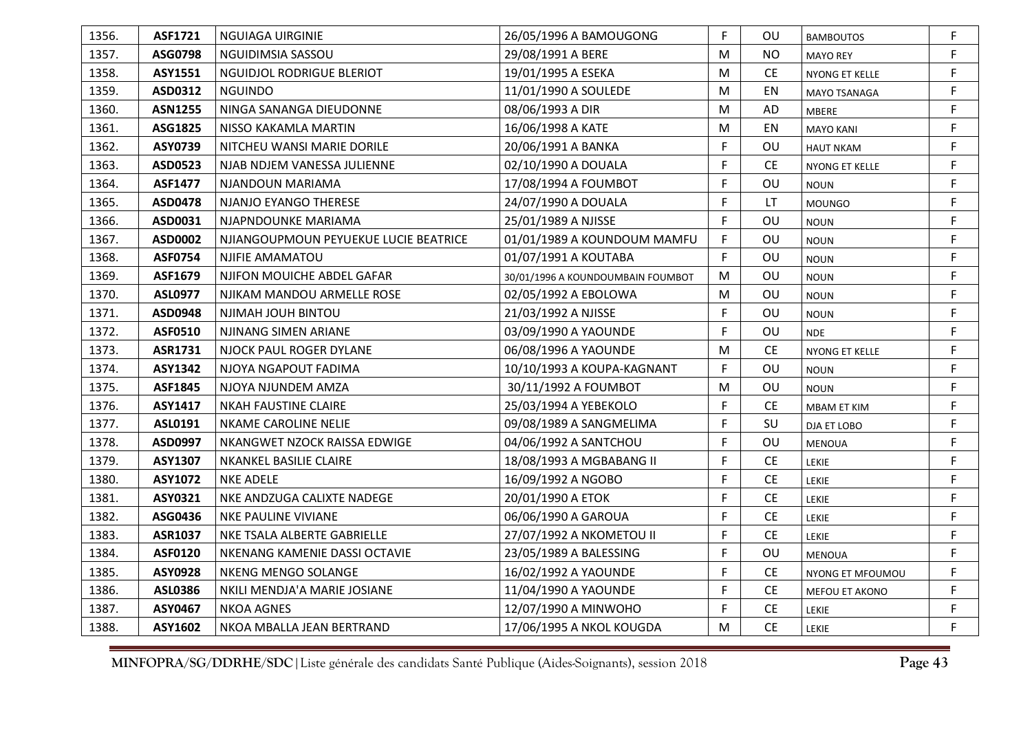| | | | | | | | |
|---|---|---|---|---|---|---|---|
| 1356. | **ASF1721** | NGUIAGA UIRGINIE | 26/05/1996 A BAMOUGONG | F | OU | BAMBOUTOS | F |
| 1357. | **ASG0798** | NGUIDIMSIA SASSOU | 29/08/1991 A BERE | M | NO | MAYO REY | F |
| 1358. | **ASY1551** | NGUIDJOL RODRIGUE BLERIOT | 19/01/1995 A ESEKA | M | CE | NYONG ET KELLE | F |
| 1359. | **ASD0312** | NGUINDO | 11/01/1990 A SOULEDE | M | EN | MAYO TSANAGA | F |
| 1360. | **ASN1255** | NINGA SANANGA DIEUDONNE | 08/06/1993 A DIR | M | AD | MBERE | F |
| 1361. | **ASG1825** | NISSO KAKAMLA MARTIN | 16/06/1998 A KATE | M | EN | MAYO KANI | F |
| 1362. | **ASY0739** | NITCHEU WANSI MARIE DORILE | 20/06/1991 A BANKA | F | OU | HAUT NKAM | F |
| 1363. | **ASD0523** | NJAB NDJEM VANESSA JULIENNE | 02/10/1990 A DOUALA | F | CE | NYONG ET KELLE | F |
| 1364. | **ASF1477** | NJANDOUN MARIAMA | 17/08/1994 A FOUMBOT | F | OU | NOUN | F |
| 1365. | **ASD0478** | NJANJO EYANGO THERESE | 24/07/1990 A DOUALA | F | LT | MOUNGO | F |
| 1366. | **ASD0031** | NJAPNDOUNKE MARIAMA | 25/01/1989 A NJISSE | F | OU | NOUN | F |
| 1367. | **ASD0002** | NJIANGOUPMOUN PEYUEKUE LUCIE BEATRICE | 01/01/1989 A KOUNDOUM MAMFU | F | OU | NOUN | F |
| 1368. | **ASF0754** | NJIFIE AMAMATOU | 01/07/1991 A KOUTABA | F | OU | NOUN | F |
| 1369. | **ASF1679** | NJIFON MOUICHE ABDEL GAFAR | 30/01/1996 A KOUNDOUMBAIN FOUMBOT | M | OU | NOUN | F |
| 1370. | **ASL0977** | NJIKAM MANDOU ARMELLE ROSE | 02/05/1992 A EBOLOWA | M | OU | NOUN | F |
| 1371. | **ASD0948** | NJIMAH JOUH BINTOU | 21/03/1992 A NJISSE | F | OU | NOUN | F |
| 1372. | **ASF0510** | NJINANG SIMEN ARIANE | 03/09/1990 A YAOUNDE | F | OU | NDE | F |
| 1373. | **ASR1731** | NJOCK PAUL ROGER DYLANE | 06/08/1996 A YAOUNDE | M | CE | NYONG ET KELLE | F |
| 1374. | **ASY1342** | NJOYA NGAPOUT FADIMA | 10/10/1993 A KOUPA-KAGNANT | F | OU | NOUN | F |
| 1375. | **ASF1845** | NJOYA NJUNDEM AMZA | 30/11/1992 A FOUMBOT | M | OU | NOUN | F |
| 1376. | **ASY1417** | NKAH FAUSTINE CLAIRE | 25/03/1994 A YEBEKOLO | F | CE | MBAM ET KIM | F |
| 1377. | **ASL0191** | NKAME CAROLINE NELIE | 09/08/1989 A SANGMELIMA | F | SU | DJA ET LOBO | F |
| 1378. | **ASD0997** | NKANGWET NZOCK RAISSA EDWIGE | 04/06/1992 A SANTCHOU | F | OU | MENOUA | F |
| 1379. | **ASY1307** | NKANKEL BASILIE CLAIRE | 18/08/1993 A MGBABANG II | F | CE | LEKIE | F |
| 1380. | **ASY1072** | NKE ADELE | 16/09/1992 A NGOBO | F | CE | LEKIE | F |
| 1381. | **ASY0321** | NKE ANDZUGA CALIXTE NADEGE | 20/01/1990 A ETOK | F | CE | LEKIE | F |
| 1382. | **ASG0436** | NKE PAULINE VIVIANE | 06/06/1990 A GAROUA | F | CE | LEKIE | F |
| 1383. | **ASR1037** | NKE TSALA ALBERTE GABRIELLE | 27/07/1992 A NKOMETOU II | F | CE | LEKIE | F |
| 1384. | **ASF0120** | NKENANG KAMENIE DASSI OCTAVIE | 23/05/1989 A BALESSING | F | OU | MENOUA | F |
| 1385. | **ASY0928** | NKENG MENGO SOLANGE | 16/02/1992 A YAOUNDE | F | CE | NYONG ET MFOUMOU | F |
| 1386. | **ASL0386** | NKILI MENDJA'A MARIE JOSIANE | 11/04/1990 A YAOUNDE | F | CE | MEFOU ET AKONO | F |
| 1387. | **ASY0467** | NKOA AGNES | 12/07/1990 A MINWOHO | F | CE | LEKIE | F |
| 1388. | **ASY1602** | NKOA MBALLA JEAN BERTRAND | 17/06/1995 A NKOL KOUGDA | M | CE | LEKIE | F |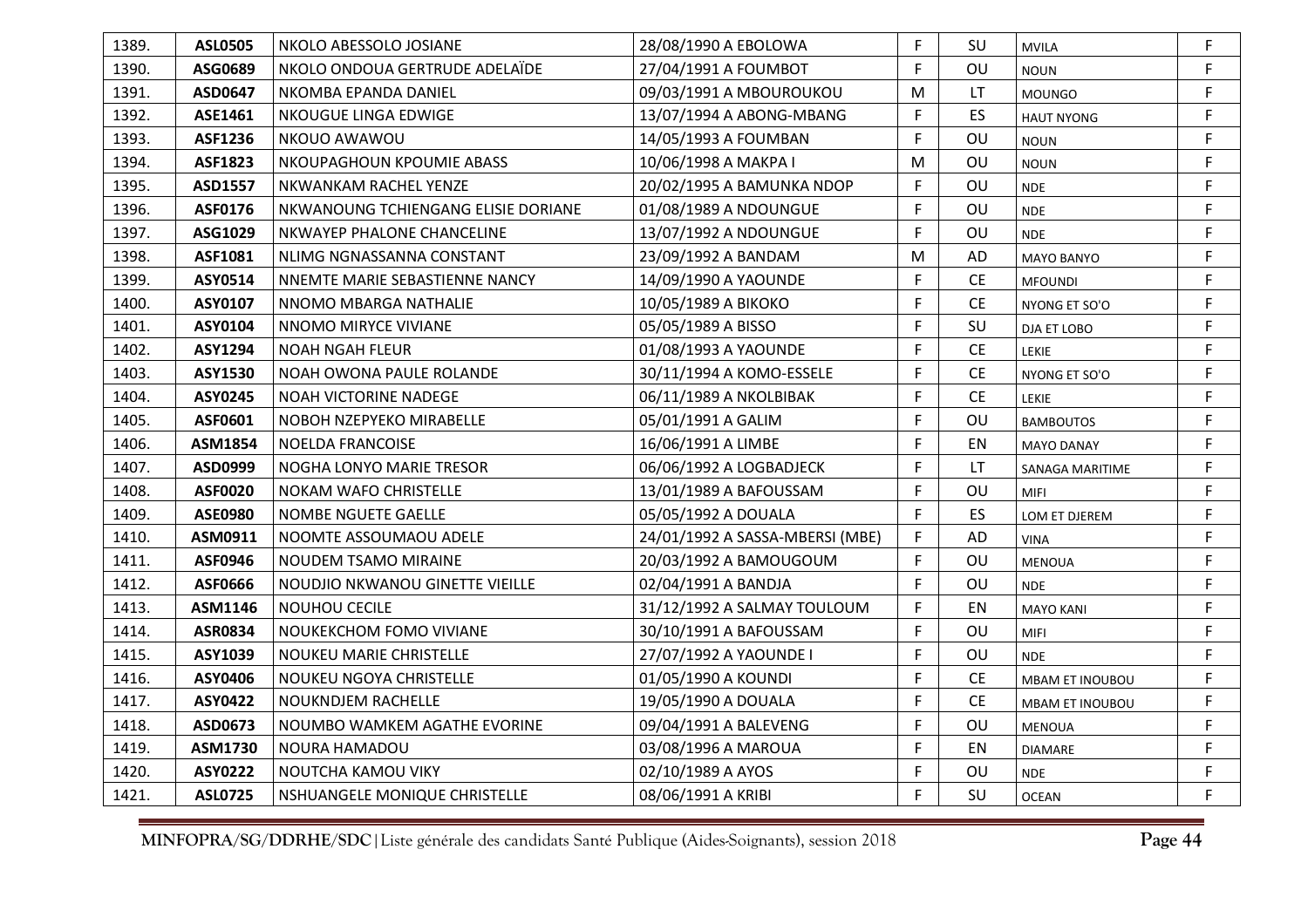| 1389. | ASL0505 | NKOLO ABESSOLO JOSIANE | 28/08/1990 A EBOLOWA | F | SU | MVILA | F |
|---|---|---|---|---|---|---|---|
| 1390. | ASG0689 | NKOLO ONDOUA GERTRUDE ADELAÏDE | 27/04/1991 A FOUMBOT | F | OU | NOUN | F |
| 1391. | ASD0647 | NKOMBA EPANDA DANIEL | 09/03/1991 A MBOUROUKOU | M | LT | MOUNGO | F |
| 1392. | ASE1461 | NKOUGUE LINGA EDWIGE | 13/07/1994 A ABONG-MBANG | F | ES | HAUT NYONG | F |
| 1393. | ASF1236 | NKOUO AWAWOU | 14/05/1993 A FOUMBAN | F | OU | NOUN | F |
| 1394. | ASF1823 | NKOUPAGHOUN KPOUMIE ABASS | 10/06/1998 A MAKPA I | M | OU | NOUN | F |
| 1395. | ASD1557 | NKWANKAM RACHEL YENZE | 20/02/1995 A BAMUNKA NDOP | F | OU | NDE | F |
| 1396. | ASF0176 | NKWANOUNG TCHIENGANG ELISIE DORIANE | 01/08/1989 A NDOUNGUE | F | OU | NDE | F |
| 1397. | ASG1029 | NKWAYEP PHALONE CHANCELINE | 13/07/1992 A NDOUNGUE | F | OU | NDE | F |
| 1398. | ASF1081 | NLIMG NGNASSANNA CONSTANT | 23/09/1992 A BANDAM | M | AD | MAYO BANYO | F |
| 1399. | ASY0514 | NNEMTE MARIE SEBASTIENNE NANCY | 14/09/1990 A YAOUNDE | F | CE | MFOUNDI | F |
| 1400. | ASY0107 | NNOMO MBARGA NATHALIE | 10/05/1989 A BIKOKO | F | CE | NYONG ET SO'O | F |
| 1401. | ASY0104 | NNOMO MIRYCE VIVIANE | 05/05/1989 A BISSO | F | SU | DJA ET LOBO | F |
| 1402. | ASY1294 | NOAH NGAH FLEUR | 01/08/1993 A YAOUNDE | F | CE | LEKIE | F |
| 1403. | ASY1530 | NOAH OWONA PAULE ROLANDE | 30/11/1994 A KOMO-ESSELE | F | CE | NYONG ET SO'O | F |
| 1404. | ASY0245 | NOAH VICTORINE NADEGE | 06/11/1989 A NKOLBIBAK | F | CE | LEKIE | F |
| 1405. | ASF0601 | NOBOH NZEPYEKO MIRABELLE | 05/01/1991 A GALIM | F | OU | BAMBOUTOS | F |
| 1406. | ASM1854 | NOELDA FRANCOISE | 16/06/1991 A LIMBE | F | EN | MAYO DANAY | F |
| 1407. | ASD0999 | NOGHA LONYO MARIE TRESOR | 06/06/1992 A LOGBADJECK | F | LT | SANAGA MARITIME | F |
| 1408. | ASF0020 | NOKAM WAFO CHRISTELLE | 13/01/1989 A BAFOUSSAM | F | OU | MIFI | F |
| 1409. | ASE0980 | NOMBE NGUETE GAELLE | 05/05/1992 A DOUALA | F | ES | LOM ET DJEREM | F |
| 1410. | ASM0911 | NOOMTE ASSOUMAOU ADELE | 24/01/1992 A SASSA-MBERSI (MBE) | F | AD | VINA | F |
| 1411. | ASF0946 | NOUDEM TSAMO MIRAINE | 20/03/1992 A BAMOUGOUM | F | OU | MENOUA | F |
| 1412. | ASF0666 | NOUDJIO NKWANOU GINETTE VIEILLE | 02/04/1991 A BANDJA | F | OU | NDE | F |
| 1413. | ASM1146 | NOUHOU CECILE | 31/12/1992 A SALMAY TOULOUM | F | EN | MAYO KANI | F |
| 1414. | ASR0834 | NOUKEKCHOM FOMO VIVIANE | 30/10/1991 A BAFOUSSAM | F | OU | MIFI | F |
| 1415. | ASY1039 | NOUKEU MARIE CHRISTELLE | 27/07/1992 A YAOUNDE I | F | OU | NDE | F |
| 1416. | ASY0406 | NOUKEU NGOYA CHRISTELLE | 01/05/1990 A KOUNDI | F | CE | MBAM ET INOUBOU | F |
| 1417. | ASY0422 | NOUKNDJEM RACHELLE | 19/05/1990 A DOUALA | F | CE | MBAM ET INOUBOU | F |
| 1418. | ASD0673 | NOUMBO WAMKEM AGATHE EVORINE | 09/04/1991 A BALEVENG | F | OU | MENOUA | F |
| 1419. | ASM1730 | NOURA HAMADOU | 03/08/1996 A MAROUA | F | EN | DIAMARE | F |
| 1420. | ASY0222 | NOUTCHA KAMOU VIKY | 02/10/1989 A AYOS | F | OU | NDE | F |
| 1421. | ASL0725 | NSHUANGELE MONIQUE CHRISTELLE | 08/06/1991 A KRIBI | F | SU | OCEAN | F |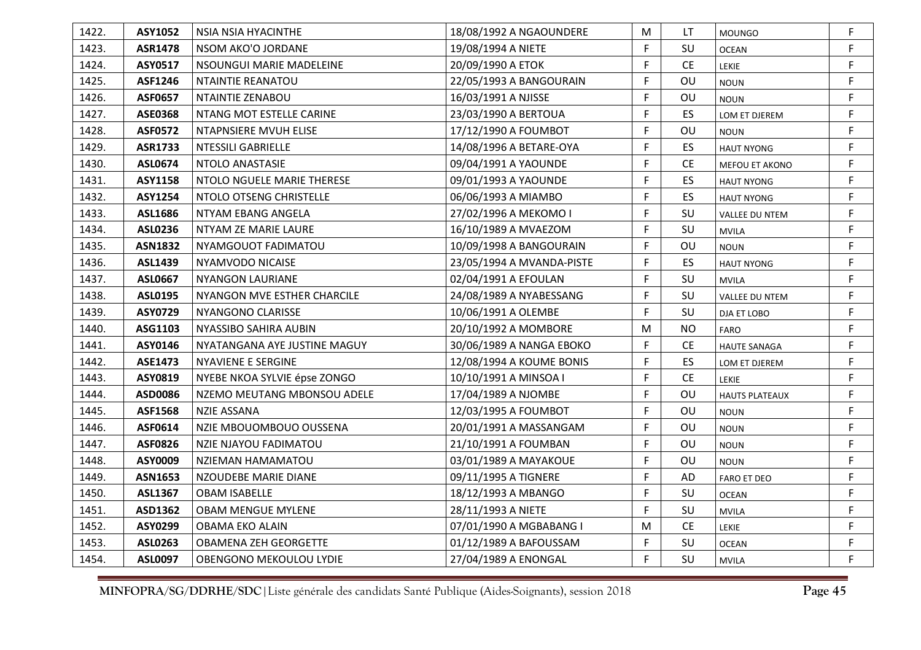| 1422. | ASY1052 | NSIA NSIA HYACINTHE | 18/08/1992 A NGAOUNDERE | M | LT | MOUNGO | F |
|---|---|---|---|---|---|---|---|
| 1423. | ASR1478 | NSOM AKO'O JORDANE | 19/08/1994 A NIETE | F | SU | OCEAN | F |
| 1424. | ASY0517 | NSOUNGUI MARIE MADELEINE | 20/09/1990 A ETOK | F | CE | LEKIE | F |
| 1425. | ASF1246 | NTAINTIE REANATOU | 22/05/1993 A BANGOURAIN | F | OU | NOUN | F |
| 1426. | ASF0657 | NTAINTIE ZENABOU | 16/03/1991 A NJISSE | F | OU | NOUN | F |
| 1427. | ASE0368 | NTANG MOT ESTELLE CARINE | 23/03/1990 A BERTOUA | F | ES | LOM ET DJEREM | F |
| 1428. | ASF0572 | NTAPNSIERE MVUH ELISE | 17/12/1990 A FOUMBOT | F | OU | NOUN | F |
| 1429. | ASR1733 | NTESSILI GABRIELLE | 14/08/1996 A BETARE-OYA | F | ES | HAUT NYONG | F |
| 1430. | ASL0674 | NTOLO ANASTASIE | 09/04/1991 A YAOUNDE | F | CE | MEFOU ET AKONO | F |
| 1431. | ASY1158 | NTOLO NGUELE MARIE THERESE | 09/01/1993 A YAOUNDE | F | ES | HAUT NYONG | F |
| 1432. | ASY1254 | NTOLO OTSENG CHRISTELLE | 06/06/1993 A MIAMBO | F | ES | HAUT NYONG | F |
| 1433. | ASL1686 | NTYAM EBANG ANGELA | 27/02/1996 A MEKOMO I | F | SU | VALLEE DU NTEM | F |
| 1434. | ASL0236 | NTYAM ZE MARIE LAURE | 16/10/1989 A MVAEZOM | F | SU | MVILA | F |
| 1435. | ASN1832 | NYAMGOUOT FADIMATOU | 10/09/1998 A BANGOURAIN | F | OU | NOUN | F |
| 1436. | ASL1439 | NYAMVODO NICAISE | 23/05/1994 A MVANDA-PISTE | F | ES | HAUT NYONG | F |
| 1437. | ASL0667 | NYANGON LAURIANE | 02/04/1991 A EFOULAN | F | SU | MVILA | F |
| 1438. | ASL0195 | NYANGON MVE ESTHER CHARCILE | 24/08/1989 A NYABESSANG | F | SU | VALLEE DU NTEM | F |
| 1439. | ASY0729 | NYANGONO CLARISSE | 10/06/1991 A OLEMBE | F | SU | DJA ET LOBO | F |
| 1440. | ASG1103 | NYASSIBO SAHIRA AUBIN | 20/10/1992 A MOMBORE | M | NO | FARO | F |
| 1441. | ASY0146 | NYATANGANA AYE JUSTINE MAGUY | 30/06/1989 A NANGA EBOKO | F | CE | HAUTE SANAGA | F |
| 1442. | ASE1473 | NYAVIENE E SERGINE | 12/08/1994 A KOUME BONIS | F | ES | LOM ET DJEREM | F |
| 1443. | ASY0819 | NYEBE NKOA SYLVIE épse ZONGO | 10/10/1991 A MINSOA I | F | CE | LEKIE | F |
| 1444. | ASD0086 | NZEMO MEUTANG MBONSOU ADELE | 17/04/1989 A NJOMBE | F | OU | HAUTS PLATEAUX | F |
| 1445. | ASF1568 | NZIE ASSANA | 12/03/1995 A FOUMBOT | F | OU | NOUN | F |
| 1446. | ASF0614 | NZIE MBOUOMBOUO OUSSENA | 20/01/1991 A MASSANGAM | F | OU | NOUN | F |
| 1447. | ASF0826 | NZIE NJAYOU FADIMATOU | 21/10/1991 A FOUMBAN | F | OU | NOUN | F |
| 1448. | ASY0009 | NZIEMAN HAMAMATOU | 03/01/1989 A MAYAKOUE | F | OU | NOUN | F |
| 1449. | ASN1653 | NZOUDEBE MARIE DIANE | 09/11/1995 A TIGNERE | F | AD | FARO ET DEO | F |
| 1450. | ASL1367 | OBAM ISABELLE | 18/12/1993 A MBANGO | F | SU | OCEAN | F |
| 1451. | ASD1362 | OBAM MENGUE MYLENE | 28/11/1993 A NIETE | F | SU | MVILA | F |
| 1452. | ASY0299 | OBAMA EKO ALAIN | 07/01/1990 A MGBABANG I | M | CE | LEKIE | F |
| 1453. | ASL0263 | OBAMENA ZEH GEORGETTE | 01/12/1989 A BAFOUSSAM | F | SU | OCEAN | F |
| 1454. | ASL0097 | OBENGONO MEKOULOU LYDIE | 27/04/1989 A ENONGAL | F | SU | MVILA | F |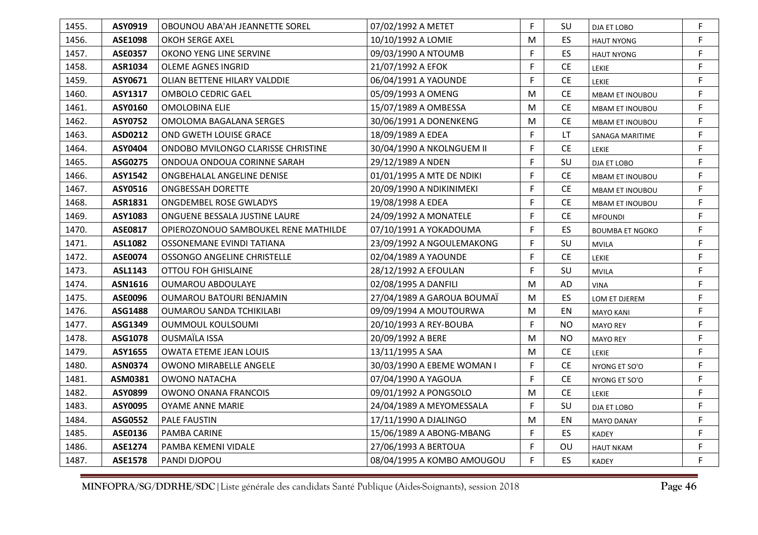| | | | | | | | |
|---|---|---|---|---|---|---|---|
| 1455. | **ASY0919** | OBOUNOU ABA'AH JEANNETTE SOREL | 07/02/1992 A METET | F | SU | DJA ET LOBO | F |
| 1456. | **ASE1098** | OKOH SERGE AXEL | 10/10/1992 A LOMIE | M | ES | HAUT NYONG | F |
| 1457. | **ASE0357** | OKONO YENG LINE SERVINE | 09/03/1990 A NTOUMB | F | ES | HAUT NYONG | F |
| 1458. | **ASR1034** | OLEME AGNES INGRID | 21/07/1992 A EFOK | F | CE | LEKIE | F |
| 1459. | **ASY0671** | OLIAN BETTENE HILARY VALDDIE | 06/04/1991 A YAOUNDE | F | CE | LEKIE | F |
| 1460. | **ASY1317** | OMBOLO CEDRIC GAEL | 05/09/1993 A OMENG | M | CE | MBAM ET INOUBOU | F |
| 1461. | **ASY0160** | OMOLOBINA ELIE | 15/07/1989 A OMBESSA | M | CE | MBAM ET INOUBOU | F |
| 1462. | **ASY0752** | OMOLOMA BAGALANA SERGES | 30/06/1991 A DONENKENG | M | CE | MBAM ET INOUBOU | F |
| 1463. | **ASD0212** | OND GWETH LOUISE GRACE | 18/09/1989 A EDEA | F | LT | SANAGA MARITIME | F |
| 1464. | **ASY0404** | ONDOBO MVILONGO CLARISSE CHRISTINE | 30/04/1990 A NKOLNGUEM II | F | CE | LEKIE | F |
| 1465. | **ASG0275** | ONDOUA ONDOUA CORINNE SARAH | 29/12/1989 A NDEN | F | SU | DJA ET LOBO | F |
| 1466. | **ASY1542** | ONGBEHALAL ANGELINE DENISE | 01/01/1995 A MTE DE NDIKI | F | CE | MBAM ET INOUBOU | F |
| 1467. | **ASY0516** | ONGBESSAH DORETTE | 20/09/1990 A NDIKINIMEKI | F | CE | MBAM ET INOUBOU | F |
| 1468. | **ASR1831** | ONGDEMBEL ROSE GWLADYS | 19/08/1998 A EDEA | F | CE | MBAM ET INOUBOU | F |
| 1469. | **ASY1083** | ONGUENE BESSALA JUSTINE LAURE | 24/09/1992 A MONATELE | F | CE | MFOUNDI | F |
| 1470. | **ASE0817** | OPIEROZONOUO SAMBOUKEL RENE MATHILDE | 07/10/1991 A YOKADOUMA | F | ES | BOUMBA ET NGOKO | F |
| 1471. | **ASL1082** | OSSONEMANE EVINDI TATIANA | 23/09/1992 A NGOULEMAKONG | F | SU | MVILA | F |
| 1472. | **ASE0074** | OSSONGO ANGELINE CHRISTELLE | 02/04/1989 A YAOUNDE | F | CE | LEKIE | F |
| 1473. | **ASL1143** | OTTOU FOH GHISLAINE | 28/12/1992 A EFOULAN | F | SU | MVILA | F |
| 1474. | **ASN1616** | OUMAROU ABDOULAYE | 02/08/1995 A DANFILI | M | AD | VINA | F |
| 1475. | **ASE0096** | OUMAROU BATOURI BENJAMIN | 27/04/1989 A GAROUA BOUMAÏ | M | ES | LOM ET DJEREM | F |
| 1476. | **ASG1488** | OUMAROU SANDA TCHIKILABI | 09/09/1994 A MOUTOURWA | M | EN | MAYO KANI | F |
| 1477. | **ASG1349** | OUMMOUL KOULSOUMI | 20/10/1993 A REY-BOUBA | F | NO | MAYO REY | F |
| 1478. | **ASG1078** | OUSMAÏLA ISSA | 20/09/1992 A BERE | M | NO | MAYO REY | F |
| 1479. | **ASY1655** | OWATA ETEME JEAN LOUIS | 13/11/1995 A SAA | M | CE | LEKIE | F |
| 1480. | **ASN0374** | OWONO MIRABELLE ANGELE | 30/03/1990 A EBEME WOMAN I | F | CE | NYONG ET SO'O | F |
| 1481. | **ASM0381** | OWONO NATACHA | 07/04/1990 A YAGOUA | F | CE | NYONG ET SO'O | F |
| 1482. | **ASY0899** | OWONO ONANA FRANCOIS | 09/01/1992 A PONGSOLO | M | CE | LEKIE | F |
| 1483. | **ASY0095** | OYAME ANNE MARIE | 24/04/1989 A MEYOMESSALA | F | SU | DJA ET LOBO | F |
| 1484. | **ASG0552** | PALE FAUSTIN | 17/11/1990 A DJALINGO | M | EN | MAYO DANAY | F |
| 1485. | **ASE0136** | PAMBA CARINE | 15/06/1989 A ABONG-MBANG | F | ES | KADEY | F |
| 1486. | **ASE1274** | PAMBA KEMENI VIDALE | 27/06/1993 A BERTOUA | F | OU | HAUT NKAM | F |
| 1487. | **ASE1578** | PANDI DJOPOU | 08/04/1995 A KOMBO AMOUGOU | F | ES | KADEY | F |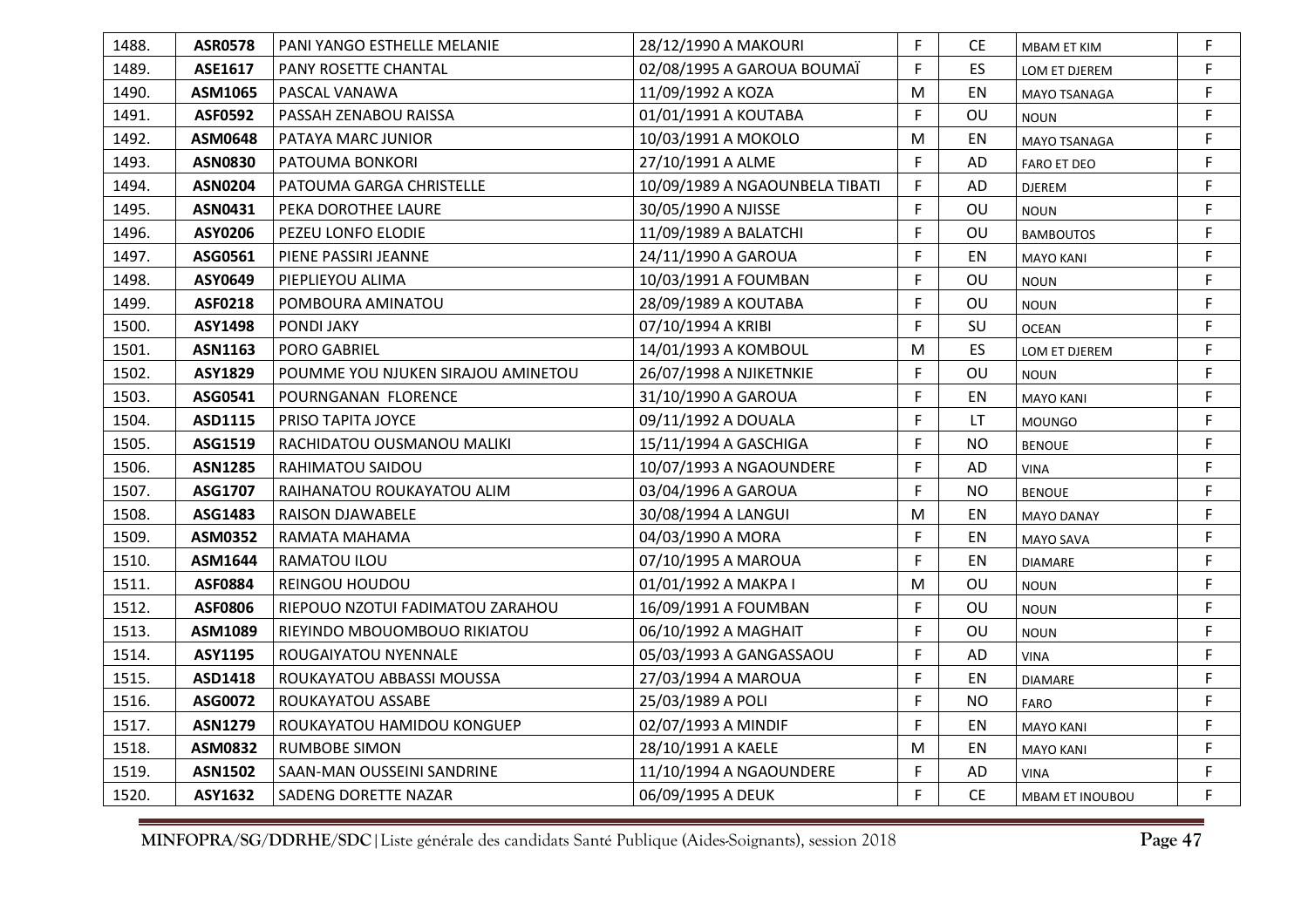| 1488. | ASR0578 | PANI YANGO ESTHELLE MELANIE | 28/12/1990 A MAKOURI | F | CE | MBAM ET KIM | F |
|---|---|---|---|---|---|---|---|
| 1489. | ASE1617 | PANY ROSETTE CHANTAL | 02/08/1995 A GAROUA BOUMAÏ | F | ES | LOM ET DJEREM | F |
| 1490. | ASM1065 | PASCAL VANAWA | 11/09/1992 A KOZA | M | EN | MAYO TSANAGA | F |
| 1491. | ASF0592 | PASSAH ZENABOU RAISSA | 01/01/1991 A KOUTABA | F | OU | NOUN | F |
| 1492. | ASM0648 | PATAYA MARC JUNIOR | 10/03/1991 A MOKOLO | M | EN | MAYO TSANAGA | F |
| 1493. | ASN0830 | PATOUMA BONKORI | 27/10/1991 A ALME | F | AD | FARO ET DEO | F |
| 1494. | ASN0204 | PATOUMA GARGA CHRISTELLE | 10/09/1989 A NGAOUNBELA TIBATI | F | AD | DJEREM | F |
| 1495. | ASN0431 | PEKA DOROTHEE LAURE | 30/05/1990 A NJISSE | F | OU | NOUN | F |
| 1496. | ASY0206 | PEZEU LONFO ELODIE | 11/09/1989 A BALATCHI | F | OU | BAMBOUTOS | F |
| 1497. | ASG0561 | PIENE PASSIRI JEANNE | 24/11/1990 A GAROUA | F | EN | MAYO KANI | F |
| 1498. | ASY0649 | PIEPLIEYOU ALIMA | 10/03/1991 A FOUMBAN | F | OU | NOUN | F |
| 1499. | ASF0218 | POMBOURA AMINATOU | 28/09/1989 A KOUTABA | F | OU | NOUN | F |
| 1500. | ASY1498 | PONDI JAKY | 07/10/1994 A KRIBI | F | SU | OCEAN | F |
| 1501. | ASN1163 | PORO GABRIEL | 14/01/1993 A KOMBOUL | M | ES | LOM ET DJEREM | F |
| 1502. | ASY1829 | POUMME YOU NJUKEN SIRAJOU AMINETOU | 26/07/1998 A NJIKETNKIE | F | OU | NOUN | F |
| 1503. | ASG0541 | POURNGANAN FLORENCE | 31/10/1990 A GAROUA | F | EN | MAYO KANI | F |
| 1504. | ASD1115 | PRISO TAPITA JOYCE | 09/11/1992 A DOUALA | F | LT | MOUNGO | F |
| 1505. | ASG1519 | RACHIDATOU OUSMANOU MALIKI | 15/11/1994 A GASCHIGA | F | NO | BENOUE | F |
| 1506. | ASN1285 | RAHIMATOU SAIDOU | 10/07/1993 A NGAOUNDERE | F | AD | VINA | F |
| 1507. | ASG1707 | RAIHANATOU ROUKAYATOU ALIM | 03/04/1996 A GAROUA | F | NO | BENOUE | F |
| 1508. | ASG1483 | RAISON DJAWABELE | 30/08/1994 A LANGUI | M | EN | MAYO DANAY | F |
| 1509. | ASM0352 | RAMATA MAHAMA | 04/03/1990 A MORA | F | EN | MAYO SAVA | F |
| 1510. | ASM1644 | RAMATOU ILOU | 07/10/1995 A MAROUA | F | EN | DIAMARE | F |
| 1511. | ASF0884 | REINGOU HOUDOU | 01/01/1992 A MAKPA I | M | OU | NOUN | F |
| 1512. | ASF0806 | RIEPOUO NZOTUI FADIMATOU ZARAHOU | 16/09/1991 A FOUMBAN | F | OU | NOUN | F |
| 1513. | ASM1089 | RIEYINDO MBOUOMBOUO RIKIATOU | 06/10/1992 A MAGHAIT | F | OU | NOUN | F |
| 1514. | ASY1195 | ROUGAIYATOU NYENNALE | 05/03/1993 A GANGASSAOU | F | AD | VINA | F |
| 1515. | ASD1418 | ROUKAYATOU ABBASSI MOUSSA | 27/03/1994 A MAROUA | F | EN | DIAMARE | F |
| 1516. | ASG0072 | ROUKAYATOU ASSABE | 25/03/1989 A POLI | F | NO | FARO | F |
| 1517. | ASN1279 | ROUKAYATOU HAMIDOU KONGUEP | 02/07/1993 A MINDIF | F | EN | MAYO KANI | F |
| 1518. | ASM0832 | RUMBOBE SIMON | 28/10/1991 A KAELE | M | EN | MAYO KANI | F |
| 1519. | ASN1502 | SAAN-MAN OUSSEINI SANDRINE | 11/10/1994 A NGAOUNDERE | F | AD | VINA | F |
| 1520. | ASY1632 | SADENG DORETTE NAZAR | 06/09/1995 A DEUK | F | CE | MBAM ET INOUBOU | F |

MINFOPRA/SG/DDRHE/SDC|Liste générale des candidats Santé Publique (Aides-Soignants), session 2018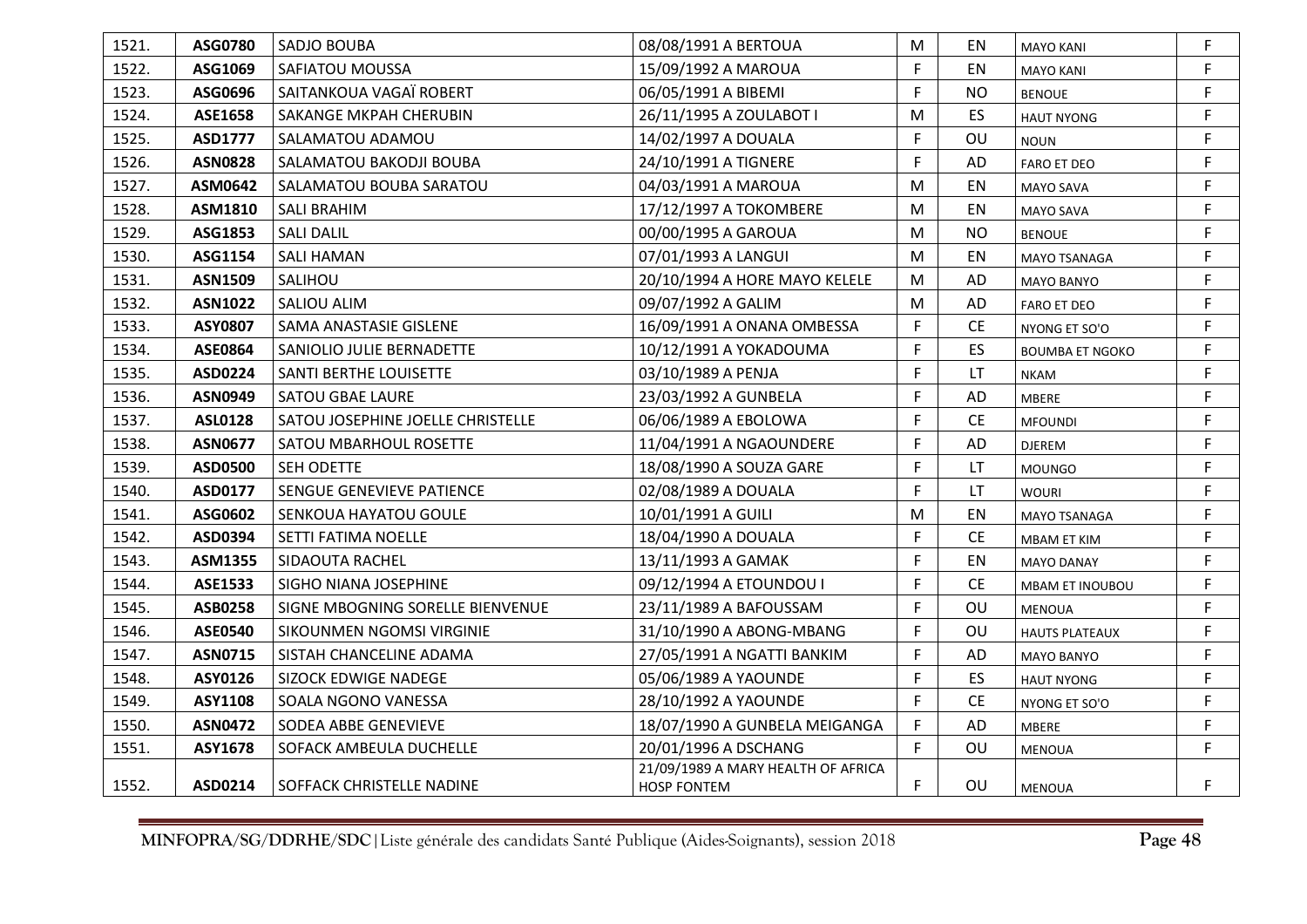| 1521. | ASG0780 | SADJO BOUBA | 08/08/1991 A BERTOUA | M | EN | MAYO KANI | F |
|---|---|---|---|---|---|---|---|
| 1522. | ASG1069 | SAFIATOU MOUSSA | 15/09/1992 A MAROUA | F | EN | MAYO KANI | F |
| 1523. | ASG0696 | SAITANKOUA VAGAÏ ROBERT | 06/05/1991 A BIBEMI | F | NO | BENOUE | F |
| 1524. | ASE1658 | SAKANGE MKPAH CHERUBIN | 26/11/1995 A ZOULABOT I | M | ES | HAUT NYONG | F |
| 1525. | ASD1777 | SALAMATOU ADAMOU | 14/02/1997 A DOUALA | F | OU | NOUN | F |
| 1526. | ASN0828 | SALAMATOU BAKODJI BOUBA | 24/10/1991 A TIGNERE | F | AD | FARO ET DEO | F |
| 1527. | ASM0642 | SALAMATOU BOUBA SARATOU | 04/03/1991 A MAROUA | M | EN | MAYO SAVA | F |
| 1528. | ASM1810 | SALI BRAHIM | 17/12/1997 A TOKOMBERE | M | EN | MAYO SAVA | F |
| 1529. | ASG1853 | SALI DALIL | 00/00/1995 A GAROUA | M | NO | BENOUE | F |
| 1530. | ASG1154 | SALI HAMAN | 07/01/1993 A LANGUI | M | EN | MAYO TSANAGA | F |
| 1531. | ASN1509 | SALIHOU | 20/10/1994 A HORE MAYO KELELE | M | AD | MAYO BANYO | F |
| 1532. | ASN1022 | SALIOU ALIM | 09/07/1992 A GALIM | M | AD | FARO ET DEO | F |
| 1533. | ASY0807 | SAMA ANASTASIE GISLENE | 16/09/1991 A ONANA OMBESSA | F | CE | NYONG ET SO'O | F |
| 1534. | ASE0864 | SANIOLIO JULIE BERNADETTE | 10/12/1991 A YOKADOUMA | F | ES | BOUMBA ET NGOKO | F |
| 1535. | ASD0224 | SANTI BERTHE LOUISETTE | 03/10/1989 A PENJA | F | LT | NKAM | F |
| 1536. | ASN0949 | SATOU GBAE LAURE | 23/03/1992 A GUNBELA | F | AD | MBERE | F |
| 1537. | ASL0128 | SATOU JOSEPHINE JOELLE CHRISTELLE | 06/06/1989 A EBOLOWA | F | CE | MFOUNDI | F |
| 1538. | ASN0677 | SATOU MBARHOUL ROSETTE | 11/04/1991 A NGAOUNDERE | F | AD | DJEREM | F |
| 1539. | ASD0500 | SEH ODETTE | 18/08/1990 A SOUZA GARE | F | LT | MOUNGO | F |
| 1540. | ASD0177 | SENGUE GENEVIEVE PATIENCE | 02/08/1989 A DOUALA | F | LT | WOURI | F |
| 1541. | ASG0602 | SENKOUA HAYATOU GOULE | 10/01/1991 A GUILI | M | EN | MAYO TSANAGA | F |
| 1542. | ASD0394 | SETTI FATIMA NOELLE | 18/04/1990 A DOUALA | F | CE | MBAM ET KIM | F |
| 1543. | ASM1355 | SIDAOUTA RACHEL | 13/11/1993 A GAMAK | F | EN | MAYO DANAY | F |
| 1544. | ASE1533 | SIGHO NIANA JOSEPHINE | 09/12/1994 A ETOUNDOU I | F | CE | MBAM ET INOUBOU | F |
| 1545. | ASB0258 | SIGNE MBOGNING SORELLE BIENVENUE | 23/11/1989 A BAFOUSSAM | F | OU | MENOUA | F |
| 1546. | ASE0540 | SIKOUNMEN NGOMSI VIRGINIE | 31/10/1990 A ABONG-MBANG | F | OU | HAUTS PLATEAUX | F |
| 1547. | ASN0715 | SISTAH CHANCELINE ADAMA | 27/05/1991 A NGATTI BANKIM | F | AD | MAYO BANYO | F |
| 1548. | ASY0126 | SIZOCK EDWIGE NADEGE | 05/06/1989 A YAOUNDE | F | ES | HAUT NYONG | F |
| 1549. | ASY1108 | SOALA NGONO VANESSA | 28/10/1992 A YAOUNDE | F | CE | NYONG ET SO'O | F |
| 1550. | ASN0472 | SODEA ABBE GENEVIEVE | 18/07/1990 A GUNBELA MEIGANGA | F | AD | MBERE | F |
| 1551. | ASY1678 | SOFACK AMBEULA DUCHELLE | 20/01/1996 A DSCHANG | F | OU | MENOUA | F |
| 1552. | ASD0214 | SOFFACK CHRISTELLE NADINE | 21/09/1989 A MARY HEALTH OF AFRICA HOSP FONTEM | F | OU | MENOUA | F |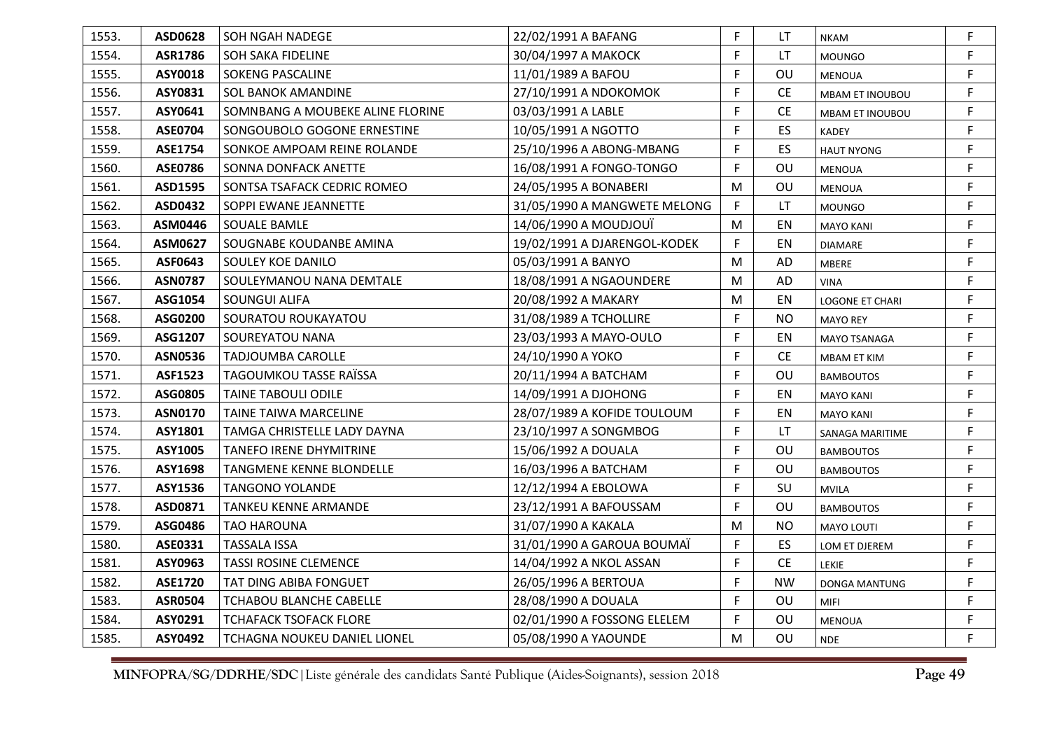| 1553. | ASD0628 | SOH NGAH NADEGE | 22/02/1991 A BAFANG | F | LT | NKAM | F |
|---|---|---|---|---|---|---|---|
| 1554. | ASR1786 | SOH SAKA FIDELINE | 30/04/1997 A MAKOCK | F | LT | MOUNGO | F |
| 1555. | ASY0018 | SOKENG PASCALINE | 11/01/1989 A BAFOU | F | OU | MENOUA | F |
| 1556. | ASY0831 | SOL BANOK AMANDINE | 27/10/1991 A NDOKOMOK | F | CE | MBAM ET INOUBOU | F |
| 1557. | ASY0641 | SOMNBANG A MOUBEKE ALINE FLORINE | 03/03/1991 A LABLE | F | CE | MBAM ET INOUBOU | F |
| 1558. | ASE0704 | SONGOUBOLO GOGONE ERNESTINE | 10/05/1991 A NGOTTO | F | ES | KADEY | F |
| 1559. | ASE1754 | SONKOE AMPOAM REINE ROLANDE | 25/10/1996 A ABONG-MBANG | F | ES | HAUT NYONG | F |
| 1560. | ASE0786 | SONNA DONFACK ANETTE | 16/08/1991 A FONGO-TONGO | F | OU | MENOUA | F |
| 1561. | ASD1595 | SONTSA TSAFACK CEDRIC ROMEO | 24/05/1995 A BONABERI | M | OU | MENOUA | F |
| 1562. | ASD0432 | SOPPI EWANE JEANNETTE | 31/05/1990 A MANGWETE MELONG | F | LT | MOUNGO | F |
| 1563. | ASM0446 | SOUALE BAMLE | 14/06/1990 A MOUDJOUÏ | M | EN | MAYO KANI | F |
| 1564. | ASM0627 | SOUGNABE KOUDANBE AMINA | 19/02/1991 A DJARENGOL-KODEK | F | EN | DIAMARE | F |
| 1565. | ASF0643 | SOULEY KOE DANILO | 05/03/1991 A BANYO | M | AD | MBERE | F |
| 1566. | ASN0787 | SOULEYMANOU NANA DEMTALE | 18/08/1991 A NGAOUNDERE | M | AD | VINA | F |
| 1567. | ASG1054 | SOUNGUI ALIFA | 20/08/1992 A MAKARY | M | EN | LOGONE ET CHARI | F |
| 1568. | ASG0200 | SOURATOU ROUKAYATOU | 31/08/1989 A TCHOLLIRE | F | NO | MAYO REY | F |
| 1569. | ASG1207 | SOUREYATOU NANA | 23/03/1993 A MAYO-OULO | F | EN | MAYO TSANAGA | F |
| 1570. | ASN0536 | TADJOUMBA CAROLLE | 24/10/1990 A YOKO | F | CE | MBAM ET KIM | F |
| 1571. | ASF1523 | TAGOUMKOU TASSE RAÏSSA | 20/11/1994 A BATCHAM | F | OU | BAMBOUTOS | F |
| 1572. | ASG0805 | TAINE TABOULI ODILE | 14/09/1991 A DJOHONG | F | EN | MAYO KANI | F |
| 1573. | ASN0170 | TAINE TAIWA MARCELINE | 28/07/1989 A KOFIDE TOULOUM | F | EN | MAYO KANI | F |
| 1574. | ASY1801 | TAMGA CHRISTELLE LADY DAYNA | 23/10/1997 A SONGMBOG | F | LT | SANAGA MARITIME | F |
| 1575. | ASY1005 | TANEFO IRENE DHYMITRINE | 15/06/1992 A DOUALA | F | OU | BAMBOUTOS | F |
| 1576. | ASY1698 | TANGMENE KENNE BLONDELLE | 16/03/1996 A BATCHAM | F | OU | BAMBOUTOS | F |
| 1577. | ASY1536 | TANGONO YOLANDE | 12/12/1994 A EBOLOWA | F | SU | MVILA | F |
| 1578. | ASD0871 | TANKEU KENNE ARMANDE | 23/12/1991 A BAFOUSSAM | F | OU | BAMBOUTOS | F |
| 1579. | ASG0486 | TAO HAROUNA | 31/07/1990 A KAKALA | M | NO | MAYO LOUTI | F |
| 1580. | ASE0331 | TASSALA ISSA | 31/01/1990 A GAROUA BOUMAÏ | F | ES | LOM ET DJEREM | F |
| 1581. | ASY0963 | TASSI ROSINE CLEMENCE | 14/04/1992 A NKOL ASSAN | F | CE | LEKIE | F |
| 1582. | ASE1720 | TAT DING ABIBA FONGUET | 26/05/1996 A BERTOUA | F | NW | DONGA MANTUNG | F |
| 1583. | ASR0504 | TCHABOU BLANCHE CABELLE | 28/08/1990 A DOUALA | F | OU | MIFI | F |
| 1584. | ASY0291 | TCHAFACK TSOFACK FLORE | 02/01/1990 A FOSSONG ELELEM | F | OU | MENOUA | F |
| 1585. | ASY0492 | TCHAGNA NOUKEU DANIEL LIONEL | 05/08/1990 A YAOUNDE | M | OU | NDE | F |

**MINFOPRA/SG/DDRHE/SDC** | Liste générale des candidats Santé Publique (Aides-Soignants), session 2018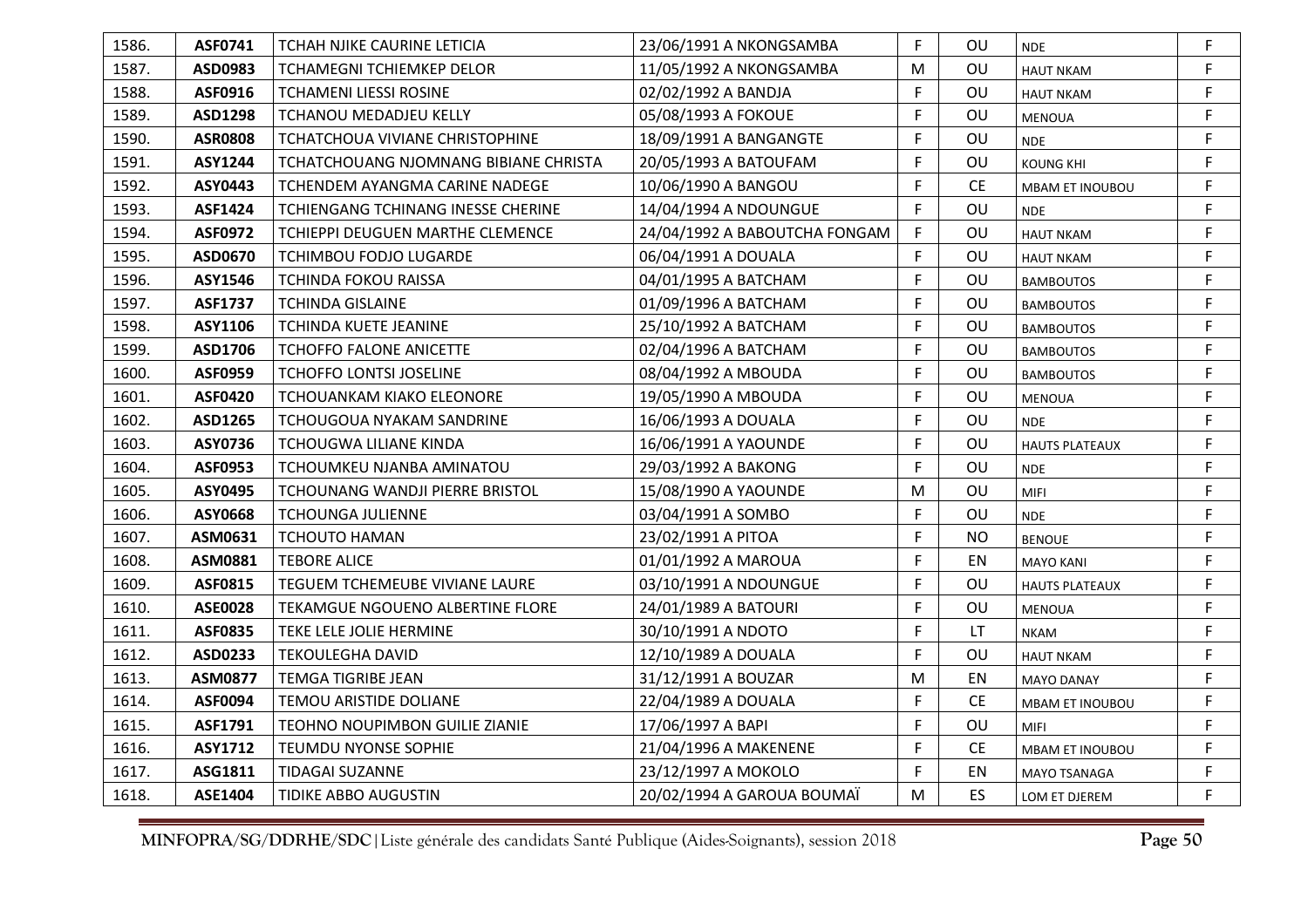| 1586. | ASF0741 | TCHAH NJIKE CAURINE LETICIA | 23/06/1991 A NKONGSAMBA | F | OU | NDE | F |
|---|---|---|---|---|---|---|---|
| 1587. | ASD0983 | TCHAMEGNI TCHIEMKEP DELOR | 11/05/1992 A NKONGSAMBA | M | OU | HAUT NKAM | F |
| 1588. | ASF0916 | TCHAMENI LIESSI ROSINE | 02/02/1992 A BANDJA | F | OU | HAUT NKAM | F |
| 1589. | ASD1298 | TCHANOU MEDADJEU KELLY | 05/08/1993 A FOKOUE | F | OU | MENOUA | F |
| 1590. | ASR0808 | TCHATCHOUA VIVIANE CHRISTOPHINE | 18/09/1991 A BANGANGTE | F | OU | NDE | F |
| 1591. | ASY1244 | TCHATCHOUANG NJOMNANG BIBIANE CHRISTA | 20/05/1993 A BATOUFAM | F | OU | KOUNG KHI | F |
| 1592. | ASY0443 | TCHENDEM AYANGMA CARINE NADEGE | 10/06/1990 A BANGOU | F | CE | MBAM ET INOUBOU | F |
| 1593. | ASF1424 | TCHIENGANG TCHINANG INESSE CHERINE | 14/04/1994 A NDOUNGUE | F | OU | NDE | F |
| 1594. | ASF0972 | TCHIEPPI DEUGUEN MARTHE CLEMENCE | 24/04/1992 A BABOUTCHA FONGAM | F | OU | HAUT NKAM | F |
| 1595. | ASD0670 | TCHIMBOU FODJO LUGARDE | 06/04/1991 A DOUALA | F | OU | HAUT NKAM | F |
| 1596. | ASY1546 | TCHINDA FOKOU RAISSA | 04/01/1995 A BATCHAM | F | OU | BAMBOUTOS | F |
| 1597. | ASF1737 | TCHINDA GISLAINE | 01/09/1996 A BATCHAM | F | OU | BAMBOUTOS | F |
| 1598. | ASY1106 | TCHINDA KUETE JEANINE | 25/10/1992 A BATCHAM | F | OU | BAMBOUTOS | F |
| 1599. | ASD1706 | TCHOFFO FALONE ANICETTE | 02/04/1996 A BATCHAM | F | OU | BAMBOUTOS | F |
| 1600. | ASF0959 | TCHOFFO LONTSI JOSELINE | 08/04/1992 A MBOUDA | F | OU | BAMBOUTOS | F |
| 1601. | ASF0420 | TCHOUANKAM KIAKO ELEONORE | 19/05/1990 A MBOUDA | F | OU | MENOUA | F |
| 1602. | ASD1265 | TCHOUGOUA NYAKAM SANDRINE | 16/06/1993 A DOUALA | F | OU | NDE | F |
| 1603. | ASY0736 | TCHOUGWA LILIANE KINDA | 16/06/1991 A YAOUNDE | F | OU | HAUTS PLATEAUX | F |
| 1604. | ASF0953 | TCHOUMKEU NJANBA AMINATOU | 29/03/1992 A BAKONG | F | OU | NDE | F |
| 1605. | ASY0495 | TCHOUNANG WANDJI PIERRE BRISTOL | 15/08/1990 A YAOUNDE | M | OU | MIFI | F |
| 1606. | ASY0668 | TCHOUNGA JULIENNE | 03/04/1991 A SOMBO | F | OU | NDE | F |
| 1607. | ASM0631 | TCHOUTO HAMAN | 23/02/1991 A PITOA | F | NO | BENOUE | F |
| 1608. | ASM0881 | TEBORE ALICE | 01/01/1992 A MAROUA | F | EN | MAYO KANI | F |
| 1609. | ASF0815 | TEGUEM TCHEMEUBE VIVIANE LAURE | 03/10/1991 A NDOUNGUE | F | OU | HAUTS PLATEAUX | F |
| 1610. | ASE0028 | TEKAMGUE NGOUENO ALBERTINE FLORE | 24/01/1989 A BATOURI | F | OU | MENOUA | F |
| 1611. | ASF0835 | TEKE LELE JOLIE HERMINE | 30/10/1991 A NDOTO | F | LT | NKAM | F |
| 1612. | ASD0233 | TEKOULEGHA DAVID | 12/10/1989 A DOUALA | F | OU | HAUT NKAM | F |
| 1613. | ASM0877 | TEMGA TIGRIBE JEAN | 31/12/1991 A BOUZAR | M | EN | MAYO DANAY | F |
| 1614. | ASF0094 | TEMOU ARISTIDE DOLIANE | 22/04/1989 A DOUALA | F | CE | MBAM ET INOUBOU | F |
| 1615. | ASF1791 | TEOHNO NOUPIMBON GUILIE ZIANIE | 17/06/1997 A BAPI | F | OU | MIFI | F |
| 1616. | ASY1712 | TEUMDU NYONSE SOPHIE | 21/04/1996 A MAKENENE | F | CE | MBAM ET INOUBOU | F |
| 1617. | ASG1811 | TIDAGAI SUZANNE | 23/12/1997 A MOKOLO | F | EN | MAYO TSANAGA | F |
| 1618. | ASE1404 | TIDIKE ABBO AUGUSTIN | 20/02/1994 A GAROUA BOUMAÏ | M | ES | LOM ET DJEREM | F |

MINFOPRA/SG/DDRHE/SDC|Liste générale des candidats Santé Publique (Aides-Soignants), session 2018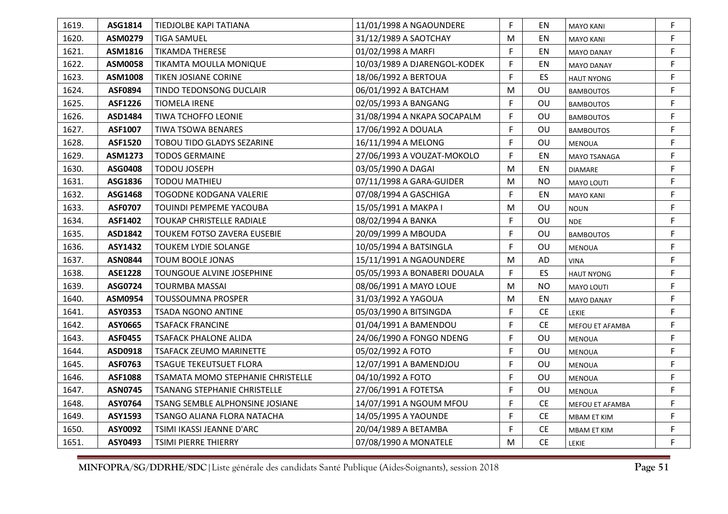| | | | | | | | |
|---|---|---|---|---|---|---|---|
| 1619. | **ASG1814** | TIEDJOLBE KAPI TATIANA | 11/01/1998 A NGAOUNDERE | F | EN | MAYO KANI | F |
| 1620. | **ASM0279** | TIGA SAMUEL | 31/12/1989 A SAOTCHAY | M | EN | MAYO KANI | F |
| 1621. | **ASM1816** | TIKAMDA THERESE | 01/02/1998 A MARFI | F | EN | MAYO DANAY | F |
| 1622. | **ASM0058** | TIKAMTA MOULLA MONIQUE | 10/03/1989 A DJARENGOL-KODEK | F | EN | MAYO DANAY | F |
| 1623. | **ASM1008** | TIKEN JOSIANE CORINE | 18/06/1992 A BERTOUA | F | ES | HAUT NYONG | F |
| 1624. | **ASF0894** | TINDO TEDONSONG DUCLAIR | 06/01/1992 A BATCHAM | M | OU | BAMBOUTOS | F |
| 1625. | **ASF1226** | TIOMELA IRENE | 02/05/1993 A BANGANG | F | OU | BAMBOUTOS | F |
| 1626. | **ASD1484** | TIWA TCHOFFO LEONIE | 31/08/1994 A NKAPA SOCAPALM | F | OU | BAMBOUTOS | F |
| 1627. | **ASF1007** | TIWA TSOWA BENARES | 17/06/1992 A DOUALA | F | OU | BAMBOUTOS | F |
| 1628. | **ASF1520** | TOBOU TIDO GLADYS SEZARINE | 16/11/1994 A MELONG | F | OU | MENOUA | F |
| 1629. | **ASM1273** | TODOS GERMAINE | 27/06/1993 A VOUZAT-MOKOLO | F | EN | MAYO TSANAGA | F |
| 1630. | **ASG0408** | TODOU JOSEPH | 03/05/1990 A DAGAI | M | EN | DIAMARE | F |
| 1631. | **ASG1836** | TODOU MATHIEU | 07/11/1998 A GARA-GUIDER | M | NO | MAYO LOUTI | F |
| 1632. | **ASG1468** | TOGODNE KODGANA VALERIE | 07/08/1994 A GASCHIGA | F | EN | MAYO KANI | F |
| 1633. | **ASF0707** | TOUINDI PEMPEME YACOUBA | 15/05/1991 A MAKPA I | M | OU | NOUN | F |
| 1634. | **ASF1402** | TOUKAP CHRISTELLE RADIALE | 08/02/1994 A BANKA | F | OU | NDE | F |
| 1635. | **ASD1842** | TOUKEM FOTSO ZAVERA EUSEBIE | 20/09/1999 A MBOUDA | F | OU | BAMBOUTOS | F |
| 1636. | **ASY1432** | TOUKEM LYDIE SOLANGE | 10/05/1994 A BATSINGLA | F | OU | MENOUA | F |
| 1637. | **ASN0844** | TOUM BOOLE JONAS | 15/11/1991 A NGAOUNDERE | M | AD | VINA | F |
| 1638. | **ASE1228** | TOUNGOUE ALVINE JOSEPHINE | 05/05/1993 A BONABERI DOUALA | F | ES | HAUT NYONG | F |
| 1639. | **ASG0724** | TOURMBA MASSAI | 08/06/1991 A MAYO LOUE | M | NO | MAYO LOUTI | F |
| 1640. | **ASM0954** | TOUSSOUMNA PROSPER | 31/03/1992 A YAGOUA | M | EN | MAYO DANAY | F |
| 1641. | **ASY0353** | TSADA NGONO ANTINE | 05/03/1990 A BITSINGDA | F | CE | LEKIE | F |
| 1642. | **ASY0665** | TSAFACK FRANCINE | 01/04/1991 A BAMENDOU | F | CE | MEFOU ET AFAMBA | F |
| 1643. | **ASF0455** | TSAFACK PHALONE ALIDA | 24/06/1990 A FONGO NDENG | F | OU | MENOUA | F |
| 1644. | **ASD0918** | TSAFACK ZEUMO MARINETTE | 05/02/1992 A FOTO | F | OU | MENOUA | F |
| 1645. | **ASF0763** | TSAGUE TEKEUTSUET FLORA | 12/07/1991 A BAMENDJOU | F | OU | MENOUA | F |
| 1646. | **ASF1088** | TSAMATA MOMO STEPHANIE CHRISTELLE | 04/10/1992 A FOTO | F | OU | MENOUA | F |
| 1647. | **ASN0745** | TSANANG STEPHANIE CHRISTELLE | 27/06/1991 A FOTETSA | F | OU | MENOUA | F |
| 1648. | **ASY0764** | TSANG SEMBLE ALPHONSINE JOSIANE | 14/07/1991 A NGOUM MFOU | F | CE | MEFOU ET AFAMBA | F |
| 1649. | **ASY1593** | TSANGO ALIANA FLORA NATACHA | 14/05/1995 A YAOUNDE | F | CE | MBAM ET KIM | F |
| 1650. | **ASY0092** | TSIMI IKASSI JEANNE D'ARC | 20/04/1989 A BETAMBA | F | CE | MBAM ET KIM | F |
| 1651. | **ASY0493** | TSIMI PIERRE THIERRY | 07/08/1990 A MONATELE | M | CE | LEKIE | F |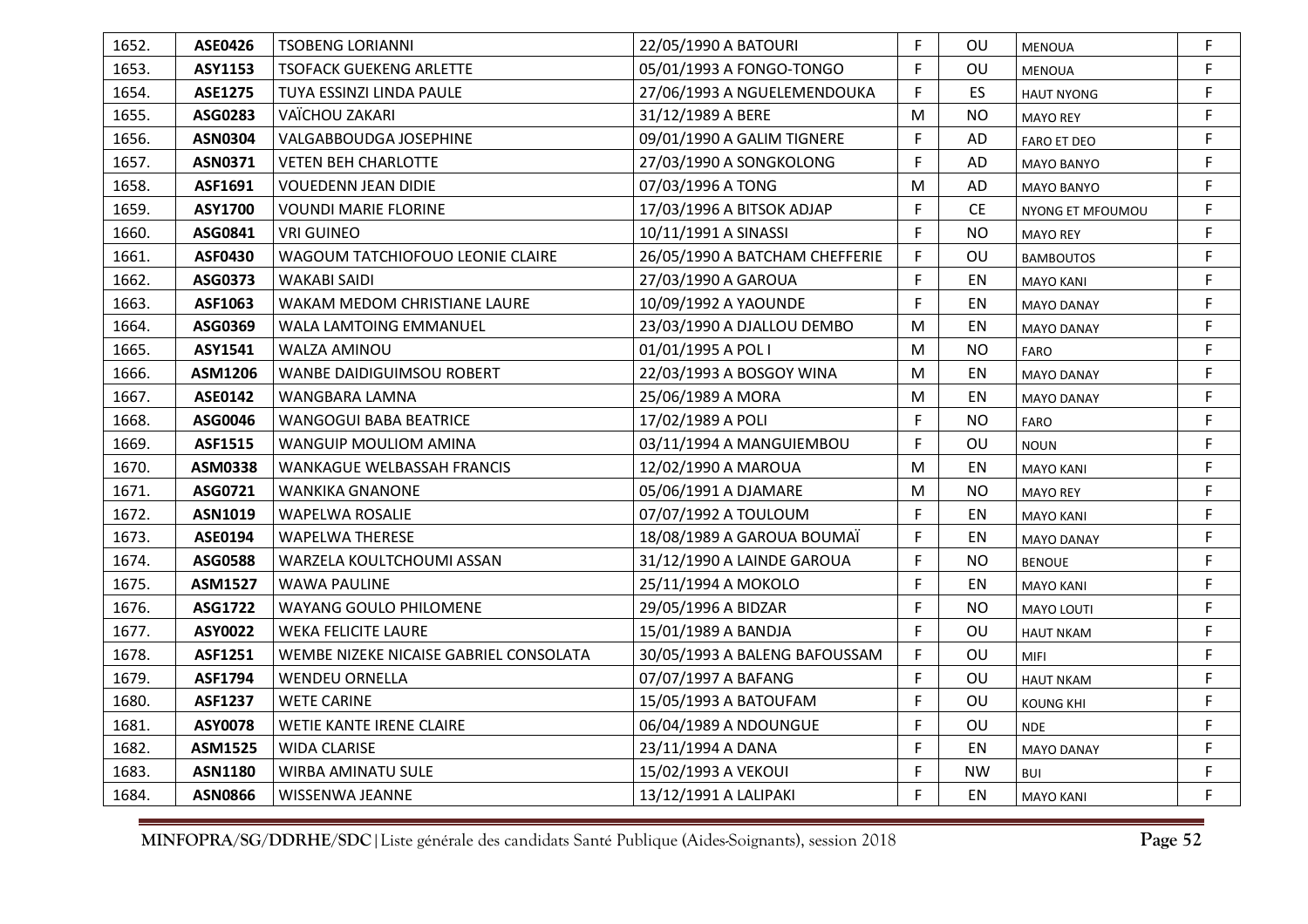| | | | | | | | |
|---|---|---|---|---|---|---|---|
| 1652. | **ASE0426** | TSOBENG LORIANNI | 22/05/1990 A BATOURI | F | OU | MENOUA | F |
| 1653. | **ASY1153** | TSOFACK GUEKENG ARLETTE | 05/01/1993 A FONGO-TONGO | F | OU | MENOUA | F |
| 1654. | **ASE1275** | TUYA ESSINZI LINDA PAULE | 27/06/1993 A NGUELEMENDOUKA | F | ES | HAUT NYONG | F |
| 1655. | **ASG0283** | VAÏCHOU ZAKARI | 31/12/1989 A BERE | M | NO | MAYO REY | F |
| 1656. | **ASN0304** | VALGABBOUDGA JOSEPHINE | 09/01/1990 A GALIM TIGNERE | F | AD | FARO ET DEO | F |
| 1657. | **ASN0371** | VETEN BEH CHARLOTTE | 27/03/1990 A SONGKOLONG | F | AD | MAYO BANYO | F |
| 1658. | **ASF1691** | VOUEDENN JEAN DIDIE | 07/03/1996 A TONG | M | AD | MAYO BANYO | F |
| 1659. | **ASY1700** | VOUNDI MARIE FLORINE | 17/03/1996 A BITSOK ADJAP | F | CE | NYONG ET MFOUMOU | F |
| 1660. | **ASG0841** | VRI GUINEO | 10/11/1991 A SINASSI | F | NO | MAYO REY | F |
| 1661. | **ASF0430** | WAGOUM TATCHIOFOUO LEONIE CLAIRE | 26/05/1990 A BATCHAM CHEFFERIE | F | OU | BAMBOUTOS | F |
| 1662. | **ASG0373** | WAKABI SAIDI | 27/03/1990 A GAROUA | F | EN | MAYO KANI | F |
| 1663. | **ASF1063** | WAKAM MEDOM CHRISTIANE LAURE | 10/09/1992 A YAOUNDE | F | EN | MAYO DANAY | F |
| 1664. | **ASG0369** | WALA LAMTOING EMMANUEL | 23/03/1990 A DJALLOU DEMBO | M | EN | MAYO DANAY | F |
| 1665. | **ASY1541** | WALZA AMINOU | 01/01/1995 A POL I | M | NO | FARO | F |
| 1666. | **ASM1206** | WANBE DAIDIGUIMSOU ROBERT | 22/03/1993 A BOSGOY WINA | M | EN | MAYO DANAY | F |
| 1667. | **ASE0142** | WANGBARA LAMNA | 25/06/1989 A MORA | M | EN | MAYO DANAY | F |
| 1668. | **ASG0046** | WANGOGUI BABA BEATRICE | 17/02/1989 A POLI | F | NO | FARO | F |
| 1669. | **ASF1515** | WANGUIP MOULIOM AMINA | 03/11/1994 A MANGUIEMBOU | F | OU | NOUN | F |
| 1670. | **ASM0338** | WANKAGUE WELBASSAH FRANCIS | 12/02/1990 A MAROUA | M | EN | MAYO KANI | F |
| 1671. | **ASG0721** | WANKIKA GNANONE | 05/06/1991 A DJAMARE | M | NO | MAYO REY | F |
| 1672. | **ASN1019** | WAPELWA ROSALIE | 07/07/1992 A TOULOUM | F | EN | MAYO KANI | F |
| 1673. | **ASE0194** | WAPELWA THERESE | 18/08/1989 A GAROUA BOUMAÏ | F | EN | MAYO DANAY | F |
| 1674. | **ASG0588** | WARZELA KOULTCHOUMI ASSAN | 31/12/1990 A LAINDE GAROUA | F | NO | BENOUE | F |
| 1675. | **ASM1527** | WAWA PAULINE | 25/11/1994 A MOKOLO | F | EN | MAYO KANI | F |
| 1676. | **ASG1722** | WAYANG GOULO PHILOMENE | 29/05/1996 A BIDZAR | F | NO | MAYO LOUTI | F |
| 1677. | **ASY0022** | WEKA FELICITE LAURE | 15/01/1989 A BANDJA | F | OU | HAUT NKAM | F |
| 1678. | **ASF1251** | WEMBE NIZEKE NICAISE GABRIEL CONSOLATA | 30/05/1993 A BALENG BAFOUSSAM | F | OU | MIFI | F |
| 1679. | **ASF1794** | WENDEU ORNELLA | 07/07/1997 A BAFANG | F | OU | HAUT NKAM | F |
| 1680. | **ASF1237** | WETE CARINE | 15/05/1993 A BATOUFAM | F | OU | KOUNG KHI | F |
| 1681. | **ASY0078** | WETIE KANTE IRENE CLAIRE | 06/04/1989 A NDOUNGUE | F | OU | NDE | F |
| 1682. | **ASM1525** | WIDA CLARISE | 23/11/1994 A DANA | F | EN | MAYO DANAY | F |
| 1683. | **ASN1180** | WIRBA AMINATU SULE | 15/02/1993 A VEKOUI | F | NW | BUI | F |
| 1684. | **ASN0866** | WISSENWA JEANNE | 13/12/1991 A LALIPAKI | F | EN | MAYO KANI | F |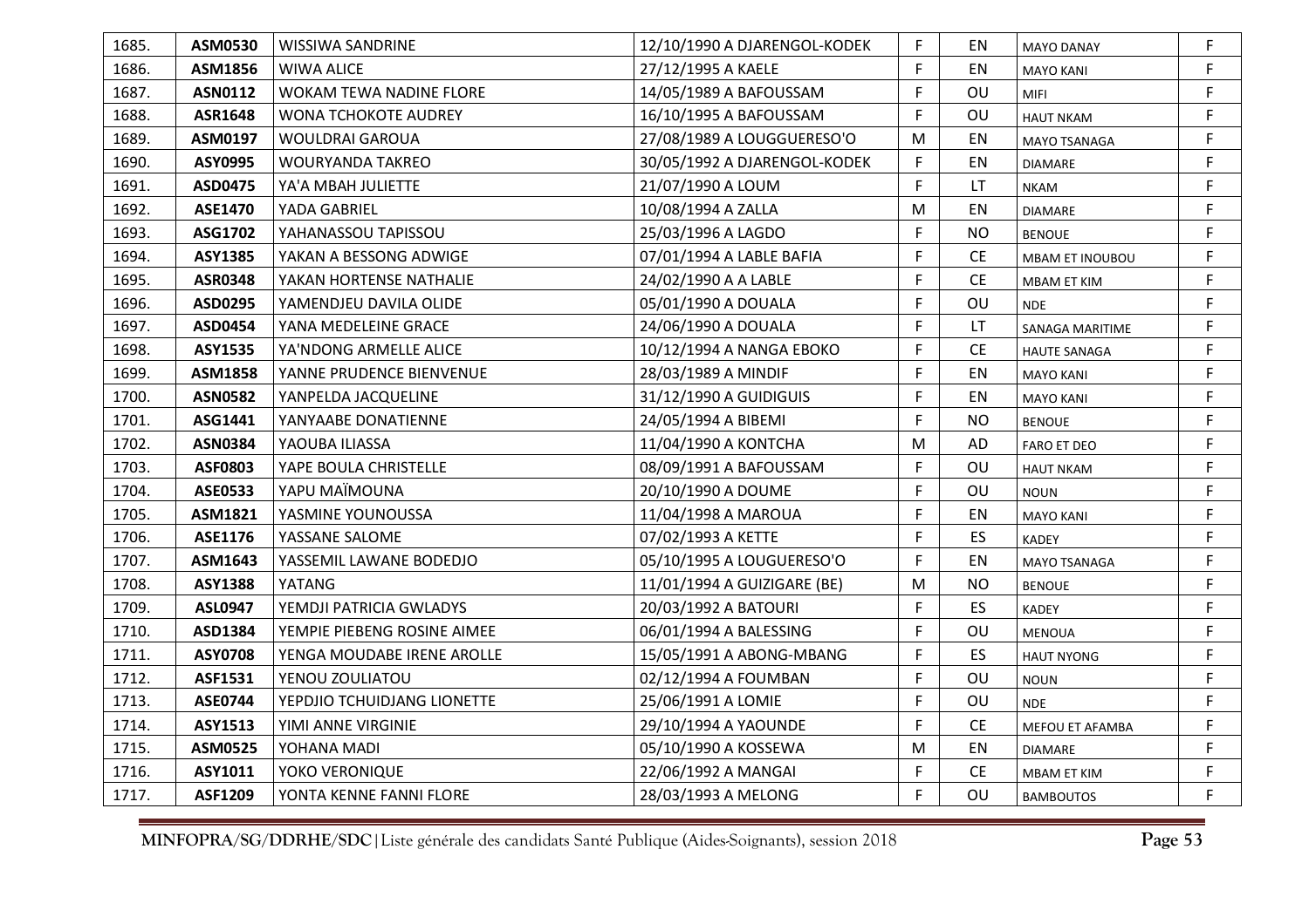| 1685. | ASM0530 | WISSIWA SANDRINE | 12/10/1990 A DJARENGOL-KODEK | F | EN | MAYO DANAY | F |
|---|---|---|---|---|---|---|---|
| 1686. | ASM1856 | WIWA ALICE | 27/12/1995 A KAELE | F | EN | MAYO KANI | F |
| 1687. | ASN0112 | WOKAM TEWA NADINE FLORE | 14/05/1989 A BAFOUSSAM | F | OU | MIFI | F |
| 1688. | ASR1648 | WONA TCHOKOTE AUDREY | 16/10/1995 A BAFOUSSAM | F | OU | HAUT NKAM | F |
| 1689. | ASM0197 | WOULDRAI GAROUA | 27/08/1989 A LOUGGUERESO'O | M | EN | MAYO TSANAGA | F |
| 1690. | ASY0995 | WOURYANDA TAKREO | 30/05/1992 A DJARENGOL-KODEK | F | EN | DIAMARE | F |
| 1691. | ASD0475 | YA'A MBAH JULIETTE | 21/07/1990 A LOUM | F | LT | NKAM | F |
| 1692. | ASE1470 | YADA GABRIEL | 10/08/1994 A ZALLA | M | EN | DIAMARE | F |
| 1693. | ASG1702 | YAHANASSOU TAPISSOU | 25/03/1996 A LAGDO | F | NO | BENOUE | F |
| 1694. | ASY1385 | YAKAN A BESSONG ADWIGE | 07/01/1994 A LABLE BAFIA | F | CE | MBAM ET INOUBOU | F |
| 1695. | ASR0348 | YAKAN HORTENSE NATHALIE | 24/02/1990 A A LABLE | F | CE | MBAM ET KIM | F |
| 1696. | ASD0295 | YAMENDJEU DAVILA OLIDE | 05/01/1990 A DOUALA | F | OU | NDE | F |
| 1697. | ASD0454 | YANA MEDELEINE GRACE | 24/06/1990 A DOUALA | F | LT | SANAGA MARITIME | F |
| 1698. | ASY1535 | YA'NDONG ARMELLE ALICE | 10/12/1994 A NANGA EBOKO | F | CE | HAUTE SANAGA | F |
| 1699. | ASM1858 | YANNE PRUDENCE BIENVENUE | 28/03/1989 A MINDIF | F | EN | MAYO KANI | F |
| 1700. | ASN0582 | YANPELDA JACQUELINE | 31/12/1990 A GUIDIGUIS | F | EN | MAYO KANI | F |
| 1701. | ASG1441 | YANYAABE DONATIENNE | 24/05/1994 A BIBEMI | F | NO | BENOUE | F |
| 1702. | ASN0384 | YAOUBA ILIASSA | 11/04/1990 A KONTCHA | M | AD | FARO ET DEO | F |
| 1703. | ASF0803 | YAPE BOULA CHRISTELLE | 08/09/1991 A BAFOUSSAM | F | OU | HAUT NKAM | F |
| 1704. | ASE0533 | YAPU MAÏMOUNA | 20/10/1990 A DOUME | F | OU | NOUN | F |
| 1705. | ASM1821 | YASMINE YOUNOUSSA | 11/04/1998 A MAROUA | F | EN | MAYO KANI | F |
| 1706. | ASE1176 | YASSANE SALOME | 07/02/1993 A KETTE | F | ES | KADEY | F |
| 1707. | ASM1643 | YASSEMIL LAWANE BODEDJO | 05/10/1995 A LOUGUERESO'O | F | EN | MAYO TSANAGA | F |
| 1708. | ASY1388 | YATANG | 11/01/1994 A GUIZIGARE (BE) | M | NO | BENOUE | F |
| 1709. | ASL0947 | YEMDJI PATRICIA GWLADYS | 20/03/1992 A BATOURI | F | ES | KADEY | F |
| 1710. | ASD1384 | YEMPIE PIEBENG ROSINE AIMEE | 06/01/1994 A BALESSING | F | OU | MENOUA | F |
| 1711. | ASY0708 | YENGA MOUDABE IRENE AROLLE | 15/05/1991 A ABONG-MBANG | F | ES | HAUT NYONG | F |
| 1712. | ASF1531 | YENOU ZOULIATOU | 02/12/1994 A FOUMBAN | F | OU | NOUN | F |
| 1713. | ASE0744 | YEPDJIO TCHUIDJANG LIONETTE | 25/06/1991 A LOMIE | F | OU | NDE | F |
| 1714. | ASY1513 | YIMI ANNE VIRGINIE | 29/10/1994 A YAOUNDE | F | CE | MEFOU ET AFAMBA | F |
| 1715. | ASM0525 | YOHANA MADI | 05/10/1990 A KOSSEWA | M | EN | DIAMARE | F |
| 1716. | ASY1011 | YOKO VERONIQUE | 22/06/1992 A MANGAI | F | CE | MBAM ET KIM | F |
| 1717. | ASF1209 | YONTA KENNE FANNI FLORE | 28/03/1993 A MELONG | F | OU | BAMBOUTOS | F |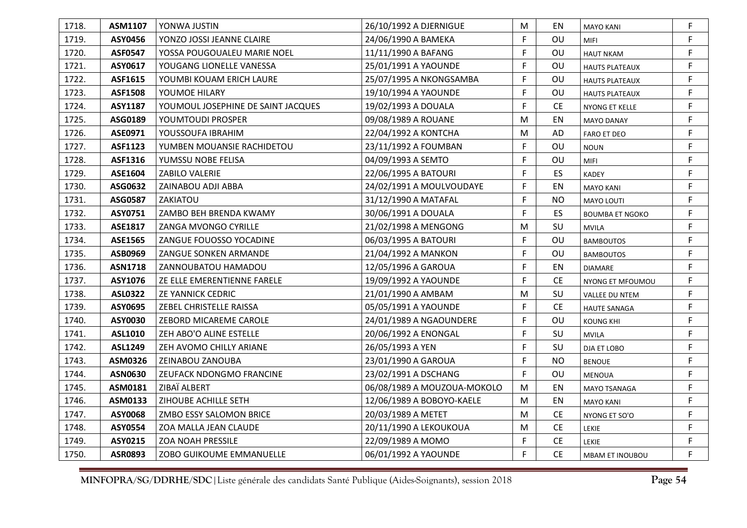| | | | | | | | |
|---|---|---|---|---|---|---|---|
| 1718. | **ASM1107** | YONWA JUSTIN | 26/10/1992 A DJERNIGUE | M | EN | MAYO KANI | F |
| 1719. | **ASY0456** | YONZO JOSSI JEANNE CLAIRE | 24/06/1990 A BAMEKA | F | OU | MIFI | F |
| 1720. | **ASF0547** | YOSSA POUGOUALEU MARIE NOEL | 11/11/1990 A BAFANG | F | OU | HAUT NKAM | F |
| 1721. | **ASY0617** | YOUGANG LIONELLE VANESSA | 25/01/1991 A YAOUNDE | F | OU | HAUTS PLATEAUX | F |
| 1722. | **ASF1615** | YOUMBI KOUAM ERICH LAURE | 25/07/1995 A NKONGSAMBA | F | OU | HAUTS PLATEAUX | F |
| 1723. | **ASF1508** | YOUMOE HILARY | 19/10/1994 A YAOUNDE | F | OU | HAUTS PLATEAUX | F |
| 1724. | **ASY1187** | YOUMOUL JOSEPHINE DE SAINT JACQUES | 19/02/1993 A DOUALA | F | CE | NYONG ET KELLE | F |
| 1725. | **ASG0189** | YOUMTOUDI PROSPER | 09/08/1989 A ROUANE | M | EN | MAYO DANAY | F |
| 1726. | **ASE0971** | YOUSSOUFA IBRAHIM | 22/04/1992 A KONTCHA | M | AD | FARO ET DEO | F |
| 1727. | **ASF1123** | YUMBEN MOUANSIE RACHIDETOU | 23/11/1992 A FOUMBAN | F | OU | NOUN | F |
| 1728. | **ASF1316** | YUMSSU NOBE FELISA | 04/09/1993 A SEMTO | F | OU | MIFI | F |
| 1729. | **ASE1604** | ZABILO VALERIE | 22/06/1995 A BATOURI | F | ES | KADEY | F |
| 1730. | **ASG0632** | ZAINABOU ADJI ABBA | 24/02/1991 A MOULVOUDAYE | F | EN | MAYO KANI | F |
| 1731. | **ASG0587** | ZAKIATOU | 31/12/1990 A MATAFAL | F | NO | MAYO LOUTI | F |
| 1732. | **ASY0751** | ZAMBO BEH BRENDA KWAMY | 30/06/1991 A DOUALA | F | ES | BOUMBA ET NGOKO | F |
| 1733. | **ASE1817** | ZANGA MVONGO CYRILLE | 21/02/1998 A MENGONG | M | SU | MVILA | F |
| 1734. | **ASE1565** | ZANGUE FOUOSSO YOCADINE | 06/03/1995 A BATOURI | F | OU | BAMBOUTOS | F |
| 1735. | **ASB0969** | ZANGUE SONKEN ARMANDE | 21/04/1992 A MANKON | F | OU | BAMBOUTOS | F |
| 1736. | **ASN1718** | ZANNOUBATOU HAMADOU | 12/05/1996 A GAROUA | F | EN | DIAMARE | F |
| 1737. | **ASY1076** | ZE ELLE EMERENTIENNE FARELE | 19/09/1992 A YAOUNDE | F | CE | NYONG ET MFOUMOU | F |
| 1738. | **ASL0322** | ZE YANNICK CEDRIC | 21/01/1990 A AMBAM | M | SU | VALLEE DU NTEM | F |
| 1739. | **ASY0695** | ZEBEL CHRISTELLE RAISSA | 05/05/1991 A YAOUNDE | F | CE | HAUTE SANAGA | F |
| 1740. | **ASY0030** | ZEBORD MICAREME CAROLE | 24/01/1989 A NGAOUNDERE | F | OU | KOUNG KHI | F |
| 1741. | **ASL1010** | ZEH ABO'O ALINE ESTELLE | 20/06/1992 A ENONGAL | F | SU | MVILA | F |
| 1742. | **ASL1249** | ZEH AVOMO CHILLY ARIANE | 26/05/1993 A YEN | F | SU | DJA ET LOBO | F |
| 1743. | **ASM0326** | ZEINABOU ZANOUBA | 23/01/1990 A GAROUA | F | NO | BENOUE | F |
| 1744. | **ASN0630** | ZEUFACK NDONGMO FRANCINE | 23/02/1991 A DSCHANG | F | OU | MENOUA | F |
| 1745. | **ASM0181** | ZIBAÏ ALBERT | 06/08/1989 A MOUZOUA-MOKOLO | M | EN | MAYO TSANAGA | F |
| 1746. | **ASM0133** | ZIHOUBE ACHILLE SETH | 12/06/1989 A BOBOYO-KAELE | M | EN | MAYO KANI | F |
| 1747. | **ASY0068** | ZMBO ESSY SALOMON BRICE | 20/03/1989 A METET | M | CE | NYONG ET SO'O | F |
| 1748. | **ASY0554** | ZOA MALLA JEAN CLAUDE | 20/11/1990 A LEKOUKOUA | M | CE | LEKIE | F |
| 1749. | **ASY0215** | ZOA NOAH PRESSILE | 22/09/1989 A MOMO | F | CE | LEKIE | F |
| 1750. | **ASR0893** | ZOBO GUIKOUME EMMANUELLE | 06/01/1992 A YAOUNDE | F | CE | MBAM ET INOUBOU | F |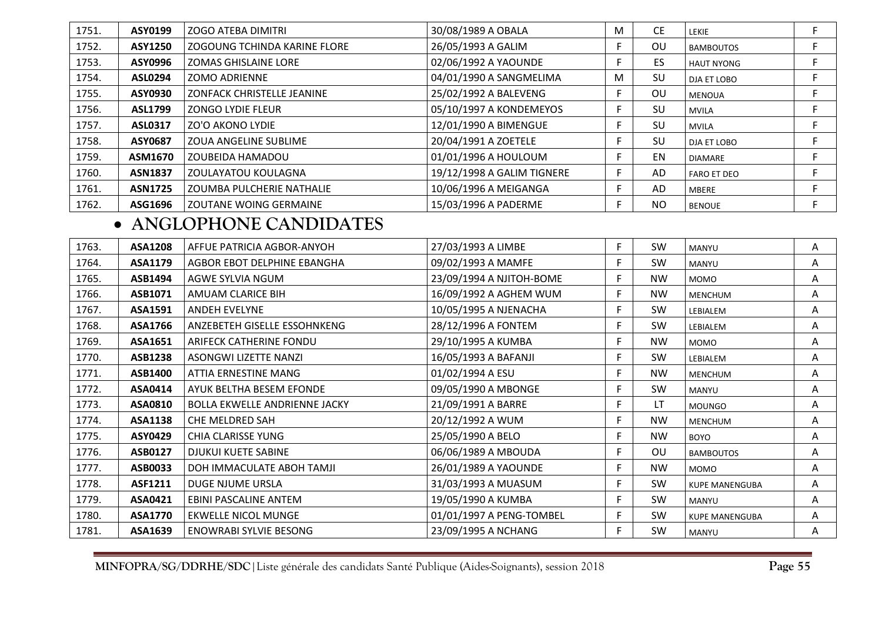| | | | | | | | |
|---|---|---|---|---|---|---|---|
| 1751. | **ASY0199** | ZOGO ATEBA DIMITRI | 30/08/1989 A OBALA | M | CE | LEKIE | F |
| 1752. | **ASY1250** | ZOGOUNG TCHINDA KARINE FLORE | 26/05/1993 A GALIM | F | OU | BAMBOUTOS | F |
| 1753. | **ASY0996** | ZOMAS GHISLAINE LORE | 02/06/1992 A YAOUNDE | F | ES | HAUT NYONG | F |
| 1754. | **ASL0294** | ZOMO ADRIENNE | 04/01/1990 A SANGMELIMA | M | SU | DJA ET LOBO | F |
| 1755. | **ASY0930** | ZONFACK CHRISTELLE JEANINE | 25/02/1992 A BALEVENG | F | OU | MENOUA | F |
| 1756. | **ASL1799** | ZONGO LYDIE FLEUR | 05/10/1997 A KONDEMEYOS | F | SU | MVILA | F |
| 1757. | **ASL0317** | ZO'O AKONO LYDIE | 12/01/1990 A BIMENGUE | F | SU | MVILA | F |
| 1758. | **ASY0687** | ZOUA ANGELINE SUBLIME | 20/04/1991 A ZOETELE | F | SU | DJA ET LOBO | F |
| 1759. | **ASM1670** | ZOUBEIDA HAMADOU | 01/01/1996 A HOULOUM | F | EN | DIAMARE | F |
| 1760. | **ASN1837** | ZOULAYATOU KOULAGNA | 19/12/1998 A GALIM TIGNERE | F | AD | FARO ET DEO | F |
| 1761. | **ASN1725** | ZOUMBA PULCHERIE NATHALIE | 10/06/1996 A MEIGANGA | F | AD | MBERE | F |
| 1762. | **ASG1696** | ZOUTANE WOING GERMAINE | 15/03/1996 A PADERME | F | NO | BENOUE | F |

- **ANGLOPHONE CANDIDATES**

| | | | | | | | |
|---|---|---|---|---|---|---|---|
| 1763. | **ASA1208** | AFFUE PATRICIA AGBOR-ANYOH | 27/03/1993 A LIMBE | F | SW | MANYU | A |
| 1764. | **ASA1179** | AGBOR EBOT DELPHINE EBANGHA | 09/02/1993 A MAMFE | F | SW | MANYU | A |
| 1765. | **ASB1494** | AGWE SYLVIA NGUM | 23/09/1994 A NJITOH-BOME | F | NW | MOMO | A |
| 1766. | **ASB1071** | AMUAM CLARICE BIH | 16/09/1992 A AGHEM WUM | F | NW | MENCHUM | A |
| 1767. | **ASA1591** | ANDEH EVELYNE | 10/05/1995 A NJENACHA | F | SW | LEBIALEM | A |
| 1768. | **ASA1766** | ANZEBETEH GISELLE ESSOHNKENG | 28/12/1996 A FONTEM | F | SW | LEBIALEM | A |
| 1769. | **ASA1651** | ARIFECK CATHERINE FONDU | 29/10/1995 A KUMBA | F | NW | MOMO | A |
| 1770. | **ASB1238** | ASONGWI LIZETTE NANZI | 16/05/1993 A BAFANJI | F | SW | LEBIALEM | A |
| 1771. | **ASB1400** | ATTIA ERNESTINE MANG | 01/02/1994 A ESU | F | NW | MENCHUM | A |
| 1772. | **ASA0414** | AYUK BELTHA BESEM EFONDE | 09/05/1990 A MBONGE | F | SW | MANYU | A |
| 1773. | **ASA0810** | BOLLA EKWELLE ANDRIENNE JACKY | 21/09/1991 A BARRE | F | LT | MOUNGO | A |
| 1774. | **ASA1138** | CHE MELDRED SAH | 20/12/1992 A WUM | F | NW | MENCHUM | A |
| 1775. | **ASY0429** | CHIA CLARISSE YUNG | 25/05/1990 A BELO | F | NW | BOYO | A |
| 1776. | **ASB0127** | DJUKUI KUETE SABINE | 06/06/1989 A MBOUDA | F | OU | BAMBOUTOS | A |
| 1777. | **ASB0033** | DOH IMMACULATE ABOH TAMJI | 26/01/1989 A YAOUNDE | F | NW | MOMO | A |
| 1778. | **ASF1211** | DUGE NJUME URSLA | 31/03/1993 A MUASUM | F | SW | KUPE MANENGUBA | A |
| 1779. | **ASA0421** | EBINI PASCALINE ANTEM | 19/05/1990 A KUMBA | F | SW | MANYU | A |
| 1780. | **ASA1770** | EKWELLE NICOL MUNGE | 01/01/1997 A PENG-TOMBEL | F | SW | KUPE MANENGUBA | A |
| 1781. | **ASA1639** | ENOWRABI SYLVIE BESONG | 23/09/1995 A NCHANG | F | SW | MANYU | A |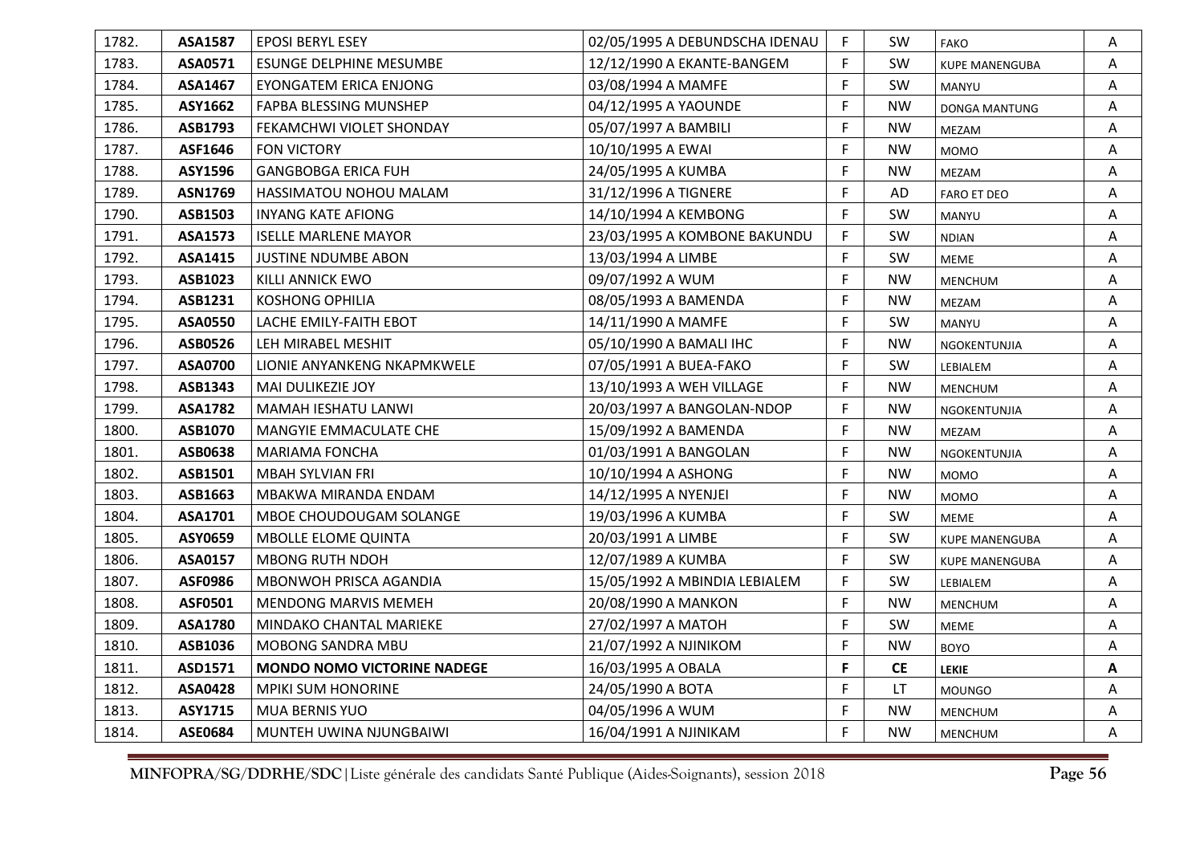| 1782. | ASA1587 | EPOSI BERYL ESEY | 02/05/1995 A DEBUNDSCHA IDENAU | F | SW | FAKO | A |
|---|---|---|---|---|---|---|---|
| 1783. | ASA0571 | ESUNGE DELPHINE MESUMBE | 12/12/1990 A EKANTE-BANGEM | F | SW | KUPE MANENGUBA | A |
| 1784. | ASA1467 | EYONGATEM ERICA ENJONG | 03/08/1994 A MAMFE | F | SW | MANYU | A |
| 1785. | ASY1662 | FAPBA BLESSING MUNSHEP | 04/12/1995 A YAOUNDE | F | NW | DONGA MANTUNG | A |
| 1786. | ASB1793 | FEKAMCHWI VIOLET SHONDAY | 05/07/1997 A BAMBILI | F | NW | MEZAM | A |
| 1787. | ASF1646 | FON VICTORY | 10/10/1995 A EWAI | F | NW | MOMO | A |
| 1788. | ASY1596 | GANGBOBGA ERICA FUH | 24/05/1995 A KUMBA | F | NW | MEZAM | A |
| 1789. | ASN1769 | HASSIMATOU NOHOU MALAM | 31/12/1996 A TIGNERE | F | AD | FARO ET DEO | A |
| 1790. | ASB1503 | INYANG KATE AFIONG | 14/10/1994 A KEMBONG | F | SW | MANYU | A |
| 1791. | ASA1573 | ISELLE MARLENE MAYOR | 23/03/1995 A KOMBONE BAKUNDU | F | SW | NDIAN | A |
| 1792. | ASA1415 | JUSTINE NDUMBE ABON | 13/03/1994 A LIMBE | F | SW | MEME | A |
| 1793. | ASB1023 | KILLI ANNICK EWO | 09/07/1992 A WUM | F | NW | MENCHUM | A |
| 1794. | ASB1231 | KOSHONG OPHILIA | 08/05/1993 A BAMENDA | F | NW | MEZAM | A |
| 1795. | ASA0550 | LACHE EMILY-FAITH EBOT | 14/11/1990 A MAMFE | F | SW | MANYU | A |
| 1796. | ASB0526 | LEH MIRABEL MESHIT | 05/10/1990 A BAMALI IHC | F | NW | NGOKENTUNJIA | A |
| 1797. | ASA0700 | LIONIE ANYANKENG NKAPMKWELE | 07/05/1991 A BUEA-FAKO | F | SW | LEBIALEM | A |
| 1798. | ASB1343 | MAI DULIKEZIE JOY | 13/10/1993 A WEH VILLAGE | F | NW | MENCHUM | A |
| 1799. | ASA1782 | MAMAH IESHATU LANWI | 20/03/1997 A BANGOLAN-NDOP | F | NW | NGOKENTUNJIA | A |
| 1800. | ASB1070 | MANGYIE EMMACULATE CHE | 15/09/1992 A BAMENDA | F | NW | MEZAM | A |
| 1801. | ASB0638 | MARIAMA FONCHA | 01/03/1991 A BANGOLAN | F | NW | NGOKENTUNJIA | A |
| 1802. | ASB1501 | MBAH SYLVIAN FRI | 10/10/1994 A ASHONG | F | NW | MOMO | A |
| 1803. | ASB1663 | MBAKWA MIRANDA ENDAM | 14/12/1995 A NYENJEI | F | NW | MOMO | A |
| 1804. | ASA1701 | MBOE CHOUDOUGAM SOLANGE | 19/03/1996 A KUMBA | F | SW | MEME | A |
| 1805. | ASY0659 | MBOLLE ELOME QUINTA | 20/03/1991 A LIMBE | F | SW | KUPE MANENGUBA | A |
| 1806. | ASA0157 | MBONG RUTH NDOH | 12/07/1989 A KUMBA | F | SW | KUPE MANENGUBA | A |
| 1807. | ASF0986 | MBONWOH PRISCA AGANDIA | 15/05/1992 A MBINDIA LEBIALEM | F | SW | LEBIALEM | A |
| 1808. | ASF0501 | MENDONG MARVIS MEMEH | 20/08/1990 A MANKON | F | NW | MENCHUM | A |
| 1809. | ASA1780 | MINDAKO CHANTAL MARIEKE | 27/02/1997 A MATOH | F | SW | MEME | A |
| 1810. | ASB1036 | MOBONG SANDRA MBU | 21/07/1992 A NJINIKOM | F | NW | BOYO | A |
| 1811. | ASD1571 | **MONDO NOMO VICTORINE NADEGE** | 16/03/1995 A OBALA | **F** | **CE** | **LEKIE** | **A** |
| 1812. | ASA0428 | MPIKI SUM HONORINE | 24/05/1990 A BOTA | F | LT | MOUNGO | A |
| 1813. | ASY1715 | MUA BERNIS YUO | 04/05/1996 A WUM | F | NW | MENCHUM | A |
| 1814. | ASE0684 | MUNTEH UWINA NJUNGBAIWI | 16/04/1991 A NJINIKAM | F | NW | MENCHUM | A |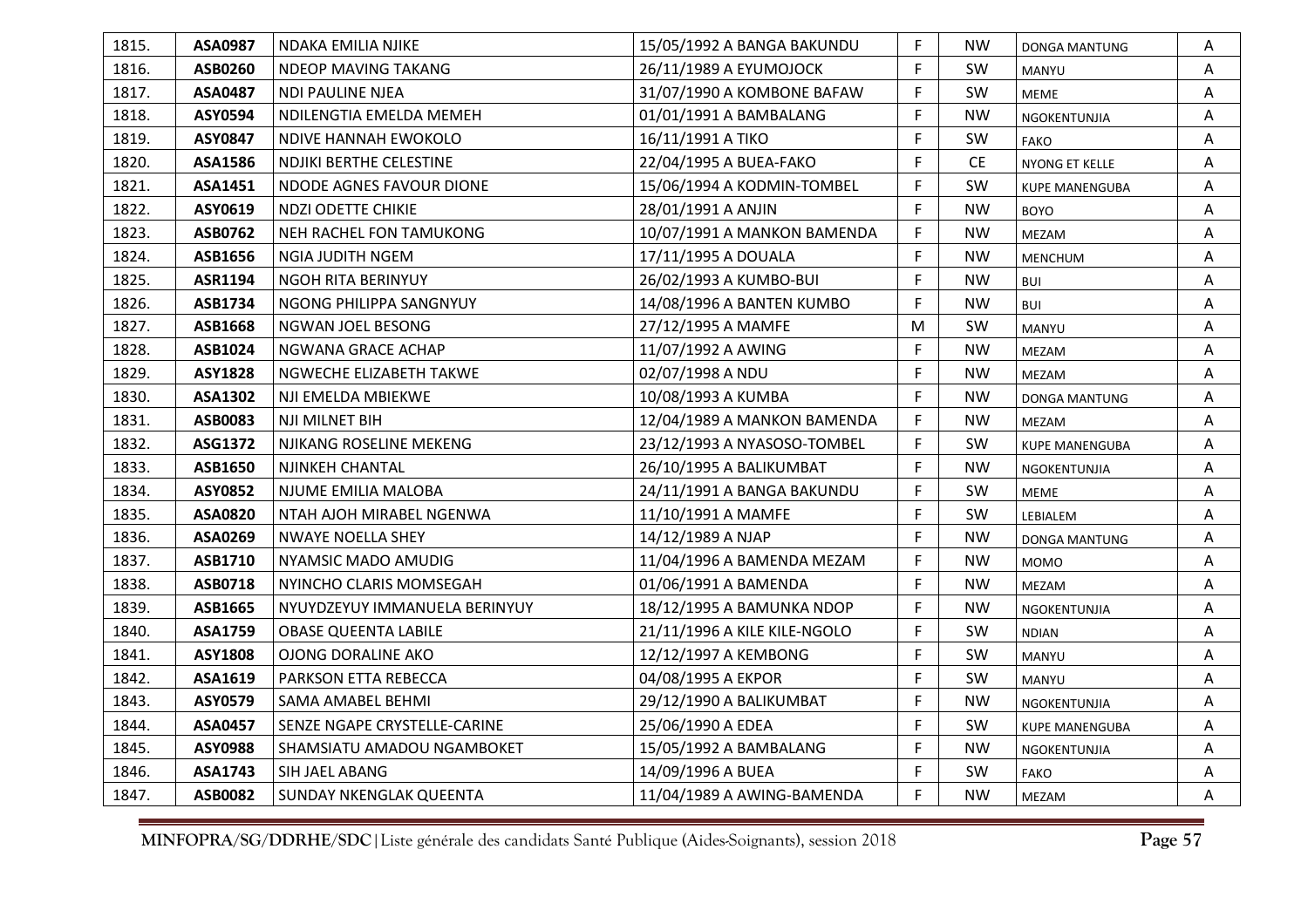| | | | | | | | |
|---|---|---|---|---|---|---|---|
| 1815. | ASA0987 | NDAKA EMILIA NJIKE | 15/05/1992 A BANGA BAKUNDU | F | NW | DONGA MANTUNG | A |
| 1816. | ASB0260 | NDEOP MAVING TAKANG | 26/11/1989 A EYUMOJOCK | F | SW | MANYU | A |
| 1817. | ASA0487 | NDI PAULINE NJEA | 31/07/1990 A KOMBONE BAFAW | F | SW | MEME | A |
| 1818. | ASY0594 | NDILENGTIA EMELDA MEMEH | 01/01/1991 A BAMBALANG | F | NW | NGOKENTUNJIA | A |
| 1819. | ASY0847 | NDIVE HANNAH EWOKOLO | 16/11/1991 A TIKO | F | SW | FAKO | A |
| 1820. | ASA1586 | NDJIKI BERTHE CELESTINE | 22/04/1995 A BUEA-FAKO | F | CE | NYONG ET KELLE | A |
| 1821. | ASA1451 | NDODE AGNES FAVOUR DIONE | 15/06/1994 A KODMIN-TOMBEL | F | SW | KUPE MANENGUBA | A |
| 1822. | ASY0619 | NDZI ODETTE CHIKIE | 28/01/1991 A ANJIN | F | NW | BOYO | A |
| 1823. | ASB0762 | NEH RACHEL FON TAMUKONG | 10/07/1991 A MANKON BAMENDA | F | NW | MEZAM | A |
| 1824. | ASB1656 | NGIA JUDITH NGEM | 17/11/1995 A DOUALA | F | NW | MENCHUM | A |
| 1825. | ASR1194 | NGOH RITA BERINYUY | 26/02/1993 A KUMBO-BUI | F | NW | BUI | A |
| 1826. | ASB1734 | NGONG PHILIPPA SANGNYUY | 14/08/1996 A BANTEN KUMBO | F | NW | BUI | A |
| 1827. | ASB1668 | NGWAN JOEL BESONG | 27/12/1995 A MAMFE | M | SW | MANYU | A |
| 1828. | ASB1024 | NGWANA GRACE ACHAP | 11/07/1992 A AWING | F | NW | MEZAM | A |
| 1829. | ASY1828 | NGWECHE ELIZABETH TAKWE | 02/07/1998 A NDU | F | NW | MEZAM | A |
| 1830. | ASA1302 | NJI EMELDA MBIEKWE | 10/08/1993 A KUMBA | F | NW | DONGA MANTUNG | A |
| 1831. | ASB0083 | NJI MILNET BIH | 12/04/1989 A MANKON BAMENDA | F | NW | MEZAM | A |
| 1832. | ASG1372 | NJIKANG ROSELINE MEKENG | 23/12/1993 A NYASOSO-TOMBEL | F | SW | KUPE MANENGUBA | A |
| 1833. | ASB1650 | NJINKEH CHANTAL | 26/10/1995 A BALIKUMBAT | F | NW | NGOKENTUNJIA | A |
| 1834. | ASY0852 | NJUME EMILIA MALOBA | 24/11/1991 A BANGA BAKUNDU | F | SW | MEME | A |
| 1835. | ASA0820 | NTAH AJOH MIRABEL NGENWA | 11/10/1991 A MAMFE | F | SW | LEBIALEM | A |
| 1836. | ASA0269 | NWAYE NOELLA SHEY | 14/12/1989 A NJAP | F | NW | DONGA MANTUNG | A |
| 1837. | ASB1710 | NYAMSIC MADO AMUDIG | 11/04/1996 A BAMENDA MEZAM | F | NW | MOMO | A |
| 1838. | ASB0718 | NYINCHO CLARIS MOMSEGAH | 01/06/1991 A BAMENDA | F | NW | MEZAM | A |
| 1839. | ASB1665 | NYUYDZEYUY IMMANUELA BERINYUY | 18/12/1995 A BAMUNKA NDOP | F | NW | NGOKENTUNJIA | A |
| 1840. | ASA1759 | OBASE QUEENTA LABILE | 21/11/1996 A KILE KILE-NGOLO | F | SW | NDIAN | A |
| 1841. | ASY1808 | OJONG DORALINE AKO | 12/12/1997 A KEMBONG | F | SW | MANYU | A |
| 1842. | ASA1619 | PARKSON ETTA REBECCA | 04/08/1995 A EKPOR | F | SW | MANYU | A |
| 1843. | ASY0579 | SAMA AMABEL BEHMI | 29/12/1990 A BALIKUMBAT | F | NW | NGOKENTUNJIA | A |
| 1844. | ASA0457 | SENZE NGAPE CRYSTELLE-CARINE | 25/06/1990 A EDEA | F | SW | KUPE MANENGUBA | A |
| 1845. | ASY0988 | SHAMSIATU AMADOU NGAMBOKET | 15/05/1992 A BAMBALANG | F | NW | NGOKENTUNJIA | A |
| 1846. | ASA1743 | SIH JAEL ABANG | 14/09/1996 A BUEA | F | SW | FAKO | A |
| 1847. | ASB0082 | SUNDAY NKENGLAK QUEENTA | 11/04/1989 A AWING-BAMENDA | F | NW | MEZAM | A |

MINFOPRA/SG/DDRHE/SDC|Liste générale des candidats Santé Publique (Aides-Soignants), session 2018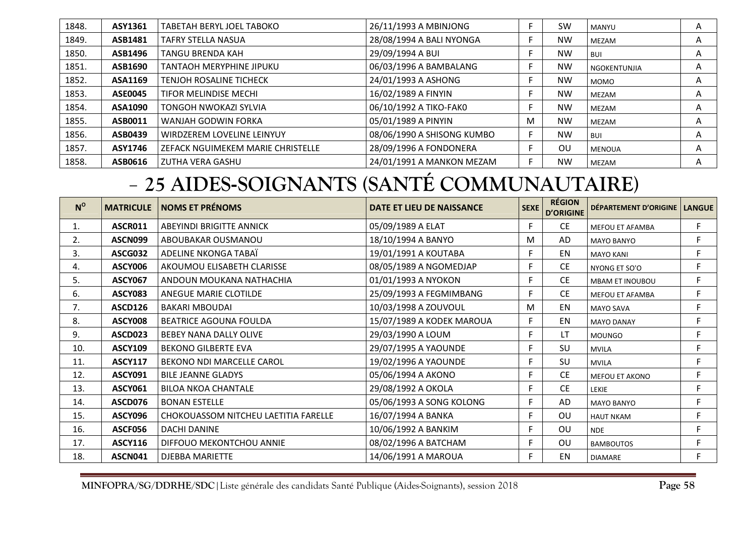| | | | | | | | |
|---|---|---|---|---|---|---|---|
| 1848. | **ASY1361** | TABETAH BERYL JOEL TABOKO | 26/11/1993 A MBINJONG | F | SW | MANYU | A |
| 1849. | **ASB1481** | TAFRY STELLA NASUA | 28/08/1994 A BALI NYONGA | F | NW | MEZAM | A |
| 1850. | **ASB1496** | TANGU BRENDA KAH | 29/09/1994 A BUI | F | NW | BUI | A |
| 1851. | **ASB1690** | TANTAOH MERYPHINE JIPUKU | 06/03/1996 A BAMBALANG | F | NW | NGOKENTUNJIA | A |
| 1852. | **ASA1169** | TENJOH ROSALINE TICHECK | 24/01/1993 A ASHONG | F | NW | MOMO | A |
| 1853. | **ASE0045** | TIFOR MELINDISE MECHI | 16/02/1989 A FINYIN | F | NW | MEZAM | A |
| 1854. | **ASA1090** | TONGOH NWOKAZI SYLVIA | 06/10/1992 A TIKO-FAK0 | F | NW | MEZAM | A |
| 1855. | **ASB0011** | WANJAH GODWIN FORKA | 05/01/1989 A PINYIN | M | NW | MEZAM | A |
| 1856. | **ASB0439** | WIRDZEREM LOVELINE LEINYUY | 08/06/1990 A SHISONG KUMBO | F | NW | BUI | A |
| 1857. | **ASY1746** | ZEFACK NGUIMEKEM MARIE CHRISTELLE | 28/09/1996 A FONDONERA | F | OU | MENOUA | A |
| 1858. | **ASB0616** | ZUTHA VERA GASHU | 24/01/1991 A MANKON MEZAM | F | NW | MEZAM | A |

# – 25 AIDES-SOIGNANTS (SANTÉ COMMUNAUTAIRE)

| N° | MATRICULE | NOMS ET PRÉNOMS | DATE ET LIEU DE NAISSANCE | SEXE | RÉGION D'ORIGINE | DÉPARTEMENT D'ORIGINE | LANGUE |
|---|---|---|---|---|---|---|---|
| 1. | **ASCR011** | ABEYINDI BRIGITTE ANNICK | 05/09/1989 A ELAT | F | CE | MEFOU ET AFAMBA | F |
| 2. | **ASCN099** | ABOUBAKAR OUSMANOU | 18/10/1994 A BANYO | M | AD | MAYO BANYO | F |
| 3. | **ASCG032** | ADELINE NKONGA TABAÏ | 19/01/1991 A KOUTABA | F | EN | MAYO KANI | F |
| 4. | **ASCY006** | AKOUMOU ELISABETH CLARISSE | 08/05/1989 A NGOMEDJAP | F | CE | NYONG ET SO'O | F |
| 5. | **ASCY067** | ANDOUN MOUKANA NATHACHIA | 01/01/1993 A NYOKON | F | CE | MBAM ET INOUBOU | F |
| 6. | **ASCY083** | ANEGUE MARIE CLOTILDE | 25/09/1993 A FEGMIMBANG | F | CE | MEFOU ET AFAMBA | F |
| 7. | **ASCD126** | BAKARI MBOUDAI | 10/03/1998 A ZOUVOUL | M | EN | MAYO SAVA | F |
| 8. | **ASCY008** | BEATRICE AGOUNA FOULDA | 15/07/1989 A KODEK MAROUA | F | EN | MAYO DANAY | F |
| 9. | **ASCD023** | BEBEY NANA DALLY OLIVE | 29/03/1990 A LOUM | F | LT | MOUNGO | F |
| 10. | **ASCY109** | BEKONO GILBERTE EVA | 29/07/1995 A YAOUNDE | F | SU | MVILA | F |
| 11. | **ASCY117** | BEKONO NDI MARCELLE CAROL | 19/02/1996 A YAOUNDE | F | SU | MVILA | F |
| 12. | **ASCY091** | BILE JEANNE GLADYS | 05/06/1994 A AKONO | F | CE | MEFOU ET AKONO | F |
| 13. | **ASCY061** | BILOA NKOA CHANTALE | 29/08/1992 A OKOLA | F | CE | LEKIE | F |
| 14. | **ASCD076** | BONAN ESTELLE | 05/06/1993 A SONG KOLONG | F | AD | MAYO BANYO | F |
| 15. | **ASCY096** | CHOKOUASSOM NITCHEU LAETITIA FARELLE | 16/07/1994 A BANKA | F | OU | HAUT NKAM | F |
| 16. | **ASCF056** | DACHI DANINE | 10/06/1992 A BANKIM | F | OU | NDE | F |
| 17. | **ASCY116** | DIFFOUO MEKONTCHOU ANNIE | 08/02/1996 A BATCHAM | F | OU | BAMBOUTOS | F |
| 18. | **ASCN041** | DJEBBA MARIETTE | 14/06/1991 A MAROUA | F | EN | DIAMARE | F |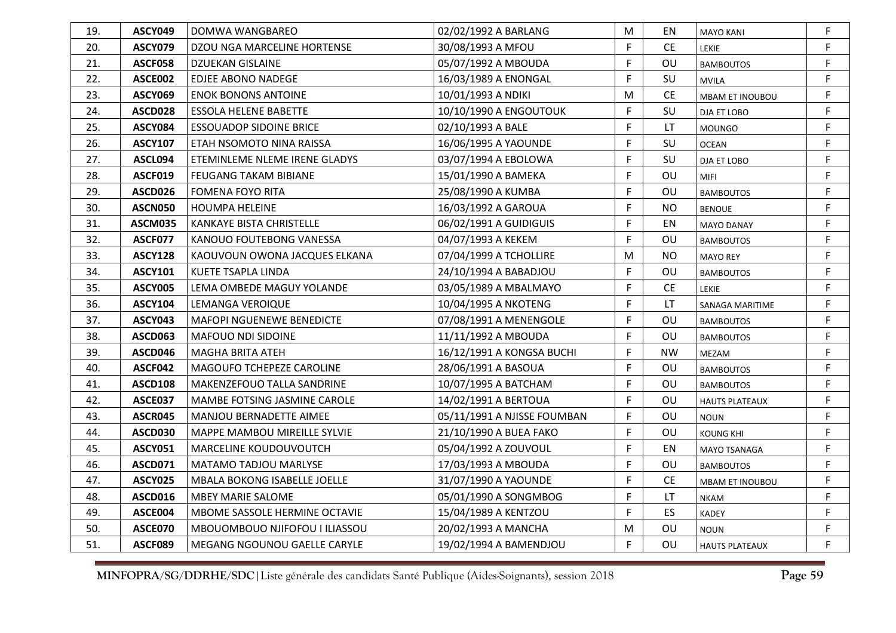| 19. | ASCY049 | DOMWA WANGBAREO | 02/02/1992 A BARLANG | M | EN | MAYO KANI | F |
|---|---|---|---|---|---|---|---|
| 20. | ASCY079 | DZOU NGA MARCELINE HORTENSE | 30/08/1993 A MFOU | F | CE | LEKIE | F |
| 21. | ASCF058 | DZUEKAN GISLAINE | 05/07/1992 A MBOUDA | F | OU | BAMBOUTOS | F |
| 22. | ASCE002 | EDJEE ABONO NADEGE | 16/03/1989 A ENONGAL | F | SU | MVILA | F |
| 23. | ASCY069 | ENOK BONONS ANTOINE | 10/01/1993 A NDIKI | M | CE | MBAM ET INOUBOU | F |
| 24. | ASCD028 | ESSOLA HELENE BABETTE | 10/10/1990 A ENGOUTOUK | F | SU | DJA ET LOBO | F |
| 25. | ASCY084 | ESSOUADOP SIDOINE BRICE | 02/10/1993 A BALE | F | LT | MOUNGO | F |
| 26. | ASCY107 | ETAH NSOMOTO NINA RAISSA | 16/06/1995 A YAOUNDE | F | SU | OCEAN | F |
| 27. | ASCL094 | ETEMINLEME NLEME IRENE GLADYS | 03/07/1994 A EBOLOWA | F | SU | DJA ET LOBO | F |
| 28. | ASCF019 | FEUGANG TAKAM BIBIANE | 15/01/1990 A BAMEKA | F | OU | MIFI | F |
| 29. | ASCD026 | FOMENA FOYO RITA | 25/08/1990 A KUMBA | F | OU | BAMBOUTOS | F |
| 30. | ASCN050 | HOUMPA HELEINE | 16/03/1992 A GAROUA | F | NO | BENOUE | F |
| 31. | ASCM035 | KANKAYE BISTA CHRISTELLE | 06/02/1991 A GUIDIGUIS | F | EN | MAYO DANAY | F |
| 32. | ASCF077 | KANOUO FOUTEBONG VANESSA | 04/07/1993 A KEKEM | F | OU | BAMBOUTOS | F |
| 33. | ASCY128 | KAOUVOUN OWONA JACQUES ELKANA | 07/04/1999 A TCHOLLIRE | M | NO | MAYO REY | F |
| 34. | ASCY101 | KUETE TSAPLA LINDA | 24/10/1994 A BABADJOU | F | OU | BAMBOUTOS | F |
| 35. | ASCY005 | LEMA OMBEDE MAGUY YOLANDE | 03/05/1989 A MBALMAYO | F | CE | LEKIE | F |
| 36. | ASCY104 | LEMANGA VEROIQUE | 10/04/1995 A NKOTENG | F | LT | SANAGA MARITIME | F |
| 37. | ASCY043 | MAFOPI NGUENEWE BENEDICTE | 07/08/1991 A MENENGOLE | F | OU | BAMBOUTOS | F |
| 38. | ASCD063 | MAFOUO NDI SIDOINE | 11/11/1992 A MBOUDA | F | OU | BAMBOUTOS | F |
| 39. | ASCD046 | MAGHA BRITA ATEH | 16/12/1991 A KONGSA BUCHI | F | NW | MEZAM | F |
| 40. | ASCF042 | MAGOUFO TCHEPEZE CAROLINE | 28/06/1991 A BASOUA | F | OU | BAMBOUTOS | F |
| 41. | ASCD108 | MAKENZEFOUO TALLA SANDRINE | 10/07/1995 A BATCHAM | F | OU | BAMBOUTOS | F |
| 42. | ASCE037 | MAMBE FOTSING JASMINE CAROLE | 14/02/1991 A BERTOUA | F | OU | HAUTS PLATEAUX | F |
| 43. | ASCR045 | MANJOU BERNADETTE AIMEE | 05/11/1991 A NJISSE FOUMBAN | F | OU | NOUN | F |
| 44. | ASCD030 | MAPPE MAMBOU MIREILLE SYLVIE | 21/10/1990 A BUEA FAKO | F | OU | KOUNG KHI | F |
| 45. | ASCY051 | MARCELINE KOUDOUVOUTCH | 05/04/1992 A ZOUVOUL | F | EN | MAYO TSANAGA | F |
| 46. | ASCD071 | MATAMO TADJOU MARLYSE | 17/03/1993 A MBOUDA | F | OU | BAMBOUTOS | F |
| 47. | ASCY025 | MBALA BOKONG ISABELLE JOELLE | 31/07/1990 A YAOUNDE | F | CE | MBAM ET INOUBOU | F |
| 48. | ASCD016 | MBEY MARIE SALOME | 05/01/1990 A SONGMBOG | F | LT | NKAM | F |
| 49. | ASCE004 | MBOME SASSOLE HERMINE OCTAVIE | 15/04/1989 A KENTZOU | F | ES | KADEY | F |
| 50. | ASCE070 | MBOUOMBOUO NJIFOFOU I ILIASSOU | 20/02/1993 A MANCHA | M | OU | NOUN | F |
| 51. | ASCF089 | MEGANG NGOUNOU GAELLE CARYLE | 19/02/1994 A BAMENDJOU | F | OU | HAUTS PLATEAUX | F |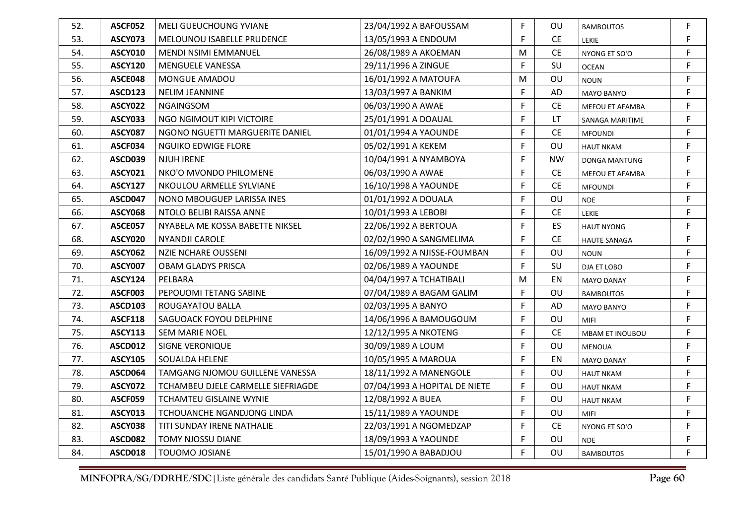| | | | | | | | |
|---|---|---|---|---|---|---|---|
| 52. | **ASCF052** | MELI GUEUCHOUNG YVIANE | 23/04/1992 A BAFOUSSAM | F | OU | BAMBOUTOS | F |
| 53. | **ASCY073** | MELOUNOU ISABELLE PRUDENCE | 13/05/1993 A ENDOUM | F | CE | LEKIE | F |
| 54. | **ASCY010** | MENDI NSIMI EMMANUEL | 26/08/1989 A AKOEMAN | M | CE | NYONG ET SO'O | F |
| 55. | **ASCY120** | MENGUELE VANESSA | 29/11/1996 A ZINGUE | F | SU | OCEAN | F |
| 56. | **ASCE048** | MONGUE AMADOU | 16/01/1992 A MATOUFA | M | OU | NOUN | F |
| 57. | **ASCD123** | NELIM JEANNINE | 13/03/1997 A BANKIM | F | AD | MAYO BANYO | F |
| 58. | **ASCY022** | NGAINGSOM | 06/03/1990 A AWAE | F | CE | MEFOU ET AFAMBA | F |
| 59. | **ASCY033** | NGO NGIMOUT KIPI VICTOIRE | 25/01/1991 A DOAUAL | F | LT | SANAGA MARITIME | F |
| 60. | **ASCY087** | NGONO NGUETTI MARGUERITE DANIEL | 01/01/1994 A YAOUNDE | F | CE | MFOUNDI | F |
| 61. | **ASCF034** | NGUIKO EDWIGE FLORE | 05/02/1991 A KEKEM | F | OU | HAUT NKAM | F |
| 62. | **ASCD039** | NJUH IRENE | 10/04/1991 A NYAMBOYA | F | NW | DONGA MANTUNG | F |
| 63. | **ASCY021** | NKO'O MVONDO PHILOMENE | 06/03/1990 A AWAE | F | CE | MEFOU ET AFAMBA | F |
| 64. | **ASCY127** | NKOULOU ARMELLE SYLVIANE | 16/10/1998 A YAOUNDE | F | CE | MFOUNDI | F |
| 65. | **ASCD047** | NONO MBOUGUEP LARISSA INES | 01/01/1992 A DOUALA | F | OU | NDE | F |
| 66. | **ASCY068** | NTOLO BELIBI RAISSA ANNE | 10/01/1993 A LEBOBI | F | CE | LEKIE | F |
| 67. | **ASCE057** | NYABELA ME KOSSA BABETTE NIKSEL | 22/06/1992 A BERTOUA | F | ES | HAUT NYONG | F |
| 68. | **ASCY020** | NYANDJI CAROLE | 02/02/1990 A SANGMELIMA | F | CE | HAUTE SANAGA | F |
| 69. | **ASCY062** | NZIE NCHARE OUSSENI | 16/09/1992 A NJISSE-FOUMBAN | F | OU | NOUN | F |
| 70. | **ASCY007** | OBAM GLADYS PRISCA | 02/06/1989 A YAOUNDE | F | SU | DJA ET LOBO | F |
| 71. | **ASCY124** | PELBARA | 04/04/1997 A TCHATIBALI | M | EN | MAYO DANAY | F |
| 72. | **ASCF003** | PEPOUOMI TETANG SABINE | 07/04/1989 A BAGAM GALIM | F | OU | BAMBOUTOS | F |
| 73. | **ASCD103** | ROUGAYATOU BALLA | 02/03/1995 A BANYO | F | AD | MAYO BANYO | F |
| 74. | **ASCF118** | SAGUOACK FOYOU DELPHINE | 14/06/1996 A BAMOUGOUM | F | OU | MIFI | F |
| 75. | **ASCY113** | SEM MARIE NOEL | 12/12/1995 A NKOTENG | F | CE | MBAM ET INOUBOU | F |
| 76. | **ASCD012** | SIGNE VERONIQUE | 30/09/1989 A LOUM | F | OU | MENOUA | F |
| 77. | **ASCY105** | SOUALDA HELENE | 10/05/1995 A MAROUA | F | EN | MAYO DANAY | F |
| 78. | **ASCD064** | TAMGANG NJOMOU GUILLENE VANESSA | 18/11/1992 A MANENGOLE | F | OU | HAUT NKAM | F |
| 79. | **ASCY072** | TCHAMBEU DJELE CARMELLE SIEFRIAGDE | 07/04/1993 A HOPITAL DE NIETE | F | OU | HAUT NKAM | F |
| 80. | **ASCF059** | TCHAMTEU GISLAINE WYNIE | 12/08/1992 A BUEA | F | OU | HAUT NKAM | F |
| 81. | **ASCY013** | TCHOUANCHE NGANDJONG LINDA | 15/11/1989 A YAOUNDE | F | OU | MIFI | F |
| 82. | **ASCY038** | TITI SUNDAY IRENE NATHALIE | 22/03/1991 A NGOMEDZAP | F | CE | NYONG ET SO'O | F |
| 83. | **ASCD082** | TOMY NJOSSU DIANE | 18/09/1993 A YAOUNDE | F | OU | NDE | F |
| 84. | **ASCD018** | TOUOMO JOSIANE | 15/01/1990 A BABADJOU | F | OU | BAMBOUTOS | F |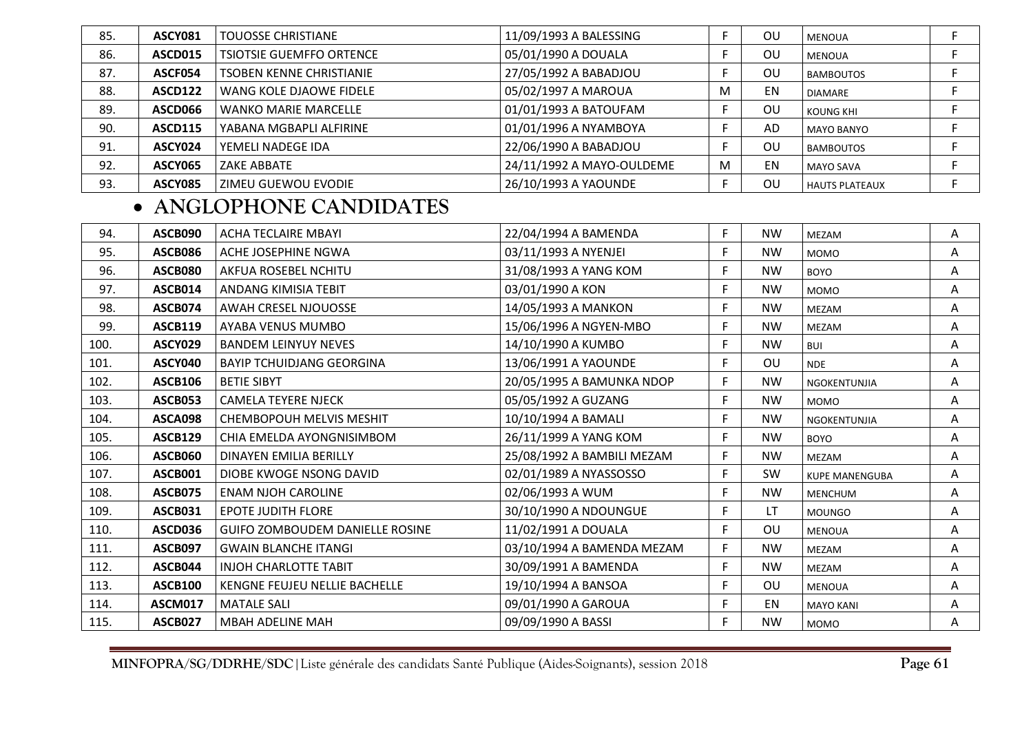| | | | | | | | |
|---|---|---|---|---|---|---|---|
| 85. | **ASCY081** | TOUOSSE CHRISTIANE | 11/09/1993 A BALESSING | F | OU | MENOUA | F |
| 86. | **ASCD015** | TSIOTSIE GUEMFFO ORTENCE | 05/01/1990 A DOUALA | F | OU | MENOUA | F |
| 87. | **ASCF054** | TSOBEN KENNE CHRISTIANIE | 27/05/1992 A BABADJOU | F | OU | BAMBOUTOS | F |
| 88. | **ASCD122** | WANG KOLE DJAOWE FIDELE | 05/02/1997 A MAROUA | M | EN | DIAMARE | F |
| 89. | **ASCD066** | WANKO MARIE MARCELLE | 01/01/1993 A BATOUFAM | F | OU | KOUNG KHI | F |
| 90. | **ASCD115** | YABANA MGBAPLI ALFIRINE | 01/01/1996 A NYAMBOYA | F | AD | MAYO BANYO | F |
| 91. | **ASCY024** | YEMELI NADEGE IDA | 22/06/1990 A BABADJOU | F | OU | BAMBOUTOS | F |
| 92. | **ASCY065** | ZAKE ABBATE | 24/11/1992 A MAYO-OULDEME | M | EN | MAYO SAVA | F |
| 93. | **ASCY085** | ZIMEU GUEWOU EVODIE | 26/10/1993 A YAOUNDE | F | OU | HAUTS PLATEAUX | F |

- **ANGLOPHONE CANDIDATES**

| | | | | | | | |
|---|---|---|---|---|---|---|---|
| 94. | **ASCB090** | ACHA TECLAIRE MBAYI | 22/04/1994 A BAMENDA | F | NW | MEZAM | A |
| 95. | **ASCB086** | ACHE JOSEPHINE NGWA | 03/11/1993 A NYENJEI | F | NW | MOMO | A |
| 96. | **ASCB080** | AKFUA ROSEBEL NCHITU | 31/08/1993 A YANG KOM | F | NW | BOYO | A |
| 97. | **ASCB014** | ANDANG KIMISIA TEBIT | 03/01/1990 A KON | F | NW | MOMO | A |
| 98. | **ASCB074** | AWAH CRESEL NJOUOSSE | 14/05/1993 A MANKON | F | NW | MEZAM | A |
| 99. | **ASCB119** | AYABA VENUS MUMBO | 15/06/1996 A NGYEN-MBO | F | NW | MEZAM | A |
| 100. | **ASCY029** | BANDEM LEINYUY NEVES | 14/10/1990 A KUMBO | F | NW | BUI | A |
| 101. | **ASCY040** | BAYIP TCHUIDJANG GEORGINA | 13/06/1991 A YAOUNDE | F | OU | NDE | A |
| 102. | **ASCB106** | BETIE SIBYT | 20/05/1995 A BAMUNKA NDOP | F | NW | NGOKENTUNJIA | A |
| 103. | **ASCB053** | CAMELA TEYERE NJECK | 05/05/1992 A GUZANG | F | NW | MOMO | A |
| 104. | **ASCA098** | CHEMBOPOUH MELVIS MESHIT | 10/10/1994 A BAMALI | F | NW | NGOKENTUNJIA | A |
| 105. | **ASCB129** | CHIA EMELDA AYONGNISIMBOM | 26/11/1999 A YANG KOM | F | NW | BOYO | A |
| 106. | **ASCB060** | DINAYEN EMILIA BERILLY | 25/08/1992 A BAMBILI MEZAM | F | NW | MEZAM | A |
| 107. | **ASCB001** | DIOBE KWOGE NSONG DAVID | 02/01/1989 A NYASSOSSO | F | SW | KUPE MANENGUBA | A |
| 108. | **ASCB075** | ENAM NJOH CAROLINE | 02/06/1993 A WUM | F | NW | MENCHUM | A |
| 109. | **ASCB031** | EPOTE JUDITH FLORE | 30/10/1990 A NDOUNGUE | F | LT | MOUNGO | A |
| 110. | **ASCD036** | GUIFO ZOMBOUDEM DANIELLE ROSINE | 11/02/1991 A DOUALA | F | OU | MENOUA | A |
| 111. | **ASCB097** | GWAIN BLANCHE ITANGI | 03/10/1994 A BAMENDA MEZAM | F | NW | MEZAM | A |
| 112. | **ASCB044** | INJOH CHARLOTTE TABIT | 30/09/1991 A BAMENDA | F | NW | MEZAM | A |
| 113. | **ASCB100** | KENGNE FEUJEU NELLIE BACHELLE | 19/10/1994 A BANSOA | F | OU | MENOUA | A |
| 114. | **ASCM017** | MATALE SALI | 09/01/1990 A GAROUA | F | EN | MAYO KANI | A |
| 115. | **ASCB027** | MBAH ADELINE MAH | 09/09/1990 A BASSI | F | NW | MOMO | A |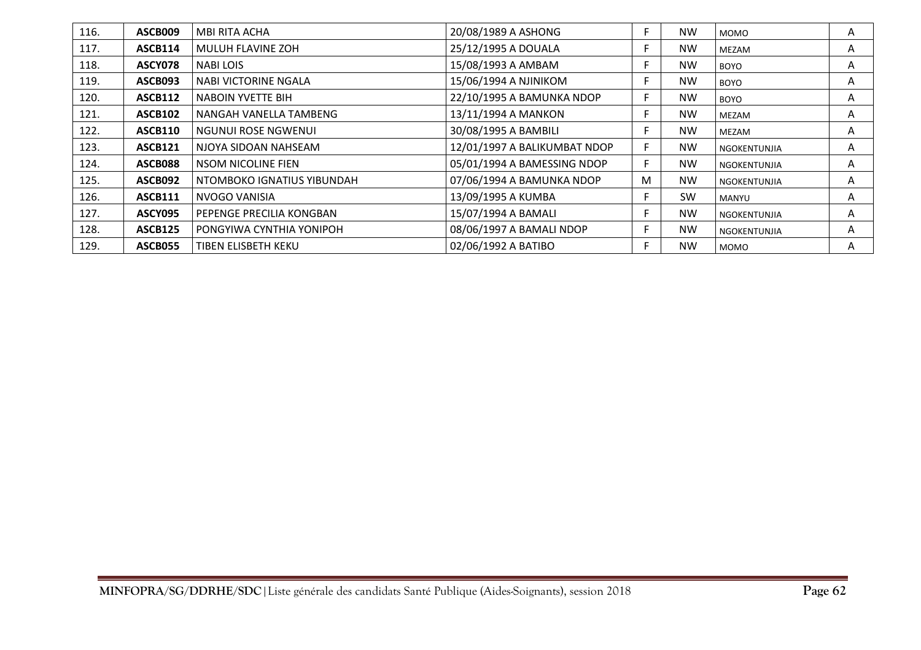| | | | | | | | |
|---|---|---|---|---|---|---|---|
| 116. | **ASCB009** | MBI RITA ACHA | 20/08/1989 A ASHONG | F | NW | MOMO | A |
| 117. | **ASCB114** | MULUH FLAVINE ZOH | 25/12/1995 A DOUALA | F | NW | MEZAM | A |
| 118. | **ASCY078** | NABI LOIS | 15/08/1993 A AMBAM | F | NW | BOYO | A |
| 119. | **ASCB093** | NABI VICTORINE NGALA | 15/06/1994 A NJINIKOM | F | NW | BOYO | A |
| 120. | **ASCB112** | NABOIN YVETTE BIH | 22/10/1995 A BAMUNKA NDOP | F | NW | BOYO | A |
| 121. | **ASCB102** | NANGAH VANELLA TAMBENG | 13/11/1994 A MANKON | F | NW | MEZAM | A |
| 122. | **ASCB110** | NGUNUI ROSE NGWENUI | 30/08/1995 A BAMBILI | F | NW | MEZAM | A |
| 123. | **ASCB121** | NJOYA SIDOAN NAHSEAM | 12/01/1997 A BALIKUMBAT NDOP | F | NW | NGOKENTUNJIA | A |
| 124. | **ASCB088** | NSOM NICOLINE FIEN | 05/01/1994 A BAMESSING NDOP | F | NW | NGOKENTUNJIA | A |
| 125. | **ASCB092** | NTOMBOKO IGNATIUS YIBUNDAH | 07/06/1994 A BAMUNKA NDOP | M | NW | NGOKENTUNJIA | A |
| 126. | **ASCB111** | NVOGO VANISIA | 13/09/1995 A KUMBA | F | SW | MANYU | A |
| 127. | **ASCY095** | PEPENGE PRECILIA KONGBAN | 15/07/1994 A BAMALI | F | NW | NGOKENTUNJIA | A |
| 128. | **ASCB125** | PONGYIWA CYNTHIA YONIPOH | 08/06/1997 A BAMALI NDOP | F | NW | NGOKENTUNJIA | A |
| 129. | **ASCB055** | TIBEN ELISBETH KEKU | 02/06/1992 A BATIBO | F | NW | MOMO | A |